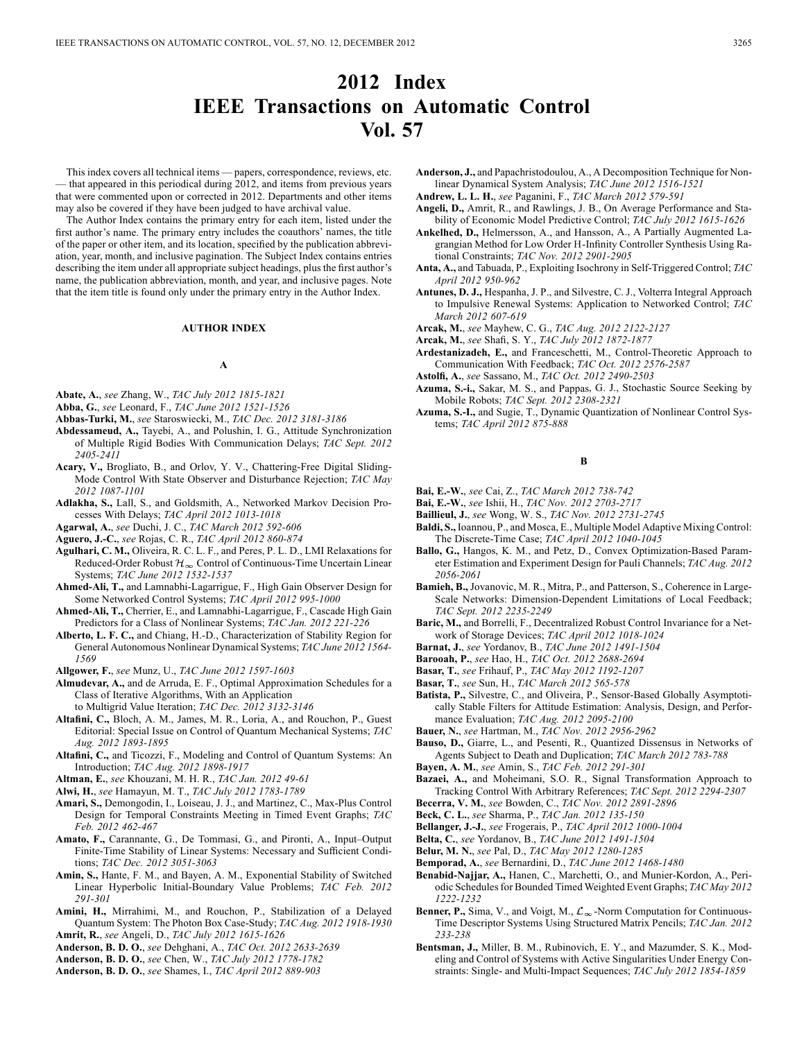# 2012 Index IEEE Transactions on Automatic Control Vol. 57

This index covers all technical items — papers, correspondence, reviews, etc. — that appeared in this periodical during 2012, and items from previous years that were commented upon or corrected in 2012. Departments and other items may also be covered if they have been judged to have archival value.

The Author Index contains the primary entry for each item, listed under the first author's name. The primary entry includes the coauthors' names, the title of the paper or other item, and its location, specified by the publication abbreviation, year, month, and inclusive pagination. The Subject Index contains entries describing the item under all appropriate subject headings, plus the first author's name, the publication abbreviation, month, and year, and inclusive pages. Note that the item title is found only under the primary entry in the Author Index.

## AUTHOR INDEX

### A

**Abate, A.**, *see* Zhang, W., *TAC July 2012 1815-1821*

**Abba, G.**, *see* Leonard, F., *TAC June 2012 1521-1526*

**Abbas-Turki, M.**, *see* Staroswiecki, M., *TAC Dec. 2012 3181-3186*

**Abdessameud, A.,** Tayebi, A., and Polushin, I. G., Attitude Synchronization of Multiple Rigid Bodies With Communication Delays; *TAC Sept. 2012 2405-2411*

**Acary, V.,** Brogliato, B., and Orlov, Y. V., Chattering-Free Digital Sliding-Mode Control With State Observer and Disturbance Rejection; *TAC May 2012 1087-1101*

**Adlakha, S.,** Lall, S., and Goldsmith, A., Networked Markov Decision Processes With Delays; *TAC April 2012 1013-1018*

**Agarwal, A.**, *see* Duchi, J. C., *TAC March 2012 592-606*

**Aguero, J.-C.**, *see* Rojas, C. R., *TAC April 2012 860-874*

**Agulhari, C. M.,** Oliveira, R. C. L. F., and Peres, P. L. D., LMI Relaxations for Reduced-Order Robust $\mathcal{H}_\infty$ Control of Continuous-Time Uncertain Linear Systems; *TAC June 2012 1532-1537*

**Ahmed-Ali, T.,** and Lamnabhi-Lagarrigue, F., High Gain Observer Design for Some Networked Control Systems; *TAC April 2012 995-1000*

**Ahmed-Ali, T.,** Cherrier, E., and Lamnabhi-Lagarrigue, F., Cascade High Gain Predictors for a Class of Nonlinear Systems; *TAC Jan. 2012 221-226*

**Alberto, L. F. C.,** and Chiang, H.-D., Characterization of Stability Region for General Autonomous Nonlinear Dynamical Systems; *TAC June 2012 1564-1569*

**Allgower, F.**, *see* Munz, U., *TAC June 2012 1597-1603*

**Almudevar, A.,** and de Arruda, E. F., Optimal Approximation Schedules for a Class of Iterative Algorithms, With an Application to Multigrid Value Iteration; *TAC Dec. 2012 3132-3146*

**Altafini, C.,** Bloch, A. M., James, M. R., Loria, A., and Rouchon, P., Guest Editorial: Special Issue on Control of Quantum Mechanical Systems; *TAC Aug. 2012 1893-1895*

**Altafini, C.,** and Ticozzi, F., Modeling and Control of Quantum Systems: An Introduction; *TAC Aug. 2012 1898-1917*

**Altman, E.**, *see* Khouzani, M. H. R., *TAC Jan. 2012 49-61*

**Alwi, H.**, *see* Hamayun, M. T., *TAC July 2012 1783-1789*

**Amari, S.,** Demongodin, I., Loiseau, J. J., and Martinez, C., Max-Plus Control Design for Temporal Constraints Meeting in Timed Event Graphs; *TAC Feb. 2012 462-467*

**Amato, F.,** Carannante, G., De Tommasi, G., and Pironti, A., Input–Output Finite-Time Stability of Linear Systems: Necessary and Sufficient Conditions; *TAC Dec. 2012 3051-3063*

**Amin, S.,** Hante, F. M., and Bayen, A. M., Exponential Stability of Switched Linear Hyperbolic Initial-Boundary Value Problems; *TAC Feb. 2012 291-301*

**Amini, H.,** Mirrahimi, M., and Rouchon, P., Stabilization of a Delayed Quantum System: The Photon Box Case-Study; *TAC Aug. 2012 1918-1930*

**Amrit, R.**, *see* Angeli, D., *TAC July 2012 1615-1626*

**Anderson, B. D. O.**, *see* Dehghani, A., *TAC Oct. 2012 2633-2639*

**Anderson, B. D. O.**, *see* Chen, W., *TAC July 2012 1778-1782*

**Anderson, B. D. O.**, *see* Shames, I., *TAC April 2012 889-903*

**Anderson, J.,** and Papachristodoulou, A., A Decomposition Technique for Nonlinear Dynamical System Analysis; *TAC June 2012 1516-1521*

**Andrew, L. L. H.**, *see* Paganini, F., *TAC March 2012 579-591*

**Angeli, D.,** Amrit, R., and Rawlings, J. B., On Average Performance and Stability of Economic Model Predictive Control; *TAC July 2012 1615-1626*

**Ankelhed, D.,** Helmersson, A., and Hansson, A., A Partially Augmented Lagrangian Method for Low Order H-Infinity Controller Synthesis Using Rational Constraints; *TAC Nov. 2012 2901-2905*

**Anta, A.,** and Tabuada, P., Exploiting Isochrony in Self-Triggered Control; *TAC April 2012 950-962*

**Antunes, D. J.,** Hespanha, J. P., and Silvestre, C. J., Volterra Integral Approach to Impulsive Renewal Systems: Application to Networked Control; *TAC March 2012 607-619*

**Arcak, M.**, *see* Mayhew, C. G., *TAC Aug. 2012 2122-2127*

**Arcak, M.**, *see* Shafi, S. Y., *TAC July 2012 1872-1877*

**Ardestanizadeh, E.,** and Franceschetti, M., Control-Theoretic Approach to Communication With Feedback; *TAC Oct. 2012 2576-2587*

**Astolfi, A.**, *see* Sassano, M., *TAC Oct. 2012 2490-2503*

**Azuma, S.-i.,** Sakar, M. S., and Pappas, G. J., Stochastic Source Seeking by Mobile Robots; *TAC Sept. 2012 2308-2321*

**Azuma, S.-I.,** and Sugie, T., Dynamic Quantization of Nonlinear Control Systems; *TAC April 2012 875-888*

### B

**Bai, E.-W.**, *see* Cai, Z., *TAC March 2012 738-742*

**Bai, E.-W.**, *see* Ishii, H., *TAC Nov. 2012 2703-2717*

**Baillieul, J.**, *see* Wong, W. S., *TAC Nov. 2012 2731-2745*

**Baldi, S.,** Ioannou, P., and Mosca, E., Multiple Model Adaptive Mixing Control: The Discrete-Time Case; *TAC April 2012 1040-1045*

**Ballo, G.,** Hangos, K. M., and Petz, D., Convex Optimization-Based Parameter Estimation and Experiment Design for Pauli Channels; *TAC Aug. 2012 2056-2061*

**Bamieh, B.,** Jovanovic, M. R., Mitra, P., and Patterson, S., Coherence in Large-Scale Networks: Dimension-Dependent Limitations of Local Feedback; *TAC Sept. 2012 2235-2249*

**Baric, M.,** and Borrelli, F., Decentralized Robust Control Invariance for a Network of Storage Devices; *TAC April 2012 1018-1024*

**Barnat, J.**, *see* Yordanov, B., *TAC June 2012 1491-1504*

**Barooah, P.**, *see* Hao, H., *TAC Oct. 2012 2688-2694*

**Basar, T.**, *see* Frihauf, P., *TAC May 2012 1192-1207*

**Basar, T.**, *see* Sun, H., *TAC March 2012 565-578*

**Batista, P.,** Silvestre, C., and Oliveira, P., Sensor-Based Globally Asymptotically Stable Filters for Attitude Estimation: Analysis, Design, and Performance Evaluation; *TAC Aug. 2012 2095-2100*

**Bauer, N.**, *see* Hartman, M., *TAC Nov. 2012 2956-2962*

**Bauso, D.,** Giarre, L., and Pesenti, R., Quantized Dissensus in Networks of Agents Subject to Death and Duplication; *TAC March 2012 783-788*

**Bayen, A. M.**, *see* Amin, S., *TAC Feb. 2012 291-301*

**Bazaei, A.,** and Moheimani, S.O. R., Signal Transformation Approach to Tracking Control With Arbitrary References; *TAC Sept. 2012 2294-2307*

**Becerra, V. M.**, *see* Bowden, C., *TAC Nov. 2012 2891-2896*

**Beck, C. L.**, *see* Sharma, P., *TAC Jan. 2012 135-150*

**Bellanger, J.-J.**, *see* Frogerais, P., *TAC April 2012 1000-1004*

**Belta, C.**, *see* Yordanov, B., *TAC June 2012 1491-1504*

**Belur, M. N.**, *see* Pal, D., *TAC May 2012 1280-1285*

**Bemporad, A.**, *see* Bernardini, D., *TAC June 2012 1468-1480*

**Benabid-Najjar, A.,** Hanen, C., Marchetti, O., and Munier-Kordon, A., Periodic Schedules for Bounded Timed Weighted Event Graphs; *TAC May 2012 1222-1232*

**Benner, P.,** Sima, V., and Voigt, M., $\mathcal{L}_\infty$-Norm Computation for Continuous-Time Descriptor Systems Using Structured Matrix Pencils; *TAC Jan. 2012 233-238*

**Bentsman, J.,** Miller, B. M., Rubinovich, E. Y., and Mazumder, S. K., Modeling and Control of Systems with Active Singularities Under Energy Constraints: Single- and Multi-Impact Sequences; *TAC July 2012 1854-1859*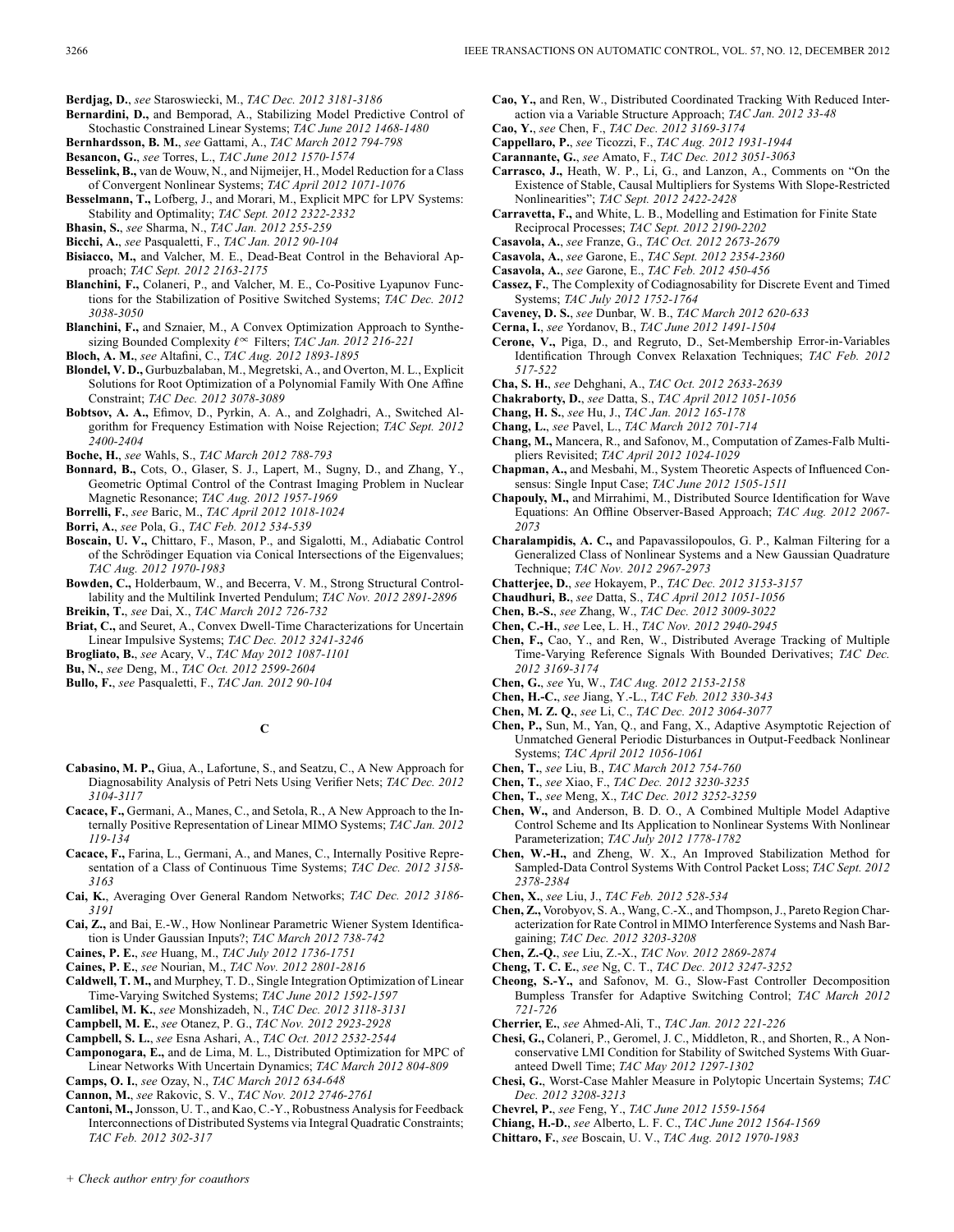**Berdjag, D.**, *see* Staroswiecki, M., *TAC Dec. 2012 3181-3186*

**Bernardini, D.,** and Bemporad, A., Stabilizing Model Predictive Control of Stochastic Constrained Linear Systems; *TAC June 2012 1468-1480*

**Bernhardsson, B. M.**, *see* Gattami, A., *TAC March 2012 794-798*

**Besancon, G.**, *see* Torres, L., *TAC June 2012 1570-1574*

**Besselink, B.,** van de Wouw, N., and Nijmeijer, H., Model Reduction for a Class of Convergent Nonlinear Systems; *TAC April 2012 1071-1076*

**Besselmann, T.,** Lofberg, J., and Morari, M., Explicit MPC for LPV Systems: Stability and Optimality; *TAC Sept. 2012 2322-2332*

**Bhasin, S.**, *see* Sharma, N., *TAC Jan. 2012 255-259*

**Bicchi, A.**, *see* Pasqualetti, F., *TAC Jan. 2012 90-104*

**Bisiacco, M.,** and Valcher, M. E., Dead-Beat Control in the Behavioral Approach; *TAC Sept. 2012 2163-2175*

**Blanchini, F.,** Colaneri, P., and Valcher, M. E., Co-Positive Lyapunov Functions for the Stabilization of Positive Switched Systems; *TAC Dec. 2012 3038-3050*

**Blanchini, F.,** and Sznaier, M., A Convex Optimization Approach to Synthesizing Bounded Complexity $\ell^{\infty}$ Filters; *TAC Jan. 2012 216-221*

**Bloch, A. M.**, *see* Altafini, C., *TAC Aug. 2012 1893-1895*

**Blondel, V. D.,** Gurbuzbalaban, M., Megretski, A., and Overton, M. L., Explicit Solutions for Root Optimization of a Polynomial Family With One Affine Constraint; *TAC Dec. 2012 3078-3089*

**Bobtsov, A. A.,** Efimov, D., Pyrkin, A. A., and Zolghadri, A., Switched Algorithm for Frequency Estimation with Noise Rejection; *TAC Sept. 2012 2400-2404*

**Boche, H.**, *see* Wahls, S., *TAC March 2012 788-793*

**Bonnard, B.,** Cots, O., Glaser, S. J., Lapert, M., Sugny, D., and Zhang, Y., Geometric Optimal Control of the Contrast Imaging Problem in Nuclear Magnetic Resonance; *TAC Aug. 2012 1957-1969*

**Borrelli, F.**, *see* Baric, M., *TAC April 2012 1018-1024*

**Borri, A.**, *see* Pola, G., *TAC Feb. 2012 534-539*

**Boscain, U. V.,** Chittaro, F., Mason, P., and Sigalotti, M., Adiabatic Control of the Schrödinger Equation via Conical Intersections of the Eigenvalues; *TAC Aug. 2012 1970-1983*

**Bowden, C.,** Holderbaum, W., and Becerra, V. M., Strong Structural Controllability and the Multilink Inverted Pendulum; *TAC Nov. 2012 2891-2896*

**Breikin, T.**, *see* Dai, X., *TAC March 2012 726-732*

**Briat, C.,** and Seuret, A., Convex Dwell-Time Characterizations for Uncertain Linear Impulsive Systems; *TAC Dec. 2012 3241-3246*

**Brogliato, B.**, *see* Acary, V., *TAC May 2012 1087-1101*

**Bu, N.**, *see* Deng, M., *TAC Oct. 2012 2599-2604*

**Bullo, F.**, *see* Pasqualetti, F., *TAC Jan. 2012 90-104*

## C

**Cabasino, M. P.,** Giua, A., Lafortune, S., and Seatzu, C., A New Approach for Diagnosability Analysis of Petri Nets Using Verifier Nets; *TAC Dec. 2012 3104-3117*

**Cacace, F.,** Germani, A., Manes, C., and Setola, R., A New Approach to the Internally Positive Representation of Linear MIMO Systems; *TAC Jan. 2012 119-134*

**Cacace, F.,** Farina, L., Germani, A., and Manes, C., Internally Positive Representation of a Class of Continuous Time Systems; *TAC Dec. 2012 3158-3163*

**Cai, K.**, Averaging Over General Random Networks; *TAC Dec. 2012 3186-3191*

**Cai, Z.,** and Bai, E.-W., How Nonlinear Parametric Wiener System Identification is Under Gaussian Inputs?; *TAC March 2012 738-742*

**Caines, P. E.**, *see* Huang, M., *TAC July 2012 1736-1751*

**Caines, P. E.**, *see* Nourian, M., *TAC Nov. 2012 2801-2816*

**Caldwell, T. M.,** and Murphey, T. D., Single Integration Optimization of Linear Time-Varying Switched Systems; *TAC June 2012 1592-1597*

**Camlibel, M. K.**, *see* Monshizadeh, N., *TAC Dec. 2012 3118-3131*

**Campbell, M. E.**, *see* Otanez, P. G., *TAC Nov. 2012 2923-2928*

**Campbell, S. L.**, *see* Esna Ashari, A., *TAC Oct. 2012 2532-2544*

**Camponogara, E.,** and de Lima, M. L., Distributed Optimization for MPC of Linear Networks With Uncertain Dynamics; *TAC March 2012 804-809*

**Camps, O. I.**, *see* Ozay, N., *TAC March 2012 634-648*

**Cannon, M.**, *see* Rakovic, S. V., *TAC Nov. 2012 2746-2761*

**Cantoni, M.,** Jonsson, U. T., and Kao, C.-Y., Robustness Analysis for Feedback Interconnections of Distributed Systems via Integral Quadratic Constraints; *TAC Feb. 2012 302-317*

**Cao, Y.,** and Ren, W., Distributed Coordinated Tracking With Reduced Interaction via a Variable Structure Approach; *TAC Jan. 2012 33-48*

**Cao, Y.**, *see* Chen, F., *TAC Dec. 2012 3169-3174*

**Cappellaro, P.**, *see* Ticozzi, F., *TAC Aug. 2012 1931-1944*

**Carannante, G.**, *see* Amato, F., *TAC Dec. 2012 3051-3063*

**Carrasco, J.,** Heath, W. P., Li, G., and Lanzon, A., Comments on "On the Existence of Stable, Causal Multipliers for Systems With Slope-Restricted Nonlinearities"; *TAC Sept. 2012 2422-2428*

**Carravetta, F.,** and White, L. B., Modelling and Estimation for Finite State Reciprocal Processes; *TAC Sept. 2012 2190-2202*

**Casavola, A.**, *see* Franze, G., *TAC Oct. 2012 2673-2679*

**Casavola, A.**, *see* Garone, E., *TAC Sept. 2012 2354-2360*

**Casavola, A.**, *see* Garone, E., *TAC Feb. 2012 450-456*

**Cassez, F.**, The Complexity of Codiagnosability for Discrete Event and Timed Systems; *TAC July 2012 1752-1764*

**Caveney, D. S.**, *see* Dunbar, W. B., *TAC March 2012 620-633*

**Cerna, I.**, *see* Yordanov, B., *TAC June 2012 1491-1504*

**Cerone, V.,** Piga, D., and Regruto, D., Set-Membership Error-in-Variables Identification Through Convex Relaxation Techniques; *TAC Feb. 2012 517-522*

**Cha, S. H.**, *see* Dehghani, A., *TAC Oct. 2012 2633-2639*

**Chakraborty, D.**, *see* Datta, S., *TAC April 2012 1051-1056*

**Chang, H. S.**, *see* Hu, J., *TAC Jan. 2012 165-178*

**Chang, L.**, *see* Pavel, L., *TAC March 2012 701-714*

**Chang, M.,** Mancera, R., and Safonov, M., Computation of Zames-Falb Multipliers Revisited; *TAC April 2012 1024-1029*

**Chapman, A.,** and Mesbahi, M., System Theoretic Aspects of Influenced Consensus: Single Input Case; *TAC June 2012 1505-1511*

**Chapouly, M.,** and Mirrahimi, M., Distributed Source Identification for Wave Equations: An Offline Observer-Based Approach; *TAC Aug. 2012 2067-2073*

**Charalampidis, A. C.,** and Papavassilopoulos, G. P., Kalman Filtering for a Generalized Class of Nonlinear Systems and a New Gaussian Quadrature Technique; *TAC Nov. 2012 2967-2973*

**Chatterjee, D.**, *see* Hokayem, P., *TAC Dec. 2012 3153-3157*

**Chaudhuri, B.**, *see* Datta, S., *TAC April 2012 1051-1056*

**Chen, B.-S.**, *see* Zhang, W., *TAC Dec. 2012 3009-3022*

**Chen, C.-H.**, *see* Lee, L. H., *TAC Nov. 2012 2940-2945*

**Chen, F.,** Cao, Y., and Ren, W., Distributed Average Tracking of Multiple Time-Varying Reference Signals With Bounded Derivatives; *TAC Dec. 2012 3169-3174*

**Chen, G.**, *see* Yu, W., *TAC Aug. 2012 2153-2158*

**Chen, H.-C.**, *see* Jiang, Y.-L., *TAC Feb. 2012 330-343*

**Chen, M. Z. Q.**, *see* Li, C., *TAC Dec. 2012 3064-3077*

**Chen, P.,** Sun, M., Yan, Q., and Fang, X., Adaptive Asymptotic Rejection of Unmatched General Periodic Disturbances in Output-Feedback Nonlinear Systems; *TAC April 2012 1056-1061*

**Chen, T.**, *see* Liu, B., *TAC March 2012 754-760*

**Chen, T.**, *see* Xiao, F., *TAC Dec. 2012 3230-3235*

**Chen, T.**, *see* Meng, X., *TAC Dec. 2012 3252-3259*

**Chen, W.,** and Anderson, B. D. O., A Combined Multiple Model Adaptive Control Scheme and Its Application to Nonlinear Systems With Nonlinear Parameterization; *TAC July 2012 1778-1782*

**Chen, W.-H.,** and Zheng, W. X., An Improved Stabilization Method for Sampled-Data Control Systems With Control Packet Loss; *TAC Sept. 2012 2378-2384*

**Chen, X.**, *see* Liu, J., *TAC Feb. 2012 528-534*

**Chen, Z.,** Vorobyov, S. A., Wang, C.-X., and Thompson, J., Pareto Region Characterization for Rate Control in MIMO Interference Systems and Nash Bargaining; *TAC Dec. 2012 3203-3208*

**Chen, Z.-Q.**, *see* Liu, Z.-X., *TAC Nov. 2012 2869-2874*

**Cheng, T. C. E.**, *see* Ng, C. T., *TAC Dec. 2012 3247-3252*

**Cheong, S.-Y.,** and Safonov, M. G., Slow-Fast Controller Decomposition Bumpless Transfer for Adaptive Switching Control; *TAC March 2012 721-726*

**Cherrier, E.**, *see* Ahmed-Ali, T., *TAC Jan. 2012 221-226*

**Chesi, G.,** Colaneri, P., Geromel, J. C., Middleton, R., and Shorten, R., A Nonconservative LMI Condition for Stability of Switched Systems With Guaranteed Dwell Time; *TAC May 2012 1297-1302*

**Chesi, G.**, Worst-Case Mahler Measure in Polytopic Uncertain Systems; *TAC Dec. 2012 3208-3213*

**Chevrel, P.**, *see* Feng, Y., *TAC June 2012 1559-1564*

**Chiang, H.-D.**, *see* Alberto, L. F. C., *TAC June 2012 1564-1569*

**Chittaro, F.**, *see* Boscain, U. V., *TAC Aug. 2012 1970-1983*

*+ Check author entry for coauthors*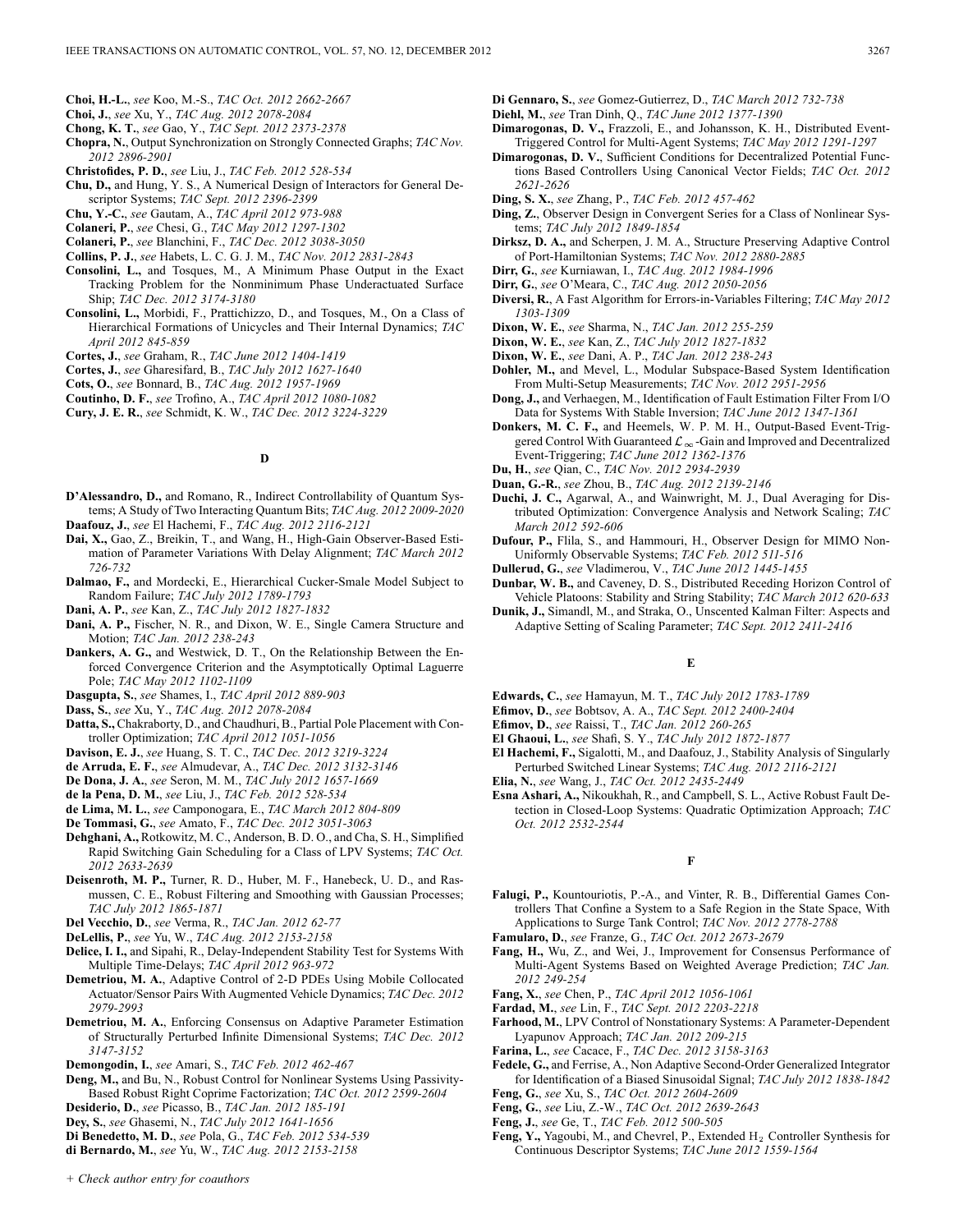**Choi, H.-L.**, *see* Koo, M.-S., *TAC Oct. 2012 2662-2667*

**Choi, J.**, *see* Xu, Y., *TAC Aug. 2012 2078-2084*

**Chong, K. T.**, *see* Gao, Y., *TAC Sept. 2012 2373-2378*

**Chopra, N.**, Output Synchronization on Strongly Connected Graphs; *TAC Nov. 2012 2896-2901*

**Christofides, P. D.**, *see* Liu, J., *TAC Feb. 2012 528-534*

**Chu, D.,** and Hung, Y. S., A Numerical Design of Interactors for General Descriptor Systems; *TAC Sept. 2012 2396-2399*

**Chu, Y.-C.**, *see* Gautam, A., *TAC April 2012 973-988*

**Colaneri, P.**, *see* Chesi, G., *TAC May 2012 1297-1302*

**Colaneri, P.**, *see* Blanchini, F., *TAC Dec. 2012 3038-3050*

**Collins, P. J.**, *see* Habets, L. C. G. J. M., *TAC Nov. 2012 2831-2843*

**Consolini, L.,** and Tosques, M., A Minimum Phase Output in the Exact Tracking Problem for the Nonminimum Phase Underactuated Surface Ship; *TAC Dec. 2012 3174-3180*

**Consolini, L.,** Morbidi, F., Prattichizzo, D., and Tosques, M., On a Class of Hierarchical Formations of Unicycles and Their Internal Dynamics; *TAC April 2012 845-859*

**Cortes, J.**, *see* Graham, R., *TAC June 2012 1404-1419*

**Cortes, J.**, *see* Gharesifard, B., *TAC July 2012 1627-1640*

**Cots, O.**, *see* Bonnard, B., *TAC Aug. 2012 1957-1969*

**Coutinho, D. F.**, *see* Trofino, A., *TAC April 2012 1080-1082*

**Cury, J. E. R.**, *see* Schmidt, K. W., *TAC Dec. 2012 3224-3229*

### D

**D'Alessandro, D.,** and Romano, R., Indirect Controllability of Quantum Systems; A Study of Two Interacting Quantum Bits; *TAC Aug. 2012 2009-2020*

**Daafouz, J.**, *see* El Hachemi, F., *TAC Aug. 2012 2116-2121*

**Dai, X.,** Gao, Z., Breikin, T., and Wang, H., High-Gain Observer-Based Estimation of Parameter Variations With Delay Alignment; *TAC March 2012 726-732*

**Dalmao, F.,** and Mordecki, E., Hierarchical Cucker-Smale Model Subject to Random Failure; *TAC July 2012 1789-1793*

**Dani, A. P.**, *see* Kan, Z., *TAC July 2012 1827-1832*

**Dani, A. P.,** Fischer, N. R., and Dixon, W. E., Single Camera Structure and Motion; *TAC Jan. 2012 238-243*

**Dankers, A. G.,** and Westwick, D. T., On the Relationship Between the Enforced Convergence Criterion and the Asymptotically Optimal Laguerre Pole; *TAC May 2012 1102-1109*

**Dasgupta, S.**, *see* Shames, I., *TAC April 2012 889-903*

**Dass, S.**, *see* Xu, Y., *TAC Aug. 2012 2078-2084*

**Datta, S.,** Chakraborty, D., and Chaudhuri, B., Partial Pole Placement with Controller Optimization; *TAC April 2012 1051-1056*

**Davison, E. J.**, *see* Huang, S. T. C., *TAC Dec. 2012 3219-3224*

**de Arruda, E. F.**, *see* Almudevar, A., *TAC Dec. 2012 3132-3146*

**De Dona, J. A.**, *see* Seron, M. M., *TAC July 2012 1657-1669*

**de la Pena, D. M.**, *see* Liu, J., *TAC Feb. 2012 528-534*

**de Lima, M. L.**, *see* Camponogara, E., *TAC March 2012 804-809*

**De Tommasi, G.**, *see* Amato, F., *TAC Dec. 2012 3051-3063*

**Dehghani, A.,** Rotkowitz, M. C., Anderson, B. D. O., and Cha, S. H., Simplified Rapid Switching Gain Scheduling for a Class of LPV Systems; *TAC Oct. 2012 2633-2639*

**Deisenroth, M. P.,** Turner, R. D., Huber, M. F., Hanebeck, U. D., and Rasmussen, C. E., Robust Filtering and Smoothing with Gaussian Processes; *TAC July 2012 1865-1871*

**Del Vecchio, D.**, *see* Verma, R., *TAC Jan. 2012 62-77*

**DeLellis, P.**, *see* Yu, W., *TAC Aug. 2012 2153-2158*

**Delice, I. I.,** and Sipahi, R., Delay-Independent Stability Test for Systems With Multiple Time-Delays; *TAC April 2012 963-972*

**Demetriou, M. A.**, Adaptive Control of 2-D PDEs Using Mobile Collocated Actuator/Sensor Pairs With Augmented Vehicle Dynamics; *TAC Dec. 2012 2979-2993*

**Demetriou, M. A.**, Enforcing Consensus on Adaptive Parameter Estimation of Structurally Perturbed Infinite Dimensional Systems; *TAC Dec. 2012 3147-3152*

**Demongodin, I.**, *see* Amari, S., *TAC Feb. 2012 462-467*

**Deng, M.,** and Bu, N., Robust Control for Nonlinear Systems Using Passivity-Based Robust Right Coprime Factorization; *TAC Oct. 2012 2599-2604*

**Desiderio, D.**, *see* Picasso, B., *TAC Jan. 2012 185-191*

**Dey, S.**, *see* Ghasemi, N., *TAC July 2012 1641-1656*

**Di Benedetto, M. D.**, *see* Pola, G., *TAC Feb. 2012 534-539*

**di Bernardo, M.**, *see* Yu, W., *TAC Aug. 2012 2153-2158*

**Di Gennaro, S.**, *see* Gomez-Gutierrez, D., *TAC March 2012 732-738*

**Diehl, M.**, *see* Tran Dinh, Q., *TAC June 2012 1377-1390*

**Dimarogonas, D. V.,** Frazzoli, E., and Johansson, K. H., Distributed Event-Triggered Control for Multi-Agent Systems; *TAC May 2012 1291-1297*

**Dimarogonas, D. V.**, Sufficient Conditions for Decentralized Potential Functions Based Controllers Using Canonical Vector Fields; *TAC Oct. 2012 2621-2626*

**Ding, S. X.**, *see* Zhang, P., *TAC Feb. 2012 457-462*

**Ding, Z.**, Observer Design in Convergent Series for a Class of Nonlinear Systems; *TAC July 2012 1849-1854*

**Dirksz, D. A.,** and Scherpen, J. M. A., Structure Preserving Adaptive Control of Port-Hamiltonian Systems; *TAC Nov. 2012 2880-2885*

**Dirr, G.**, *see* Kurniawan, I., *TAC Aug. 2012 1984-1996*

**Dirr, G.**, *see* O'Meara, C., *TAC Aug. 2012 2050-2056*

**Diversi, R.**, A Fast Algorithm for Errors-in-Variables Filtering; *TAC May 2012 1303-1309*

**Dixon, W. E.**, *see* Sharma, N., *TAC Jan. 2012 255-259*

**Dixon, W. E.**, *see* Kan, Z., *TAC July 2012 1827-1832*

**Dixon, W. E.**, *see* Dani, A. P., *TAC Jan. 2012 238-243*

**Dohler, M.,** and Mevel, L., Modular Subspace-Based System Identification From Multi-Setup Measurements; *TAC Nov. 2012 2951-2956*

**Dong, J.,** and Verhaegen, M., Identification of Fault Estimation Filter From I/O Data for Systems With Stable Inversion; *TAC June 2012 1347-1361*

**Donkers, M. C. F.,** and Heemels, W. P. M. H., Output-Based Event-Triggered Control With Guaranteed $\mathcal{L}_\infty$-Gain and Improved and Decentralized Event-Triggering; *TAC June 2012 1362-1376*

**Du, H.**, *see* Qian, C., *TAC Nov. 2012 2934-2939*

**Duan, G.-R.**, *see* Zhou, B., *TAC Aug. 2012 2139-2146*

**Duchi, J. C.,** Agarwal, A., and Wainwright, M. J., Dual Averaging for Distributed Optimization: Convergence Analysis and Network Scaling; *TAC March 2012 592-606*

**Dufour, P.,** Flila, S., and Hammouri, H., Observer Design for MIMO Non-Uniformly Observable Systems; *TAC Feb. 2012 511-516*

**Dullerud, G.**, *see* Vladimerou, V., *TAC June 2012 1445-1455*

**Dunbar, W. B.,** and Caveney, D. S., Distributed Receding Horizon Control of Vehicle Platoons: Stability and String Stability; *TAC March 2012 620-633*

**Dunik, J.,** Simandl, M., and Straka, O., Unscented Kalman Filter: Aspects and Adaptive Setting of Scaling Parameter; *TAC Sept. 2012 2411-2416*

### E

**Edwards, C.**, *see* Hamayun, M. T., *TAC July 2012 1783-1789*

**Efimov, D.**, *see* Bobtsov, A. A., *TAC Sept. 2012 2400-2404*

**Efimov, D.**, *see* Raissi, T., *TAC Jan. 2012 260-265*

**El Ghaoui, L.**, *see* Shafi, S. Y., *TAC July 2012 1872-1877*

**El Hachemi, F.,** Sigalotti, M., and Daafouz, J., Stability Analysis of Singularly Perturbed Switched Linear Systems; *TAC Aug. 2012 2116-2121*

**Elia, N.**, *see* Wang, J., *TAC Oct. 2012 2435-2449*

**Esna Ashari, A.,** Nikoukhah, R., and Campbell, S. L., Active Robust Fault Detection in Closed-Loop Systems: Quadratic Optimization Approach; *TAC Oct. 2012 2532-2544*

### F

**Falugi, P.,** Kountouriotis, P.-A., and Vinter, R. B., Differential Games Controllers That Confine a System to a Safe Region in the State Space, With Applications to Surge Tank Control; *TAC Nov. 2012 2778-2788*

**Famularo, D.**, *see* Franze, G., *TAC Oct. 2012 2673-2679*

**Fang, H.,** Wu, Z., and Wei, J., Improvement for Consensus Performance of Multi-Agent Systems Based on Weighted Average Prediction; *TAC Jan. 2012 249-254*

**Fang, X.**, *see* Chen, P., *TAC April 2012 1056-1061*

**Fardad, M.**, *see* Lin, F., *TAC Sept. 2012 2203-2218*

**Farhood, M.**, LPV Control of Nonstationary Systems: A Parameter-Dependent Lyapunov Approach; *TAC Jan. 2012 209-215*

**Farina, L.**, *see* Cacace, F., *TAC Dec. 2012 3158-3163*

**Fedele, G.,** and Ferrise, A., Non Adaptive Second-Order Generalized Integrator for Identification of a Biased Sinusoidal Signal; *TAC July 2012 1838-1842*

**Feng, G.**, *see* Xu, S., *TAC Oct. 2012 2604-2609*

**Feng, G.**, *see* Liu, Z.-W., *TAC Oct. 2012 2639-2643*

**Feng, J.**, *see* Ge, T., *TAC Feb. 2012 500-505*

**Feng, Y.,** Yagoubi, M., and Chevrel, P., Extended $\text{H}_2$ Controller Synthesis for Continuous Descriptor Systems; *TAC June 2012 1559-1564*

+ Check author entry for coauthors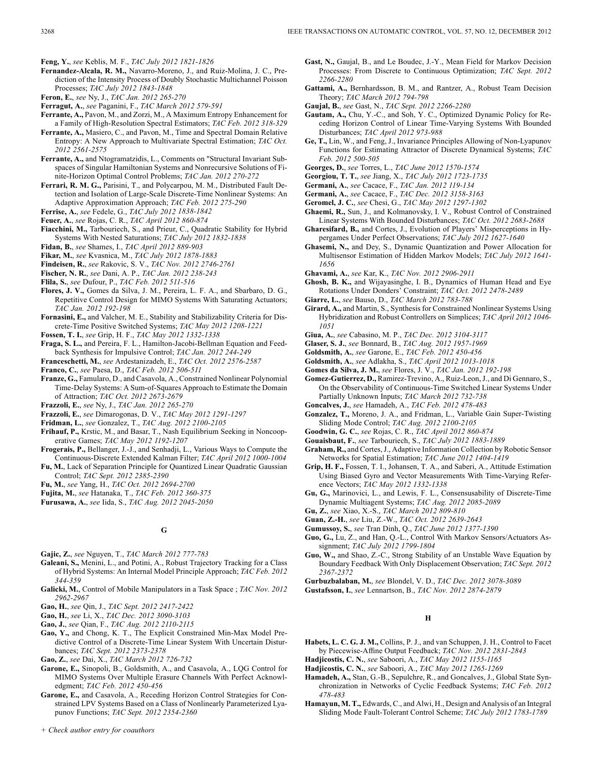**Feng, Y.**, *see* Keblis, M. F., *TAC July 2012 1821-1826*

**Fernandez-Alcala, R. M.,** Navarro-Moreno, J., and Ruiz-Molina, J. C., Prediction of the Intensity Process of Doubly Stochastic Multichannel Poisson Processes; *TAC July 2012 1843-1848*

**Feron, E.**, *see* Ny, J., *TAC Jan. 2012 265-270*

**Ferragut, A.**, *see* Paganini, F., *TAC March 2012 579-591*

**Ferrante, A.,** Pavon, M., and Zorzi, M., A Maximum Entropy Enhancement for a Family of High-Resolution Spectral Estimators; *TAC Feb. 2012 318-329*

**Ferrante, A.,** Masiero, C., and Pavon, M., Time and Spectral Domain Relative Entropy: A New Approach to Multivariate Spectral Estimation; *TAC Oct. 2012 2561-2575*

**Ferrante, A.,** and Ntogramatzidis, L., Comments on "Structural Invariant Subspaces of Singular Hamiltonian Systems and Nonrecursive Solutions of Finite-Horizon Optimal Control Problems; *TAC Jan. 2012 270-272*

**Ferrari, R. M. G.,** Parisini, T., and Polycarpou, M. M., Distributed Fault Detection and Isolation of Large-Scale Discrete-Time Nonlinear Systems: An Adaptive Approximation Approach; *TAC Feb. 2012 275-290*

**Ferrise, A.**, *see* Fedele, G., *TAC July 2012 1838-1842*

**Feuer, A.**, *see* Rojas, C. R., *TAC April 2012 860-874*

**Fiacchini, M.,** Tarbouriech, S., and Prieur, C., Quadratic Stability for Hybrid Systems With Nested Saturations; *TAC July 2012 1832-1838*

**Fidan, B.**, *see* Shames, I., *TAC April 2012 889-903*

**Fikar, M.**, *see* Kvasnica, M., *TAC July 2012 1878-1883*

**Findeisen, R.**, *see* Rakovic, S. V., *TAC Nov. 2012 2746-2761*

**Fischer, N. R.**, *see* Dani, A. P., *TAC Jan. 2012 238-243*

**Flila, S.**, *see* Dufour, P., *TAC Feb. 2012 511-516*

**Flores, J. V.,** Gomes da Silva, J. M., Pereira, L. F. A., and Sbarbaro, D. G., Repetitive Control Design for MIMO Systems With Saturating Actuators; *TAC Jan. 2012 192-198*

**Fornasini, E.,** and Valcher, M. E., Stability and Stabilizability Criteria for Discrete-Time Positive Switched Systems; *TAC May 2012 1208-1221*

**Fossen, T. I.**, *see* Grip, H. F., *TAC May 2012 1332-1338*

**Fraga, S. L.,** and Pereira, F. L., Hamilton-Jacobi-Bellman Equation and Feedback Synthesis for Impulsive Control; *TAC Jan. 2012 244-249*

**Franceschetti, M.**, *see* Ardestanizadeh, E., *TAC Oct. 2012 2576-2587*

**Franco, C.**, *see* Paesa, D., *TAC Feb. 2012 506-511*

**Franze, G.,** Famularo, D., and Casavola, A., Constrained Nonlinear Polynomial Time-Delay Systems: A Sum-of-Squares Approach to Estimate the Domain of Attraction; *TAC Oct. 2012 2673-2679*

**Frazzoli, E.**, *see* Ny, J., *TAC Jan. 2012 265-270*

**Frazzoli, E.**, *see* Dimarogonas, D. V., *TAC May 2012 1291-1297*

**Fridman, L.**, *see* Gonzalez, T., *TAC Aug. 2012 2100-2105*

**Frihauf, P.,** Krstic, M., and Basar, T., Nash Equilibrium Seeking in Noncooperative Games; *TAC May 2012 1192-1207*

**Frogerais, P.,** Bellanger, J.-J., and Senhadji, L., Various Ways to Compute the Continuous-Discrete Extended Kalman Filter; *TAC April 2012 1000-1004*

**Fu, M.,** Lack of Separation Principle for Quantized Linear Quadratic Gaussian Control; *TAC Sept. 2012 2385-2390*

**Fu, M.**, *see* Yang, H., *TAC Oct. 2012 2694-2700*

**Fujita, M.**, *see* Hatanaka, T., *TAC Feb. 2012 360-375*

**Furusawa, A.**, *see* Iida, S., *TAC Aug. 2012 2045-2050*

## G

**Gajic, Z.**, *see* Nguyen, T., *TAC March 2012 777-783*

**Galeani, S.,** Menini, L., and Potini, A., Robust Trajectory Tracking for a Class of Hybrid Systems: An Internal Model Principle Approach; *TAC Feb. 2012 344-359*

**Galicki, M.**, Control of Mobile Manipulators in a Task Space ; *TAC Nov. 2012 2962-2967*

**Gao, H.**, *see* Qin, J., *TAC Sept. 2012 2417-2422*

**Gao, H.**, *see* Li, X., *TAC Dec. 2012 3090-3103*

**Gao, J.**, *see* Qian, F., *TAC Aug. 2012 2110-2115*

**Gao, Y.,** and Chong, K. T., The Explicit Constrained Min-Max Model Predictive Control of a Discrete-Time Linear System With Uncertain Disturbances; *TAC Sept. 2012 2373-2378*

**Gao, Z.**, *see* Dai, X., *TAC March 2012 726-732*

**Garone, E.,** Sinopoli, B., Goldsmith, A., and Casavola, A., LQG Control for MIMO Systems Over Multiple Erasure Channels With Perfect Acknowledgment; *TAC Feb. 2012 450-456*

**Garone, E.,** and Casavola, A., Receding Horizon Control Strategies for Constrained LPV Systems Based on a Class of Nonlinearly Parameterized Lyapunov Functions; *TAC Sept. 2012 2354-2360*

**Gast, N.,** Gaujal, B., and Le Boudec, J.-Y., Mean Field for Markov Decision Processes: From Discrete to Continuous Optimization; *TAC Sept. 2012 2266-2280*

**Gattami, A.,** Bernhardsson, B. M., and Rantzer, A., Robust Team Decision Theory; *TAC March 2012 794-798*

**Gaujal, B.**, *see* Gast, N., *TAC Sept. 2012 2266-2280*

**Gautam, A.,** Chu, Y.-C., and Soh, Y. C., Optimized Dynamic Policy for Receding Horizon Control of Linear Time-Varying Systems With Bounded Disturbances; *TAC April 2012 973-988*

**Ge, T.,** Lin, W., and Feng, J., Invariance Principles Allowing of Non-Lyapunov Functions for Estimating Attractor of Discrete Dynamical Systems; *TAC Feb. 2012 500-505*

**Georges, D.**, *see* Torres, L., *TAC June 2012 1570-1574*

**Georgiou, T. T.**, *see* Jiang, X., *TAC July 2012 1723-1735*

**Germani, A.**, *see* Cacace, F., *TAC Jan. 2012 119-134*

**Germani, A.**, *see* Cacace, F., *TAC Dec. 2012 3158-3163*

**Geromel, J. C.**, *see* Chesi, G., *TAC May 2012 1297-1302*

**Ghaemi, R.,** Sun, J., and Kolmanovsky, I. V., Robust Control of Constrained Linear Systems With Bounded Disturbances; *TAC Oct. 2012 2683-2688*

**Gharesifard, B.,** and Cortes, J., Evolution of Players' Misperceptions in Hypergames Under Perfect Observations; *TAC July 2012 1627-1640*

**Ghasemi, N.,** and Dey, S., Dynamic Quantization and Power Allocation for Multisensor Estimation of Hidden Markov Models; *TAC July 2012 1641-1656*

**Ghavami, A.**, *see* Kar, K., *TAC Nov. 2012 2906-2911*

**Ghosh, B. K.,** and Wijayasinghe, I. B., Dynamics of Human Head and Eye Rotations Under Donders' Constraint; *TAC Oct. 2012 2478-2489*

**Giarre, L.**, *see* Bauso, D., *TAC March 2012 783-788*

**Girard, A.,** and Martin, S., Synthesis for Constrained Nonlinear Systems Using Hybridization and Robust Controllers on Simplices; *TAC April 2012 1046-1051*

**Giua, A.**, *see* Cabasino, M. P., *TAC Dec. 2012 3104-3117*

**Glaser, S. J.**, *see* Bonnard, B., *TAC Aug. 2012 1957-1969*

**Goldsmith, A.**, *see* Garone, E., *TAC Feb. 2012 450-456*

**Goldsmith, A.**, *see* Adlakha, S., *TAC April 2012 1013-1018*

**Gomes da Silva, J. M.**, *see* Flores, J. V., *TAC Jan. 2012 192-198*

**Gomez-Gutierrez, D.,** Ramirez-Trevino, A., Ruiz-Leon, J., and Di Gennaro, S., On the Observability of Continuous-Time Switched Linear Systems Under Partially Unknown Inputs; *TAC March 2012 732-738*

**Goncalves, J.**, *see* Hamadeh, A., *TAC Feb. 2012 478-483*

**Gonzalez, T.,** Moreno, J. A., and Fridman, L., Variable Gain Super-Twisting Sliding Mode Control; *TAC Aug. 2012 2100-2105*

**Goodwin, G. C.**, *see* Rojas, C. R., *TAC April 2012 860-874*

**Gouaisbaut, F.**, *see* Tarbouriech, S., *TAC July 2012 1883-1889*

**Graham, R.,** and Cortes, J., Adaptive Information Collection by Robotic Sensor Networks for Spatial Estimation; *TAC June 2012 1404-1419*

**Grip, H. F.,** Fossen, T. I., Johansen, T. A., and Saberi, A., Attitude Estimation Using Biased Gyro and Vector Measurements With Time-Varying Reference Vectors; *TAC May 2012 1332-1338*

**Gu, G.,** Marinovici, L., and Lewis, F. L., Consensusability of Discrete-Time Dynamic Multiagent Systems; *TAC Aug. 2012 2085-2089*

**Gu, Z.**, *see* Xiao, X.-S., *TAC March 2012 809-810*

**Guan, Z.-H.**, *see* Liu, Z.-W., *TAC Oct. 2012 2639-2643*

**Gumussoy, S.**, *see* Tran Dinh, Q., *TAC June 2012 1377-1390*

**Guo, G.,** Lu, Z., and Han, Q.-L., Control With Markov Sensors/Actuators Assignment; *TAC July 2012 1799-1804*

**Guo, W.,** and Shao, Z.-C., Strong Stability of an Unstable Wave Equation by Boundary Feedback With Only Displacement Observation; *TAC Sept. 2012 2367-2372*

**Gurbuzbalaban, M.**, *see* Blondel, V. D., *TAC Dec. 2012 3078-3089*

**Gustafsson, I.**, *see* Lennartson, B., *TAC Nov. 2012 2874-2879*

## H

**Habets, L. C. G. J. M.,** Collins, P. J., and van Schuppen, J. H., Control to Facet by Piecewise-Affine Output Feedback; *TAC Nov. 2012 2831-2843*

**Hadjicostis, C. N.**, *see* Saboori, A., *TAC May 2012 1155-1165*

**Hadjicostis, C. N.**, *see* Saboori, A., *TAC May 2012 1265-1269*

**Hamadeh, A.,** Stan, G.-B., Sepulchre, R., and Goncalves, J., Global State Synchronization in Networks of Cyclic Feedback Systems; *TAC Feb. 2012 478-483*

**Hamayun, M. T.,** Edwards, C., and Alwi, H., Design and Analysis of an Integral Sliding Mode Fault-Tolerant Control Scheme; *TAC July 2012 1783-1789*

*+ Check author entry for coauthors*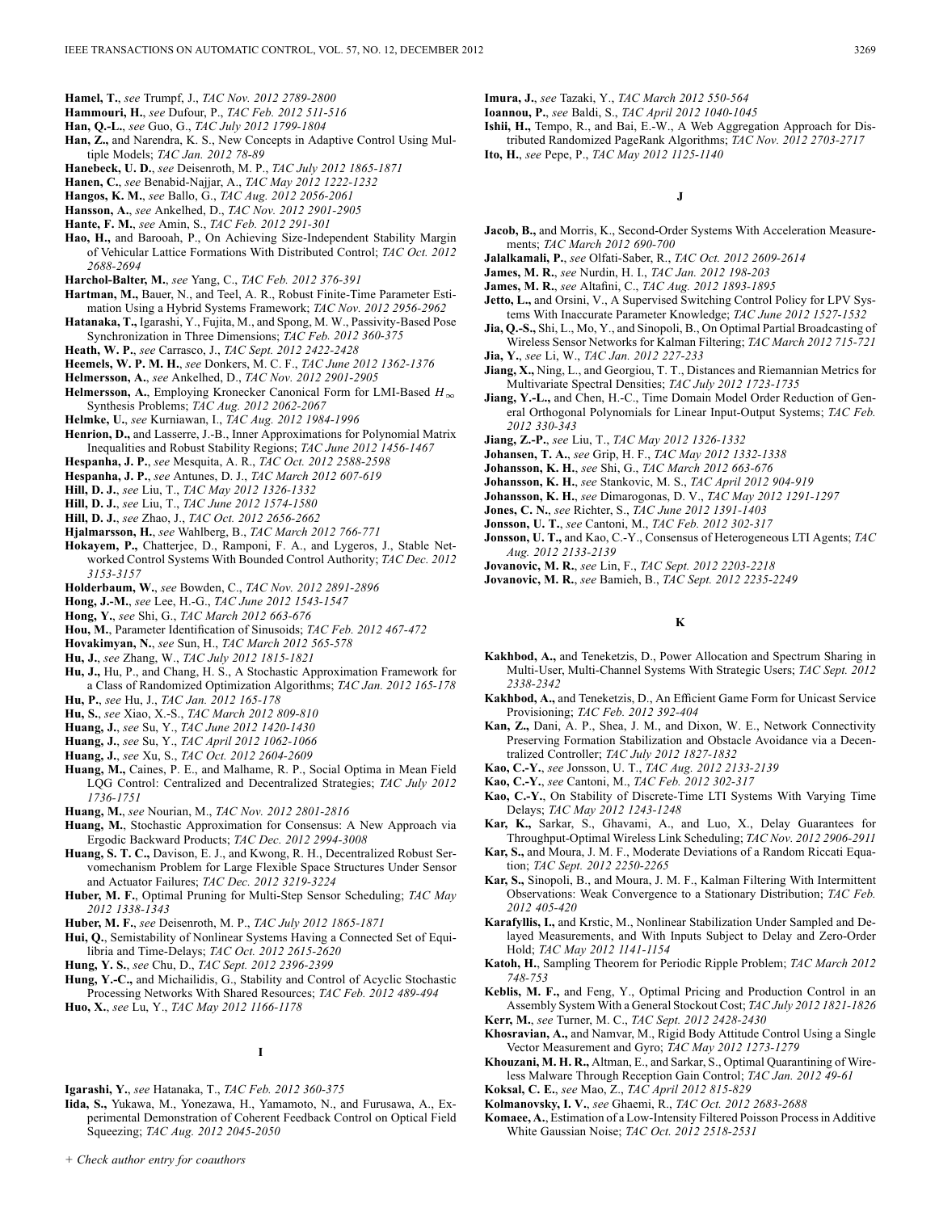**Hamel, T.**, *see* Trumpf, J., *TAC Nov. 2012 2789-2800*

**Hammouri, H.**, *see* Dufour, P., *TAC Feb. 2012 511-516*

**Han, Q.-L.**, *see* Guo, G., *TAC July 2012 1799-1804*

**Han, Z.,** and Narendra, K. S., New Concepts in Adaptive Control Using Multiple Models; *TAC Jan. 2012 78-89*

**Hanebeck, U. D.**, *see* Deisenroth, M. P., *TAC July 2012 1865-1871*

**Hanen, C.**, *see* Benabid-Najjar, A., *TAC May 2012 1222-1232*

**Hangos, K. M.**, *see* Ballo, G., *TAC Aug. 2012 2056-2061*

**Hansson, A.**, *see* Ankelhed, D., *TAC Nov. 2012 2901-2905*

**Hante, F. M.**, *see* Amin, S., *TAC Feb. 2012 291-301*

**Hao, H.,** and Barooah, P., On Achieving Size-Independent Stability Margin of Vehicular Lattice Formations With Distributed Control; *TAC Oct. 2012 2688-2694*

**Harchol-Balter, M.**, *see* Yang, C., *TAC Feb. 2012 376-391*

**Hartman, M.,** Bauer, N., and Teel, A. R., Robust Finite-Time Parameter Estimation Using a Hybrid Systems Framework; *TAC Nov. 2012 2956-2962*

**Hatanaka, T.,** Igarashi, Y., Fujita, M., and Spong, M. W., Passivity-Based Pose Synchronization in Three Dimensions; *TAC Feb. 2012 360-375*

**Heath, W. P.**, *see* Carrasco, J., *TAC Sept. 2012 2422-2428*

**Heemels, W. P. M. H.**, *see* Donkers, M. C. F., *TAC June 2012 1362-1376*

**Helmersson, A.**, *see* Ankelhed, D., *TAC Nov. 2012 2901-2905*

**Helmersson, A.**, Employing Kronecker Canonical Form for LMI-Based $H_\infty$ Synthesis Problems; *TAC Aug. 2012 2062-2067*

**Helmke, U.**, *see* Kurniawan, I., *TAC Aug. 2012 1984-1996*

**Henrion, D.,** and Lasserre, J.-B., Inner Approximations for Polynomial Matrix Inequalities and Robust Stability Regions; *TAC June 2012 1456-1467*

**Hespanha, J. P.**, *see* Mesquita, A. R., *TAC Oct. 2012 2588-2598*

**Hespanha, J. P.**, *see* Antunes, D. J., *TAC March 2012 607-619*

**Hill, D. J.**, *see* Liu, T., *TAC May 2012 1326-1332*

**Hill, D. J.**, *see* Liu, T., *TAC June 2012 1574-1580*

**Hill, D. J.**, *see* Zhao, J., *TAC Oct. 2012 2656-2662*

**Hjalmarsson, H.**, *see* Wahlberg, B., *TAC March 2012 766-771*

**Hokayem, P.,** Chatterjee, D., Ramponi, F. A., and Lygeros, J., Stable Networked Control Systems With Bounded Control Authority; *TAC Dec. 2012 3153-3157*

**Holderbaum, W.**, *see* Bowden, C., *TAC Nov. 2012 2891-2896*

**Hong, J.-M.**, *see* Lee, H.-G., *TAC June 2012 1543-1547*

**Hong, Y.**, *see* Shi, G., *TAC March 2012 663-676*

**Hou, M.**, Parameter Identification of Sinusoids; *TAC Feb. 2012 467-472*

**Hovakimyan, N.**, *see* Sun, H., *TAC March 2012 565-578*

**Hu, J.**, *see* Zhang, W., *TAC July 2012 1815-1821*

**Hu, J.,** Hu, P., and Chang, H. S., A Stochastic Approximation Framework for a Class of Randomized Optimization Algorithms; *TAC Jan. 2012 165-178*

**Hu, P.**, *see* Hu, J., *TAC Jan. 2012 165-178*

**Hu, S.**, *see* Xiao, X.-S., *TAC March 2012 809-810*

**Huang, J.**, *see* Su, Y., *TAC June 2012 1420-1430*

**Huang, J.**, *see* Su, Y., *TAC April 2012 1062-1066*

**Huang, J.**, *see* Xu, S., *TAC Oct. 2012 2604-2609*

**Huang, M.,** Caines, P. E., and Malhame, R. P., Social Optima in Mean Field LQG Control: Centralized and Decentralized Strategies; *TAC July 2012 1736-1751*

**Huang, M.**, *see* Nourian, M., *TAC Nov. 2012 2801-2816*

**Huang, M.**, Stochastic Approximation for Consensus: A New Approach via Ergodic Backward Products; *TAC Dec. 2012 2994-3008*

**Huang, S. T. C.,** Davison, E. J., and Kwong, R. H., Decentralized Robust Servomechanism Problem for Large Flexible Space Structures Under Sensor and Actuator Failures; *TAC Dec. 2012 3219-3224*

**Huber, M. F.**, Optimal Pruning for Multi-Step Sensor Scheduling; *TAC May 2012 1338-1343*

**Huber, M. F.**, *see* Deisenroth, M. P., *TAC July 2012 1865-1871*

**Hui, Q.**, Semistability of Nonlinear Systems Having a Connected Set of Equilibria and Time-Delays; *TAC Oct. 2012 2615-2620*

**Hung, Y. S.**, *see* Chu, D., *TAC Sept. 2012 2396-2399*

**Hung, Y.-C.,** and Michailidis, G., Stability and Control of Acyclic Stochastic Processing Networks With Shared Resources; *TAC Feb. 2012 489-494*

**Huo, X.**, *see* Lu, Y., *TAC May 2012 1166-1178*

## I

**Igarashi, Y.**, *see* Hatanaka, T., *TAC Feb. 2012 360-375*

**Iida, S.,** Yukawa, M., Yonezawa, H., Yamamoto, N., and Furusawa, A., Experimental Demonstration of Coherent Feedback Control on Optical Field Squeezing; *TAC Aug. 2012 2045-2050*

**Imura, J.**, *see* Tazaki, Y., *TAC March 2012 550-564*

**Ioannou, P.**, *see* Baldi, S., *TAC April 2012 1040-1045*

**Ishii, H.,** Tempo, R., and Bai, E.-W., A Web Aggregation Approach for Distributed Randomized PageRank Algorithms; *TAC Nov. 2012 2703-2717*

**Ito, H.**, *see* Pepe, P., *TAC May 2012 1125-1140*

## J

**Jacob, B.,** and Morris, K., Second-Order Systems With Acceleration Measurements; *TAC March 2012 690-700*

**Jalalkamali, P.**, *see* Olfati-Saber, R., *TAC Oct. 2012 2609-2614*

**James, M. R.**, *see* Nurdin, H. I., *TAC Jan. 2012 198-203*

**James, M. R.**, *see* Altafini, C., *TAC Aug. 2012 1893-1895*

**Jetto, L.,** and Orsini, V., A Supervised Switching Control Policy for LPV Systems With Inaccurate Parameter Knowledge; *TAC June 2012 1527-1532*

**Jia, Q.-S.,** Shi, L., Mo, Y., and Sinopoli, B., On Optimal Partial Broadcasting of Wireless Sensor Networks for Kalman Filtering; *TAC March 2012 715-721*

**Jia, Y.**, *see* Li, W., *TAC Jan. 2012 227-233*

**Jiang, X.,** Ning, L., and Georgiou, T. T., Distances and Riemannian Metrics for Multivariate Spectral Densities; *TAC July 2012 1723-1735*

**Jiang, Y.-L.,** and Chen, H.-C., Time Domain Model Order Reduction of General Orthogonal Polynomials for Linear Input-Output Systems; *TAC Feb. 2012 330-343*

**Jiang, Z.-P.**, *see* Liu, T., *TAC May 2012 1326-1332*

**Johansen, T. A.**, *see* Grip, H. F., *TAC May 2012 1332-1338*

**Johansson, K. H.**, *see* Shi, G., *TAC March 2012 663-676*

**Johansson, K. H.**, *see* Stankovic, M. S., *TAC April 2012 904-919*

**Johansson, K. H.**, *see* Dimarogonas, D. V., *TAC May 2012 1291-1297*

**Jones, C. N.**, *see* Richter, S., *TAC June 2012 1391-1403*

**Jonsson, U. T.**, *see* Cantoni, M., *TAC Feb. 2012 302-317*

**Jonsson, U. T.,** and Kao, C.-Y., Consensus of Heterogeneous LTI Agents; *TAC Aug. 2012 2133-2139*

**Jovanovic, M. R.**, *see* Lin, F., *TAC Sept. 2012 2203-2218*

**Jovanovic, M. R.**, *see* Bamieh, B., *TAC Sept. 2012 2235-2249*

## K

**Kakhbod, A.,** and Teneketzis, D., Power Allocation and Spectrum Sharing in Multi-User, Multi-Channel Systems With Strategic Users; *TAC Sept. 2012 2338-2342*

**Kakhbod, A.,** and Teneketzis, D., An Efficient Game Form for Unicast Service Provisioning; *TAC Feb. 2012 392-404*

**Kan, Z.,** Dani, A. P., Shea, J. M., and Dixon, W. E., Network Connectivity Preserving Formation Stabilization and Obstacle Avoidance via a Decentralized Controller; *TAC July 2012 1827-1832*

**Kao, C.-Y.**, *see* Jonsson, U. T., *TAC Aug. 2012 2133-2139*

**Kao, C.-Y.**, *see* Cantoni, M., *TAC Feb. 2012 302-317*

**Kao, C.-Y.**, On Stability of Discrete-Time LTI Systems With Varying Time Delays; *TAC May 2012 1243-1248*

**Kar, K.,** Sarkar, S., Ghavami, A., and Luo, X., Delay Guarantees for Throughput-Optimal Wireless Link Scheduling; *TAC Nov. 2012 2906-2911*

**Kar, S.,** and Moura, J. M. F., Moderate Deviations of a Random Riccati Equation; *TAC Sept. 2012 2250-2265*

**Kar, S.,** Sinopoli, B., and Moura, J. M. F., Kalman Filtering With Intermittent Observations: Weak Convergence to a Stationary Distribution; *TAC Feb. 2012 405-420*

**Karafyllis, I.,** and Krstic, M., Nonlinear Stabilization Under Sampled and Delayed Measurements, and With Inputs Subject to Delay and Zero-Order Hold; *TAC May 2012 1141-1154*

**Katoh, H.**, Sampling Theorem for Periodic Ripple Problem; *TAC March 2012 748-753*

**Keblis, M. F.,** and Feng, Y., Optimal Pricing and Production Control in an Assembly System With a General Stockout Cost; *TAC July 2012 1821-1826*

**Kerr, M.**, *see* Turner, M. C., *TAC Sept. 2012 2428-2430*

**Khosravian, A.,** and Namvar, M., Rigid Body Attitude Control Using a Single Vector Measurement and Gyro; *TAC May 2012 1273-1279*

**Khouzani, M. H. R.,** Altman, E., and Sarkar, S., Optimal Quarantining of Wireless Malware Through Reception Gain Control; *TAC Jan. 2012 49-61*

**Koksal, C. E.**, *see* Mao, Z., *TAC April 2012 815-829*

**Kolmanovsky, I. V.**, *see* Ghaemi, R., *TAC Oct. 2012 2683-2688*

**Komaee, A.**, Estimation of a Low-Intensity Filtered Poisson Process in Additive White Gaussian Noise; *TAC Oct. 2012 2518-2531*

*+ Check author entry for coauthors*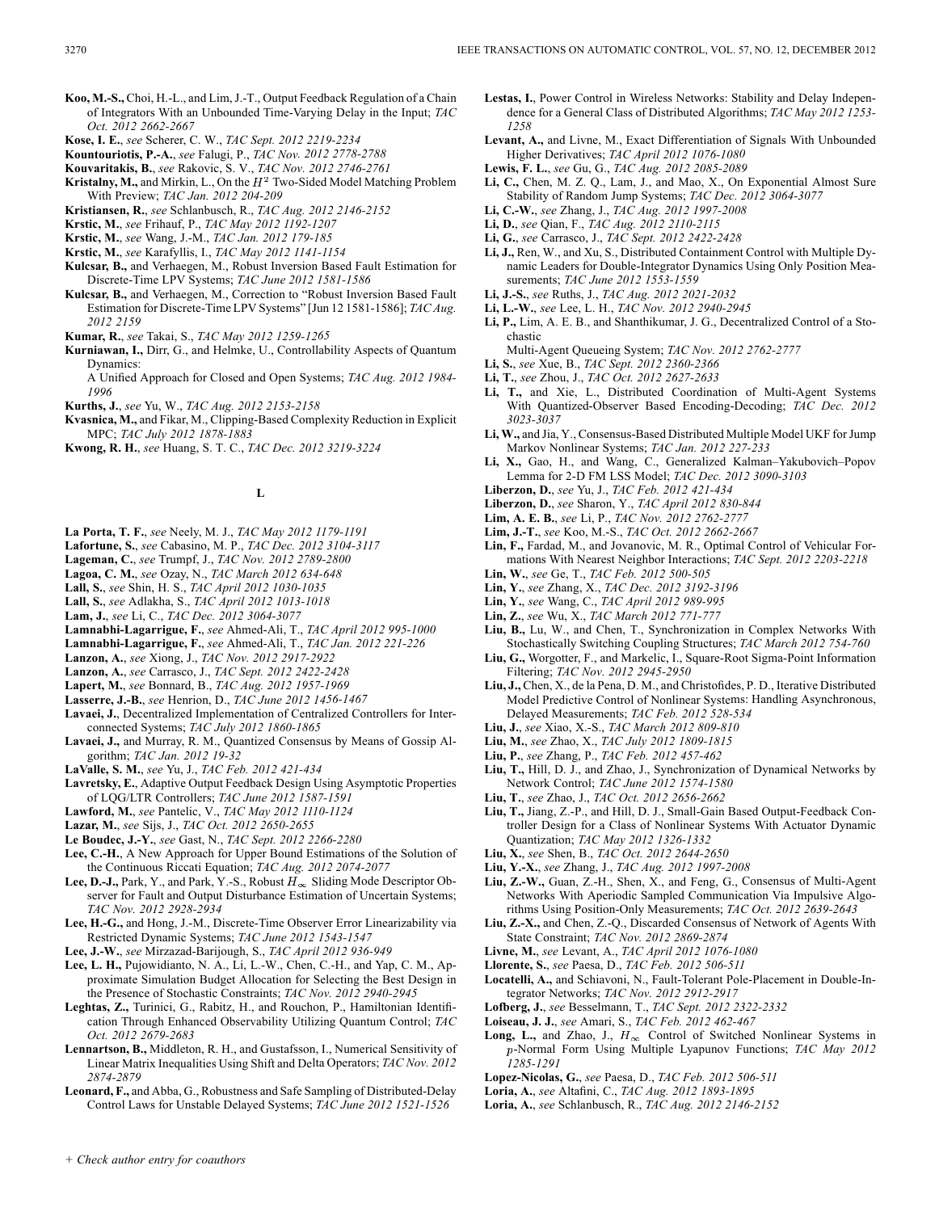**Koo, M.-S.,** Choi, H.-L., and Lim, J.-T., Output Feedback Regulation of a Chain of Integrators With an Unbounded Time-Varying Delay in the Input; *TAC Oct. 2012 2662-2667*

**Kose, I. E.**, *see* Scherer, C. W., *TAC Sept. 2012 2219-2234*

**Kountouriotis, P.-A.**, *see* Falugi, P., *TAC Nov. 2012 2778-2788*

**Kouvaritakis, B.**, *see* Rakovic, S. V., *TAC Nov. 2012 2746-2761*

**Kristalny, M.,** and Mirkin, L., On the $H^2$ Two-Sided Model Matching Problem With Preview; *TAC Jan. 2012 204-209*

**Kristiansen, R.**, *see* Schlanbusch, R., *TAC Aug. 2012 2146-2152*

**Krstic, M.**, *see* Frihauf, P., *TAC May 2012 1192-1207*

**Krstic, M.**, *see* Wang, J.-M., *TAC Jan. 2012 179-185*

**Krstic, M.**, *see* Karafyllis, I., *TAC May 2012 1141-1154*

**Kulcsar, B.,** and Verhaegen, M., Robust Inversion Based Fault Estimation for Discrete-Time LPV Systems; *TAC June 2012 1581-1586*

**Kulcsar, B.,** and Verhaegen, M., Correction to "Robust Inversion Based Fault Estimation for Discrete-Time LPV Systems" [Jun 12 1581-1586]; *TAC Aug. 2012 2159*

**Kumar, R.**, *see* Takai, S., *TAC May 2012 1259-1265*

**Kurniawan, I.,** Dirr, G., and Helmke, U., Controllability Aspects of Quantum Dynamics:
A Unified Approach for Closed and Open Systems; *TAC Aug. 2012 1984-1996*

**Kurths, J.**, *see* Yu, W., *TAC Aug. 2012 2153-2158*

**Kvasnica, M.,** and Fikar, M., Clipping-Based Complexity Reduction in Explicit MPC; *TAC July 2012 1878-1883*

**Kwong, R. H.**, *see* Huang, S. T. C., *TAC Dec. 2012 3219-3224*

## L

**La Porta, T. F.**, *see* Neely, M. J., *TAC May 2012 1179-1191*

**Lafortune, S.**, *see* Cabasino, M. P., *TAC Dec. 2012 3104-3117*

**Lageman, C.**, *see* Trumpf, J., *TAC Nov. 2012 2789-2800*

**Lagoa, C. M.**, *see* Ozay, N., *TAC March 2012 634-648*

**Lall, S.**, *see* Shin, H. S., *TAC April 2012 1030-1035*

**Lall, S.**, *see* Adlakha, S., *TAC April 2012 1013-1018*

**Lam, J.**, *see* Li, C., *TAC Dec. 2012 3064-3077*

**Lamnabhi-Lagarrigue, F.**, *see* Ahmed-Ali, T., *TAC April 2012 995-1000*

**Lamnabhi-Lagarrigue, F.**, *see* Ahmed-Ali, T., *TAC Jan. 2012 221-226*

**Lanzon, A.**, *see* Xiong, J., *TAC Nov. 2012 2917-2922*

**Lanzon, A.**, *see* Carrasco, J., *TAC Sept. 2012 2422-2428*

**Lapert, M.**, *see* Bonnard, B., *TAC Aug. 2012 1957-1969*

**Lasserre, J.-B.**, *see* Henrion, D., *TAC June 2012 1456-1467*

**Lavaei, J.**, Decentralized Implementation of Centralized Controllers for Interconnected Systems; *TAC July 2012 1860-1865*

**Lavaei, J.,** and Murray, R. M., Quantized Consensus by Means of Gossip Algorithm; *TAC Jan. 2012 19-32*

**LaValle, S. M.**, *see* Yu, J., *TAC Feb. 2012 421-434*

**Lavretsky, E.**, Adaptive Output Feedback Design Using Asymptotic Properties of LQG/LTR Controllers; *TAC June 2012 1587-1591*

**Lawford, M.**, *see* Pantelic, V., *TAC May 2012 1110-1124*

**Lazar, M.**, *see* Sijs, J., *TAC Oct. 2012 2650-2655*

**Le Boudec, J.-Y.**, *see* Gast, N., *TAC Sept. 2012 2266-2280*

**Lee, C.-H.**, A New Approach for Upper Bound Estimations of the Solution of the Continuous Riccati Equation; *TAC Aug. 2012 2074-2077*

**Lee, D.-J.,** Park, Y., and Park, Y.-S., Robust $H_\infty$ Sliding Mode Descriptor Observer for Fault and Output Disturbance Estimation of Uncertain Systems; *TAC Nov. 2012 2928-2934*

**Lee, H.-G.,** and Hong, J.-M., Discrete-Time Observer Error Linearizability via Restricted Dynamic Systems; *TAC June 2012 1543-1547*

**Lee, J.-W.**, *see* Mirzaegh-Barijough, S., *TAC April 2012 936-949*

**Lee, L. H.,** Pujowidianto, N. A., Li, L.-W., Chen, C.-H., and Yap, C. M., Approximate Simulation Budget Allocation for Selecting the Best Design in the Presence of Stochastic Constraints; *TAC Nov. 2012 2940-2945*

**Leghtas, Z.,** Turinici, G., Rabitz, H., and Rouchon, P., Hamiltonian Identification Through Enhanced Observability Utilizing Quantum Control; *TAC Oct. 2012 2679-2683*

**Lennartson, B.,** Middleton, R. H., and Gustafsson, I., Numerical Sensitivity of Linear Matrix Inequalities Using Shift and Delta Operators; *TAC Nov. 2012 2874-2879*

**Leonard, F.,** and Abba, G., Robustness and Safe Sampling of Distributed-Delay Control Laws for Unstable Delayed Systems; *TAC June 2012 1521-1526*

**Lestas, I.**, Power Control in Wireless Networks: Stability and Delay Independence for a General Class of Distributed Algorithms; *TAC May 2012 1253-1258*

**Levant, A.,** and Livne, M., Exact Differentiation of Signals With Unbounded Higher Derivatives; *TAC April 2012 1076-1080*

**Lewis, F. L.**, *see* Gu, G., *TAC Aug. 2012 2085-2089*

**Li, C.,** Chen, M. Z. Q., Lam, J., and Mao, X., On Exponential Almost Sure Stability of Random Jump Systems; *TAC Dec. 2012 3064-3077*

**Li, C.-W.**, *see* Zhang, J., *TAC Aug. 2012 1997-2008*

**Li, D.**, *see* Qian, F., *TAC Aug. 2012 2110-2115*

**Li, G.**, *see* Carrasco, J., *TAC Sept. 2012 2422-2428*

**Li, J.,** Ren, W., and Xu, S., Distributed Containment Control with Multiple Dynamic Leaders for Double-Integrator Dynamics Using Only Position Measurements; *TAC June 2012 1553-1559*

**Li, J.-S.**, *see* Ruths, J., *TAC Aug. 2012 2021-2032*

**Li, L.-W.**, *see* Lee, L. H., *TAC Nov. 2012 2940-2945*

**Li, P.,** Lim, A. E. B., and Shanthikumar, J. G., Decentralized Control of a Stochastic
Multi-Agent Queueing System; *TAC Nov. 2012 2762-2777*

**Li, S.**, *see* Xue, B., *TAC Sept. 2012 2360-2366*

**Li, T.**, *see* Zhou, J., *TAC Oct. 2012 2627-2633*

**Li, T.,** and Xie, L., Distributed Coordination of Multi-Agent Systems With Quantized-Observer Based Encoding-Decoding; *TAC Dec. 2012 3023-3037*

**Li, W.,** and Jia, Y., Consensus-Based Distributed Multiple Model UKF for Jump Markov Nonlinear Systems; *TAC Jan. 2012 227-233*

**Li, X.,** Gao, H., and Wang, C., Generalized Kalman–Yakubovich–Popov Lemma for 2-D FM LSS Model; *TAC Dec. 2012 3090-3103*

**Liberzon, D.**, *see* Yu, J., *TAC Feb. 2012 421-434*

**Liberzon, D.**, *see* Sharon, Y., *TAC April 2012 830-844*

**Lim, A. E. B.**, *see* Li, P., *TAC Nov. 2012 2762-2777*

**Lim, J.-T.**, *see* Koo, M.-S., *TAC Oct. 2012 2662-2667*

**Lin, F.,** Fardad, M., and Jovanovic, M. R., Optimal Control of Vehicular Formations With Nearest Neighbor Interactions; *TAC Sept. 2012 2203-2218*

**Lin, W.**, *see* Ge, T., *TAC Feb. 2012 500-505*

**Lin, Y.**, *see* Zhang, X., *TAC Dec. 2012 3192-3196*

**Lin, Y.**, *see* Wang, C., *TAC April 2012 989-995*

**Lin, Z.**, *see* Wu, X., *TAC March 2012 771-777*

**Liu, B.,** Lu, W., and Chen, T., Synchronization in Complex Networks With Stochastically Switching Coupling Structures; *TAC March 2012 754-760*

**Liu, G.,** Worgotter, F., and Markelic, I., Square-Root Sigma-Point Information Filtering; *TAC Nov. 2012 2945-2950*

**Liu, J.,** Chen, X., de la Pena, D. M., and Christofides, P. D., Iterative Distributed Model Predictive Control of Nonlinear Systems: Handling Asynchronous, Delayed Measurements; *TAC Feb. 2012 528-534*

**Liu, J.**, *see* Xiao, X.-S., *TAC March 2012 809-810*

**Liu, M.**, *see* Zhao, X., *TAC July 2012 1809-1815*

**Liu, P.**, *see* Zhang, P., *TAC Feb. 2012 457-462*

**Liu, T.,** Hill, D. J., and Zhao, J., Synchronization of Dynamical Networks by Network Control; *TAC June 2012 1574-1580*

**Liu, T.**, *see* Zhao, J., *TAC Oct. 2012 2656-2662*

**Liu, T.,** Jiang, Z.-P., and Hill, D. J., Small-Gain Based Output-Feedback Controller Design for a Class of Nonlinear Systems With Actuator Dynamic Quantization; *TAC May 2012 1326-1332*

**Liu, X.**, *see* Shen, B., *TAC Oct. 2012 2644-2650*

**Liu, Y.-X.**, *see* Zhang, J., *TAC Aug. 2012 1997-2008*

**Liu, Z.-W.,** Guan, Z.-H., Shen, X., and Feng, G., Consensus of Multi-Agent Networks With Aperiodic Sampled Communication Via Impulsive Algorithms Using Position-Only Measurements; *TAC Oct. 2012 2639-2643*

**Liu, Z.-X.,** and Chen, Z.-Q., Discarded Consensus of Network of Agents With State Constraint; *TAC Nov. 2012 2869-2874*

**Livne, M.**, *see* Levant, A., *TAC April 2012 1076-1080*

**Llorente, S.**, *see* Paesa, D., *TAC Feb. 2012 506-511*

**Locatelli, A.,** and Schiavoni, N., Fault-Tolerant Pole-Placement in Double-Integrator Networks; *TAC Nov. 2012 2912-2917*

**Lofberg, J.**, *see* Besselmann, T., *TAC Sept. 2012 2322-2332*

**Loiseau, J. J.**, *see* Amari, S., *TAC Feb. 2012 462-467*

**Long, L.,** and Zhao, J., $H_\infty$ Control of Switched Nonlinear Systems in $p$-Normal Form Using Multiple Lyapunov Functions; *TAC May 2012 1285-1291*

**Lopez-Nicolas, G.**, *see* Paesa, D., *TAC Feb. 2012 506-511*

**Loria, A.**, *see* Altafini, C., *TAC Aug. 2012 1893-1895*

**Loria, A.**, *see* Schlanbusch, R., *TAC Aug. 2012 2146-2152*

+ Check author entry for coauthors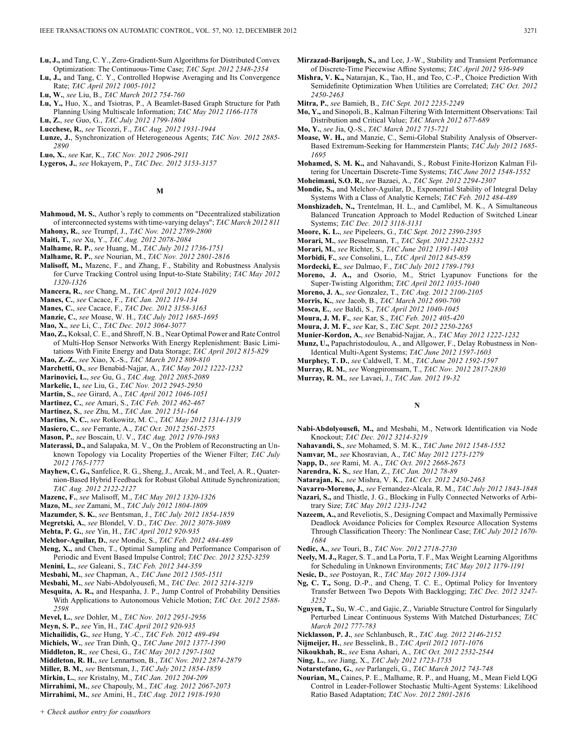**Lu, J.,** and Tang, C. Y., Zero-Gradient-Sum Algorithms for Distributed Convex Optimization: The Continuous-Time Case; *TAC Sept. 2012 2348-2354*

**Lu, J.,** and Tang, C. Y., Controlled Hopwise Averaging and Its Convergence Rate; *TAC April 2012 1005-1012*

**Lu, W.**, *see* Liu, B., *TAC March 2012 754-760*

**Lu, Y.,** Huo, X., and Tsiotras, P., A Beamlet-Based Graph Structure for Path Planning Using Multiscale Information; *TAC May 2012 1166-1178*

**Lu, Z.**, *see* Guo, G., *TAC July 2012 1799-1804*

**Lucchese, R.**, *see* Ticozzi, F., *TAC Aug. 2012 1931-1944*

**Lunze, J.**, Synchronization of Heterogeneous Agents; *TAC Nov. 2012 2885-2890*

**Luo, X.**, *see* Kar, K., *TAC Nov. 2012 2906-2911*

**Lygeros, J.**, *see* Hokayem, P., *TAC Dec. 2012 3153-3157*

## M

**Mahmoud, M. S.**, Author's reply to comments on "Decentralized stabilization of interconnected systems with time-varying delays"; *TAC March 2012 811*

**Mahony, R.**, *see* Trumpf, J., *TAC Nov. 2012 2789-2800*

**Maiti, T.**, *see* Xu, Y., *TAC Aug. 2012 2078-2084*

**Malhame, R. P.**, *see* Huang, M., *TAC July 2012 1736-1751*

**Malhame, R. P.**, *see* Nourian, M., *TAC Nov. 2012 2801-2816*

**Malisoff, M.,** Mazenc, F., and Zhang, F., Stability and Robustness Analysis for Curve Tracking Control using Input-to-State Stability; *TAC May 2012 1320-1326*

**Mancera, R.**, *see* Chang, M., *TAC April 2012 1024-1029*

**Manes, C.**, *see* Cacace, F., *TAC Jan. 2012 119-134*

**Manes, C.**, *see* Cacace, F., *TAC Dec. 2012 3158-3163*

**Manzie, C.**, *see* Moase, W. H., *TAC July 2012 1685-1695*

**Mao, X.**, *see* Li, C., *TAC Dec. 2012 3064-3077*

**Mao, Z.,** Koksal, C. E., and Shroff, N. B., Near Optimal Power and Rate Control of Multi-Hop Sensor Networks With Energy Replenishment: Basic Limitations With Finite Energy and Data Storage; *TAC April 2012 815-829*

**Mao, Z.-Z.**, *see* Xiao, X.-S., *TAC March 2012 809-810*

**Marchetti, O.**, *see* Benabid-Najjar, A., *TAC May 2012 1222-1232*

**Marinovici, L.**, *see* Gu, G., *TAC Aug. 2012 2085-2089*

**Markelic, I.**, *see* Liu, G., *TAC Nov. 2012 2945-2950*

**Martin, S.**, *see* Girard, A., *TAC April 2012 1046-1051*

**Martinez, C.**, *see* Amari, S., *TAC Feb. 2012 462-467*

**Martinez, S.**, *see* Zhu, M., *TAC Jan. 2012 151-164*

**Martins, N. C.**, *see* Rotkowitz, M. C., *TAC May 2012 1314-1319*

**Masiero, C.**, *see* Ferrante, A., *TAC Oct. 2012 2561-2575*

**Mason, P.**, *see* Boscain, U. V., *TAC Aug. 2012 1970-1983*

**Materassi, D.,** and Salapaka, M. V., On the Problem of Reconstructing an Unknown Topology via Locality Properties of the Wiener Filter; *TAC July 2012 1765-1777*

**Mayhew, C. G.,** Sanfelice, R. G., Sheng, J., Arcak, M., and Teel, A. R., Quaternion-Based Hybrid Feedback for Robust Global Attitude Synchronization; *TAC Aug. 2012 2122-2127*

**Mazenc, F.**, *see* Malisoff, M., *TAC May 2012 1320-1326*

**Mazo, M.**, *see* Zamani, M., *TAC July 2012 1804-1809*

**Mazumder, S. K.**, *see* Bentsman, J., *TAC July 2012 1854-1859*

**Megretski, A.**, *see* Blondel, V. D., *TAC Dec. 2012 3078-3089*

**Mehta, P. G.**, *see* Yin, H., *TAC April 2012 920-935*

**Melchor-Aguilar, D.**, *see* Mondie, S., *TAC Feb. 2012 484-489*

**Meng, X.,** and Chen, T., Optimal Sampling and Performance Comparison of Periodic and Event Based Impulse Control; *TAC Dec. 2012 3252-3259*

**Menini, L.**, *see* Galeani, S., *TAC Feb. 2012 344-359*

**Mesbahi, M.**, *see* Chapman, A., *TAC June 2012 1505-1511*

**Mesbahi, M.**, *see* Nabi-Abdolyousefi, M., *TAC Dec. 2012 3214-3219*

**Mesquita, A. R.,** and Hespanha, J. P., Jump Control of Probability Densities With Applications to Autonomous Vehicle Motion; *TAC Oct. 2012 2588-2598*

**Mevel, L.**, *see* Dohler, M., *TAC Nov. 2012 2951-2956*

**Meyn, S. P.**, *see* Yin, H., *TAC April 2012 920-935*

**Michailidis, G.**, *see* Hung, Y.-C., *TAC Feb. 2012 489-494*

**Michiels, W.**, *see* Tran Dinh, Q., *TAC June 2012 1377-1390*

**Middleton, R.**, *see* Chesi, G., *TAC May 2012 1297-1302*

**Middleton, R. H.**, *see* Lennartson, B., *TAC Nov. 2012 2874-2879*

**Miller, B. M.**, *see* Bentsman, J., *TAC July 2012 1854-1859*

**Mirkin, L.**, *see* Kristalny, M., *TAC Jan. 2012 204-209*

**Mirrahimi, M.**, *see* Chapouly, M., *TAC Aug. 2012 2067-2073*

**Mirrahimi, M.**, *see* Amini, H., *TAC Aug. 2012 1918-1930*

**Mirzazad-Barijough, S.,** and Lee, J.-W., Stability and Transient Performance of Discrete-Time Piecewise Affine Systems; *TAC April 2012 936-949*

**Mishra, V. K.,** Natarajan, K., Tao, H., and Teo, C.-P., Choice Prediction With Semidefinite Optimization When Utilities are Correlated; *TAC Oct. 2012 2450-2463*

**Mitra, P.**, *see* Bamieh, B., *TAC Sept. 2012 2235-2249*

**Mo, Y.,** and Sinopoli, B., Kalman Filtering With Intermittent Observations: Tail Distribution and Critical Value; *TAC March 2012 677-689*

**Mo, Y.**, *see* Jia, Q.-S., *TAC March 2012 715-721*

**Moase, W. H.,** and Manzie, C., Semi-Global Stability Analysis of Observer-Based Extremum-Seeking for Hammerstein Plants; *TAC July 2012 1685-1695*

**Mohamed, S. M. K.,** and Nahavandi, S., Robust Finite-Horizon Kalman Filtering for Uncertain Discrete-Time Systems; *TAC June 2012 1548-1552*

**Moheimani, S.O. R.**, *see* Bazaei, A., *TAC Sept. 2012 2294-2307*

**Mondie, S.,** and Melchor-Aguilar, D., Exponential Stability of Integral Delay Systems With a Class of Analytic Kernels; *TAC Feb. 2012 484-489*

**Monshizadeh, N.,** Trentelman, H. L., and Camlibel, M. K., A Simultaneous Balanced Truncation Approach to Model Reduction of Switched Linear Systems; *TAC Dec. 2012 3118-3131*

**Moore, K. L.**, *see* Pipeleers, G., *TAC Sept. 2012 2390-2395*

**Morari, M.**, *see* Besselmann, T., *TAC Sept. 2012 2322-2332*

**Morari, M.**, *see* Richter, S., *TAC June 2012 1391-1403*

**Morbidi, F.**, *see* Consolini, L., *TAC April 2012 845-859*

**Mordecki, E.**, *see* Dalmao, F., *TAC July 2012 1789-1793*

**Moreno, J. A.,** and Osorio, M., Strict Lyapunov Functions for the Super-Twisting Algorithm; *TAC April 2012 1035-1040*

**Moreno, J. A.**, *see* Gonzalez, T., *TAC Aug. 2012 2100-2105*

**Morris, K.**, *see* Jacob, B., *TAC March 2012 690-700*

**Mosca, E.**, *see* Baldi, S., *TAC April 2012 1040-1045*

**Moura, J. M. F.**, *see* Kar, S., *TAC Feb. 2012 405-420*

**Moura, J. M. F.**, *see* Kar, S., *TAC Sept. 2012 2250-2265*

**Munier-Kordon, A.**, *see* Benabid-Najjar, A., *TAC May 2012 1222-1232*

**Munz, U.,** Papachristodoulou, A., and Allgower, F., Delay Robustness in Non-Identical Multi-Agent Systems; *TAC June 2012 1597-1603*

**Murphey, T. D.**, *see* Caldwell, T. M., *TAC June 2012 1592-1597*

**Murray, R. M.**, *see* Wongpiromsarn, T., *TAC Nov. 2012 2817-2830*

**Murray, R. M.**, *see* Lavaei, J., *TAC Jan. 2012 19-32*

## N

**Nabi-Abdolyousefi, M.,** and Mesbahi, M., Network Identification via Node Knockout; *TAC Dec. 2012 3214-3219*

**Nahavandi, S.**, *see* Mohamed, S. M. K., *TAC June 2012 1548-1552*

**Namvar, M.**, *see* Khosravian, A., *TAC May 2012 1273-1279*

**Napp, D.**, *see* Rami, M. A., *TAC Oct. 2012 2668-2673*

**Narendra, K. S.**, *see* Han, Z., *TAC Jan. 2012 78-89*

**Natarajan, K.**, *see* Mishra, V. K., *TAC Oct. 2012 2450-2463*

**Navarro-Moreno, J.**, *see* Fernandez-Alcala, R. M., *TAC July 2012 1843-1848*

**Nazari, S.,** and Thistle, J. G., Blocking in Fully Connected Networks of Arbitrary Size; *TAC May 2012 1233-1242*

**Nazeem, A.,** and Reveliotis, S., Designing Compact and Maximally Permissive Deadlock Avoidance Policies for Complex Resource Allocation Systems Through Classification Theory: The Nonlinear Case; *TAC July 2012 1670-1684*

**Nedic, A.**, *see* Touri, B., *TAC Nov. 2012 2718-2730*

**Neely, M. J.,** Rager, S. T., and La Porta, T. F., Max Weight Learning Algorithms for Scheduling in Unknown Environments; *TAC May 2012 1179-1191*

**Nesic, D.**, *see* Postoyan, R., *TAC May 2012 1309-1314*

**Ng, C. T.,** Song, D.-P., and Cheng, T. C. E., Optimal Policy for Inventory Transfer Between Two Depots With Backlogging; *TAC Dec. 2012 3247-3252*

**Nguyen, T.,** Su, W.-C., and Gajic, Z., Variable Structure Control for Singularly Perturbed Linear Continuous Systems With Matched Disturbances; *TAC March 2012 777-783*

**Nicklasson, P. J.**, *see* Schlanbusch, R., *TAC Aug. 2012 2146-2152*

**Nijmeijer, H.**, *see* Besselink, B., *TAC April 2012 1071-1076*

**Nikoukhah, R.**, *see* Esna Ashari, A., *TAC Oct. 2012 2532-2544*

**Ning, L.**, *see* Jiang, X., *TAC July 2012 1723-1735*

**Notarstefano, G.**, *see* Parlangeli, G., *TAC March 2012 743-748*

**Nourian, M.,** Caines, P. E., Malhame, R. P., and Huang, M., Mean Field LQG Control in Leader-Follower Stochastic Multi-Agent Systems: Likelihood Ratio Based Adaptation; *TAC Nov. 2012 2801-2816*

+ Check author entry for coauthors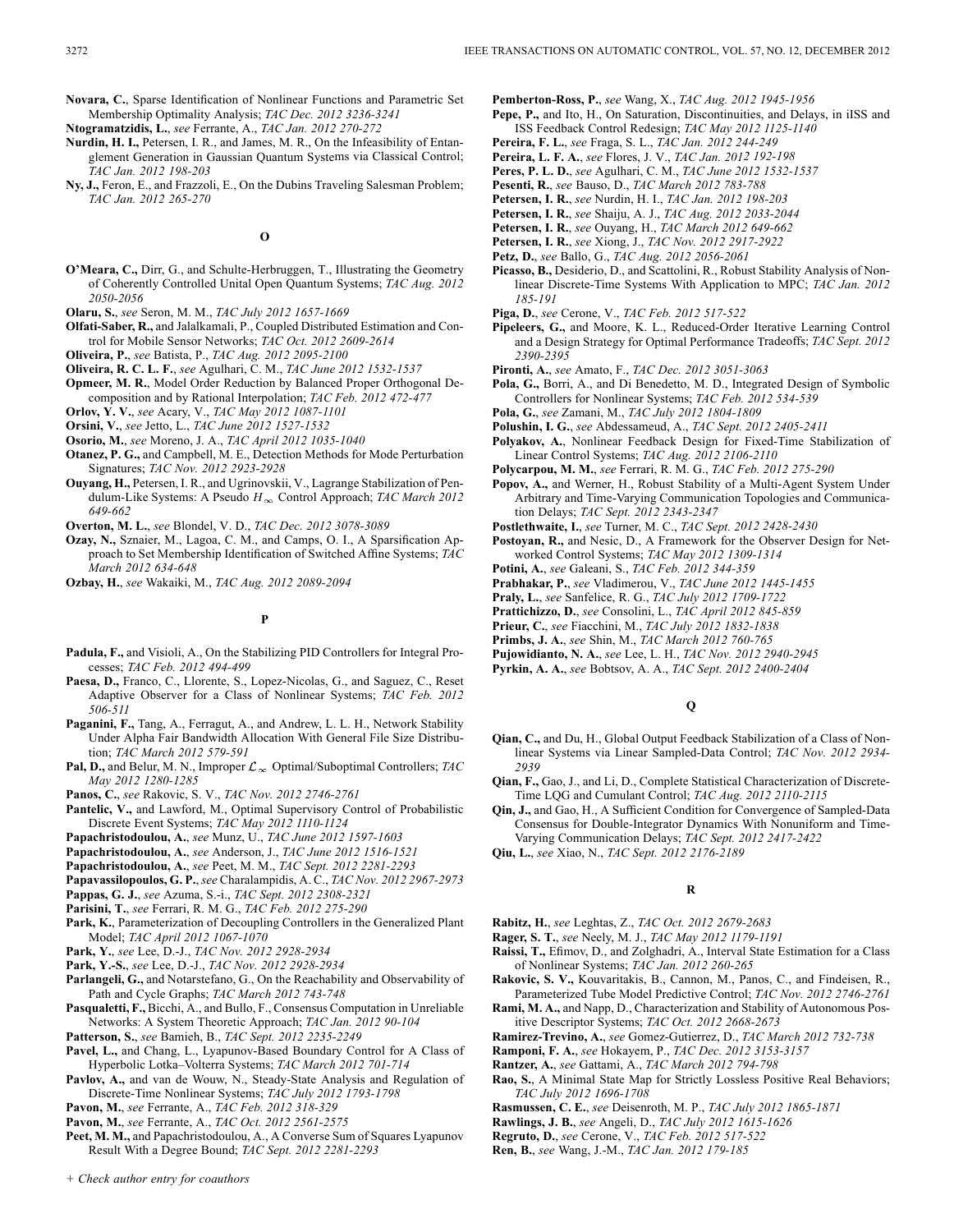**Novara, C.**, Sparse Identification of Nonlinear Functions and Parametric Set Membership Optimality Analysis; *TAC Dec. 2012 3236-3241*

**Ntogramatzidis, L.**, *see* Ferrante, A., *TAC Jan. 2012 270-272*

**Nurdin, H. I.,** Petersen, I. R., and James, M. R., On the Infeasibility of Entanglement Generation in Gaussian Quantum Systems via Classical Control; *TAC Jan. 2012 198-203*

**Ny, J.,** Feron, E., and Frazzoli, E., On the Dubins Traveling Salesman Problem; *TAC Jan. 2012 265-270*

## O

**O'Meara, C.,** Dirr, G., and Schulte-Herbruggen, T., Illustrating the Geometry of Coherently Controlled Unital Open Quantum Systems; *TAC Aug. 2012 2050-2056*

**Olaru, S.**, *see* Seron, M. M., *TAC July 2012 1657-1669*

**Olfati-Saber, R.,** and Jalalkamali, P., Coupled Distributed Estimation and Control for Mobile Sensor Networks; *TAC Oct. 2012 2609-2614*

**Oliveira, P.**, *see* Batista, P., *TAC Aug. 2012 2095-2100*

**Oliveira, R. C. L. F.**, *see* Agulhari, C. M., *TAC June 2012 1532-1537*

**Opmeer, M. R.**, Model Order Reduction by Balanced Proper Orthogonal Decomposition and by Rational Interpolation; *TAC Feb. 2012 472-477*

**Orlov, Y. V.**, *see* Acary, V., *TAC May 2012 1087-1101*

**Orsini, V.**, *see* Jetto, L., *TAC June 2012 1527-1532*

**Osorio, M.**, *see* Moreno, J. A., *TAC April 2012 1035-1040*

**Otanez, P. G.,** and Campbell, M. E., Detection Methods for Mode Perturbation Signatures; *TAC Nov. 2012 2923-2928*

**Ouyang, H.,** Petersen, I. R., and Ugrinovskii, V., Lagrange Stabilization of Pendulum-Like Systems: A Pseudo $H_\infty$ Control Approach; *TAC March 2012 649-662*

**Overton, M. L.**, *see* Blondel, V. D., *TAC Dec. 2012 3078-3089*

**Ozay, N.,** Sznaier, M., Lagoa, C. M., and Camps, O. I., A Sparsification Approach to Set Membership Identification of Switched Affine Systems; *TAC March 2012 634-648*

**Ozbay, H.**, *see* Wakaiki, M., *TAC Aug. 2012 2089-2094*

## P

**Padula, F.,** and Visioli, A., On the Stabilizing PID Controllers for Integral Processes; *TAC Feb. 2012 494-499*

**Paesa, D.,** Franco, C., Llorente, S., Lopez-Nicolas, G., and Saguez, C., Reset Adaptive Observer for a Class of Nonlinear Systems; *TAC Feb. 2012 506-511*

**Paganini, F.,** Tang, A., Ferragut, A., and Andrew, L. L. H., Network Stability Under Alpha Fair Bandwidth Allocation With General File Size Distribution; *TAC March 2012 579-591*

**Pal, D.,** and Belur, M. N., Improper $\mathcal{L}_\infty$ Optimal/Suboptimal Controllers; *TAC May 2012 1280-1285*

**Panos, C.**, *see* Rakovic, S. V., *TAC Nov. 2012 2746-2761*

**Pantelic, V.,** and Lawford, M., Optimal Supervisory Control of Probabilistic Discrete Event Systems; *TAC May 2012 1110-1124*

**Papachristodoulou, A.**, *see* Munz, U., *TAC June 2012 1597-1603*

**Papachristodoulou, A.**, *see* Anderson, J., *TAC June 2012 1516-1521*

**Papachristodoulou, A.**, *see* Peet, M. M., *TAC Sept. 2012 2281-2293*

**Papavassilopoulos, G. P.**, *see* Charalampidis, A. C., *TAC Nov. 2012 2967-2973*

**Pappas, G. J.**, *see* Azuma, S.-i., *TAC Sept. 2012 2308-2321*

**Parisini, T.**, *see* Ferrari, R. M. G., *TAC Feb. 2012 275-290*

**Park, K.**, Parameterization of Decoupling Controllers in the Generalized Plant Model; *TAC April 2012 1067-1070*

**Park, Y.**, *see* Lee, D.-J., *TAC Nov. 2012 2928-2934*

**Park, Y.-S.**, *see* Lee, D.-J., *TAC Nov. 2012 2928-2934*

**Parlangeli, G.,** and Notarstefano, G., On the Reachability and Observability of Path and Cycle Graphs; *TAC March 2012 743-748*

**Pasqualetti, F.,** Bicchi, A., and Bullo, F., Consensus Computation in Unreliable Networks: A System Theoretic Approach; *TAC Jan. 2012 90-104*

**Patterson, S.**, *see* Bamieh, B., *TAC Sept. 2012 2235-2249*

**Pavel, L.,** and Chang, L., Lyapunov-Based Boundary Control for A Class of Hyperbolic Lotka–Volterra Systems; *TAC March 2012 701-714*

**Pavlov, A.,** and van de Wouw, N., Steady-State Analysis and Regulation of Discrete-Time Nonlinear Systems; *TAC July 2012 1793-1798*

**Pavon, M.**, *see* Ferrante, A., *TAC Feb. 2012 318-329*

**Pavon, M.**, *see* Ferrante, A., *TAC Oct. 2012 2561-2575*

**Peet, M. M.,** and Papachristodoulou, A., A Converse Sum of Squares Lyapunov Result With a Degree Bound; *TAC Sept. 2012 2281-2293*

**Pemberton-Ross, P.**, *see* Wang, X., *TAC Aug. 2012 1945-1956*

**Pepe, P.,** and Ito, H., On Saturation, Discontinuities, and Delays, in iISS and ISS Feedback Control Redesign; *TAC May 2012 1125-1140*

**Pereira, F. L.**, *see* Fraga, S. L., *TAC Jan. 2012 244-249*

**Pereira, L. F. A.**, *see* Flores, J. V., *TAC Jan. 2012 192-198*

**Peres, P. L. D.**, *see* Agulhari, C. M., *TAC June 2012 1532-1537*

**Pesenti, R.**, *see* Bauso, D., *TAC March 2012 783-788*

**Petersen, I. R.**, *see* Nurdin, H. I., *TAC Jan. 2012 198-203*

**Petersen, I. R.**, *see* Shaiju, A. J., *TAC Aug. 2012 2033-2044*

**Petersen, I. R.**, *see* Ouyang, H., *TAC March 2012 649-662*

**Petersen, I. R.**, *see* Xiong, J., *TAC Nov. 2012 2917-2922*

**Petz, D.**, *see* Ballo, G., *TAC Aug. 2012 2056-2061*

**Picasso, B.,** Desiderio, D., and Scattolini, R., Robust Stability Analysis of Nonlinear Discrete-Time Systems With Application to MPC; *TAC Jan. 2012 185-191*

**Piga, D.**, *see* Cerone, V., *TAC Feb. 2012 517-522*

**Pipeleers, G.,** and Moore, K. L., Reduced-Order Iterative Learning Control and a Design Strategy for Optimal Performance Tradeoffs; *TAC Sept. 2012 2390-2395*

**Pironti, A.**, *see* Amato, F., *TAC Dec. 2012 3051-3063*

**Pola, G.,** Borri, A., and Di Benedetto, M. D., Integrated Design of Symbolic Controllers for Nonlinear Systems; *TAC Feb. 2012 534-539*

**Pola, G.**, *see* Zamani, M., *TAC July 2012 1804-1809*

**Polushin, I. G.**, *see* Abdessameud, A., *TAC Sept. 2012 2405-2411*

**Polyakov, A.**, Nonlinear Feedback Design for Fixed-Time Stabilization of Linear Control Systems; *TAC Aug. 2012 2106-2110*

**Polycarpou, M. M.**, *see* Ferrari, R. M. G., *TAC Feb. 2012 275-290*

**Popov, A.,** and Werner, H., Robust Stability of a Multi-Agent System Under Arbitrary and Time-Varying Communication Topologies and Communication Delays; *TAC Sept. 2012 2343-2347*

**Postlethwaite, I.**, *see* Turner, M. C., *TAC Sept. 2012 2428-2430*

**Postoyan, R.,** and Nesic, D., A Framework for the Observer Design for Networked Control Systems; *TAC May 2012 1309-1314*

**Potini, A.**, *see* Galeani, S., *TAC Feb. 2012 344-359*

**Prabhakar, P.**, *see* Vladimerou, V., *TAC June 2012 1445-1455*

**Praly, L.**, *see* Sanfelice, R. G., *TAC July 2012 1709-1722*

**Prattichizzo, D.**, *see* Consolini, L., *TAC April 2012 845-859*

**Prieur, C.**, *see* Fiacchini, M., *TAC July 2012 1832-1838*

**Primbs, J. A.**, *see* Shin, M., *TAC March 2012 760-765*

**Pujowidianto, N. A.**, *see* Lee, L. H., *TAC Nov. 2012 2940-2945*

**Pyrkin, A. A.**, *see* Bobtsov, A. A., *TAC Sept. 2012 2400-2404*

## Q

**Qian, C.,** and Du, H., Global Output Feedback Stabilization of a Class of Nonlinear Systems via Linear Sampled-Data Control; *TAC Nov. 2012 2934-2939*

**Qian, F.,** Gao, J., and Li, D., Complete Statistical Characterization of Discrete-Time LQG and Cumulant Control; *TAC Aug. 2012 2110-2115*

**Qin, J.,** and Gao, H., A Sufficient Condition for Convergence of Sampled-Data Consensus for Double-Integrator Dynamics With Nonuniform and Time-Varying Communication Delays; *TAC Sept. 2012 2417-2422*

**Qiu, L.**, *see* Xiao, N., *TAC Sept. 2012 2176-2189*

## R

**Rabitz, H.**, *see* Leghtas, Z., *TAC Oct. 2012 2679-2683*

**Rager, S. T.**, *see* Neely, M. J., *TAC May 2012 1179-1191*

**Raissi, T.,** Efimov, D., and Zolghadri, A., Interval State Estimation for a Class of Nonlinear Systems; *TAC Jan. 2012 260-265*

**Rakovic, S. V.,** Kouvaritakis, B., Cannon, M., Panos, C., and Findeisen, R., Parameterized Tube Model Predictive Control; *TAC Nov. 2012 2746-2761*

**Rami, M. A.,** and Napp, D., Characterization and Stability of Autonomous Positive Descriptor Systems; *TAC Oct. 2012 2668-2673*

**Ramirez-Trevino, A.**, *see* Gomez-Gutierrez, D., *TAC March 2012 732-738*

**Ramponi, F. A.**, *see* Hokayem, P., *TAC Dec. 2012 3153-3157*

**Rantzer, A.**, *see* Gattami, A., *TAC March 2012 794-798*

**Rao, S.**, A Minimal State Map for Strictly Lossless Positive Real Behaviors; *TAC July 2012 1696-1708*

**Rasmussen, C. E.**, *see* Deisenroth, M. P., *TAC July 2012 1865-1871*

**Rawlings, J. B.**, *see* Angeli, D., *TAC July 2012 1615-1626*

**Regruto, D.**, *see* Cerone, V., *TAC Feb. 2012 517-522*

**Ren, B.**, *see* Wang, J.-M., *TAC Jan. 2012 179-185*

*+ Check author entry for coauthors*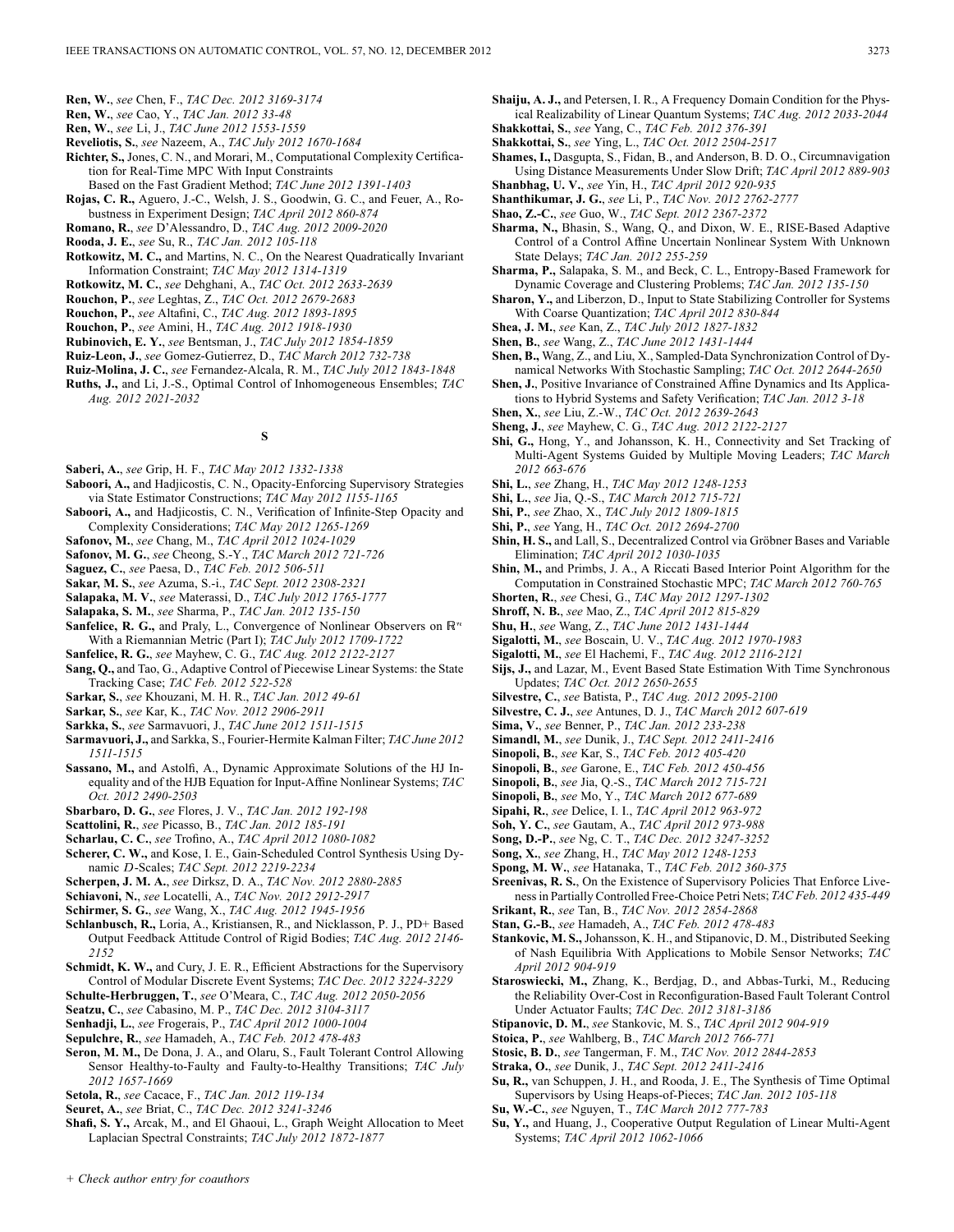**Ren, W.**, *see* Chen, F., *TAC Dec. 2012 3169-3174*

**Ren, W.**, *see* Cao, Y., *TAC Jan. 2012 33-48*

**Ren, W.**, *see* Li, J., *TAC June 2012 1553-1559*

**Reveliotis, S.**, *see* Nazeem, A., *TAC July 2012 1670-1684*

**Richter, S.,** Jones, C. N., and Morari, M., Computational Complexity Certification for Real-Time MPC With Input Constraints Based on the Fast Gradient Method; *TAC June 2012 1391-1403*

**Rojas, C. R.,** Aguero, J.-C., Welsh, J. S., Goodwin, G. C., and Feuer, A., Robustness in Experiment Design; *TAC April 2012 860-874*

**Romano, R.**, *see* D'Alessandro, D., *TAC Aug. 2012 2009-2020*

**Rooda, J. E.**, *see* Su, R., *TAC Jan. 2012 105-118*

**Rotkowitz, M. C.,** and Martins, N. C., On the Nearest Quadratically Invariant Information Constraint; *TAC May 2012 1314-1319*

**Rotkowitz, M. C.**, *see* Dehghani, A., *TAC Oct. 2012 2633-2639*

**Rouchon, P.**, *see* Leghtas, Z., *TAC Oct. 2012 2679-2683*

**Rouchon, P.**, *see* Altafini, C., *TAC Aug. 2012 1893-1895*

**Rouchon, P.**, *see* Amini, H., *TAC Aug. 2012 1918-1930*

**Rubinovich, E. Y.**, *see* Bentsman, J., *TAC July 2012 1854-1859*

**Ruiz-Leon, J.**, *see* Gomez-Gutierrez, D., *TAC March 2012 732-738*

**Ruiz-Molina, J. C.**, *see* Fernandez-Alcala, R. M., *TAC July 2012 1843-1848*

**Ruths, J.,** and Li, J.-S., Optimal Control of Inhomogeneous Ensembles; *TAC Aug. 2012 2021-2032*

## S

**Saberi, A.**, *see* Grip, H. F., *TAC May 2012 1332-1338*

**Saboori, A.,** and Hadjicostis, C. N., Opacity-Enforcing Supervisory Strategies via State Estimator Constructions; *TAC May 2012 1155-1165*

**Saboori, A.,** and Hadjicostis, C. N., Verification of Infinite-Step Opacity and Complexity Considerations; *TAC May 2012 1265-1269*

**Safonov, M.**, *see* Chang, M., *TAC April 2012 1024-1029*

**Safonov, M. G.**, *see* Cheong, S.-Y., *TAC March 2012 721-726*

**Saguez, C.**, *see* Paesa, D., *TAC Feb. 2012 506-511*

**Sakar, M. S.**, *see* Azuma, S.-i., *TAC Sept. 2012 2308-2321*

**Salapaka, M. V.**, *see* Materassi, D., *TAC July 2012 1765-1777*

**Salapaka, S. M.**, *see* Sharma, P., *TAC Jan. 2012 135-150*

**Sanfelice, R. G.,** and Praly, L., Convergence of Nonlinear Observers on $\mathbb{R}^n$ With a Riemannian Metric (Part I); *TAC July 2012 1709-1722*

**Sanfelice, R. G.**, *see* Mayhew, C. G., *TAC Aug. 2012 2122-2127*

**Sang, Q.,** and Tao, G., Adaptive Control of Piecewise Linear Systems: the State Tracking Case; *TAC Feb. 2012 522-528*

**Sarkar, S.**, *see* Khouzani, M. H. R., *TAC Jan. 2012 49-61*

**Sarkar, S.**, *see* Kar, K., *TAC Nov. 2012 2906-2911*

**Sarkka, S.**, *see* Sarmavuori, J., *TAC June 2012 1511-1515*

**Sarmavuori, J.,** and Sarkka, S., Fourier-Hermite Kalman Filter; *TAC June 2012 1511-1515*

**Sassano, M.,** and Astolfi, A., Dynamic Approximate Solutions of the HJ Inequality and of the HJB Equation for Input-Affine Nonlinear Systems; *TAC Oct. 2012 2490-2503*

**Sbarbaro, D. G.**, *see* Flores, J. V., *TAC Jan. 2012 192-198*

**Scattolini, R.**, *see* Picasso, B., *TAC Jan. 2012 185-191*

**Scharlau, C. C.**, *see* Trofino, A., *TAC April 2012 1080-1082*

**Scherer, C. W.,** and Kose, I. E., Gain-Scheduled Control Synthesis Using Dynamic $D$-Scales; *TAC Sept. 2012 2219-2234*

**Scherpen, J. M. A.**, *see* Dirksz, D. A., *TAC Nov. 2012 2880-2885*

**Schiavoni, N.**, *see* Locatelli, A., *TAC Nov. 2012 2912-2917*

**Schirmer, S. G.**, *see* Wang, X., *TAC Aug. 2012 1945-1956*

**Schlanbusch, R.,** Loria, A., Kristiansen, R., and Nicklasson, P. J., PD+ Based Output Feedback Attitude Control of Rigid Bodies; *TAC Aug. 2012 2146-2152*

**Schmidt, K. W.,** and Cury, J. E. R., Efficient Abstractions for the Supervisory Control of Modular Discrete Event Systems; *TAC Dec. 2012 3224-3229*

**Schulte-Herbruggen, T.**, *see* O'Meara, C., *TAC Aug. 2012 2050-2056*

**Seatzu, C.**, *see* Cabasino, M. P., *TAC Dec. 2012 3104-3117*

**Senhadji, L.**, *see* Frogerais, P., *TAC April 2012 1000-1004*

**Sepulchre, R.**, *see* Hamadeh, A., *TAC Feb. 2012 478-483*

**Seron, M. M.,** De Dona, J. A., and Olaru, S., Fault Tolerant Control Allowing Sensor Healthy-to-Faulty and Faulty-to-Healthy Transitions; *TAC July 2012 1657-1669*

**Setola, R.**, *see* Cacace, F., *TAC Jan. 2012 119-134*

**Seuret, A.**, *see* Briat, C., *TAC Dec. 2012 3241-3246*

**Shafi, S. Y.,** Arcak, M., and El Ghaoui, L., Graph Weight Allocation to Meet Laplacian Spectral Constraints; *TAC July 2012 1872-1877*

**Shaiju, A. J.,** and Petersen, I. R., A Frequency Domain Condition for the Physical Realizability of Linear Quantum Systems; *TAC Aug. 2012 2033-2044*

**Shakkottai, S.**, *see* Yang, C., *TAC Feb. 2012 376-391*

**Shakkottai, S.**, *see* Ying, L., *TAC Oct. 2012 2504-2517*

**Shames, I.,** Dasgupta, S., Fidan, B., and Anderson, B. D. O., Circumnavigation Using Distance Measurements Under Slow Drift; *TAC April 2012 889-903*

**Shanbhag, U. V.**, *see* Yin, H., *TAC April 2012 920-935*

**Shanthikumar, J. G.**, *see* Li, P., *TAC Nov. 2012 2762-2777*

**Shao, Z.-C.**, *see* Guo, W., *TAC Sept. 2012 2367-2372*

**Sharma, N.,** Bhasin, S., Wang, Q., and Dixon, W. E., RISE-Based Adaptive Control of a Control Affine Uncertain Nonlinear System With Unknown State Delays; *TAC Jan. 2012 255-259*

**Sharma, P.,** Salapaka, S. M., and Beck, C. L., Entropy-Based Framework for Dynamic Coverage and Clustering Problems; *TAC Jan. 2012 135-150*

**Sharon, Y.,** and Liberzon, D., Input to State Stabilizing Controller for Systems With Coarse Quantization; *TAC April 2012 830-844*

**Shea, J. M.**, *see* Kan, Z., *TAC July 2012 1827-1832*

**Shen, B.**, *see* Wang, Z., *TAC June 2012 1431-1444*

**Shen, B.,** Wang, Z., and Liu, X., Sampled-Data Synchronization Control of Dynamical Networks With Stochastic Sampling; *TAC Oct. 2012 2644-2650*

**Shen, J.**, Positive Invariance of Constrained Affine Dynamics and Its Applications to Hybrid Systems and Safety Verification; *TAC Jan. 2012 3-18*

**Shen, X.**, *see* Liu, Z.-W., *TAC Oct. 2012 2639-2643*

**Sheng, J.**, *see* Mayhew, C. G., *TAC Aug. 2012 2122-2127*

**Shi, G.,** Hong, Y., and Johansson, K. H., Connectivity and Set Tracking of Multi-Agent Systems Guided by Multiple Moving Leaders; *TAC March 2012 663-676*

**Shi, L.**, *see* Zhang, H., *TAC May 2012 1248-1253*

**Shi, L.**, *see* Jia, Q.-S., *TAC March 2012 715-721*

**Shi, P.**, *see* Zhao, X., *TAC July 2012 1809-1815*

**Shi, P.**, *see* Yang, H., *TAC Oct. 2012 2694-2700*

**Shin, H. S.,** and Lall, S., Decentralized Control via Gröbner Bases and Variable Elimination; *TAC April 2012 1030-1035*

**Shin, M.,** and Primbs, J. A., A Riccati Based Interior Point Algorithm for the Computation in Constrained Stochastic MPC; *TAC March 2012 760-765*

**Shorten, R.**, *see* Chesi, G., *TAC May 2012 1297-1302*

**Shroff, N. B.**, *see* Mao, Z., *TAC April 2012 815-829*

**Shu, H.**, *see* Wang, Z., *TAC June 2012 1431-1444*

**Sigalotti, M.**, *see* Boscain, U. V., *TAC Aug. 2012 1970-1983*

**Sigalotti, M.**, *see* El Hachemi, F., *TAC Aug. 2012 2116-2121*

**Sijs, J.,** and Lazar, M., Event Based State Estimation With Time Synchronous Updates; *TAC Oct. 2012 2650-2655*

**Silvestre, C.**, *see* Batista, P., *TAC Aug. 2012 2095-2100*

**Silvestre, C. J.**, *see* Antunes, D. J., *TAC March 2012 607-619*

**Sima, V.**, *see* Benner, P., *TAC Jan. 2012 233-238*

**Simandl, M.**, *see* Dunik, J., *TAC Sept. 2012 2411-2416*

**Sinopoli, B.**, *see* Kar, S., *TAC Feb. 2012 405-420*

**Sinopoli, B.**, *see* Garone, E., *TAC Feb. 2012 450-456*

**Sinopoli, B.**, *see* Jia, Q.-S., *TAC March 2012 715-721*

**Sinopoli, B.**, *see* Mo, Y., *TAC March 2012 677-689*

**Sipahi, R.**, *see* Delice, I. I., *TAC April 2012 963-972*

**Soh, Y. C.**, *see* Gautam, A., *TAC April 2012 973-988*

**Song, D.-P.**, *see* Ng, C. T., *TAC Dec. 2012 3247-3252*

**Song, X.**, *see* Zhang, H., *TAC May 2012 1248-1253*

**Spong, M. W.**, *see* Hatanaka, T., *TAC Feb. 2012 360-375*

**Sreenivas, R. S.**, On the Existence of Supervisory Policies That Enforce Liveness in Partially Controlled Free-Choice Petri Nets; *TAC Feb. 2012 435-449*

**Srikant, R.**, *see* Tan, B., *TAC Nov. 2012 2854-2868*

**Stan, G.-B.**, *see* Hamadeh, A., *TAC Feb. 2012 478-483*

**Stankovic, M. S.,** Johansson, K. H., and Stipanovic, D. M., Distributed Seeking of Nash Equilibria With Applications to Mobile Sensor Networks; *TAC April 2012 904-919*

**Staroswiecki, M.,** Zhang, K., Berdjag, D., and Abbas-Turki, M., Reducing the Reliability Over-Cost in Reconfiguration-Based Fault Tolerant Control Under Actuator Faults; *TAC Dec. 2012 3181-3186*

**Stipanovic, D. M.**, *see* Stankovic, M. S., *TAC April 2012 904-919*

**Stoica, P.**, *see* Wahlberg, B., *TAC March 2012 766-771*

**Stosic, B. D.**, *see* Tangerman, F. M., *TAC Nov. 2012 2844-2853*

**Straka, O.**, *see* Dunik, J., *TAC Sept. 2012 2411-2416*

**Su, R.,** van Schuppen, J. H., and Rooda, J. E., The Synthesis of Time Optimal Supervisors by Using Heaps-of-Pieces; *TAC Jan. 2012 105-118*

**Su, W.-C.**, *see* Nguyen, T., *TAC March 2012 777-783*

**Su, Y.,** and Huang, J., Cooperative Output Regulation of Linear Multi-Agent Systems; *TAC April 2012 1062-1066*

*+ Check author entry for coauthors*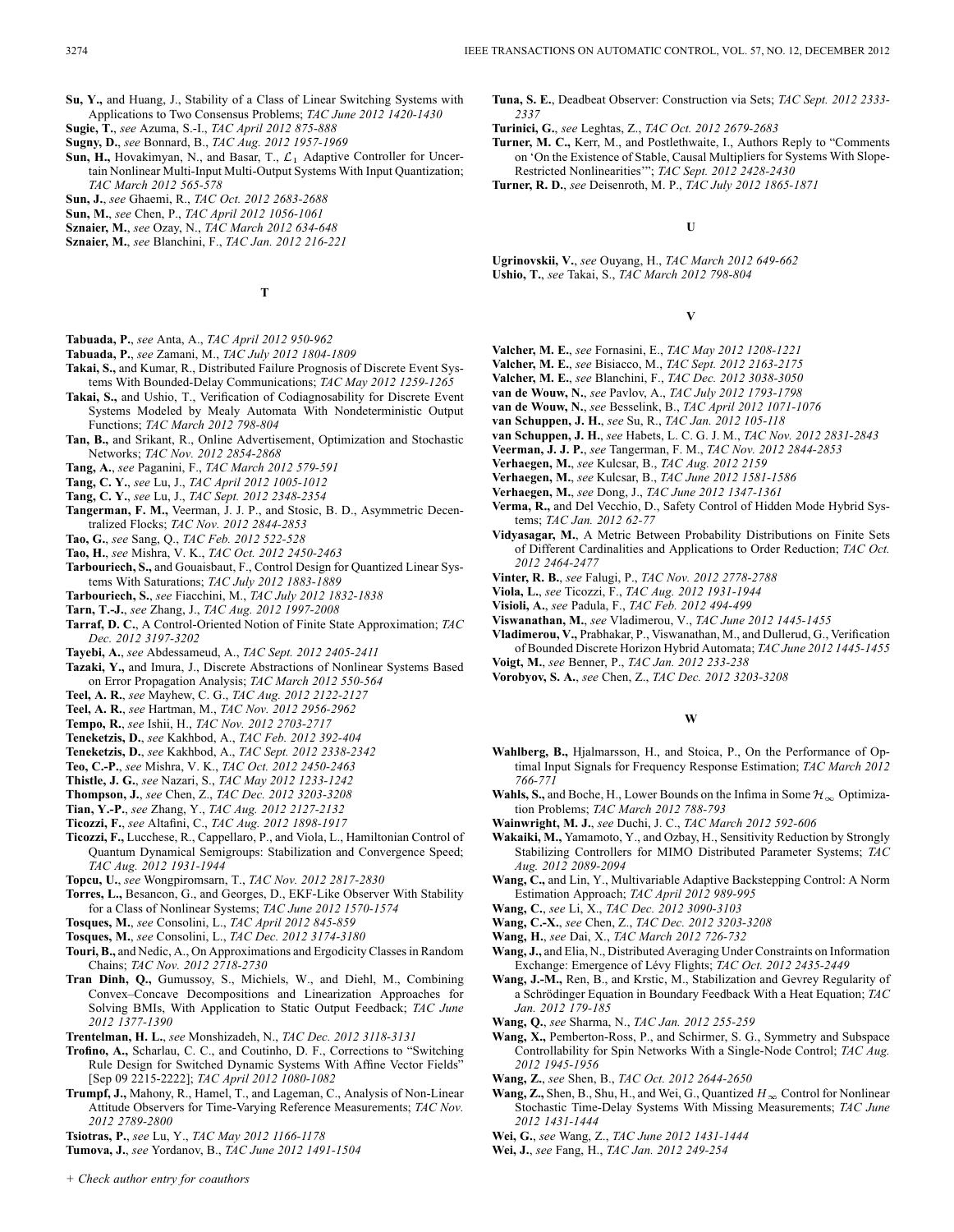**Su, Y.,** and Huang, J., Stability of a Class of Linear Switching Systems with Applications to Two Consensus Problems; *TAC June 2012 1420-1430*

**Sugie, T.**, *see* Azuma, S.-I., *TAC April 2012 875-888*

**Sugny, D.**, *see* Bonnard, B., *TAC Aug. 2012 1957-1969*

**Sun, H.,** Hovakimyan, N., and Basar, T., $\mathcal{L}_1$ Adaptive Controller for Uncertain Nonlinear Multi-Input Multi-Output Systems With Input Quantization; *TAC March 2012 565-578*

**Sun, J.**, *see* Ghaemi, R., *TAC Oct. 2012 2683-2688*

**Sun, M.**, *see* Chen, P., *TAC April 2012 1056-1061*

**Sznaier, M.**, *see* Ozay, N., *TAC March 2012 634-648*

**Sznaier, M.**, *see* Blanchini, F., *TAC Jan. 2012 216-221*

## T

**Tabuada, P.**, *see* Anta, A., *TAC April 2012 950-962*

**Tabuada, P.**, *see* Zamani, M., *TAC July 2012 1804-1809*

**Takai, S.,** and Kumar, R., Distributed Failure Prognosis of Discrete Event Systems With Bounded-Delay Communications; *TAC May 2012 1259-1265*

**Takai, S.,** and Ushio, T., Verification of Codiagnosability for Discrete Event Systems Modeled by Mealy Automata With Nondeterministic Output Functions; *TAC March 2012 798-804*

**Tan, B.,** and Srikant, R., Online Advertisement, Optimization and Stochastic Networks; *TAC Nov. 2012 2854-2868*

**Tang, A.**, *see* Paganini, F., *TAC March 2012 579-591*

**Tang, C. Y.**, *see* Lu, J., *TAC April 2012 1005-1012*

**Tang, C. Y.**, *see* Lu, J., *TAC Sept. 2012 2348-2354*

**Tangerman, F. M.,** Veerman, J. J. P., and Stosic, B. D., Asymmetric Decentralized Flocks; *TAC Nov. 2012 2844-2853*

**Tao, G.**, *see* Sang, Q., *TAC Feb. 2012 522-528*

**Tao, H.**, *see* Mishra, V. K., *TAC Oct. 2012 2450-2463*

**Tarbouriech, S.,** and Gouaisbaut, F., Control Design for Quantized Linear Systems With Saturations; *TAC July 2012 1883-1889*

**Tarbouriech, S.**, *see* Fiacchini, M., *TAC July 2012 1832-1838*

**Tarn, T.-J.**, *see* Zhang, J., *TAC Aug. 2012 1997-2008*

**Tarraf, D. C.**, A Control-Oriented Notion of Finite State Approximation; *TAC Dec. 2012 3197-3202*

**Tayebi, A.**, *see* Abdessameud, A., *TAC Sept. 2012 2405-2411*

**Tazaki, Y.,** and Imura, J., Discrete Abstractions of Nonlinear Systems Based on Error Propagation Analysis; *TAC March 2012 550-564*

**Teel, A. R.**, *see* Mayhew, C. G., *TAC Aug. 2012 2122-2127*

**Teel, A. R.**, *see* Hartman, M., *TAC Nov. 2012 2956-2962*

**Tempo, R.**, *see* Ishii, H., *TAC Nov. 2012 2703-2717*

**Teneketzis, D.**, *see* Kakhbod, A., *TAC Feb. 2012 392-404*

**Teneketzis, D.**, *see* Kakhbod, A., *TAC Sept. 2012 2338-2342*

**Teo, C.-P.**, *see* Mishra, V. K., *TAC Oct. 2012 2450-2463*

**Thistle, J. G.**, *see* Nazari, S., *TAC May 2012 1233-1242*

**Thompson, J.**, *see* Chen, Z., *TAC Dec. 2012 3203-3208*

**Tian, Y.-P.**, *see* Zhang, Y., *TAC Aug. 2012 2127-2132*

**Ticozzi, F.**, *see* Altafini, C., *TAC Aug. 2012 1898-1917*

**Ticozzi, F.,** Lucchese, R., Cappellaro, P., and Viola, L., Hamiltonian Control of Quantum Dynamical Semigroups: Stabilization and Convergence Speed; *TAC Aug. 2012 1931-1944*

**Topcu, U.**, *see* Wongpiromsarn, T., *TAC Nov. 2012 2817-2830*

**Torres, L.,** Besancon, G., and Georges, D., EKF-Like Observer With Stability for a Class of Nonlinear Systems; *TAC June 2012 1570-1574*

**Tosques, M.**, *see* Consolini, L., *TAC April 2012 845-859*

**Tosques, M.**, *see* Consolini, L., *TAC Dec. 2012 3174-3180*

**Touri, B.,** and Nedic, A., On Approximations and Ergodicity Classes in Random Chains; *TAC Nov. 2012 2718-2730*

**Tran Dinh, Q.,** Gumussoy, S., Michiels, W., and Diehl, M., Combining Convex–Concave Decompositions and Linearization Approaches for Solving BMIs, With Application to Static Output Feedback; *TAC June 2012 1377-1390*

**Trentelman, H. L.**, *see* Monshizadeh, N., *TAC Dec. 2012 3118-3131*

**Trofino, A.,** Scharlau, C. C., and Coutinho, D. F., Corrections to "Switching Rule Design for Switched Dynamic Systems With Affine Vector Fields" [Sep 09 2215-2222]; *TAC April 2012 1080-1082*

**Trumpf, J.,** Mahony, R., Hamel, T., and Lageman, C., Analysis of Non-Linear Attitude Observers for Time-Varying Reference Measurements; *TAC Nov. 2012 2789-2800*

**Tsiotras, P.**, *see* Lu, Y., *TAC May 2012 1166-1178*

**Tumova, J.**, *see* Yordanov, B., *TAC June 2012 1491-1504*

**Tuna, S. E.**, Deadbeat Observer: Construction via Sets; *TAC Sept. 2012 2333-2337*

**Turinici, G.**, *see* Leghtas, Z., *TAC Oct. 2012 2679-2683*

**Turner, M. C.,** Kerr, M., and Postlethwaite, I., Authors Reply to "Comments on 'On the Existence of Stable, Causal Multipliers for Systems With Slope-Restricted Nonlinearities'"; *TAC Sept. 2012 2428-2430*

**Turner, R. D.**, *see* Deisenroth, M. P., *TAC July 2012 1865-1871*

## U

**Ugrinovskii, V.**, *see* Ouyang, H., *TAC March 2012 649-662*

**Ushio, T.**, *see* Takai, S., *TAC March 2012 798-804*

## V

**Valcher, M. E.**, *see* Fornasini, E., *TAC May 2012 1208-1221*

**Valcher, M. E.**, *see* Bisiacco, M., *TAC Sept. 2012 2163-2175*

**Valcher, M. E.**, *see* Blanchini, F., *TAC Dec. 2012 3038-3050*

**van de Wouw, N.**, *see* Pavlov, A., *TAC July 2012 1793-1798*

**van de Wouw, N.**, *see* Besselink, B., *TAC April 2012 1071-1076*

**van Schuppen, J. H.**, *see* Su, R., *TAC Jan. 2012 105-118*

**van Schuppen, J. H.**, *see* Habets, L. C. G. J. M., *TAC Nov. 2012 2831-2843*

**Veerman, J. J. P.**, *see* Tangerman, F. M., *TAC Nov. 2012 2844-2853*

**Verhaegen, M.**, *see* Kulcsar, B., *TAC Aug. 2012 2159*

**Verhaegen, M.**, *see* Kulcsar, B., *TAC June 2012 1581-1586*

**Verhaegen, M.**, *see* Dong, J., *TAC June 2012 1347-1361*

**Verma, R.,** and Del Vecchio, D., Safety Control of Hidden Mode Hybrid Systems; *TAC Jan. 2012 62-77*

**Vidyasagar, M.**, A Metric Between Probability Distributions on Finite Sets of Different Cardinalities and Applications to Order Reduction; *TAC Oct. 2012 2464-2477*

**Vinter, R. B.**, *see* Falugi, P., *TAC Nov. 2012 2778-2788*

**Viola, L.**, *see* Ticozzi, F., *TAC Aug. 2012 1931-1944*

**Visioli, A.**, *see* Padula, F., *TAC Feb. 2012 494-499*

**Viswanathan, M.**, *see* Vladimerou, V., *TAC June 2012 1445-1455*

**Vladimerou, V.,** Prabhakar, P., Viswanathan, M., and Dullerud, G., Verification of Bounded Discrete Horizon Hybrid Automata; *TAC June 2012 1445-1455*

**Voigt, M.**, *see* Benner, P., *TAC Jan. 2012 233-238*

**Vorobyov, S. A.**, *see* Chen, Z., *TAC Dec. 2012 3203-3208*

## W

**Wahlberg, B.,** Hjalmarsson, H., and Stoica, P., On the Performance of Optimal Input Signals for Frequency Response Estimation; *TAC March 2012 766-771*

**Wahls, S.,** and Boche, H., Lower Bounds on the Infima in Some $\mathcal{H}_\infty$ Optimization Problems; *TAC March 2012 788-793*

**Wainwright, M. J.**, *see* Duchi, J. C., *TAC March 2012 592-606*

**Wakaiki, M.,** Yamamoto, Y., and Ozbay, H., Sensitivity Reduction by Strongly Stabilizing Controllers for MIMO Distributed Parameter Systems; *TAC Aug. 2012 2089-2094*

**Wang, C.,** and Lin, Y., Multivariable Adaptive Backstepping Control: A Norm Estimation Approach; *TAC April 2012 989-995*

**Wang, C.**, *see* Li, X., *TAC Dec. 2012 3090-3103*

**Wang, C.-X.**, *see* Chen, Z., *TAC Dec. 2012 3203-3208*

**Wang, H.**, *see* Dai, X., *TAC March 2012 726-732*

**Wang, J.,** and Elia, N., Distributed Averaging Under Constraints on Information Exchange: Emergence of Lévy Flights; *TAC Oct. 2012 2435-2449*

**Wang, J.-M.,** Ren, B., and Krstic, M., Stabilization and Gevrey Regularity of a Schrödinger Equation in Boundary Feedback With a Heat Equation; *TAC Jan. 2012 179-185*

**Wang, Q.**, *see* Sharma, N., *TAC Jan. 2012 255-259*

**Wang, X.,** Pemberton-Ross, P., and Schirmer, S. G., Symmetry and Subspace Controllability for Spin Networks With a Single-Node Control; *TAC Aug. 2012 1945-1956*

**Wang, Z.**, *see* Shen, B., *TAC Oct. 2012 2644-2650*

**Wang, Z.,** Shen, B., Shu, H., and Wei, G., Quantized $H_\infty$ Control for Nonlinear Stochastic Time-Delay Systems With Missing Measurements; *TAC June 2012 1431-1444*

**Wei, G.**, *see* Wang, Z., *TAC June 2012 1431-1444*

**Wei, J.**, *see* Fang, H., *TAC Jan. 2012 249-254*

*+ Check author entry for coauthors*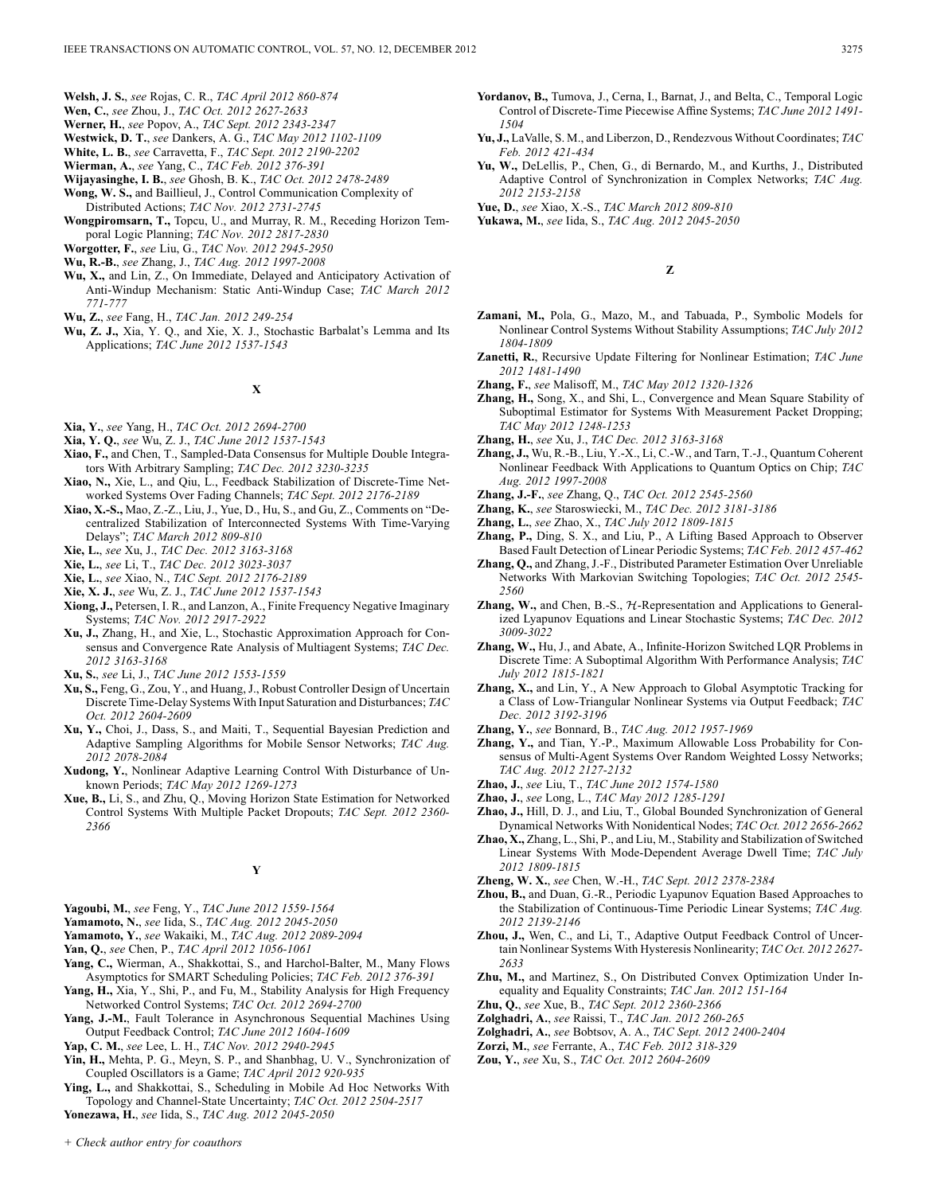**Welsh, J. S.**, *see* Rojas, C. R., *TAC April 2012 860-874*

**Wen, C.**, *see* Zhou, J., *TAC Oct. 2012 2627-2633*

**Werner, H.**, *see* Popov, A., *TAC Sept. 2012 2343-2347*

**Westwick, D. T.**, *see* Dankers, A. G., *TAC May 2012 1102-1109*

**White, L. B.**, *see* Carravetta, F., *TAC Sept. 2012 2190-2202*

**Wierman, A.**, *see* Yang, C., *TAC Feb. 2012 376-391*

**Wijayasinghe, I. B.**, *see* Ghosh, B. K., *TAC Oct. 2012 2478-2489*

**Wong, W. S.**, and Baillieul, J., Control Communication Complexity of Distributed Actions; *TAC Nov. 2012 2731-2745*

**Wongpiromsarn, T.**, Topcu, U., and Murray, R. M., Receding Horizon Temporal Logic Planning; *TAC Nov. 2012 2817-2830*

**Worgotter, F.**, *see* Liu, G., *TAC Nov. 2012 2945-2950*

**Wu, R.-B.**, *see* Zhang, J., *TAC Aug. 2012 1997-2008*

**Wu, X.**, and Lin, Z., On Immediate, Delayed and Anticipatory Activation of Anti-Windup Mechanism: Static Anti-Windup Case; *TAC March 2012 771-777*

**Wu, Z.**, *see* Fang, H., *TAC Jan. 2012 249-254*

**Wu, Z. J.**, Xia, Y. Q., and Xie, X. J., Stochastic Barbalat's Lemma and Its Applications; *TAC June 2012 1537-1543*

## X

**Xia, Y.**, *see* Yang, H., *TAC Oct. 2012 2694-2700*

**Xia, Y. Q.**, *see* Wu, Z. J., *TAC June 2012 1537-1543*

**Xiao, F.**, and Chen, T., Sampled-Data Consensus for Multiple Double Integrators With Arbitrary Sampling; *TAC Dec. 2012 3230-3235*

**Xiao, N.**, Xie, L., and Qiu, L., Feedback Stabilization of Discrete-Time Networked Systems Over Fading Channels; *TAC Sept. 2012 2176-2189*

**Xiao, X.-S.**, Mao, Z.-Z., Liu, J., Yue, D., Hu, S., and Gu, Z., Comments on "Decentralized Stabilization of Interconnected Systems With Time-Varying Delays"; *TAC March 2012 809-810*

**Xie, L.**, *see* Xu, J., *TAC Dec. 2012 3163-3168*

**Xie, L.**, *see* Li, T., *TAC Dec. 2012 3023-3037*

**Xie, L.**, *see* Xiao, N., *TAC Sept. 2012 2176-2189*

**Xie, X. J.**, *see* Wu, Z. J., *TAC June 2012 1537-1543*

**Xiong, J.**, Petersen, I. R., and Lanzon, A., Finite Frequency Negative Imaginary Systems; *TAC Nov. 2012 2917-2922*

**Xu, J.**, Zhang, H., and Xie, L., Stochastic Approximation Approach for Consensus and Convergence Rate Analysis of Multiagent Systems; *TAC Dec. 2012 3163-3168*

**Xu, S.**, *see* Li, J., *TAC June 2012 1553-1559*

**Xu, S.**, Feng, G., Zou, Y., and Huang, J., Robust Controller Design of Uncertain Discrete Time-Delay Systems With Input Saturation and Disturbances; *TAC Oct. 2012 2604-2609*

**Xu, Y.**, Choi, J., Dass, S., and Maiti, T., Sequential Bayesian Prediction and Adaptive Sampling Algorithms for Mobile Sensor Networks; *TAC Aug. 2012 2078-2084*

**Xudong, Y.**, Nonlinear Adaptive Learning Control With Disturbance of Unknown Periods; *TAC May 2012 1269-1273*

**Xue, B.**, Li, S., and Zhu, Q., Moving Horizon State Estimation for Networked Control Systems With Multiple Packet Dropouts; *TAC Sept. 2012 2360-2366*

## Y

**Yagoubi, M.**, *see* Feng, Y., *TAC June 2012 1559-1564*

**Yamamoto, N.**, *see* Iida, S., *TAC Aug. 2012 2045-2050*

**Yamamoto, Y.**, *see* Wakaiki, M., *TAC Aug. 2012 2089-2094*

**Yan, Q.**, *see* Chen, P., *TAC April 2012 1056-1061*

**Yang, C.**, Wierman, A., Shakkottai, S., and Harchol-Balter, M., Many Flows Asymptotics for SMART Scheduling Policies; *TAC Feb. 2012 376-391*

**Yang, H.**, Xia, Y., Shi, P., and Fu, M., Stability Analysis for High Frequency Networked Control Systems; *TAC Oct. 2012 2694-2700*

**Yang, J.-M.**, Fault Tolerance in Asynchronous Sequential Machines Using Output Feedback Control; *TAC June 2012 1604-1609*

**Yap, C. M.**, *see* Lee, L. H., *TAC Nov. 2012 2940-2945*

**Yin, H.**, Mehta, P. G., Meyn, S. P., and Shanbhag, U. V., Synchronization of Coupled Oscillators is a Game; *TAC April 2012 920-935*

**Ying, L.**, and Shakkottai, S., Scheduling in Mobile Ad Hoc Networks With Topology and Channel-State Uncertainty; *TAC Oct. 2012 2504-2517*

**Yonezawa, H.**, *see* Iida, S., *TAC Aug. 2012 2045-2050*

**Yordanov, B.**, Tumova, J., Cerna, I., Barnat, J., and Belta, C., Temporal Logic Control of Discrete-Time Piecewise Affine Systems; *TAC June 2012 1491-1504*

**Yu, J.**, LaValle, S. M., and Liberzon, D., Rendezvous Without Coordinates; *TAC Feb. 2012 421-434*

**Yu, W.**, DeLellis, P., Chen, G., di Bernardo, M., and Kurths, J., Distributed Adaptive Control of Synchronization in Complex Networks; *TAC Aug. 2012 2153-2158*

**Yue, D.**, *see* Xiao, X.-S., *TAC March 2012 809-810*

**Yukawa, M.**, *see* Iida, S., *TAC Aug. 2012 2045-2050*

## Z

**Zamani, M.**, Pola, G., Mazo, M., and Tabuada, P., Symbolic Models for Nonlinear Control Systems Without Stability Assumptions; *TAC July 2012 1804-1809*

**Zanetti, R.**, Recursive Update Filtering for Nonlinear Estimation; *TAC June 2012 1481-1490*

**Zhang, F.**, *see* Malisoff, M., *TAC May 2012 1320-1326*

**Zhang, H.**, Song, X., and Shi, L., Convergence and Mean Square Stability of Suboptimal Estimator for Systems With Measurement Packet Dropping; *TAC May 2012 1248-1253*

**Zhang, H.**, *see* Xu, J., *TAC Dec. 2012 3163-3168*

**Zhang, J.**, Wu, R.-B., Liu, Y.-X., Li, C.-W., and Tarn, T.-J., Quantum Coherent Nonlinear Feedback With Applications to Quantum Optics on Chip; *TAC Aug. 2012 1997-2008*

**Zhang, J.-F.**, *see* Zhang, Q., *TAC Oct. 2012 2545-2560*

**Zhang, K.**, *see* Staroswiecki, M., *TAC Dec. 2012 3181-3186*

**Zhang, L.**, *see* Zhao, X., *TAC July 2012 1809-1815*

**Zhang, P.**, Ding, S. X., and Liu, P., A Lifting Based Approach to Observer Based Fault Detection of Linear Periodic Systems; *TAC Feb. 2012 457-462*

**Zhang, Q.**, and Zhang, J.-F., Distributed Parameter Estimation Over Unreliable Networks With Markovian Switching Topologies; *TAC Oct. 2012 2545-2560*

**Zhang, W.**, and Chen, B.-S., $\mathcal{H}$-Representation and Applications to Generalized Lyapunov Equations and Linear Stochastic Systems; *TAC Dec. 2012 3009-3022*

**Zhang, W.**, Hu, J., and Abate, A., Infinite-Horizon Switched LQR Problems in Discrete Time: A Suboptimal Algorithm With Performance Analysis; *TAC July 2012 1815-1821*

**Zhang, X.**, and Lin, Y., A New Approach to Global Asymptotic Tracking for a Class of Low-Triangular Nonlinear Systems via Output Feedback; *TAC Dec. 2012 3192-3196*

**Zhang, Y.**, *see* Bonnard, B., *TAC Aug. 2012 1957-1969*

**Zhang, Y.**, and Tian, Y.-P., Maximum Allowable Loss Probability for Consensus of Multi-Agent Systems Over Random Weighted Lossy Networks; *TAC Aug. 2012 2127-2132*

**Zhao, J.**, *see* Liu, T., *TAC June 2012 1574-1580*

**Zhao, J.**, *see* Long, L., *TAC May 2012 1285-1291*

**Zhao, J.**, Hill, D. J., and Liu, T., Global Bounded Synchronization of General Dynamical Networks With Nonidentical Nodes; *TAC Oct. 2012 2656-2662*

**Zhao, X.**, Zhang, L., Shi, P., and Liu, M., Stability and Stabilization of Switched Linear Systems With Mode-Dependent Average Dwell Time; *TAC July 2012 1809-1815*

**Zheng, W. X.**, *see* Chen, W.-H., *TAC Sept. 2012 2378-2384*

**Zhou, B.**, and Duan, G.-R., Periodic Lyapunov Equation Based Approaches to the Stabilization of Continuous-Time Periodic Linear Systems; *TAC Aug. 2012 2139-2146*

**Zhou, J.**, Wen, C., and Li, T., Adaptive Output Feedback Control of Uncertain Nonlinear Systems With Hysteresis Nonlinearity; *TAC Oct. 2012 2627-2633*

**Zhu, M.**, and Martinez, S., On Distributed Convex Optimization Under Inequality and Equality Constraints; *TAC Jan. 2012 151-164*

**Zhu, Q.**, *see* Xue, B., *TAC Sept. 2012 2360-2366*

**Zolghadri, A.**, *see* Raissi, T., *TAC Jan. 2012 260-265*

**Zolghadri, A.**, *see* Bobtsov, A. A., *TAC Sept. 2012 2400-2404*

**Zorzi, M.**, *see* Ferrante, A., *TAC Feb. 2012 318-329*

**Zou, Y.**, *see* Xu, S., *TAC Oct. 2012 2604-2609*

*+ Check author entry for coauthors*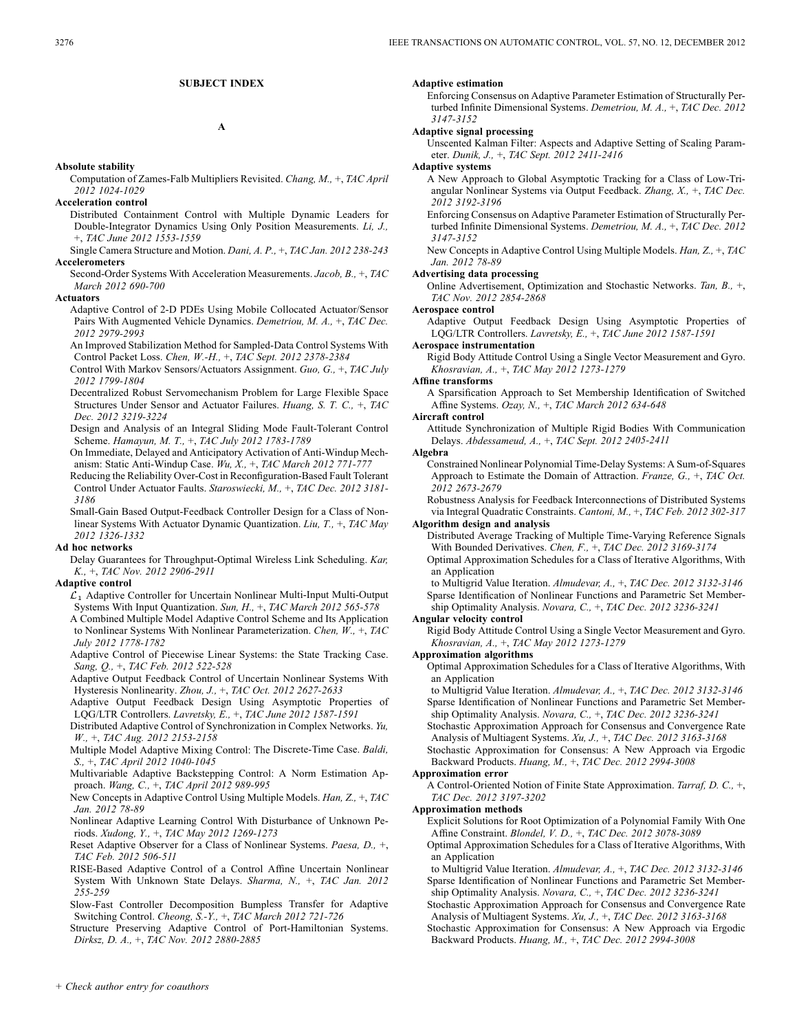## SUBJECT INDEX

### A

**Absolute stability**

Computation of Zames-Falb Multipliers Revisited. *Chang, M.,* +, *TAC April 2012 1024-1029*

**Acceleration control**

Distributed Containment Control with Multiple Dynamic Leaders for Double-Integrator Dynamics Using Only Position Measurements. *Li, J.,* +, *TAC June 2012 1553-1559*

Single Camera Structure and Motion. *Dani, A. P.,* +, *TAC Jan. 2012 238-243*

**Accelerometers**

Second-Order Systems With Acceleration Measurements. *Jacob, B.,* +, *TAC March 2012 690-700*

**Actuators**

Adaptive Control of 2-D PDEs Using Mobile Collocated Actuator/Sensor Pairs With Augmented Vehicle Dynamics. *Demetriou, M. A.,* +, *TAC Dec. 2012 2979-2993*

An Improved Stabilization Method for Sampled-Data Control Systems With Control Packet Loss. *Chen, W.-H.,* +, *TAC Sept. 2012 2378-2384*

Control With Markov Sensors/Actuators Assignment. *Guo, G.,* +, *TAC July 2012 1799-1804*

Decentralized Robust Servomechanism Problem for Large Flexible Space Structures Under Sensor and Actuator Failures. *Huang, S. T. C.,* +, *TAC Dec. 2012 3219-3224*

Design and Analysis of an Integral Sliding Mode Fault-Tolerant Control Scheme. *Hamayun, M. T.,* +, *TAC July 2012 1783-1789*

On Immediate, Delayed and Anticipatory Activation of Anti-Windup Mechanism: Static Anti-Windup Case. *Wu, X.,* +, *TAC March 2012 771-777*

Reducing the Reliability Over-Cost in Reconfiguration-Based Fault Tolerant Control Under Actuator Faults. *Staroswiecki, M.,* +, *TAC Dec. 2012 3181-3186*

Small-Gain Based Output-Feedback Controller Design for a Class of Nonlinear Systems With Actuator Dynamic Quantization. *Liu, T.,* +, *TAC May 2012 1326-1332*

**Ad hoc networks**

Delay Guarantees for Throughput-Optimal Wireless Link Scheduling. *Kar, K.,* +, *TAC Nov. 2012 2906-2911*

**Adaptive control**

$\mathcal{L}_1$ Adaptive Controller for Uncertain Nonlinear Multi-Input Multi-Output Systems With Input Quantization. *Sun, H.,* +, *TAC March 2012 565-578*

A Combined Multiple Model Adaptive Control Scheme and Its Application to Nonlinear Systems With Nonlinear Parameterization. *Chen, W.,* +, *TAC July 2012 1778-1782*

Adaptive Control of Piecewise Linear Systems: the State Tracking Case. *Sang, Q.,* +, *TAC Feb. 2012 522-528*

Adaptive Output Feedback Control of Uncertain Nonlinear Systems With Hysteresis Nonlinearity. *Zhou, J.,* +, *TAC Oct. 2012 2627-2633*

Adaptive Output Feedback Design Using Asymptotic Properties of LQG/LTR Controllers. *Lavretsky, E.,* +, *TAC June 2012 1587-1591*

Distributed Adaptive Control of Synchronization in Complex Networks. *Yu, W.,* +, *TAC Aug. 2012 2153-2158*

Multiple Model Adaptive Mixing Control: The Discrete-Time Case. *Baldi, S.,* +, *TAC April 2012 1040-1045*

Multivariable Adaptive Backstepping Control: A Norm Estimation Approach. *Wang, C.,* +, *TAC April 2012 989-995*

New Concepts in Adaptive Control Using Multiple Models. *Han, Z.,* +, *TAC Jan. 2012 78-89*

Nonlinear Adaptive Learning Control With Disturbance of Unknown Periods. *Xudong, Y.,* +, *TAC May 2012 1269-1273*

Reset Adaptive Observer for a Class of Nonlinear Systems. *Paesa, D.,* +, *TAC Feb. 2012 506-511*

RISE-Based Adaptive Control of a Control Affine Uncertain Nonlinear System With Unknown State Delays. *Sharma, N.,* +, *TAC Jan. 2012 255-259*

Slow-Fast Controller Decomposition Bumpless Transfer for Adaptive Switching Control. *Cheong, S.-Y.,* +, *TAC March 2012 721-726*

Structure Preserving Adaptive Control of Port-Hamiltonian Systems. *Dirksz, D. A.,* +, *TAC Nov. 2012 2880-2885*

**Adaptive estimation**

Enforcing Consensus on Adaptive Parameter Estimation of Structurally Perturbed Infinite Dimensional Systems. *Demetriou, M. A.,* +, *TAC Dec. 2012 3147-3152*

**Adaptive signal processing**

Unscented Kalman Filter: Aspects and Adaptive Setting of Scaling Parameter. *Dunik, J.,* +, *TAC Sept. 2012 2411-2416*

**Adaptive systems**

A New Approach to Global Asymptotic Tracking for a Class of Low-Triangular Nonlinear Systems via Output Feedback. *Zhang, X.,* +, *TAC Dec. 2012 3192-3196*

Enforcing Consensus on Adaptive Parameter Estimation of Structurally Perturbed Infinite Dimensional Systems. *Demetriou, M. A.,* +, *TAC Dec. 2012 3147-3152*

New Concepts in Adaptive Control Using Multiple Models. *Han, Z.,* +, *TAC Jan. 2012 78-89*

**Advertising data processing**

Online Advertisement, Optimization and Stochastic Networks. *Tan, B.,* +, *TAC Nov. 2012 2854-2868*

**Aerospace control**

Adaptive Output Feedback Design Using Asymptotic Properties of LQG/LTR Controllers. *Lavretsky, E.,* +, *TAC June 2012 1587-1591*

**Aerospace instrumentation**

Rigid Body Attitude Control Using a Single Vector Measurement and Gyro. *Khosravian, A.,* +, *TAC May 2012 1273-1279*

**Affine transforms**

A Sparsification Approach to Set Membership Identification of Switched Affine Systems. *Ozay, N.,* +, *TAC March 2012 634-648*

**Aircraft control**

Attitude Synchronization of Multiple Rigid Bodies With Communication Delays. *Abdessameud, A.,* +, *TAC Sept. 2012 2405-2411*

**Algebra**

Constrained Nonlinear Polynomial Time-Delay Systems: A Sum-of-Squares Approach to Estimate the Domain of Attraction. *Franze, G.,* +, *TAC Oct. 2012 2673-2679*

Robustness Analysis for Feedback Interconnections of Distributed Systems via Integral Quadratic Constraints. *Cantoni, M.,* +, *TAC Feb. 2012 302-317*

**Algorithm design and analysis**

Distributed Average Tracking of Multiple Time-Varying Reference Signals With Bounded Derivatives. *Chen, F.,* +, *TAC Dec. 2012 3169-3174*

Optimal Approximation Schedules for a Class of Iterative Algorithms, With an Application to Multigrid Value Iteration. *Almudevar, A.,* +, *TAC Dec. 2012 3132-3146*

Sparse Identification of Nonlinear Functions and Parametric Set Membership Optimality Analysis. *Novara, C.,* +, *TAC Dec. 2012 3236-3241*

**Angular velocity control**

Rigid Body Attitude Control Using a Single Vector Measurement and Gyro. *Khosravian, A.,* +, *TAC May 2012 1273-1279*

**Approximation algorithms**

Optimal Approximation Schedules for a Class of Iterative Algorithms, With an Application to Multigrid Value Iteration. *Almudevar, A.,* +, *TAC Dec. 2012 3132-3146*

Sparse Identification of Nonlinear Functions and Parametric Set Membership Optimality Analysis. *Novara, C.,* +, *TAC Dec. 2012 3236-3241*

Stochastic Approximation Approach for Consensus and Convergence Rate Analysis of Multiagent Systems. *Xu, J.,* +, *TAC Dec. 2012 3163-3168*

Stochastic Approximation for Consensus: A New Approach via Ergodic Backward Products. *Huang, M.,* +, *TAC Dec. 2012 2994-3008*

**Approximation error**

A Control-Oriented Notion of Finite State Approximation. *Tarraf, D. C.,* +, *TAC Dec. 2012 3197-3202*

**Approximation methods**

Explicit Solutions for Root Optimization of a Polynomial Family With One Affine Constraint. *Blondel, V. D.,* +, *TAC Dec. 2012 3078-3089*

Optimal Approximation Schedules for a Class of Iterative Algorithms, With an Application to Multigrid Value Iteration. *Almudevar, A.,* +, *TAC Dec. 2012 3132-3146*

Sparse Identification of Nonlinear Functions and Parametric Set Membership Optimality Analysis. *Novara, C.,* +, *TAC Dec. 2012 3236-3241*

Stochastic Approximation Approach for Consensus and Convergence Rate Analysis of Multiagent Systems. *Xu, J.,* +, *TAC Dec. 2012 3163-3168*

Stochastic Approximation for Consensus: A New Approach via Ergodic Backward Products. *Huang, M.,* +, *TAC Dec. 2012 2994-3008*

*+ Check author entry for coauthors*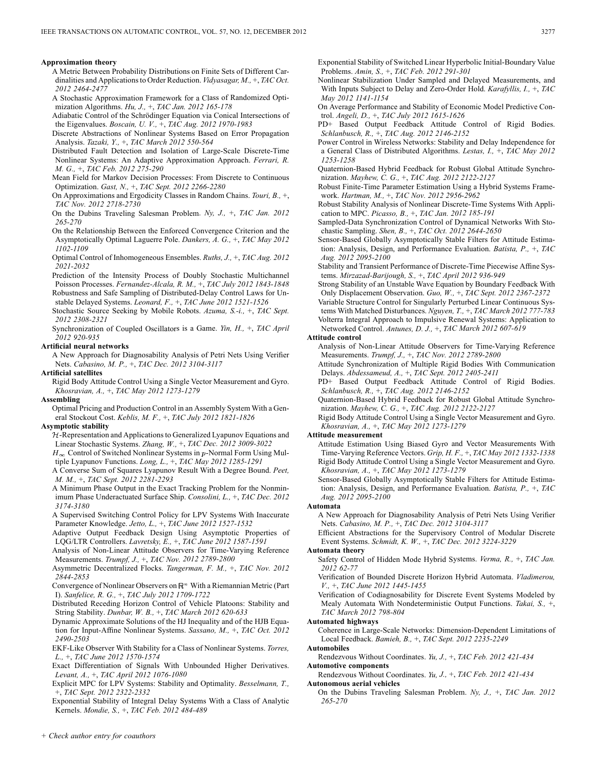**Approximation theory**

A Metric Between Probability Distributions on Finite Sets of Different Cardinalities and Applications to Order Reduction. *Vidyasagar, M.,* +, *TAC Oct. 2012 2464-2477*

A Stochastic Approximation Framework for a Class of Randomized Optimization Algorithms. *Hu, J.,* +, *TAC Jan. 2012 165-178*

Adiabatic Control of the Schrödinger Equation via Conical Intersections of the Eigenvalues. *Boscain, U. V.,* +, *TAC Aug. 2012 1970-1983*

Discrete Abstractions of Nonlinear Systems Based on Error Propagation Analysis. *Tazaki, Y.,* +, *TAC March 2012 550-564*

Distributed Fault Detection and Isolation of Large-Scale Discrete-Time Nonlinear Systems: An Adaptive Approximation Approach. *Ferrari, R. M. G.,* +, *TAC Feb. 2012 275-290*

Mean Field for Markov Decision Processes: From Discrete to Continuous Optimization. *Gast, N.,* +, *TAC Sept. 2012 2266-2280*

On Approximations and Ergodicity Classes in Random Chains. *Touri, B.,* +, *TAC Nov. 2012 2718-2730*

On the Dubins Traveling Salesman Problem. *Ny, J.,* +, *TAC Jan. 2012 265-270*

On the Relationship Between the Enforced Convergence Criterion and the Asymptotically Optimal Laguerre Pole. *Dankers, A. G.,* +, *TAC May 2012 1102-1109*

Optimal Control of Inhomogeneous Ensembles. *Ruths, J.,* +, *TAC Aug. 2012 2021-2032*

Prediction of the Intensity Process of Doubly Stochastic Multichannel Poisson Processes. *Fernandez-Alcala, R. M.,* +, *TAC July 2012 1843-1848*

Robustness and Safe Sampling of Distributed-Delay Control Laws for Unstable Delayed Systems. *Leonard, F.,* +, *TAC June 2012 1521-1526*

Stochastic Source Seeking by Mobile Robots. *Azuma, S.-i.,* +, *TAC Sept. 2012 2308-2321*

Synchronization of Coupled Oscillators is a Game. *Yin, H.,* +, *TAC April 2012 920-935*

**Artificial neural networks**

A New Approach for Diagnosability Analysis of Petri Nets Using Verifier Nets. *Cabasino, M. P.,* +, *TAC Dec. 2012 3104-3117*

**Artificial satellites**

Rigid Body Attitude Control Using a Single Vector Measurement and Gyro. *Khosravian, A.,* +, *TAC May 2012 1273-1279*

**Assembling**

Optimal Pricing and Production Control in an Assembly System With a General Stockout Cost. *Keblis, M. F.,* +, *TAC July 2012 1821-1826*

**Asymptotic stability**

$\mathcal{H}$-Representation and Applications to Generalized Lyapunov Equations and Linear Stochastic Systems. *Zhang, W.,* +, *TAC Dec. 2012 3009-3022*

$H_\infty$ Control of Switched Nonlinear Systems in $p$-Normal Form Using Multiple Lyapunov Functions. *Long, L.,* +, *TAC May 2012 1285-1291*

A Converse Sum of Squares Lyapunov Result With a Degree Bound. *Peet, M. M.,* +, *TAC Sept. 2012 2281-2293*

A Minimum Phase Output in the Exact Tracking Problem for the Nonminimum Phase Underactuated Surface Ship. *Consolini, L.,* +, *TAC Dec. 2012 3174-3180*

A Supervised Switching Control Policy for LPV Systems With Inaccurate Parameter Knowledge. *Jetto, L.,* +, *TAC June 2012 1527-1532*

Adaptive Output Feedback Design Using Asymptotic Properties of LQG/LTR Controllers. *Lavretsky, E.,* +, *TAC June 2012 1587-1591*

Analysis of Non-Linear Attitude Observers for Time-Varying Reference Measurements. *Trumpf, J.,* +, *TAC Nov. 2012 2789-2800*

Asymmetric Decentralized Flocks. *Tangerman, F. M.,* +, *TAC Nov. 2012 2844-2853*

Convergence of Nonlinear Observers on $\mathbb{R}^n$ With a Riemannian Metric (Part I). *Sanfelice, R. G.,* +, *TAC July 2012 1709-1722*

Distributed Receding Horizon Control of Vehicle Platoons: Stability and String Stability. *Dunbar, W. B.,* +, *TAC March 2012 620-633*

Dynamic Approximate Solutions of the HJ Inequality and of the HJB Equation for Input-Affine Nonlinear Systems. *Sassano, M.,* +, *TAC Oct. 2012 2490-2503*

EKF-Like Observer With Stability for a Class of Nonlinear Systems. *Torres, L.,* +, *TAC June 2012 1570-1574*

Exact Differentiation of Signals With Unbounded Higher Derivatives. *Levant, A.,* +, *TAC April 2012 1076-1080*

Explicit MPC for LPV Systems: Stability and Optimality. *Besselmann, T.,* +, *TAC Sept. 2012 2322-2332*

Exponential Stability of Integral Delay Systems With a Class of Analytic Kernels. *Mondie, S.,* +, *TAC Feb. 2012 484-489*

Exponential Stability of Switched Linear Hyperbolic Initial-Boundary Value Problems. *Amin, S.,* +, *TAC Feb. 2012 291-301*

Nonlinear Stabilization Under Sampled and Delayed Measurements, and With Inputs Subject to Delay and Zero-Order Hold. *Karafyllis, I.,* +, *TAC May 2012 1141-1154*

On Average Performance and Stability of Economic Model Predictive Control. *Angeli, D.,* +, *TAC July 2012 1615-1626*

PD+ Based Output Feedback Attitude Control of Rigid Bodies. *Schlanbusch, R.,* +, *TAC Aug. 2012 2146-2152*

Power Control in Wireless Networks: Stability and Delay Independence for a General Class of Distributed Algorithms. *Lestas, I.,* +, *TAC May 2012 1253-1258*

Quaternion-Based Hybrid Feedback for Robust Global Attitude Synchronization. *Mayhew, C. G.,* +, *TAC Aug. 2012 2122-2127*

Robust Finite-Time Parameter Estimation Using a Hybrid Systems Framework. *Hartman, M.,* +, *TAC Nov. 2012 2956-2962*

Robust Stability Analysis of Nonlinear Discrete-Time Systems With Application to MPC. *Picasso, B.,* +, *TAC Jan. 2012 185-191*

Sampled-Data Synchronization Control of Dynamical Networks With Stochastic Sampling. *Shen, B.,* +, *TAC Oct. 2012 2644-2650*

Sensor-Based Globally Asymptotically Stable Filters for Attitude Estimation: Analysis, Design, and Performance Evaluation. *Batista, P.,* +, *TAC Aug. 2012 2095-2100*

Stability and Transient Performance of Discrete-Time Piecewise Affine Systems. *Mirzazad-Barijough, S.,* +, *TAC April 2012 936-949*

Strong Stability of an Unstable Wave Equation by Boundary Feedback With Only Displacement Observation. *Guo, W.,* +, *TAC Sept. 2012 2367-2372*

Variable Structure Control for Singularly Perturbed Linear Continuous Systems With Matched Disturbances. *Nguyen, T.,* +, *TAC March 2012 777-783*

Volterra Integral Approach to Impulsive Renewal Systems: Application to Networked Control. *Antunes, D. J.,* +, *TAC March 2012 607-619*

**Attitude control**

Analysis of Non-Linear Attitude Observers for Time-Varying Reference Measurements. *Trumpf, J.,* +, *TAC Nov. 2012 2789-2800*

Attitude Synchronization of Multiple Rigid Bodies With Communication Delays. *Abdessameud, A.,* +, *TAC Sept. 2012 2405-2411*

PD+ Based Output Feedback Attitude Control of Rigid Bodies. *Schlanbusch, R.,* +, *TAC Aug. 2012 2146-2152*

Quaternion-Based Hybrid Feedback for Robust Global Attitude Synchronization. *Mayhew, C. G.,* +, *TAC Aug. 2012 2122-2127*

Rigid Body Attitude Control Using a Single Vector Measurement and Gyro. *Khosravian, A.,* +, *TAC May 2012 1273-1279*

**Attitude measurement**

Attitude Estimation Using Biased Gyro and Vector Measurements With Time-Varying Reference Vectors. *Grip, H. F.,* +, *TAC May 2012 1332-1338*

Rigid Body Attitude Control Using a Single Vector Measurement and Gyro. *Khosravian, A.,* +, *TAC May 2012 1273-1279*

Sensor-Based Globally Asymptotically Stable Filters for Attitude Estimation: Analysis, Design, and Performance Evaluation. *Batista, P.,* +, *TAC Aug. 2012 2095-2100*

**Automata**

A New Approach for Diagnosability Analysis of Petri Nets Using Verifier Nets. *Cabasino, M. P.,* +, *TAC Dec. 2012 3104-3117*

Efficient Abstractions for the Supervisory Control of Modular Discrete Event Systems. *Schmidt, K. W.,* +, *TAC Dec. 2012 3224-3229*

**Automata theory**

Safety Control of Hidden Mode Hybrid Systems. *Verma, R.,* +, *TAC Jan. 2012 62-77*

Verification of Bounded Discrete Horizon Hybrid Automata. *Vladimerou, V.,* +, *TAC June 2012 1445-1455*

Verification of Codiagnosability for Discrete Event Systems Modeled by Mealy Automata With Nondeterministic Output Functions. *Takai, S.,* +, *TAC March 2012 798-804*

**Automated highways**

Coherence in Large-Scale Networks: Dimension-Dependent Limitations of Local Feedback. *Bamieh, B.,* +, *TAC Sept. 2012 2235-2249*

**Automobiles**

Rendezvous Without Coordinates. *Yu, J.,* +, *TAC Feb. 2012 421-434*

**Automotive components**

Rendezvous Without Coordinates. *Yu, J.,* +, *TAC Feb. 2012 421-434*

**Autonomous aerial vehicles**

On the Dubins Traveling Salesman Problem. *Ny, J.,* +, *TAC Jan. 2012 265-270*

+ *Check author entry for coauthors*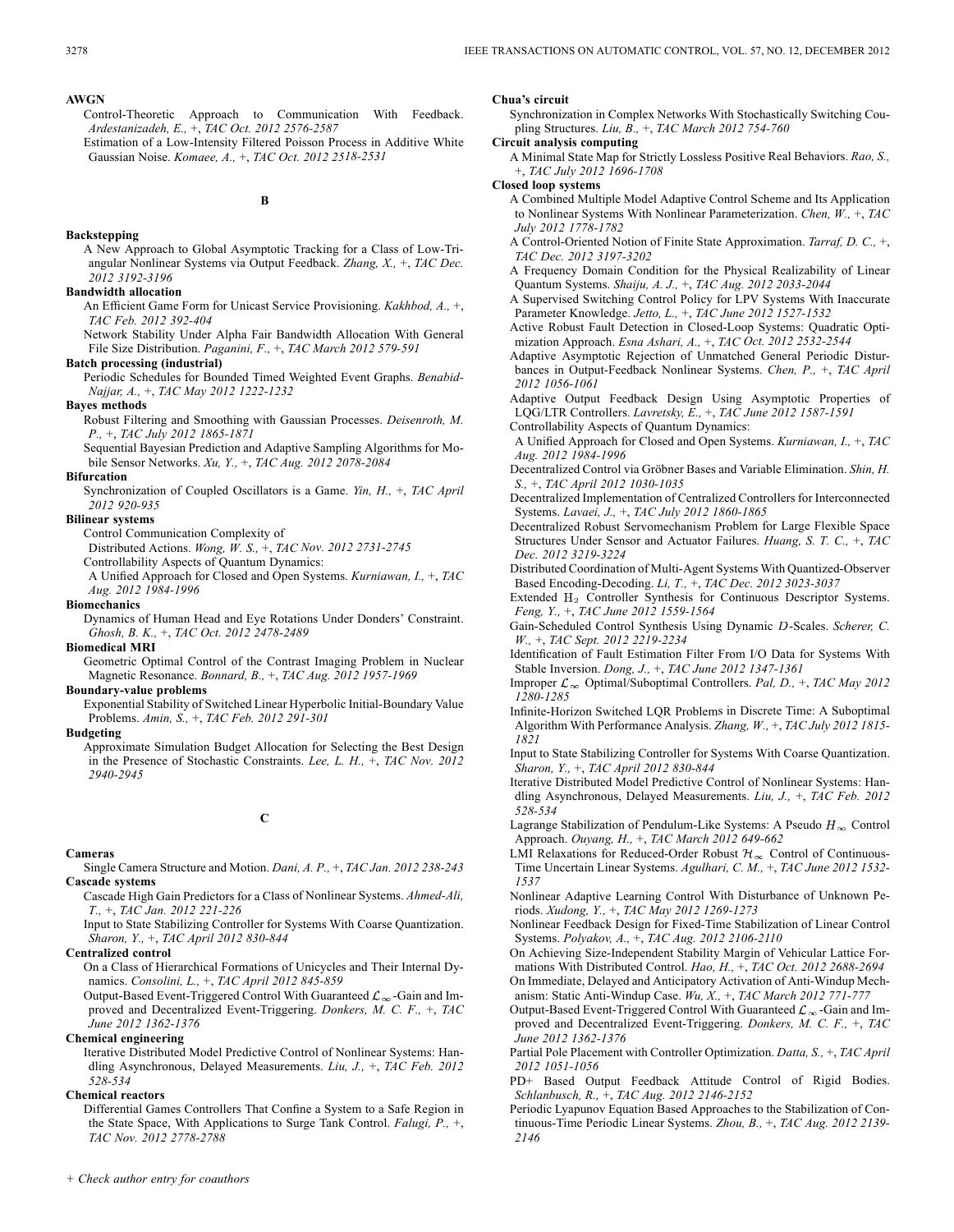**AWGN**

Control-Theoretic Approach to Communication With Feedback. *Ardestanizadeh, E.,* +, *TAC Oct. 2012 2576-2587*

Estimation of a Low-Intensity Filtered Poisson Process in Additive White Gaussian Noise. *Komaee, A.,* +, *TAC Oct. 2012 2518-2531*

## B

**Backstepping**

A New Approach to Global Asymptotic Tracking for a Class of Low-Triangular Nonlinear Systems via Output Feedback. *Zhang, X.,* +, *TAC Dec. 2012 3192-3196*

**Bandwidth allocation**

An Efficient Game Form for Unicast Service Provisioning. *Kakhbod, A.,* +, *TAC Feb. 2012 392-404*

Network Stability Under Alpha Fair Bandwidth Allocation With General File Size Distribution. *Paganini, F.,* +, *TAC March 2012 579-591*

**Batch processing (industrial)**

Periodic Schedules for Bounded Timed Weighted Event Graphs. *Benabid-Najjar, A.,* +, *TAC May 2012 1222-1232*

**Bayes methods**

Robust Filtering and Smoothing with Gaussian Processes. *Deisenroth, M. P.,* +, *TAC July 2012 1865-1871*

Sequential Bayesian Prediction and Adaptive Sampling Algorithms for Mobile Sensor Networks. *Xu, Y.,* +, *TAC Aug. 2012 2078-2084*

**Bifurcation**

Synchronization of Coupled Oscillators is a Game. *Yin, H.,* +, *TAC April 2012 920-935*

**Bilinear systems**

Control Communication Complexity of Distributed Actions. *Wong, W. S.,* +, *TAC Nov. 2012 2731-2745*

Controllability Aspects of Quantum Dynamics: A Unified Approach for Closed and Open Systems. *Kurniawan, I.,* +, *TAC Aug. 2012 1984-1996*

**Biomechanics**

Dynamics of Human Head and Eye Rotations Under Donders' Constraint. *Ghosh, B. K.,* +, *TAC Oct. 2012 2478-2489*

**Biomedical MRI**

Geometric Optimal Control of the Contrast Imaging Problem in Nuclear Magnetic Resonance. *Bonnard, B.,* +, *TAC Aug. 2012 1957-1969*

**Boundary-value problems**

Exponential Stability of Switched Linear Hyperbolic Initial-Boundary Value Problems. *Amin, S.,* +, *TAC Feb. 2012 291-301*

**Budgeting**

Approximate Simulation Budget Allocation for Selecting the Best Design in the Presence of Stochastic Constraints. *Lee, L. H.,* +, *TAC Nov. 2012 2940-2945*

## C

**Cameras**

Single Camera Structure and Motion. *Dani, A. P.,* +, *TAC Jan. 2012 238-243*

**Cascade systems**

Cascade High Gain Predictors for a Class of Nonlinear Systems. *Ahmed-Ali, T.,* +, *TAC Jan. 2012 221-226*

Input to State Stabilizing Controller for Systems With Coarse Quantization. *Sharon, Y.,* +, *TAC April 2012 830-844*

**Centralized control**

On a Class of Hierarchical Formations of Unicycles and Their Internal Dynamics. *Consolini, L.,* +, *TAC April 2012 845-859*

Output-Based Event-Triggered Control With Guaranteed $\mathcal{L}_\infty$-Gain and Improved and Decentralized Event-Triggering. *Donkers, M. C. F.,* +, *TAC June 2012 1362-1376*

**Chemical engineering**

Iterative Distributed Model Predictive Control of Nonlinear Systems: Handling Asynchronous, Delayed Measurements. *Liu, J.,* +, *TAC Feb. 2012 528-534*

**Chemical reactors**

Differential Games Controllers That Confine a System to a Safe Region in the State Space, With Applications to Surge Tank Control. *Falugi, P.,* +, *TAC Nov. 2012 2778-2788*

**Chua's circuit**

Synchronization in Complex Networks With Stochastically Switching Coupling Structures. *Liu, B.,* +, *TAC March 2012 754-760*

**Circuit analysis computing**

A Minimal State Map for Strictly Lossless Positive Real Behaviors. *Rao, S.,* +, *TAC July 2012 1696-1708*

**Closed loop systems**

A Combined Multiple Model Adaptive Control Scheme and Its Application to Nonlinear Systems With Nonlinear Parameterization. *Chen, W.,* +, *TAC July 2012 1778-1782*

A Control-Oriented Notion of Finite State Approximation. *Tarraf, D. C.,* +, *TAC Dec. 2012 3197-3202*

A Frequency Domain Condition for the Physical Realizability of Linear Quantum Systems. *Shaiju, A. J.,* +, *TAC Aug. 2012 2033-2044*

A Supervised Switching Control Policy for LPV Systems With Inaccurate Parameter Knowledge. *Jetto, L.,* +, *TAC June 2012 1527-1532*

Active Robust Fault Detection in Closed-Loop Systems: Quadratic Optimization Approach. *Esna Ashari, A.,* +, *TAC Oct. 2012 2532-2544*

Adaptive Asymptotic Rejection of Unmatched General Periodic Disturbances in Output-Feedback Nonlinear Systems. *Chen, P.,* +, *TAC April 2012 1056-1061*

Adaptive Output Feedback Design Using Asymptotic Properties of LQG/LTR Controllers. *Lavretsky, E.,* +, *TAC June 2012 1587-1591*

Controllability Aspects of Quantum Dynamics: A Unified Approach for Closed and Open Systems. *Kurniawan, I.,* +, *TAC Aug. 2012 1984-1996*

Decentralized Control via Gröbner Bases and Variable Elimination. *Shin, H. S.,* +, *TAC April 2012 1030-1035*

Decentralized Implementation of Centralized Controllers for Interconnected Systems. *Lavaei, J.,* +, *TAC July 2012 1860-1865*

Decentralized Robust Servomechanism Problem for Large Flexible Space Structures Under Sensor and Actuator Failures. *Huang, S. T. C.,* +, *TAC Dec. 2012 3219-3224*

Distributed Coordination of Multi-Agent Systems With Quantized-Observer Based Encoding-Decoding. *Li, T.,* +, *TAC Dec. 2012 3023-3037*

Extended $\mathrm{H}_2$ Controller Synthesis for Continuous Descriptor Systems. *Feng, Y.,* +, *TAC June 2012 1559-1564*

Gain-Scheduled Control Synthesis Using Dynamic $D$-Scales. *Scherer, C. W.,* +, *TAC Sept. 2012 2219-2234*

Identification of Fault Estimation Filter From I/O Data for Systems With Stable Inversion. *Dong, J.,* +, *TAC June 2012 1347-1361*

Improper $\mathcal{L}_\infty$ Optimal/Suboptimal Controllers. *Pal, D.,* +, *TAC May 2012 1280-1285*

Infinite-Horizon Switched LQR Problems in Discrete Time: A Suboptimal Algorithm With Performance Analysis. *Zhang, W.,* +, *TAC July 2012 1815-1821*

Input to State Stabilizing Controller for Systems With Coarse Quantization. *Sharon, Y.,* +, *TAC April 2012 830-844*

Iterative Distributed Model Predictive Control of Nonlinear Systems: Handling Asynchronous, Delayed Measurements. *Liu, J.,* +, *TAC Feb. 2012 528-534*

Lagrange Stabilization of Pendulum-Like Systems: A Pseudo $H_\infty$ Control Approach. *Ouyang, H.,* +, *TAC March 2012 649-662*

LMI Relaxations for Reduced-Order Robust $\mathcal{H}_\infty$ Control of Continuous-Time Uncertain Linear Systems. *Agulhari, C. M.,* +, *TAC June 2012 1532-1537*

Nonlinear Adaptive Learning Control With Disturbance of Unknown Periods. *Xudong, Y.,* +, *TAC May 2012 1269-1273*

Nonlinear Feedback Design for Fixed-Time Stabilization of Linear Control Systems. *Polyakov, A.,* +, *TAC Aug. 2012 2106-2110*

On Achieving Size-Independent Stability Margin of Vehicular Lattice Formations With Distributed Control. *Hao, H.,* +, *TAC Oct. 2012 2688-2694*

On Immediate, Delayed and Anticipatory Activation of Anti-Windup Mechanism: Static Anti-Windup Case. *Wu, X.,* +, *TAC March 2012 771-777*

Output-Based Event-Triggered Control With Guaranteed $\mathcal{L}_\infty$-Gain and Improved and Decentralized Event-Triggering. *Donkers, M. C. F.,* +, *TAC June 2012 1362-1376*

Partial Pole Placement with Controller Optimization. *Datta, S.,* +, *TAC April 2012 1051-1056*

PD+ Based Output Feedback Attitude Control of Rigid Bodies. *Schlanbusch, R.,* +, *TAC Aug. 2012 2146-2152*

Periodic Lyapunov Equation Based Approaches to the Stabilization of Continuous-Time Periodic Linear Systems. *Zhou, B.,* +, *TAC Aug. 2012 2139-2146*

*+ Check author entry for coauthors*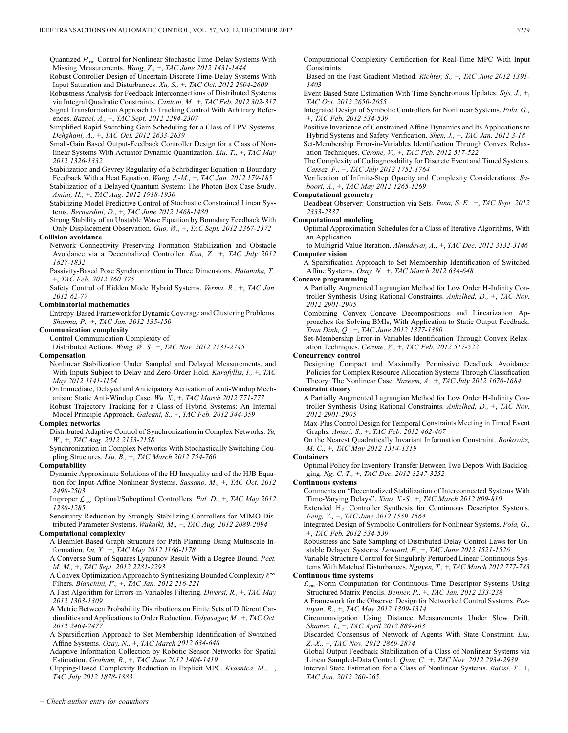Quantized $H_\infty$ Control for Nonlinear Stochastic Time-Delay Systems With Missing Measurements. *Wang, Z.,* +, *TAC June 2012 1431-1444*

Robust Controller Design of Uncertain Discrete Time-Delay Systems With Input Saturation and Disturbances. *Xu, S.,* +, *TAC Oct. 2012 2604-2609*

Robustness Analysis for Feedback Interconnections of Distributed Systems via Integral Quadratic Constraints. *Cantoni, M.,* +, *TAC Feb. 2012 302-317*

Signal Transformation Approach to Tracking Control With Arbitrary References. *Bazaei, A.,* +, *TAC Sept. 2012 2294-2307*

Simplified Rapid Switching Gain Scheduling for a Class of LPV Systems. *Dehghani, A.,* +, *TAC Oct. 2012 2633-2639*

Small-Gain Based Output-Feedback Controller Design for a Class of Nonlinear Systems With Actuator Dynamic Quantization. *Liu, T.,* +, *TAC May 2012 1326-1332*

Stabilization and Gevrey Regularity of a Schrödinger Equation in Boundary Feedback With a Heat Equation. *Wang, J.-M.,* +, *TAC Jan. 2012 179-185*

Stabilization of a Delayed Quantum System: The Photon Box Case-Study. *Amini, H.,* +, *TAC Aug. 2012 1918-1930*

Stabilizing Model Predictive Control of Stochastic Constrained Linear Systems. *Bernardini, D.,* +, *TAC June 2012 1468-1480*

Strong Stability of an Unstable Wave Equation by Boundary Feedback With Only Displacement Observation. *Guo, W.,* +, *TAC Sept. 2012 2367-2372*

**Collision avoidance**

Network Connectivity Preserving Formation Stabilization and Obstacle Avoidance via a Decentralized Controller. *Kan, Z.,* +, *TAC July 2012 1827-1832*

Passivity-Based Pose Synchronization in Three Dimensions. *Hatanaka, T.,* +, *TAC Feb. 2012 360-375*

Safety Control of Hidden Mode Hybrid Systems. *Verma, R.,* +, *TAC Jan. 2012 62-77*

**Combinatorial mathematics**

Entropy-Based Framework for Dynamic Coverage and Clustering Problems. *Sharma, P.,* +, *TAC Jan. 2012 135-150*

**Communication complexity**

Control Communication Complexity of Distributed Actions. *Wong, W. S.,* +, *TAC Nov. 2012 2731-2745*

**Compensation**

Nonlinear Stabilization Under Sampled and Delayed Measurements, and With Inputs Subject to Delay and Zero-Order Hold. *Karafyllis, I.,* +, *TAC May 2012 1141-1154*

On Immediate, Delayed and Anticipatory Activation of Anti-Windup Mechanism: Static Anti-Windup Case. *Wu, X.,* +, *TAC March 2012 771-777*

Robust Trajectory Tracking for a Class of Hybrid Systems: An Internal Model Principle Approach. *Galeani, S.,* +, *TAC Feb. 2012 344-359*

**Complex networks**

Distributed Adaptive Control of Synchronization in Complex Networks. *Yu, W.,* +, *TAC Aug. 2012 2153-2158*

Synchronization in Complex Networks With Stochastically Switching Coupling Structures. *Liu, B.,* +, *TAC March 2012 754-760*

**Computability**

Dynamic Approximate Solutions of the HJ Inequality and of the HJB Equation for Input-Affine Nonlinear Systems. *Sassano, M.,* +, *TAC Oct. 2012 2490-2503*

Improper $\mathcal{L}_\infty$ Optimal/Suboptimal Controllers. *Pal, D.,* +, *TAC May 2012 1280-1285*

Sensitivity Reduction by Strongly Stabilizing Controllers for MIMO Distributed Parameter Systems. *Wakaiki, M.,* +, *TAC Aug. 2012 2089-2094*

**Computational complexity**

A Beamlet-Based Graph Structure for Path Planning Using Multiscale Information. *Lu, Y.,* +, *TAC May 2012 1166-1178*

A Converse Sum of Squares Lyapunov Result With a Degree Bound. *Peet, M. M.,* +, *TAC Sept. 2012 2281-2293*

A Convex Optimization Approach to Synthesizing Bounded Complexity $\ell^\infty$ Filters. *Blanchini, F.,* +, *TAC Jan. 2012 216-221*

A Fast Algorithm for Errors-in-Variables Filtering. *Diversi, R.,* +, *TAC May 2012 1303-1309*

A Metric Between Probability Distributions on Finite Sets of Different Cardinalities and Applications to Order Reduction. *Vidyasagar, M.,* +, *TAC Oct. 2012 2464-2477*

A Sparsification Approach to Set Membership Identification of Switched Affine Systems. *Ozay, N.,* +, *TAC March 2012 634-648*

Adaptive Information Collection by Robotic Sensor Networks for Spatial Estimation. *Graham, R.,* +, *TAC June 2012 1404-1419*

Clipping-Based Complexity Reduction in Explicit MPC. *Kvasnica, M.,* +, *TAC July 2012 1878-1883*

Computational Complexity Certification for Real-Time MPC With Input Constraints Based on the Fast Gradient Method. *Richter, S.,* +, *TAC June 2012 1391-1403*

Event Based State Estimation With Time Synchronous Updates. *Sijs, J.,* +, *TAC Oct. 2012 2650-2655*

Integrated Design of Symbolic Controllers for Nonlinear Systems. *Pola, G.,* +, *TAC Feb. 2012 534-539*

Positive Invariance of Constrained Affine Dynamics and Its Applications to Hybrid Systems and Safety Verification. *Shen, J.,* +, *TAC Jan. 2012 3-18*

Set-Membership Error-in-Variables Identification Through Convex Relaxation Techniques. *Cerone, V.,* +, *TAC Feb. 2012 517-522*

The Complexity of Codiagnosability for Discrete Event and Timed Systems. *Cassez, F.,* +, *TAC July 2012 1752-1764*

Verification of Infinite-Step Opacity and Complexity Considerations. *Saboori, A.,* +, *TAC May 2012 1265-1269*

**Computational geometry**

Deadbeat Observer: Construction via Sets. *Tuna, S. E.,* +, *TAC Sept. 2012 2333-2337*

**Computational modeling**

Optimal Approximation Schedules for a Class of Iterative Algorithms, With an Application to Multigrid Value Iteration. *Almudevar, A.,* +, *TAC Dec. 2012 3132-3146*

**Computer vision**

A Sparsification Approach to Set Membership Identification of Switched Affine Systems. *Ozay, N.,* +, *TAC March 2012 634-648*

**Concave programming**

A Partially Augmented Lagrangian Method for Low Order H-Infinity Controller Synthesis Using Rational Constraints. *Ankelhed, D.,* +, *TAC Nov. 2012 2901-2905*

Combining Convex–Concave Decompositions and Linearization Approaches for Solving BMIs, With Application to Static Output Feedback. *Tran Dinh, Q.,* +, *TAC June 2012 1377-1390*

Set-Membership Error-in-Variables Identification Through Convex Relaxation Techniques. *Cerone, V.,* +, *TAC Feb. 2012 517-522*

**Concurrency control**

Designing Compact and Maximally Permissive Deadlock Avoidance Policies for Complex Resource Allocation Systems Through Classification Theory: The Nonlinear Case. *Nazeem, A.,* +, *TAC July 2012 1670-1684*

**Constraint theory**

A Partially Augmented Lagrangian Method for Low Order H-Infinity Controller Synthesis Using Rational Constraints. *Ankelhed, D.,* +, *TAC Nov. 2012 2901-2905*

Max-Plus Control Design for Temporal Constraints Meeting in Timed Event Graphs. *Amari, S.,* +, *TAC Feb. 2012 462-467*

On the Nearest Quadratically Invariant Information Constraint. *Rotkowitz, M. C.,* +, *TAC May 2012 1314-1319*

**Containers**

Optimal Policy for Inventory Transfer Between Two Depots With Backlogging. *Ng, C. T.,* +, *TAC Dec. 2012 3247-3252*

**Continuous systems**

Comments on "Decentralized Stabilization of Interconnected Systems With Time-Varying Delays". *Xiao, X.-S.,* +, *TAC March 2012 809-810*

Extended $H_2$ Controller Synthesis for Continuous Descriptor Systems. *Feng, Y.,* +, *TAC June 2012 1559-1564*

Integrated Design of Symbolic Controllers for Nonlinear Systems. *Pola, G.,* +, *TAC Feb. 2012 534-539*

Robustness and Safe Sampling of Distributed-Delay Control Laws for Unstable Delayed Systems. *Leonard, F.,* +, *TAC June 2012 1521-1526*

Variable Structure Control for Singularly Perturbed Linear Continuous Systems With Matched Disturbances. *Nguyen, T.,* +, *TAC March 2012 777-783*

**Continuous time systems**

$\mathcal{L}_\infty$-Norm Computation for Continuous-Time Descriptor Systems Using Structured Matrix Pencils. *Benner, P.,* +, *TAC Jan. 2012 233-238*

A Framework for the Observer Design for Networked Control Systems. *Postoyan, R.,* +, *TAC May 2012 1309-1314*

Circumnavigation Using Distance Measurements Under Slow Drift. *Shames, I.,* +, *TAC April 2012 889-903*

Discarded Consensus of Network of Agents With State Constraint. *Liu, Z.-X.,* +, *TAC Nov. 2012 2869-2874*

Global Output Feedback Stabilization of a Class of Nonlinear Systems via Linear Sampled-Data Control. *Qian, C.,* +, *TAC Nov. 2012 2934-2939*

Interval State Estimation for a Class of Nonlinear Systems. *Raissi, T.,* +, *TAC Jan. 2012 260-265*

+ *Check author entry for coauthors*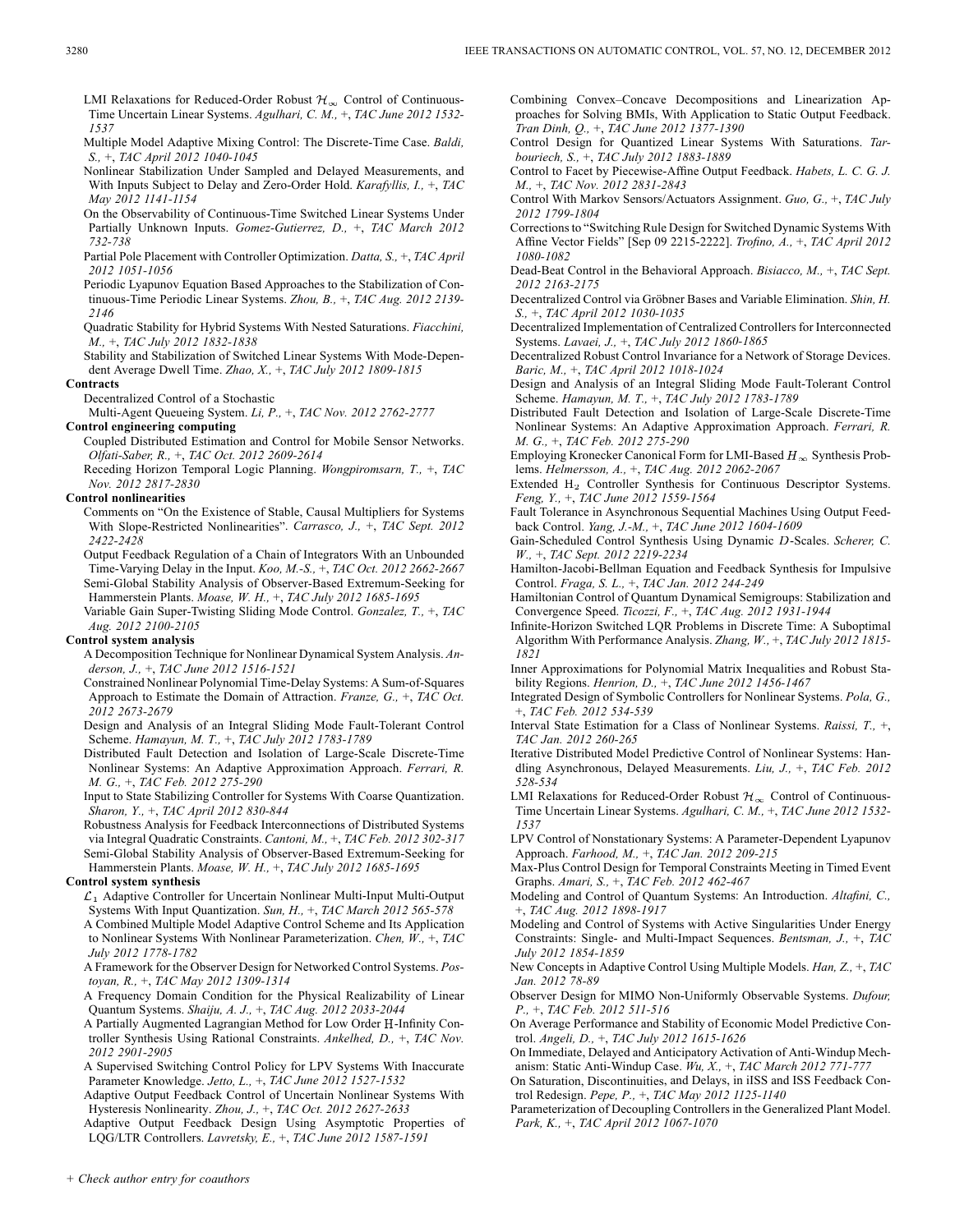LMI Relaxations for Reduced-Order Robust $\mathcal{H}_\infty$ Control of Continuous-Time Uncertain Linear Systems. *Agulhari, C. M.,* +, *TAC June 2012 1532-1537*

Multiple Model Adaptive Mixing Control: The Discrete-Time Case. *Baldi, S.,* +, *TAC April 2012 1040-1045*

Nonlinear Stabilization Under Sampled and Delayed Measurements, and With Inputs Subject to Delay and Zero-Order Hold. *Karafyllis, I.,* +, *TAC May 2012 1141-1154*

On the Observability of Continuous-Time Switched Linear Systems Under Partially Unknown Inputs. *Gomez-Gutierrez, D.,* +, *TAC March 2012 732-738*

Partial Pole Placement with Controller Optimization. *Datta, S.,* +, *TAC April 2012 1051-1056*

Periodic Lyapunov Equation Based Approaches to the Stabilization of Continuous-Time Periodic Linear Systems. *Zhou, B.,* +, *TAC Aug. 2012 2139-2146*

Quadratic Stability for Hybrid Systems With Nested Saturations. *Fiacchini, M.,* +, *TAC July 2012 1832-1838*

Stability and Stabilization of Switched Linear Systems With Mode-Dependent Average Dwell Time. *Zhao, X.,* +, *TAC July 2012 1809-1815*

**Contracts**

Decentralized Control of a Stochastic Multi-Agent Queueing System. *Li, P.,* +, *TAC Nov. 2012 2762-2777*

**Control engineering computing**

Coupled Distributed Estimation and Control for Mobile Sensor Networks. *Olfati-Saber, R.,* +, *TAC Oct. 2012 2609-2614*

Receding Horizon Temporal Logic Planning. *Wongpiromsarn, T.,* +, *TAC Nov. 2012 2817-2830*

**Control nonlinearities**

Comments on "On the Existence of Stable, Causal Multipliers for Systems With Slope-Restricted Nonlinearities". *Carrasco, J.,* +, *TAC Sept. 2012 2422-2428*

Output Feedback Regulation of a Chain of Integrators With an Unbounded Time-Varying Delay in the Input. *Koo, M.-S.,* +, *TAC Oct. 2012 2662-2667*

Semi-Global Stability Analysis of Observer-Based Extremum-Seeking for Hammerstein Plants. *Moase, W. H.,* +, *TAC July 2012 1685-1695*

Variable Gain Super-Twisting Sliding Mode Control. *Gonzalez, T.,* +, *TAC Aug. 2012 2100-2105*

**Control system analysis**

A Decomposition Technique for Nonlinear Dynamical System Analysis. *Anderson, J.,* +, *TAC June 2012 1516-1521*

Constrained Nonlinear Polynomial Time-Delay Systems: A Sum-of-Squares Approach to Estimate the Domain of Attraction. *Franze, G.,* +, *TAC Oct. 2012 2673-2679*

Design and Analysis of an Integral Sliding Mode Fault-Tolerant Control Scheme. *Hamayun, M. T.,* +, *TAC July 2012 1783-1789*

Distributed Fault Detection and Isolation of Large-Scale Discrete-Time Nonlinear Systems: An Adaptive Approximation Approach. *Ferrari, R. M. G.,* +, *TAC Feb. 2012 275-290*

Input to State Stabilizing Controller for Systems With Coarse Quantization. *Sharon, Y.,* +, *TAC April 2012 830-844*

Robustness Analysis for Feedback Interconnections of Distributed Systems via Integral Quadratic Constraints. *Cantoni, M.,* +, *TAC Feb. 2012 302-317*

Semi-Global Stability Analysis of Observer-Based Extremum-Seeking for Hammerstein Plants. *Moase, W. H.,* +, *TAC July 2012 1685-1695*

**Control system synthesis**

$\mathcal{L}_1$ Adaptive Controller for Uncertain Nonlinear Multi-Input Multi-Output Systems With Input Quantization. *Sun, H.,* +, *TAC March 2012 565-578*

A Combined Multiple Model Adaptive Control Scheme and Its Application to Nonlinear Systems With Nonlinear Parameterization. *Chen, W.,* +, *TAC July 2012 1778-1782*

A Framework for the Observer Design for Networked Control Systems. *Postoyan, R.,* +, *TAC May 2012 1309-1314*

A Frequency Domain Condition for the Physical Realizability of Linear Quantum Systems. *Shaiju, A. J.,* +, *TAC Aug. 2012 2033-2044*

A Partially Augmented Lagrangian Method for Low Order H-Infinity Controller Synthesis Using Rational Constraints. *Ankelhed, D.,* +, *TAC Nov. 2012 2901-2905*

A Supervised Switching Control Policy for LPV Systems With Inaccurate Parameter Knowledge. *Jetto, L.,* +, *TAC June 2012 1527-1532*

Adaptive Output Feedback Control of Uncertain Nonlinear Systems With Hysteresis Nonlinearity. *Zhou, J.,* +, *TAC Oct. 2012 2627-2633*

Adaptive Output Feedback Design Using Asymptotic Properties of LQG/LTR Controllers. *Lavretsky, E.,* +, *TAC June 2012 1587-1591*

Combining Convex–Concave Decompositions and Linearization Approaches for Solving BMIs, With Application to Static Output Feedback. *Tran Dinh, Q.,* +, *TAC June 2012 1377-1390*

Control Design for Quantized Linear Systems With Saturations. *Tarbouriech, S.,* +, *TAC July 2012 1883-1889*

Control to Facet by Piecewise-Affine Output Feedback. *Habets, L. C. G. J. M.,* +, *TAC Nov. 2012 2831-2843*

Control With Markov Sensors/Actuators Assignment. *Guo, G.,* +, *TAC July 2012 1799-1804*

Corrections to "Switching Rule Design for Switched Dynamic Systems With Affine Vector Fields" [Sep 09 2215-2222]. *Trofino, A.,* +, *TAC April 2012 1080-1082*

Dead-Beat Control in the Behavioral Approach. *Bisiacco, M.,* +, *TAC Sept. 2012 2163-2175*

Decentralized Control via Gröbner Bases and Variable Elimination. *Shin, H. S.,* +, *TAC April 2012 1030-1035*

Decentralized Implementation of Centralized Controllers for Interconnected Systems. *Lavaei, J.,* +, *TAC July 2012 1860-1865*

Decentralized Robust Control Invariance for a Network of Storage Devices. *Baric, M.,* +, *TAC April 2012 1018-1024*

Design and Analysis of an Integral Sliding Mode Fault-Tolerant Control Scheme. *Hamayun, M. T.,* +, *TAC July 2012 1783-1789*

Distributed Fault Detection and Isolation of Large-Scale Discrete-Time Nonlinear Systems: An Adaptive Approximation Approach. *Ferrari, R. M. G.,* +, *TAC Feb. 2012 275-290*

Employing Kronecker Canonical Form for LMI-Based $H_\infty$ Synthesis Problems. *Helmersson, A.,* +, *TAC Aug. 2012 2062-2067*

Extended $H_2$ Controller Synthesis for Continuous Descriptor Systems. *Feng, Y.,* +, *TAC June 2012 1559-1564*

Fault Tolerance in Asynchronous Sequential Machines Using Output Feedback Control. *Yang, J.-M.,* +, *TAC June 2012 1604-1609*

Gain-Scheduled Control Synthesis Using Dynamic $D$-Scales. *Scherer, C. W.,* +, *TAC Sept. 2012 2219-2234*

Hamilton-Jacobi-Bellman Equation and Feedback Synthesis for Impulsive Control. *Fraga, S. L.,* +, *TAC Jan. 2012 244-249*

Hamiltonian Control of Quantum Dynamical Semigroups: Stabilization and Convergence Speed. *Ticozzi, F.,* +, *TAC Aug. 2012 1931-1944*

Infinite-Horizon Switched LQR Problems in Discrete Time: A Suboptimal Algorithm With Performance Analysis. *Zhang, W.,* +, *TAC July 2012 1815-1821*

Inner Approximations for Polynomial Matrix Inequalities and Robust Stability Regions. *Henrion, D.,* +, *TAC June 2012 1456-1467*

Integrated Design of Symbolic Controllers for Nonlinear Systems. *Pola, G.,* +, *TAC Feb. 2012 534-539*

Interval State Estimation for a Class of Nonlinear Systems. *Raissi, T.,* +, *TAC Jan. 2012 260-265*

Iterative Distributed Model Predictive Control of Nonlinear Systems: Handling Asynchronous, Delayed Measurements. *Liu, J.,* +, *TAC Feb. 2012 528-534*

LMI Relaxations for Reduced-Order Robust $\mathcal{H}_\infty$ Control of Continuous-Time Uncertain Linear Systems. *Agulhari, C. M.,* +, *TAC June 2012 1532-1537*

LPV Control of Nonstationary Systems: A Parameter-Dependent Lyapunov Approach. *Farhood, M.,* +, *TAC Jan. 2012 209-215*

Max-Plus Control Design for Temporal Constraints Meeting in Timed Event Graphs. *Amari, S.,* +, *TAC Feb. 2012 462-467*

Modeling and Control of Quantum Systems: An Introduction. *Altafini, C.,* +, *TAC Aug. 2012 1898-1917*

Modeling and Control of Systems with Active Singularities Under Energy Constraints: Single- and Multi-Impact Sequences. *Bentsman, J.,* +, *TAC July 2012 1854-1859*

New Concepts in Adaptive Control Using Multiple Models. *Han, Z.,* +, *TAC Jan. 2012 78-89*

Observer Design for MIMO Non-Uniformly Observable Systems. *Dufour, P.,* +, *TAC Feb. 2012 511-516*

On Average Performance and Stability of Economic Model Predictive Control. *Angeli, D.,* +, *TAC July 2012 1615-1626*

On Immediate, Delayed and Anticipatory Activation of Anti-Windup Mechanism: Static Anti-Windup Case. *Wu, X.,* +, *TAC March 2012 771-777*

On Saturation, Discontinuities, and Delays, in iISS and ISS Feedback Control Redesign. *Pepe, P.,* +, *TAC May 2012 1125-1140*

Parameterization of Decoupling Controllers in the Generalized Plant Model. *Park, K.,* +, *TAC April 2012 1067-1070*

+ *Check author entry for coauthors*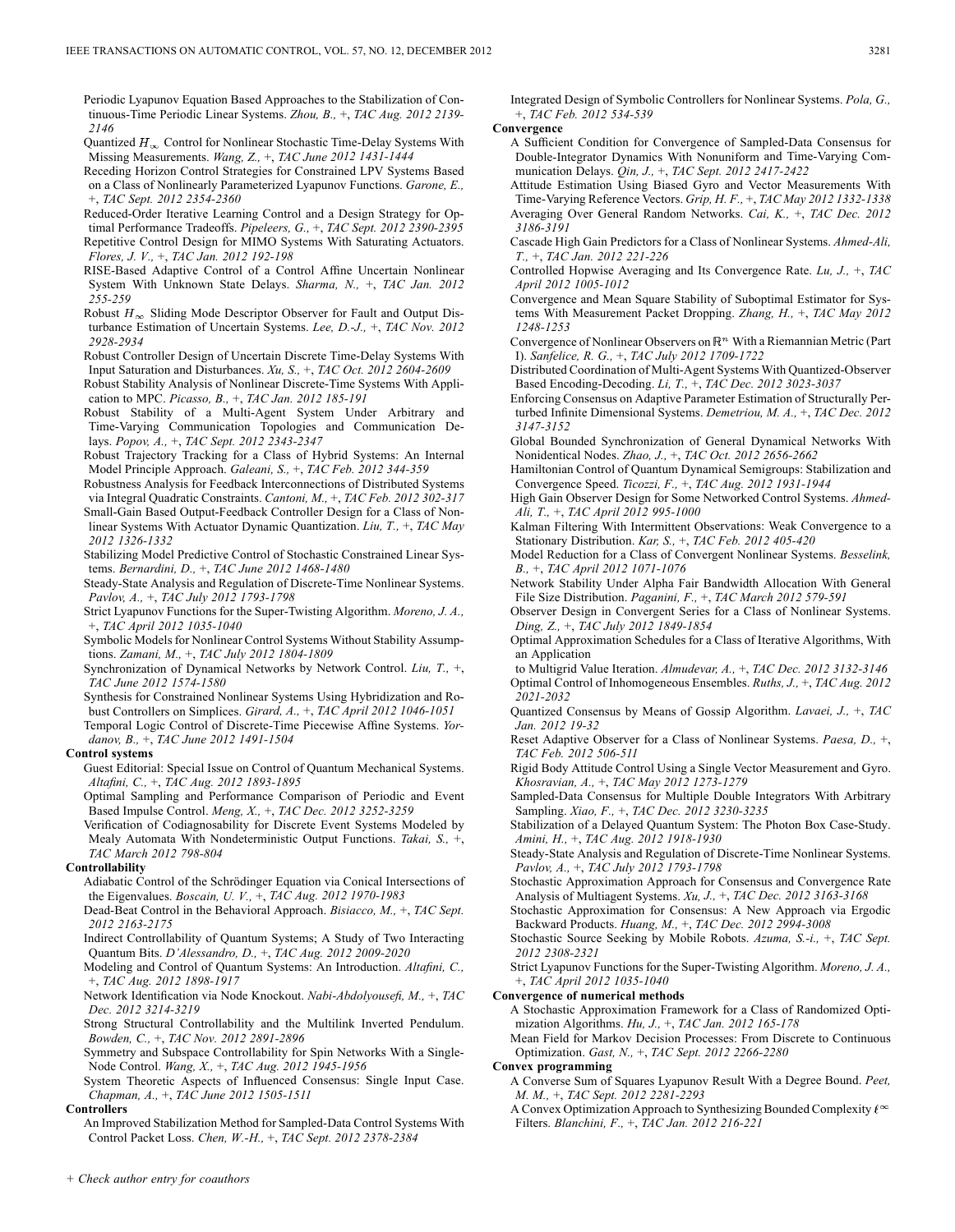Periodic Lyapunov Equation Based Approaches to the Stabilization of Continuous-Time Periodic Linear Systems. *Zhou, B.,* +, *TAC Aug. 2012 2139-2146*

Quantized $H_\infty$ Control for Nonlinear Stochastic Time-Delay Systems With Missing Measurements. *Wang, Z.,* +, *TAC June 2012 1431-1444*

Receding Horizon Control Strategies for Constrained LPV Systems Based on a Class of Nonlinearly Parameterized Lyapunov Functions. *Garone, E.,* +, *TAC Sept. 2012 2354-2360*

Reduced-Order Iterative Learning Control and a Design Strategy for Optimal Performance Tradeoffs. *Pipeleers, G.,* +, *TAC Sept. 2012 2390-2395*

Repetitive Control Design for MIMO Systems With Saturating Actuators. *Flores, J. V.,* +, *TAC Jan. 2012 192-198*

RISE-Based Adaptive Control of a Control Affine Uncertain Nonlinear System With Unknown State Delays. *Sharma, N.,* +, *TAC Jan. 2012 255-259*

Robust $H_\infty$ Sliding Mode Descriptor Observer for Fault and Output Disturbance Estimation of Uncertain Systems. *Lee, D.-J.,* +, *TAC Nov. 2012 2928-2934*

Robust Controller Design of Uncertain Discrete Time-Delay Systems With Input Saturation and Disturbances. *Xu, S.,* +, *TAC Oct. 2012 2604-2609*

Robust Stability Analysis of Nonlinear Discrete-Time Systems With Application to MPC. *Picasso, B.,* +, *TAC Jan. 2012 185-191*

Robust Stability of a Multi-Agent System Under Arbitrary and Time-Varying Communication Topologies and Communication Delays. *Popov, A.,* +, *TAC Sept. 2012 2343-2347*

Robust Trajectory Tracking for a Class of Hybrid Systems: An Internal Model Principle Approach. *Galeani, S.,* +, *TAC Feb. 2012 344-359*

Robustness Analysis for Feedback Interconnections of Distributed Systems via Integral Quadratic Constraints. *Cantoni, M.,* +, *TAC Feb. 2012 302-317*

Small-Gain Based Output-Feedback Controller Design for a Class of Nonlinear Systems With Actuator Dynamic Quantization. *Liu, T.,* +, *TAC May 2012 1326-1332*

Stabilizing Model Predictive Control of Stochastic Constrained Linear Systems. *Bernardini, D.,* +, *TAC June 2012 1468-1480*

Steady-State Analysis and Regulation of Discrete-Time Nonlinear Systems. *Pavlov, A.,* +, *TAC July 2012 1793-1798*

Strict Lyapunov Functions for the Super-Twisting Algorithm. *Moreno, J. A.,* +, *TAC April 2012 1035-1040*

Symbolic Models for Nonlinear Control Systems Without Stability Assumptions. *Zamani, M.,* +, *TAC July 2012 1804-1809*

Synchronization of Dynamical Networks by Network Control. *Liu, T.,* +, *TAC June 2012 1574-1580*

Synthesis for Constrained Nonlinear Systems Using Hybridization and Robust Controllers on Simplices. *Girard, A.,* +, *TAC April 2012 1046-1051*

Temporal Logic Control of Discrete-Time Piecewise Affine Systems. *Yordanov, B.,* +, *TAC June 2012 1491-1504*

**Control systems**

Guest Editorial: Special Issue on Control of Quantum Mechanical Systems. *Altafini, C.,* +, *TAC Aug. 2012 1893-1895*

Optimal Sampling and Performance Comparison of Periodic and Event Based Impulse Control. *Meng, X.,* +, *TAC Dec. 2012 3252-3259*

Verification of Codiagnosability for Discrete Event Systems Modeled by Mealy Automata With Nondeterministic Output Functions. *Takai, S.,* +, *TAC March 2012 798-804*

**Controllability**

Adiabatic Control of the Schrödinger Equation via Conical Intersections of the Eigenvalues. *Boscain, U. V.,* +, *TAC Aug. 2012 1970-1983*

Dead-Beat Control in the Behavioral Approach. *Bisiacco, M.,* +, *TAC Sept. 2012 2163-2175*

Indirect Controllability of Quantum Systems; A Study of Two Interacting Quantum Bits. *D'Alessandro, D.,* +, *TAC Aug. 2012 2009-2020*

Modeling and Control of Quantum Systems: An Introduction. *Altafini, C.,* +, *TAC Aug. 2012 1898-1917*

Network Identification via Node Knockout. *Nabi-Abdolyousefi, M.,* +, *TAC Dec. 2012 3214-3219*

Strong Structural Controllability and the Multilink Inverted Pendulum. *Bowden, C.,* +, *TAC Nov. 2012 2891-2896*

Symmetry and Subspace Controllability for Spin Networks With a Single-Node Control. *Wang, X.,* +, *TAC Aug. 2012 1945-1956*

System Theoretic Aspects of Influenced Consensus: Single Input Case. *Chapman, A.,* +, *TAC June 2012 1505-1511*

**Controllers**

An Improved Stabilization Method for Sampled-Data Control Systems With Control Packet Loss. *Chen, W.-H.,* +, *TAC Sept. 2012 2378-2384*

Integrated Design of Symbolic Controllers for Nonlinear Systems. *Pola, G.,* +, *TAC Feb. 2012 534-539*

**Convergence**

A Sufficient Condition for Convergence of Sampled-Data Consensus for Double-Integrator Dynamics With Nonuniform and Time-Varying Communication Delays. *Qin, J.,* +, *TAC Sept. 2012 2417-2422*

Attitude Estimation Using Biased Gyro and Vector Measurements With Time-Varying Reference Vectors. *Grip, H. F.,* +, *TAC May 2012 1332-1338*

Averaging Over General Random Networks. *Cai, K.,* +, *TAC Dec. 2012 3186-3191*

Cascade High Gain Predictors for a Class of Nonlinear Systems. *Ahmed-Ali, T.,* +, *TAC Jan. 2012 221-226*

Controlled Hopwise Averaging and Its Convergence Rate. *Lu, J.,* +, *TAC April 2012 1005-1012*

Convergence and Mean Square Stability of Suboptimal Estimator for Systems With Measurement Packet Dropping. *Zhang, H.,* +, *TAC May 2012 1248-1253*

Convergence of Nonlinear Observers on $\mathbb{R}^n$ With a Riemannian Metric (Part I). *Sanfelice, R. G.,* +, *TAC July 2012 1709-1722*

Distributed Coordination of Multi-Agent Systems With Quantized-Observer Based Encoding-Decoding. *Li, T.,* +, *TAC Dec. 2012 3023-3037*

Enforcing Consensus on Adaptive Parameter Estimation of Structurally Perturbed Infinite Dimensional Systems. *Demetriou, M. A.,* +, *TAC Dec. 2012 3147-3152*

Global Bounded Synchronization of General Dynamical Networks With Nonidentical Nodes. *Zhao, J.,* +, *TAC Oct. 2012 2656-2662*

Hamiltonian Control of Quantum Dynamical Semigroups: Stabilization and Convergence Speed. *Ticozzi, F.,* +, *TAC Aug. 2012 1931-1944*

High Gain Observer Design for Some Networked Control Systems. *Ahmed-Ali, T.,* +, *TAC April 2012 995-1000*

Kalman Filtering With Intermittent Observations: Weak Convergence to a Stationary Distribution. *Kar, S.,* +, *TAC Feb. 2012 405-420*

Model Reduction for a Class of Convergent Nonlinear Systems. *Besselink, B.,* +, *TAC April 2012 1071-1076*

Network Stability Under Alpha Fair Bandwidth Allocation With General File Size Distribution. *Paganini, F.,* +, *TAC March 2012 579-591*

Observer Design in Convergent Series for a Class of Nonlinear Systems. *Ding, Z.,* +, *TAC July 2012 1849-1854*

Optimal Approximation Schedules for a Class of Iterative Algorithms, With an Application to Multigrid Value Iteration. *Almudevar, A.,* +, *TAC Dec. 2012 3132-3146*

Optimal Control of Inhomogeneous Ensembles. *Ruths, J.,* +, *TAC Aug. 2012 2021-2032*

Quantized Consensus by Means of Gossip Algorithm. *Lavaei, J.,* +, *TAC Jan. 2012 19-32*

Reset Adaptive Observer for a Class of Nonlinear Systems. *Paesa, D.,* +, *TAC Feb. 2012 506-511*

Rigid Body Attitude Control Using a Single Vector Measurement and Gyro. *Khosravian, A.,* +, *TAC May 2012 1273-1279*

Sampled-Data Consensus for Multiple Double Integrators With Arbitrary Sampling. *Xiao, F.,* +, *TAC Dec. 2012 3230-3235*

Stabilization of a Delayed Quantum System: The Photon Box Case-Study. *Amini, H.,* +, *TAC Aug. 2012 1918-1930*

Steady-State Analysis and Regulation of Discrete-Time Nonlinear Systems. *Pavlov, A.,* +, *TAC July 2012 1793-1798*

Stochastic Approximation Approach for Consensus and Convergence Rate Analysis of Multiagent Systems. *Xu, J.,* +, *TAC Dec. 2012 3163-3168*

Stochastic Approximation for Consensus: A New Approach via Ergodic Backward Products. *Huang, M.,* +, *TAC Dec. 2012 2994-3008*

Stochastic Source Seeking by Mobile Robots. *Azuma, S.-i.,* +, *TAC Sept. 2012 2308-2321*

Strict Lyapunov Functions for the Super-Twisting Algorithm. *Moreno, J. A.,* +, *TAC April 2012 1035-1040*

**Convergence of numerical methods**

A Stochastic Approximation Framework for a Class of Randomized Optimization Algorithms. *Hu, J.,* +, *TAC Jan. 2012 165-178*

Mean Field for Markov Decision Processes: From Discrete to Continuous Optimization. *Gast, N.,* +, *TAC Sept. 2012 2266-2280*

**Convex programming**

A Converse Sum of Squares Lyapunov Result With a Degree Bound. *Peet, M. M.,* +, *TAC Sept. 2012 2281-2293*

A Convex Optimization Approach to Synthesizing Bounded Complexity $\ell^\infty$ Filters. *Blanchini, F.,* +, *TAC Jan. 2012 216-221*

*+ Check author entry for coauthors*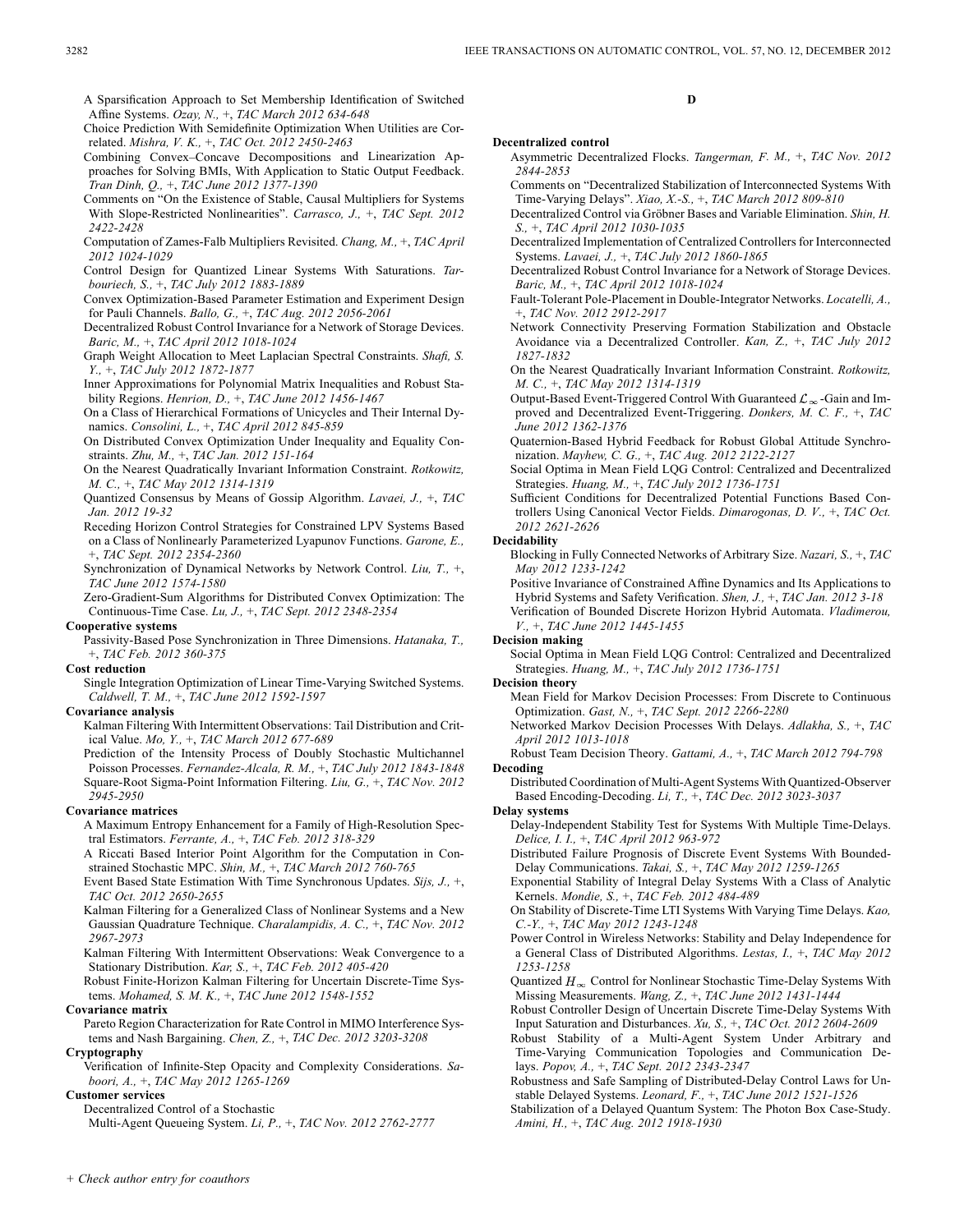A Sparsification Approach to Set Membership Identification of Switched Affine Systems. *Ozay, N.,* +, *TAC March 2012 634-648*

Choice Prediction With Semidefinite Optimization When Utilities are Correlated. *Mishra, V. K.,* +, *TAC Oct. 2012 2450-2463*

Combining Convex–Concave Decompositions and Linearization Approaches for Solving BMIs, With Application to Static Output Feedback. *Tran Dinh, Q.,* +, *TAC June 2012 1377-1390*

Comments on "On the Existence of Stable, Causal Multipliers for Systems With Slope-Restricted Nonlinearities". *Carrasco, J.,* +, *TAC Sept. 2012 2422-2428*

Computation of Zames-Falb Multipliers Revisited. *Chang, M.,* +, *TAC April 2012 1024-1029*

Control Design for Quantized Linear Systems With Saturations. *Tarbouriech, S.,* +, *TAC July 2012 1883-1889*

Convex Optimization-Based Parameter Estimation and Experiment Design for Pauli Channels. *Ballo, G.,* +, *TAC Aug. 2012 2056-2061*

Decentralized Robust Control Invariance for a Network of Storage Devices. *Baric, M.,* +, *TAC April 2012 1018-1024*

Graph Weight Allocation to Meet Laplacian Spectral Constraints. *Shafi, S. Y.,* +, *TAC July 2012 1872-1877*

Inner Approximations for Polynomial Matrix Inequalities and Robust Stability Regions. *Henrion, D.,* +, *TAC June 2012 1456-1467*

On a Class of Hierarchical Formations of Unicycles and Their Internal Dynamics. *Consolini, L.,* +, *TAC April 2012 845-859*

On Distributed Convex Optimization Under Inequality and Equality Constraints. *Zhu, M.,* +, *TAC Jan. 2012 151-164*

On the Nearest Quadratically Invariant Information Constraint. *Rotkowitz, M. C.,* +, *TAC May 2012 1314-1319*

Quantized Consensus by Means of Gossip Algorithm. *Lavaei, J.,* +, *TAC Jan. 2012 19-32*

Receding Horizon Control Strategies for Constrained LPV Systems Based on a Class of Nonlinearly Parameterized Lyapunov Functions. *Garone, E.,* +, *TAC Sept. 2012 2354-2360*

Synchronization of Dynamical Networks by Network Control. *Liu, T.,* +, *TAC June 2012 1574-1580*

Zero-Gradient-Sum Algorithms for Distributed Convex Optimization: The Continuous-Time Case. *Lu, J.,* +, *TAC Sept. 2012 2348-2354*

**Cooperative systems**

Passivity-Based Pose Synchronization in Three Dimensions. *Hatanaka, T.,* +, *TAC Feb. 2012 360-375*

**Cost reduction**

Single Integration Optimization of Linear Time-Varying Switched Systems. *Caldwell, T. M.,* +, *TAC June 2012 1592-1597*

**Covariance analysis**

Kalman Filtering With Intermittent Observations: Tail Distribution and Critical Value. *Mo, Y.,* +, *TAC March 2012 677-689*

Prediction of the Intensity Process of Doubly Stochastic Multichannel Poisson Processes. *Fernandez-Alcala, R. M.,* +, *TAC July 2012 1843-1848*

Square-Root Sigma-Point Information Filtering. *Liu, G.,* +, *TAC Nov. 2012 2945-2950*

**Covariance matrices**

A Maximum Entropy Enhancement for a Family of High-Resolution Spectral Estimators. *Ferrante, A.,* +, *TAC Feb. 2012 318-329*

A Riccati Based Interior Point Algorithm for the Computation in Constrained Stochastic MPC. *Shin, M.,* +, *TAC March 2012 760-765*

Event Based State Estimation With Time Synchronous Updates. *Sijs, J.,* +, *TAC Oct. 2012 2650-2655*

Kalman Filtering for a Generalized Class of Nonlinear Systems and a New Gaussian Quadrature Technique. *Charalampidis, A. C.,* +, *TAC Nov. 2012 2967-2973*

Kalman Filtering With Intermittent Observations: Weak Convergence to a Stationary Distribution. *Kar, S.,* +, *TAC Feb. 2012 405-420*

Robust Finite-Horizon Kalman Filtering for Uncertain Discrete-Time Systems. *Mohamed, S. M. K.,* +, *TAC June 2012 1548-1552*

**Covariance matrix**

Pareto Region Characterization for Rate Control in MIMO Interference Systems and Nash Bargaining. *Chen, Z.,* +, *TAC Dec. 2012 3203-3208*

**Cryptography**

Verification of Infinite-Step Opacity and Complexity Considerations. *Saboori, A.,* +, *TAC May 2012 1265-1269*

**Customer services**

Decentralized Control of a Stochastic Multi-Agent Queueing System. *Li, P.,* +, *TAC Nov. 2012 2762-2777*

## D

**Decentralized control**

Asymmetric Decentralized Flocks. *Tangerman, F. M.,* +, *TAC Nov. 2012 2844-2853*

Comments on "Decentralized Stabilization of Interconnected Systems With Time-Varying Delays". *Xiao, X.-S.,* +, *TAC March 2012 809-810*

Decentralized Control via Gröbner Bases and Variable Elimination. *Shin, H. S.,* +, *TAC April 2012 1030-1035*

Decentralized Implementation of Centralized Controllers for Interconnected Systems. *Lavaei, J.,* +, *TAC July 2012 1860-1865*

Decentralized Robust Control Invariance for a Network of Storage Devices. *Baric, M.,* +, *TAC April 2012 1018-1024*

Fault-Tolerant Pole-Placement in Double-Integrator Networks. *Locatelli, A.,* +, *TAC Nov. 2012 2912-2917*

Network Connectivity Preserving Formation Stabilization and Obstacle Avoidance via a Decentralized Controller. *Kan, Z.,* +, *TAC July 2012 1827-1832*

On the Nearest Quadratically Invariant Information Constraint. *Rotkowitz, M. C.,* +, *TAC May 2012 1314-1319*

Output-Based Event-Triggered Control With Guaranteed $\mathcal{L}_\infty$-Gain and Improved and Decentralized Event-Triggering. *Donkers, M. C. F.,* +, *TAC June 2012 1362-1376*

Quaternion-Based Hybrid Feedback for Robust Global Attitude Synchronization. *Mayhew, C. G.,* +, *TAC Aug. 2012 2122-2127*

Social Optima in Mean Field LQG Control: Centralized and Decentralized Strategies. *Huang, M.,* +, *TAC July 2012 1736-1751*

Sufficient Conditions for Decentralized Potential Functions Based Controllers Using Canonical Vector Fields. *Dimarogonas, D. V.,* +, *TAC Oct. 2012 2621-2626*

**Decidability**

Blocking in Fully Connected Networks of Arbitrary Size. *Nazari, S.,* +, *TAC May 2012 1233-1242*

Positive Invariance of Constrained Affine Dynamics and Its Applications to Hybrid Systems and Safety Verification. *Shen, J.,* +, *TAC Jan. 2012 3-18*

Verification of Bounded Discrete Horizon Hybrid Automata. *Vladimerou, V.,* +, *TAC June 2012 1445-1455*

**Decision making**

Social Optima in Mean Field LQG Control: Centralized and Decentralized Strategies. *Huang, M.,* +, *TAC July 2012 1736-1751*

**Decision theory**

Mean Field for Markov Decision Processes: From Discrete to Continuous Optimization. *Gast, N.,* +, *TAC Sept. 2012 2266-2280*

Networked Markov Decision Processes With Delays. *Adlakha, S.,* +, *TAC April 2012 1013-1018*

Robust Team Decision Theory. *Gattami, A.,* +, *TAC March 2012 794-798*

**Decoding**

Distributed Coordination of Multi-Agent Systems With Quantized-Observer Based Encoding-Decoding. *Li, T.,* +, *TAC Dec. 2012 3023-3037*

**Delay systems**

Delay-Independent Stability Test for Systems With Multiple Time-Delays. *Delice, I. I.,* +, *TAC April 2012 963-972*

Distributed Failure Prognosis of Discrete Event Systems With Bounded-Delay Communications. *Takai, S.,* +, *TAC May 2012 1259-1265*

Exponential Stability of Integral Delay Systems With a Class of Analytic Kernels. *Mondie, S.,* +, *TAC Feb. 2012 484-489*

On Stability of Discrete-Time LTI Systems With Varying Time Delays. *Kao, C.-Y.,* +, *TAC May 2012 1243-1248*

Power Control in Wireless Networks: Stability and Delay Independence for a General Class of Distributed Algorithms. *Lestas, I.,* +, *TAC May 2012 1253-1258*

Quantized $H_\infty$ Control for Nonlinear Stochastic Time-Delay Systems With Missing Measurements. *Wang, Z.,* +, *TAC June 2012 1431-1444*

Robust Controller Design of Uncertain Discrete Time-Delay Systems With Input Saturation and Disturbances. *Xu, S.,* +, *TAC Oct. 2012 2604-2609*

Robust Stability of a Multi-Agent System Under Arbitrary and Time-Varying Communication Topologies and Communication Delays. *Popov, A.,* +, *TAC Sept. 2012 2343-2347*

Robustness and Safe Sampling of Distributed-Delay Control Laws for Unstable Delayed Systems. *Leonard, F.,* +, *TAC June 2012 1521-1526*

Stabilization of a Delayed Quantum System: The Photon Box Case-Study. *Amini, H.,* +, *TAC Aug. 2012 1918-1930*

*+ Check author entry for coauthors*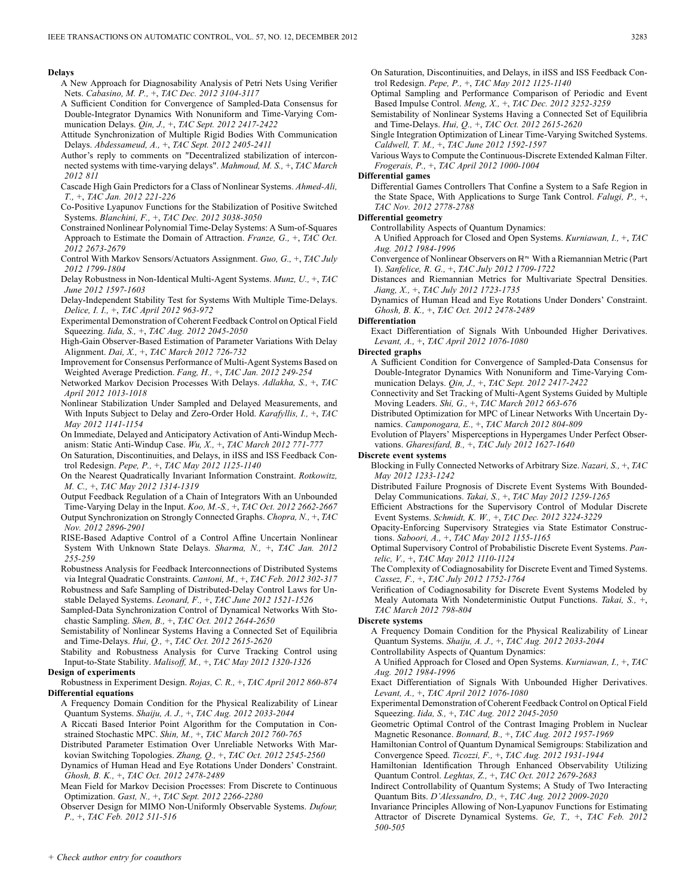**Delays**

A New Approach for Diagnosability Analysis of Petri Nets Using Verifier Nets. *Cabasino, M. P.,* +, *TAC Dec. 2012 3104-3117*

A Sufficient Condition for Convergence of Sampled-Data Consensus for Double-Integrator Dynamics With Nonuniform and Time-Varying Communication Delays. *Qin, J.,* +, *TAC Sept. 2012 2417-2422*

Attitude Synchronization of Multiple Rigid Bodies With Communication Delays. *Abdessameud, A.,* +, *TAC Sept. 2012 2405-2411*

Author's reply to comments on "Decentralized stabilization of interconnected systems with time-varying delays". *Mahmoud, M. S.,* +, *TAC March 2012 811*

Cascade High Gain Predictors for a Class of Nonlinear Systems. *Ahmed-Ali, T.,* +, *TAC Jan. 2012 221-226*

Co-Positive Lyapunov Functions for the Stabilization of Positive Switched Systems. *Blanchini, F.,* +, *TAC Dec. 2012 3038-3050*

Constrained Nonlinear Polynomial Time-Delay Systems: A Sum-of-Squares Approach to Estimate the Domain of Attraction. *Franze, G.,* +, *TAC Oct. 2012 2673-2679*

Control With Markov Sensors/Actuators Assignment. *Guo, G.,* +, *TAC July 2012 1799-1804*

Delay Robustness in Non-Identical Multi-Agent Systems. *Munz, U.,* +, *TAC June 2012 1597-1603*

Delay-Independent Stability Test for Systems With Multiple Time-Delays. *Delice, I. I.,* +, *TAC April 2012 963-972*

Experimental Demonstration of Coherent Feedback Control on Optical Field Squeezing. *Iida, S.,* +, *TAC Aug. 2012 2045-2050*

High-Gain Observer-Based Estimation of Parameter Variations With Delay Alignment. *Dai, X.,* +, *TAC March 2012 726-732*

Improvement for Consensus Performance of Multi-Agent Systems Based on Weighted Average Prediction. *Fang, H.,* +, *TAC Jan. 2012 249-254*

Networked Markov Decision Processes With Delays. *Adlakha, S.,* +, *TAC April 2012 1013-1018*

Nonlinear Stabilization Under Sampled and Delayed Measurements, and With Inputs Subject to Delay and Zero-Order Hold. *Karafyllis, I.,* +, *TAC May 2012 1141-1154*

On Immediate, Delayed and Anticipatory Activation of Anti-Windup Mechanism: Static Anti-Windup Case. *Wu, X.,* +, *TAC March 2012 771-777*

On Saturation, Discontinuities, and Delays, in iISS and ISS Feedback Control Redesign. *Pepe, P.,* +, *TAC May 2012 1125-1140*

On the Nearest Quadratically Invariant Information Constraint. *Rotkowitz, M. C.,* +, *TAC May 2012 1314-1319*

Output Feedback Regulation of a Chain of Integrators With an Unbounded Time-Varying Delay in the Input. *Koo, M.-S.,* +, *TAC Oct. 2012 2662-2667*

Output Synchronization on Strongly Connected Graphs. *Chopra, N.,* +, *TAC Nov. 2012 2896-2901*

RISE-Based Adaptive Control of a Control Affine Uncertain Nonlinear System With Unknown State Delays. *Sharma, N.,* +, *TAC Jan. 2012 255-259*

Robustness Analysis for Feedback Interconnections of Distributed Systems via Integral Quadratic Constraints. *Cantoni, M.,* +, *TAC Feb. 2012 302-317*

Robustness and Safe Sampling of Distributed-Delay Control Laws for Unstable Delayed Systems. *Leonard, F.,* +, *TAC June 2012 1521-1526*

Sampled-Data Synchronization Control of Dynamical Networks With Stochastic Sampling. *Shen, B.,* +, *TAC Oct. 2012 2644-2650*

Semistability of Nonlinear Systems Having a Connected Set of Equilibria and Time-Delays. *Hui, Q.,* +, *TAC Oct. 2012 2615-2620*

Stability and Robustness Analysis for Curve Tracking Control using Input-to-State Stability. *Malisoff, M.,* +, *TAC May 2012 1320-1326*

**Design of experiments**

Robustness in Experiment Design. *Rojas, C. R.,* +, *TAC April 2012 860-874*

**Differential equations**

A Frequency Domain Condition for the Physical Realizability of Linear Quantum Systems. *Shaiju, A. J.,* +, *TAC Aug. 2012 2033-2044*

A Riccati Based Interior Point Algorithm for the Computation in Constrained Stochastic MPC. *Shin, M.,* +, *TAC March 2012 760-765*

Distributed Parameter Estimation Over Unreliable Networks With Markovian Switching Topologies. *Zhang, Q.,* +, *TAC Oct. 2012 2545-2560*

Dynamics of Human Head and Eye Rotations Under Donders' Constraint. *Ghosh, B. K.,* +, *TAC Oct. 2012 2478-2489*

Mean Field for Markov Decision Processes: From Discrete to Continuous Optimization. *Gast, N.,* +, *TAC Sept. 2012 2266-2280*

Observer Design for MIMO Non-Uniformly Observable Systems. *Dufour, P.,* +, *TAC Feb. 2012 511-516*

On Saturation, Discontinuities, and Delays, in iISS and ISS Feedback Control Redesign. *Pepe, P.,* +, *TAC May 2012 1125-1140*

Optimal Sampling and Performance Comparison of Periodic and Event Based Impulse Control. *Meng, X.,* +, *TAC Dec. 2012 3252-3259*

Semistability of Nonlinear Systems Having a Connected Set of Equilibria and Time-Delays. *Hui, Q.,* +, *TAC Oct. 2012 2615-2620*

Single Integration Optimization of Linear Time-Varying Switched Systems. *Caldwell, T. M.,* +, *TAC June 2012 1592-1597*

Various Ways to Compute the Continuous-Discrete Extended Kalman Filter. *Frogerais, P.,* +, *TAC April 2012 1000-1004*

**Differential games**

Differential Games Controllers That Confine a System to a Safe Region in the State Space, With Applications to Surge Tank Control. *Falugi, P.,* +, *TAC Nov. 2012 2778-2788*

**Differential geometry**

Controllability Aspects of Quantum Dynamics: A Unified Approach for Closed and Open Systems. *Kurniawan, I.,* +, *TAC Aug. 2012 1984-1996*

Convergence of Nonlinear Observers on $\mathbb{R}^n$ With a Riemannian Metric (Part I). *Sanfelice, R. G.,* +, *TAC July 2012 1709-1722*

Distances and Riemannian Metrics for Multivariate Spectral Densities. *Jiang, X.,* +, *TAC July 2012 1723-1735*

Dynamics of Human Head and Eye Rotations Under Donders' Constraint. *Ghosh, B. K.,* +, *TAC Oct. 2012 2478-2489*

**Differentiation**

Exact Differentiation of Signals With Unbounded Higher Derivatives. *Levant, A.,* +, *TAC April 2012 1076-1080*

**Directed graphs**

A Sufficient Condition for Convergence of Sampled-Data Consensus for Double-Integrator Dynamics With Nonuniform and Time-Varying Communication Delays. *Qin, J.,* +, *TAC Sept. 2012 2417-2422*

Connectivity and Set Tracking of Multi-Agent Systems Guided by Multiple Moving Leaders. *Shi, G.,* +, *TAC March 2012 663-676*

Distributed Optimization for MPC of Linear Networks With Uncertain Dynamics. *Camponogara, E.,* +, *TAC March 2012 804-809*

Evolution of Players' Misperceptions in Hypergames Under Perfect Observations. *Gharesifard, B.,* +, *TAC July 2012 1627-1640*

**Discrete event systems**

Blocking in Fully Connected Networks of Arbitrary Size. *Nazari, S.,* +, *TAC May 2012 1233-1242*

Distributed Failure Prognosis of Discrete Event Systems With Bounded-Delay Communications. *Takai, S.,* +, *TAC May 2012 1259-1265*

Efficient Abstractions for the Supervisory Control of Modular Discrete Event Systems. *Schmidt, K. W.,* +, *TAC Dec. 2012 3224-3229*

Opacity-Enforcing Supervisory Strategies via State Estimator Constructions. *Saboori, A.,* +, *TAC May 2012 1155-1165*

Optimal Supervisory Control of Probabilistic Discrete Event Systems. *Pantelic, V.,* +, *TAC May 2012 1110-1124*

The Complexity of Codiagnosability for Discrete Event and Timed Systems. *Cassez, F.,* +, *TAC July 2012 1752-1764*

Verification of Codiagnosability for Discrete Event Systems Modeled by Mealy Automata With Nondeterministic Output Functions. *Takai, S.,* +, *TAC March 2012 798-804*

**Discrete systems**

A Frequency Domain Condition for the Physical Realizability of Linear Quantum Systems. *Shaiju, A. J.,* +, *TAC Aug. 2012 2033-2044*

Controllability Aspects of Quantum Dynamics: A Unified Approach for Closed and Open Systems. *Kurniawan, I.,* +, *TAC Aug. 2012 1984-1996*

Exact Differentiation of Signals With Unbounded Higher Derivatives. *Levant, A.,* +, *TAC April 2012 1076-1080*

Experimental Demonstration of Coherent Feedback Control on Optical Field Squeezing. *Iida, S.,* +, *TAC Aug. 2012 2045-2050*

Geometric Optimal Control of the Contrast Imaging Problem in Nuclear Magnetic Resonance. *Bonnard, B.,* +, *TAC Aug. 2012 1957-1969*

Hamiltonian Control of Quantum Dynamical Semigroups: Stabilization and Convergence Speed. *Ticozzi, F.,* +, *TAC Aug. 2012 1931-1944*

Hamiltonian Identification Through Enhanced Observability Utilizing Quantum Control. *Leghtas, Z.,* +, *TAC Oct. 2012 2679-2683*

Indirect Controllability of Quantum Systems; A Study of Two Interacting Quantum Bits. *D'Alessandro, D.,* +, *TAC Aug. 2012 2009-2020*

Invariance Principles Allowing of Non-Lyapunov Functions for Estimating Attractor of Discrete Dynamical Systems. *Ge, T.,* +, *TAC Feb. 2012 500-505*

+ Check author entry for coauthors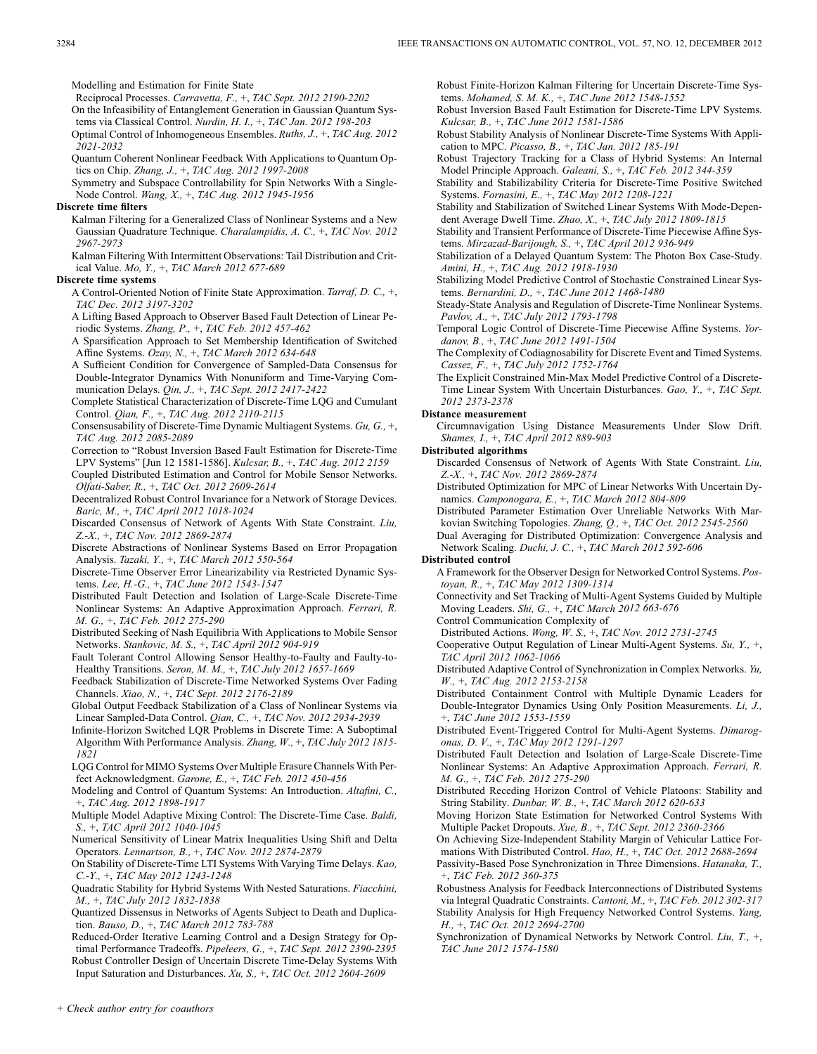Modelling and Estimation for Finite State Reciprocal Processes. *Carravetta, F.,* +, *TAC Sept. 2012 2190-2202*

On the Infeasibility of Entanglement Generation in Gaussian Quantum Systems via Classical Control. *Nurdin, H. I.,* +, *TAC Jan. 2012 198-203*

Optimal Control of Inhomogeneous Ensembles. *Ruths, J.,* +, *TAC Aug. 2012 2021-2032*

Quantum Coherent Nonlinear Feedback With Applications to Quantum Optics on Chip. *Zhang, J.,* +, *TAC Aug. 2012 1997-2008*

Symmetry and Subspace Controllability for Spin Networks With a Single-Node Control. *Wang, X.,* +, *TAC Aug. 2012 1945-1956*

**Discrete time filters**

Kalman Filtering for a Generalized Class of Nonlinear Systems and a New Gaussian Quadrature Technique. *Charalampidis, A. C.,* +, *TAC Nov. 2012 2967-2973*

Kalman Filtering With Intermittent Observations: Tail Distribution and Critical Value. *Mo, Y.,* +, *TAC March 2012 677-689*

**Discrete time systems**

A Control-Oriented Notion of Finite State Approximation. *Tarraf, D. C.,* +, *TAC Dec. 2012 3197-3202*

A Lifting Based Approach to Observer Based Fault Detection of Linear Periodic Systems. *Zhang, P.,* +, *TAC Feb. 2012 457-462*

A Sparsification Approach to Set Membership Identification of Switched Affine Systems. *Ozay, N.,* +, *TAC March 2012 634-648*

A Sufficient Condition for Convergence of Sampled-Data Consensus for Double-Integrator Dynamics With Nonuniform and Time-Varying Communication Delays. *Qin, J.,* +, *TAC Sept. 2012 2417-2422*

Complete Statistical Characterization of Discrete-Time LQG and Cumulant Control. *Qian, F.,* +, *TAC Aug. 2012 2110-2115*

Consensusability of Discrete-Time Dynamic Multiagent Systems. *Gu, G.,* +, *TAC Aug. 2012 2085-2089*

Correction to "Robust Inversion Based Fault Estimation for Discrete-Time LPV Systems" [Jun 12 1581-1586]. *Kulcsar, B.,* +, *TAC Aug. 2012 2159*

Coupled Distributed Estimation and Control for Mobile Sensor Networks. *Olfati-Saber, R.,* +, *TAC Oct. 2012 2609-2614*

Decentralized Robust Control Invariance for a Network of Storage Devices. *Baric, M.,* +, *TAC April 2012 1018-1024*

Discarded Consensus of Network of Agents With State Constraint. *Liu, Z.-X.,* +, *TAC Nov. 2012 2869-2874*

Discrete Abstractions of Nonlinear Systems Based on Error Propagation Analysis. *Tazaki, Y.,* +, *TAC March 2012 550-564*

Discrete-Time Observer Error Linearizability via Restricted Dynamic Systems. *Lee, H.-G.,* +, *TAC June 2012 1543-1547*

Distributed Fault Detection and Isolation of Large-Scale Discrete-Time Nonlinear Systems: An Adaptive Approximation Approach. *Ferrari, R. M. G.,* +, *TAC Feb. 2012 275-290*

Distributed Seeking of Nash Equilibria With Applications to Mobile Sensor Networks. *Stankovic, M. S.,* +, *TAC April 2012 904-919*

Fault Tolerant Control Allowing Sensor Healthy-to-Faulty and Faulty-to-Healthy Transitions. *Seron, M. M.,* +, *TAC July 2012 1657-1669*

Feedback Stabilization of Discrete-Time Networked Systems Over Fading Channels. *Xiao, N.,* +, *TAC Sept. 2012 2176-2189*

Global Output Feedback Stabilization of a Class of Nonlinear Systems via Linear Sampled-Data Control. *Qian, C.,* +, *TAC Nov. 2012 2934-2939*

Infinite-Horizon Switched LQR Problems in Discrete Time: A Suboptimal Algorithm With Performance Analysis. *Zhang, W.,* +, *TAC July 2012 1815-1821*

LQG Control for MIMO Systems Over Multiple Erasure Channels With Perfect Acknowledgment. *Garone, E.,* +, *TAC Feb. 2012 450-456*

Modeling and Control of Quantum Systems: An Introduction. *Altafini, C.,* +, *TAC Aug. 2012 1898-1917*

Multiple Model Adaptive Mixing Control: The Discrete-Time Case. *Baldi, S.,* +, *TAC April 2012 1040-1045*

Numerical Sensitivity of Linear Matrix Inequalities Using Shift and Delta Operators. *Lennartson, B.,* +, *TAC Nov. 2012 2874-2879*

On Stability of Discrete-Time LTI Systems With Varying Time Delays. *Kao, C.-Y.,* +, *TAC May 2012 1243-1248*

Quadratic Stability for Hybrid Systems With Nested Saturations. *Fiacchini, M.,* +, *TAC July 2012 1832-1838*

Quantized Dissensus in Networks of Agents Subject to Death and Duplication. *Bauso, D.,* +, *TAC March 2012 783-788*

Reduced-Order Iterative Learning Control and a Design Strategy for Optimal Performance Tradeoffs. *Pipeleers, G.,* +, *TAC Sept. 2012 2390-2395*

Robust Controller Design of Uncertain Discrete Time-Delay Systems With Input Saturation and Disturbances. *Xu, S.,* +, *TAC Oct. 2012 2604-2609*

Robust Finite-Horizon Kalman Filtering for Uncertain Discrete-Time Systems. *Mohamed, S. M. K.,* +, *TAC June 2012 1548-1552*

Robust Inversion Based Fault Estimation for Discrete-Time LPV Systems. *Kulcsar, B.,* +, *TAC June 2012 1581-1586*

Robust Stability Analysis of Nonlinear Discrete-Time Systems With Application to MPC. *Picasso, B.,* +, *TAC Jan. 2012 185-191*

Robust Trajectory Tracking for a Class of Hybrid Systems: An Internal Model Principle Approach. *Galeani, S.,* +, *TAC Feb. 2012 344-359*

Stability and Stabilizability Criteria for Discrete-Time Positive Switched Systems. *Fornasini, E.,* +, *TAC May 2012 1208-1221*

Stability and Stabilization of Switched Linear Systems With Mode-Dependent Average Dwell Time. *Zhao, X.,* +, *TAC July 2012 1809-1815*

Stability and Transient Performance of Discrete-Time Piecewise Affine Systems. *Mirzazad-Barijough, S.,* +, *TAC April 2012 936-949*

Stabilization of a Delayed Quantum System: The Photon Box Case-Study. *Amini, H.,* +, *TAC Aug. 2012 1918-1930*

Stabilizing Model Predictive Control of Stochastic Constrained Linear Systems. *Bernardini, D.,* +, *TAC June 2012 1468-1480*

Steady-State Analysis and Regulation of Discrete-Time Nonlinear Systems. *Pavlov, A.,* +, *TAC July 2012 1793-1798*

Temporal Logic Control of Discrete-Time Piecewise Affine Systems. *Yordanov, B.,* +, *TAC June 2012 1491-1504*

The Complexity of Codiagnosability for Discrete Event and Timed Systems. *Cassez, F.,* +, *TAC July 2012 1752-1764*

The Explicit Constrained Min-Max Model Predictive Control of a Discrete-Time Linear System With Uncertain Disturbances. *Gao, Y.,* +, *TAC Sept. 2012 2373-2378*

**Distance measurement**

Circumnavigation Using Distance Measurements Under Slow Drift. *Shames, I.,* +, *TAC April 2012 889-903*

**Distributed algorithms**

Discarded Consensus of Network of Agents With State Constraint. *Liu, Z.-X.,* +, *TAC Nov. 2012 2869-2874*

Distributed Optimization for MPC of Linear Networks With Uncertain Dynamics. *Camponogara, E.,* +, *TAC March 2012 804-809*

Distributed Parameter Estimation Over Unreliable Networks With Markovian Switching Topologies. *Zhang, Q.,* +, *TAC Oct. 2012 2545-2560*

Dual Averaging for Distributed Optimization: Convergence Analysis and Network Scaling. *Duchi, J. C.,* +, *TAC March 2012 592-606*

**Distributed control**

A Framework for the Observer Design for Networked Control Systems. *Postoyan, R.,* +, *TAC May 2012 1309-1314*

Connectivity and Set Tracking of Multi-Agent Systems Guided by Multiple Moving Leaders. *Shi, G.,* +, *TAC March 2012 663-676*

Control Communication Complexity of Distributed Actions. *Wong, W. S.,* +, *TAC Nov. 2012 2731-2745*

Cooperative Output Regulation of Linear Multi-Agent Systems. *Su, Y.,* +, *TAC April 2012 1062-1066*

Distributed Adaptive Control of Synchronization in Complex Networks. *Yu, W.,* +, *TAC Aug. 2012 2153-2158*

Distributed Containment Control with Multiple Dynamic Leaders for Double-Integrator Dynamics Using Only Position Measurements. *Li, J.,* +, *TAC June 2012 1553-1559*

Distributed Event-Triggered Control for Multi-Agent Systems. *Dimarogonas, D. V.,* +, *TAC May 2012 1291-1297*

Distributed Fault Detection and Isolation of Large-Scale Discrete-Time Nonlinear Systems: An Adaptive Approximation Approach. *Ferrari, R. M. G.,* +, *TAC Feb. 2012 275-290*

Distributed Receding Horizon Control of Vehicle Platoons: Stability and String Stability. *Dunbar, W. B.,* +, *TAC March 2012 620-633*

Moving Horizon State Estimation for Networked Control Systems With Multiple Packet Dropouts. *Xue, B.,* +, *TAC Sept. 2012 2360-2366*

On Achieving Size-Independent Stability Margin of Vehicular Lattice Formations With Distributed Control. *Hao, H.,* +, *TAC Oct. 2012 2688-2694*

Passivity-Based Pose Synchronization in Three Dimensions. *Hatanaka, T.,* +, *TAC Feb. 2012 360-375*

Robustness Analysis for Feedback Interconnections of Distributed Systems via Integral Quadratic Constraints. *Cantoni, M.,* +, *TAC Feb. 2012 302-317*

Stability Analysis for High Frequency Networked Control Systems. *Yang, H.,* +, *TAC Oct. 2012 2694-2700*

Synchronization of Dynamical Networks by Network Control. *Liu, T.,* +, *TAC June 2012 1574-1580*

*+ Check author entry for coauthors*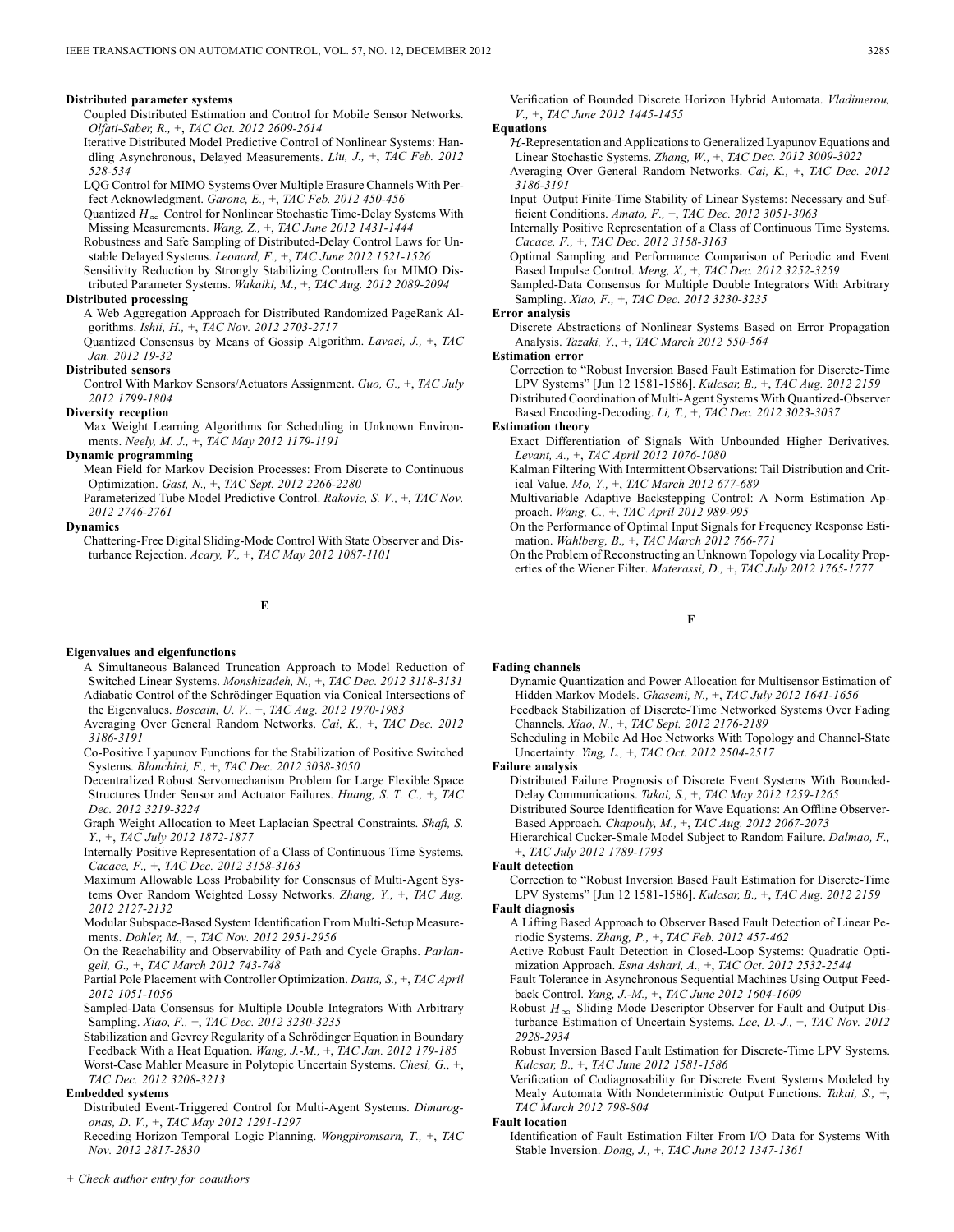**Distributed parameter systems**

Coupled Distributed Estimation and Control for Mobile Sensor Networks. *Olfati-Saber, R.,* +, *TAC Oct. 2012 2609-2614*

Iterative Distributed Model Predictive Control of Nonlinear Systems: Handling Asynchronous, Delayed Measurements. *Liu, J.,* +, *TAC Feb. 2012 528-534*

LQG Control for MIMO Systems Over Multiple Erasure Channels With Perfect Acknowledgment. *Garone, E.,* +, *TAC Feb. 2012 450-456*

Quantized $H_\infty$ Control for Nonlinear Stochastic Time-Delay Systems With Missing Measurements. *Wang, Z.,* +, *TAC June 2012 1431-1444*

Robustness and Safe Sampling of Distributed-Delay Control Laws for Unstable Delayed Systems. *Leonard, F.,* +, *TAC June 2012 1521-1526*

Sensitivity Reduction by Strongly Stabilizing Controllers for MIMO Distributed Parameter Systems. *Wakaiki, M.,* +, *TAC Aug. 2012 2089-2094*

**Distributed processing**

A Web Aggregation Approach for Distributed Randomized PageRank Algorithms. *Ishii, H.,* +, *TAC Nov. 2012 2703-2717*

Quantized Consensus by Means of Gossip Algorithm. *Lavaei, J.,* +, *TAC Jan. 2012 19-32*

**Distributed sensors**

Control With Markov Sensors/Actuators Assignment. *Guo, G.,* +, *TAC July 2012 1799-1804*

**Diversity reception**

Max Weight Learning Algorithms for Scheduling in Unknown Environments. *Neely, M. J.,* +, *TAC May 2012 1179-1191*

**Dynamic programming**

Mean Field for Markov Decision Processes: From Discrete to Continuous Optimization. *Gast, N.,* +, *TAC Sept. 2012 2266-2280*

Parameterized Tube Model Predictive Control. *Rakovic, S. V.,* +, *TAC Nov. 2012 2746-2761*

**Dynamics**

Chattering-Free Digital Sliding-Mode Control With State Observer and Disturbance Rejection. *Acary, V.,* +, *TAC May 2012 1087-1101*

Verification of Bounded Discrete Horizon Hybrid Automata. *Vladimerou, V.,* +, *TAC June 2012 1445-1455*

**Equations**

$\mathcal{H}$-Representation and Applications to Generalized Lyapunov Equations and Linear Stochastic Systems. *Zhang, W.,* +, *TAC Dec. 2012 3009-3022*

Averaging Over General Random Networks. *Cai, K.,* +, *TAC Dec. 2012 3186-3191*

Input–Output Finite-Time Stability of Linear Systems: Necessary and Sufficient Conditions. *Amato, F.,* +, *TAC Dec. 2012 3051-3063*

Internally Positive Representation of a Class of Continuous Time Systems. *Cacace, F.,* +, *TAC Dec. 2012 3158-3163*

Optimal Sampling and Performance Comparison of Periodic and Event Based Impulse Control. *Meng, X.,* +, *TAC Dec. 2012 3252-3259*

Sampled-Data Consensus for Multiple Double Integrators With Arbitrary Sampling. *Xiao, F.,* +, *TAC Dec. 2012 3230-3235*

**Error analysis**

Discrete Abstractions of Nonlinear Systems Based on Error Propagation Analysis. *Tazaki, Y.,* +, *TAC March 2012 550-564*

**Estimation error**

Correction to "Robust Inversion Based Fault Estimation for Discrete-Time LPV Systems" [Jun 12 1581-1586]. *Kulcsar, B.,* +, *TAC Aug. 2012 2159*

Distributed Coordination of Multi-Agent Systems With Quantized-Observer Based Encoding-Decoding. *Li, T.,* +, *TAC Dec. 2012 3023-3037*

**Estimation theory**

Exact Differentiation of Signals With Unbounded Higher Derivatives. *Levant, A.,* +, *TAC April 2012 1076-1080*

Kalman Filtering With Intermittent Observations: Tail Distribution and Critical Value. *Mo, Y.,* +, *TAC March 2012 677-689*

Multivariable Adaptive Backstepping Control: A Norm Estimation Approach. *Wang, C.,* +, *TAC April 2012 989-995*

On the Performance of Optimal Input Signals for Frequency Response Estimation. *Wahlberg, B.,* +, *TAC March 2012 766-771*

On the Problem of Reconstructing an Unknown Topology via Locality Properties of the Wiener Filter. *Materassi, D.,* +, *TAC July 2012 1765-1777*

## E

**Eigenvalues and eigenfunctions**

A Simultaneous Balanced Truncation Approach to Model Reduction of Switched Linear Systems. *Monshizadeh, N.,* +, *TAC Dec. 2012 3118-3131*

Adiabatic Control of the Schrödinger Equation via Conical Intersections of the Eigenvalues. *Boscain, U. V.,* +, *TAC Aug. 2012 1970-1983*

Averaging Over General Random Networks. *Cai, K.,* +, *TAC Dec. 2012 3186-3191*

Co-Positive Lyapunov Functions for the Stabilization of Positive Switched Systems. *Blanchini, F.,* +, *TAC Dec. 2012 3038-3050*

Decentralized Robust Servomechanism Problem for Large Flexible Space Structures Under Sensor and Actuator Failures. *Huang, S. T. C.,* +, *TAC Dec. 2012 3219-3224*

Graph Weight Allocation to Meet Laplacian Spectral Constraints. *Shafi, S. Y.,* +, *TAC July 2012 1872-1877*

Internally Positive Representation of a Class of Continuous Time Systems. *Cacace, F.,* +, *TAC Dec. 2012 3158-3163*

Maximum Allowable Loss Probability for Consensus of Multi-Agent Systems Over Random Weighted Lossy Networks. *Zhang, Y.,* +, *TAC Aug. 2012 2127-2132*

Modular Subspace-Based System Identification From Multi-Setup Measurements. *Dohler, M.,* +, *TAC Nov. 2012 2951-2956*

On the Reachability and Observability of Path and Cycle Graphs. *Parlangeli, G.,* +, *TAC March 2012 743-748*

Partial Pole Placement with Controller Optimization. *Datta, S.,* +, *TAC April 2012 1051-1056*

Sampled-Data Consensus for Multiple Double Integrators With Arbitrary Sampling. *Xiao, F.,* +, *TAC Dec. 2012 3230-3235*

Stabilization and Gevrey Regularity of a Schrödinger Equation in Boundary Feedback With a Heat Equation. *Wang, J.-M.,* +, *TAC Jan. 2012 179-185*

Worst-Case Mahler Measure in Polytopic Uncertain Systems. *Chesi, G.,* +, *TAC Dec. 2012 3208-3213*

**Embedded systems**

Distributed Event-Triggered Control for Multi-Agent Systems. *Dimarogonas, D. V.,* +, *TAC May 2012 1291-1297*

Receding Horizon Temporal Logic Planning. *Wongpiromsarn, T.,* +, *TAC Nov. 2012 2817-2830*

## F

**Fading channels**

Dynamic Quantization and Power Allocation for Multisensor Estimation of Hidden Markov Models. *Ghasemi, N.,* +, *TAC July 2012 1641-1656*

Feedback Stabilization of Discrete-Time Networked Systems Over Fading Channels. *Xiao, N.,* +, *TAC Sept. 2012 2176-2189*

Scheduling in Mobile Ad Hoc Networks With Topology and Channel-State Uncertainty. *Ying, L.,* +, *TAC Oct. 2012 2504-2517*

**Failure analysis**

Distributed Failure Prognosis of Discrete Event Systems With Bounded-Delay Communications. *Takai, S.,* +, *TAC May 2012 1259-1265*

Distributed Source Identification for Wave Equations: An Offline Observer-Based Approach. *Chapouly, M.,* +, *TAC Aug. 2012 2067-2073*

Hierarchical Cucker-Smale Model Subject to Random Failure. *Dalmao, F.,* +, *TAC July 2012 1789-1793*

**Fault detection**

Correction to "Robust Inversion Based Fault Estimation for Discrete-Time LPV Systems" [Jun 12 1581-1586]. *Kulcsar, B.,* +, *TAC Aug. 2012 2159*

**Fault diagnosis**

A Lifting Based Approach to Observer Based Fault Detection of Linear Periodic Systems. *Zhang, P.,* +, *TAC Feb. 2012 457-462*

Active Robust Fault Detection in Closed-Loop Systems: Quadratic Optimization Approach. *Esna Ashari, A.,* +, *TAC Oct. 2012 2532-2544*

Fault Tolerance in Asynchronous Sequential Machines Using Output Feedback Control. *Yang, J.-M.,* +, *TAC June 2012 1604-1609*

Robust $H_\infty$ Sliding Mode Descriptor Observer for Fault and Output Disturbance Estimation of Uncertain Systems. *Lee, D.-J.,* +, *TAC Nov. 2012 2928-2934*

Robust Inversion Based Fault Estimation for Discrete-Time LPV Systems. *Kulcsar, B.,* +, *TAC June 2012 1581-1586*

Verification of Codiagnosability for Discrete Event Systems Modeled by Mealy Automata With Nondeterministic Output Functions. *Takai, S.,* +, *TAC March 2012 798-804*

**Fault location**

Identification of Fault Estimation Filter From I/O Data for Systems With Stable Inversion. *Dong, J.,* +, *TAC June 2012 1347-1361*

*+ Check author entry for coauthors*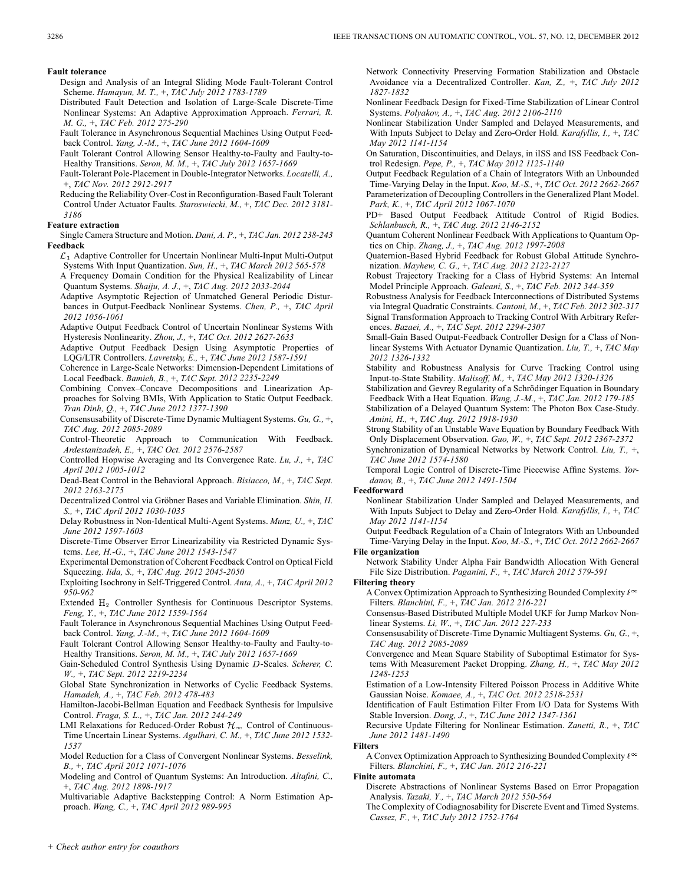**Fault tolerance**

Design and Analysis of an Integral Sliding Mode Fault-Tolerant Control Scheme. *Hamayun, M. T.,* +, *TAC July 2012 1783-1789*

Distributed Fault Detection and Isolation of Large-Scale Discrete-Time Nonlinear Systems: An Adaptive Approximation Approach. *Ferrari, R. M. G.,* +, *TAC Feb. 2012 275-290*

Fault Tolerance in Asynchronous Sequential Machines Using Output Feedback Control. *Yang, J.-M.,* +, *TAC June 2012 1604-1609*

Fault Tolerant Control Allowing Sensor Healthy-to-Faulty and Faulty-to-Healthy Transitions. *Seron, M. M.,* +, *TAC July 2012 1657-1669*

Fault-Tolerant Pole-Placement in Double-Integrator Networks. *Locatelli, A.,* +, *TAC Nov. 2012 2912-2917*

Reducing the Reliability Over-Cost in Reconfiguration-Based Fault Tolerant Control Under Actuator Faults. *Staroswiecki, M.,* +, *TAC Dec. 2012 3181-3186*

**Feature extraction**

Single Camera Structure and Motion. *Dani, A. P.,* +, *TAC Jan. 2012 238-243*

**Feedback**

$\mathcal{L}_1$ Adaptive Controller for Uncertain Nonlinear Multi-Input Multi-Output Systems With Input Quantization. *Sun, H.,* +, *TAC March 2012 565-578*

A Frequency Domain Condition for the Physical Realizability of Linear Quantum Systems. *Shaiju, A. J.,* +, *TAC Aug. 2012 2033-2044*

Adaptive Asymptotic Rejection of Unmatched General Periodic Disturbances in Output-Feedback Nonlinear Systems. *Chen, P.,* +, *TAC April 2012 1056-1061*

Adaptive Output Feedback Control of Uncertain Nonlinear Systems With Hysteresis Nonlinearity. *Zhou, J.,* +, *TAC Oct. 2012 2627-2633*

Adaptive Output Feedback Design Using Asymptotic Properties of LQG/LTR Controllers. *Lavretsky, E.,* +, *TAC June 2012 1587-1591*

Coherence in Large-Scale Networks: Dimension-Dependent Limitations of Local Feedback. *Bamieh, B.,* +, *TAC Sept. 2012 2235-2249*

Combining Convex–Concave Decompositions and Linearization Approaches for Solving BMIs, With Application to Static Output Feedback. *Tran Dinh, Q.,* +, *TAC June 2012 1377-1390*

Consensusability of Discrete-Time Dynamic Multiagent Systems. *Gu, G.,* +, *TAC Aug. 2012 2085-2089*

Control-Theoretic Approach to Communication With Feedback. *Ardestanizadeh, E.,* +, *TAC Oct. 2012 2576-2587*

Controlled Hopwise Averaging and Its Convergence Rate. *Lu, J.,* +, *TAC April 2012 1005-1012*

Dead-Beat Control in the Behavioral Approach. *Bisiacco, M.,* +, *TAC Sept. 2012 2163-2175*

Decentralized Control via Gröbner Bases and Variable Elimination. *Shin, H. S.,* +, *TAC April 2012 1030-1035*

Delay Robustness in Non-Identical Multi-Agent Systems. *Munz, U.,* +, *TAC June 2012 1597-1603*

Discrete-Time Observer Error Linearizability via Restricted Dynamic Systems. *Lee, H.-G.,* +, *TAC June 2012 1543-1547*

Experimental Demonstration of Coherent Feedback Control on Optical Field Squeezing. *Iida, S.,* +, *TAC Aug. 2012 2045-2050*

Exploiting Isochrony in Self-Triggered Control. *Anta, A.,* +, *TAC April 2012 950-962*

Extended $\mathrm{H}_2$ Controller Synthesis for Continuous Descriptor Systems. *Feng, Y.,* +, *TAC June 2012 1559-1564*

Fault Tolerance in Asynchronous Sequential Machines Using Output Feedback Control. *Yang, J.-M.,* +, *TAC June 2012 1604-1609*

Fault Tolerant Control Allowing Sensor Healthy-to-Faulty and Faulty-to-Healthy Transitions. *Seron, M. M.,* +, *TAC July 2012 1657-1669*

Gain-Scheduled Control Synthesis Using Dynamic $D$-Scales. *Scherer, C. W.,* +, *TAC Sept. 2012 2219-2234*

Global State Synchronization in Networks of Cyclic Feedback Systems. *Hamadeh, A.,* +, *TAC Feb. 2012 478-483*

Hamilton-Jacobi-Bellman Equation and Feedback Synthesis for Impulsive Control. *Fraga, S. L.,* +, *TAC Jan. 2012 244-249*

LMI Relaxations for Reduced-Order Robust $\mathcal{H}_\infty$ Control of Continuous-Time Uncertain Linear Systems. *Agulhari, C. M.,* +, *TAC June 2012 1532-1537*

Model Reduction for a Class of Convergent Nonlinear Systems. *Besselink, B.,* +, *TAC April 2012 1071-1076*

Modeling and Control of Quantum Systems: An Introduction. *Altafini, C.,* +, *TAC Aug. 2012 1898-1917*

Multivariable Adaptive Backstepping Control: A Norm Estimation Approach. *Wang, C.,* +, *TAC April 2012 989-995*

Network Connectivity Preserving Formation Stabilization and Obstacle Avoidance via a Decentralized Controller. *Kan, Z.,* +, *TAC July 2012 1827-1832*

Nonlinear Feedback Design for Fixed-Time Stabilization of Linear Control Systems. *Polyakov, A.,* +, *TAC Aug. 2012 2106-2110*

Nonlinear Stabilization Under Sampled and Delayed Measurements, and With Inputs Subject to Delay and Zero-Order Hold. *Karafyllis, I.,* +, *TAC May 2012 1141-1154*

On Saturation, Discontinuities, and Delays, in iISS and ISS Feedback Control Redesign. *Pepe, P.,* +, *TAC May 2012 1125-1140*

Output Feedback Regulation of a Chain of Integrators With an Unbounded Time-Varying Delay in the Input. *Koo, M.-S.,* +, *TAC Oct. 2012 2662-2667*

Parameterization of Decoupling Controllers in the Generalized Plant Model. *Park, K.,* +, *TAC April 2012 1067-1070*

PD+ Based Output Feedback Attitude Control of Rigid Bodies. *Schlanbusch, R.,* +, *TAC Aug. 2012 2146-2152*

Quantum Coherent Nonlinear Feedback With Applications to Quantum Optics on Chip. *Zhang, J.,* +, *TAC Aug. 2012 1997-2008*

Quaternion-Based Hybrid Feedback for Robust Global Attitude Synchronization. *Mayhew, C. G.,* +, *TAC Aug. 2012 2122-2127*

Robust Trajectory Tracking for a Class of Hybrid Systems: An Internal Model Principle Approach. *Galeani, S.,* +, *TAC Feb. 2012 344-359*

Robustness Analysis for Feedback Interconnections of Distributed Systems via Integral Quadratic Constraints. *Cantoni, M.,* +, *TAC Feb. 2012 302-317*

Signal Transformation Approach to Tracking Control With Arbitrary References. *Bazaei, A.,* +, *TAC Sept. 2012 2294-2307*

Small-Gain Based Output-Feedback Controller Design for a Class of Nonlinear Systems With Actuator Dynamic Quantization. *Liu, T.,* +, *TAC May 2012 1326-1332*

Stability and Robustness Analysis for Curve Tracking Control using Input-to-State Stability. *Malisoff, M.,* +, *TAC May 2012 1320-1326*

Stabilization and Gevrey Regularity of a Schrödinger Equation in Boundary Feedback With a Heat Equation. *Wang, J.-M.,* +, *TAC Jan. 2012 179-185*

Stabilization of a Delayed Quantum System: The Photon Box Case-Study. *Amini, H.,* +, *TAC Aug. 2012 1918-1930*

Strong Stability of an Unstable Wave Equation by Boundary Feedback With Only Displacement Observation. *Guo, W.,* +, *TAC Sept. 2012 2367-2372*

Synchronization of Dynamical Networks by Network Control. *Liu, T.,* +, *TAC June 2012 1574-1580*

Temporal Logic Control of Discrete-Time Piecewise Affine Systems. *Yordanov, B.,* +, *TAC June 2012 1491-1504*

**Feedforward**

Nonlinear Stabilization Under Sampled and Delayed Measurements, and With Inputs Subject to Delay and Zero-Order Hold. *Karafyllis, I.,* +, *TAC May 2012 1141-1154*

Output Feedback Regulation of a Chain of Integrators With an Unbounded Time-Varying Delay in the Input. *Koo, M.-S.,* +, *TAC Oct. 2012 2662-2667*

**File organization**

Network Stability Under Alpha Fair Bandwidth Allocation With General File Size Distribution. *Paganini, F.,* +, *TAC March 2012 579-591*

**Filtering theory**

A Convex Optimization Approach to Synthesizing Bounded Complexity $\ell^\infty$ Filters. *Blanchini, F.,* +, *TAC Jan. 2012 216-221*

Consensus-Based Distributed Multiple Model UKF for Jump Markov Nonlinear Systems. *Li, W.,* +, *TAC Jan. 2012 227-233*

Consensusability of Discrete-Time Dynamic Multiagent Systems. *Gu, G.,* +, *TAC Aug. 2012 2085-2089*

Convergence and Mean Square Stability of Suboptimal Estimator for Systems With Measurement Packet Dropping. *Zhang, H.,* +, *TAC May 2012 1248-1253*

Estimation of a Low-Intensity Filtered Poisson Process in Additive White Gaussian Noise. *Komaee, A.,* +, *TAC Oct. 2012 2518-2531*

Identification of Fault Estimation Filter From I/O Data for Systems With Stable Inversion. *Dong, J.,* +, *TAC June 2012 1347-1361*

Recursive Update Filtering for Nonlinear Estimation. *Zanetti, R.,* +, *TAC June 2012 1481-1490*

**Filters**

A Convex Optimization Approach to Synthesizing Bounded Complexity $\ell^\infty$ Filters. *Blanchini, F.,* +, *TAC Jan. 2012 216-221*

**Finite automata**

Discrete Abstractions of Nonlinear Systems Based on Error Propagation Analysis. *Tazaki, Y.,* +, *TAC March 2012 550-564*

The Complexity of Codiagnosability for Discrete Event and Timed Systems. *Cassez, F.,* +, *TAC July 2012 1752-1764*

+ *Check author entry for coauthors*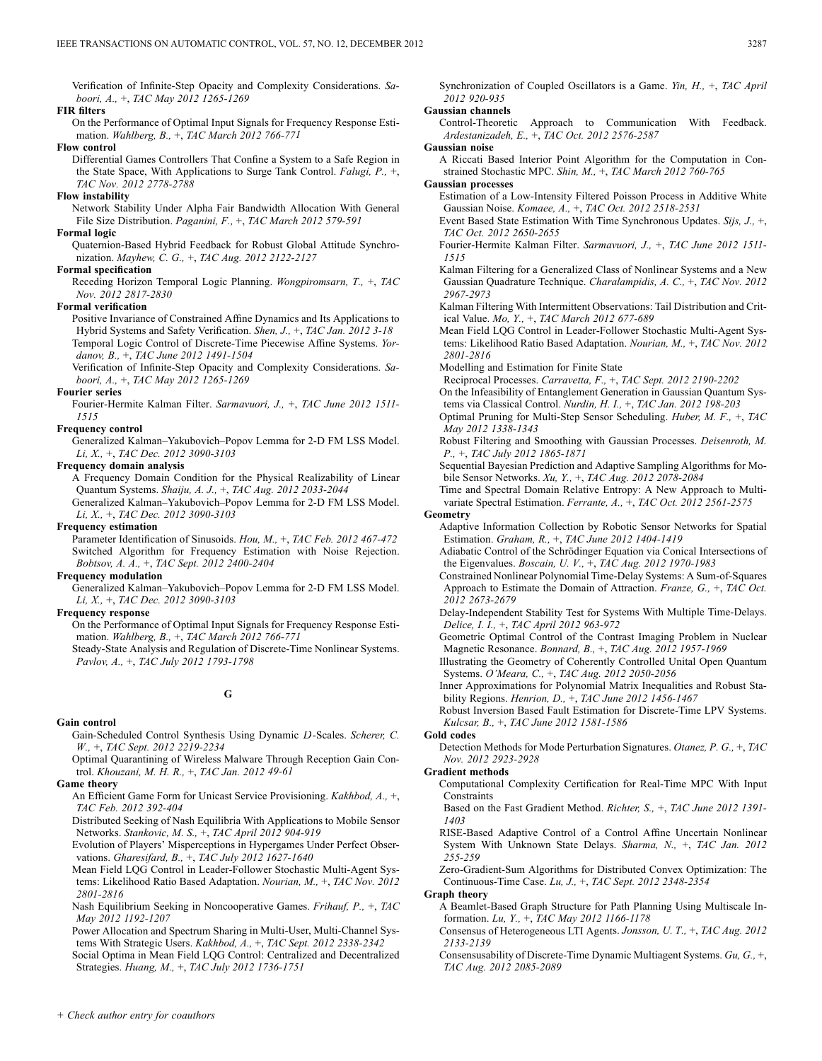Verification of Infinite-Step Opacity and Complexity Considerations. *Saboori, A.*, +, *TAC May 2012 1265-1269*

**FIR filters**

On the Performance of Optimal Input Signals for Frequency Response Estimation. *Wahlberg, B.*, +, *TAC March 2012 766-771*

**Flow control**

Differential Games Controllers That Confine a System to a Safe Region in the State Space, With Applications to Surge Tank Control. *Falugi, P.*, +, *TAC Nov. 2012 2778-2788*

**Flow instability**

Network Stability Under Alpha Fair Bandwidth Allocation With General File Size Distribution. *Paganini, F.*, +, *TAC March 2012 579-591*

**Formal logic**

Quaternion-Based Hybrid Feedback for Robust Global Attitude Synchronization. *Mayhew, C. G.*, +, *TAC Aug. 2012 2122-2127*

**Formal specification**

Receding Horizon Temporal Logic Planning. *Wongpiromsarn, T.*, +, *TAC Nov. 2012 2817-2830*

**Formal verification**

Positive Invariance of Constrained Affine Dynamics and Its Applications to Hybrid Systems and Safety Verification. *Shen, J.*, +, *TAC Jan. 2012 3-18*

Temporal Logic Control of Discrete-Time Piecewise Affine Systems. *Yordanov, B.*, +, *TAC June 2012 1491-1504*

Verification of Infinite-Step Opacity and Complexity Considerations. *Saboori, A.*, +, *TAC May 2012 1265-1269*

**Fourier series**

Fourier-Hermite Kalman Filter. *Sarmavuori, J.*, +, *TAC June 2012 1511-1515*

**Frequency control**

Generalized Kalman–Yakubovich–Popov Lemma for 2-D FM LSS Model. *Li, X.*, +, *TAC Dec. 2012 3090-3103*

**Frequency domain analysis**

A Frequency Domain Condition for the Physical Realizability of Linear Quantum Systems. *Shaiju, A. J.*, +, *TAC Aug. 2012 2033-2044*

Generalized Kalman–Yakubovich–Popov Lemma for 2-D FM LSS Model. *Li, X.*, +, *TAC Dec. 2012 3090-3103*

**Frequency estimation**

Parameter Identification of Sinusoids. *Hou, M.*, +, *TAC Feb. 2012 467-472*

Switched Algorithm for Frequency Estimation with Noise Rejection. *Bobtsov, A. A.*, +, *TAC Sept. 2012 2400-2404*

**Frequency modulation**

Generalized Kalman–Yakubovich–Popov Lemma for 2-D FM LSS Model. *Li, X.*, +, *TAC Dec. 2012 3090-3103*

**Frequency response**

On the Performance of Optimal Input Signals for Frequency Response Estimation. *Wahlberg, B.*, +, *TAC March 2012 766-771*

Steady-State Analysis and Regulation of Discrete-Time Nonlinear Systems. *Pavlov, A.*, +, *TAC July 2012 1793-1798*

## G

**Gain control**

Gain-Scheduled Control Synthesis Using Dynamic $D$-Scales. *Scherer, C. W.*, +, *TAC Sept. 2012 2219-2234*

Optimal Quarantining of Wireless Malware Through Reception Gain Control. *Khouzani, M. H. R.*, +, *TAC Jan. 2012 49-61*

**Game theory**

An Efficient Game Form for Unicast Service Provisioning. *Kakhbod, A.*, +, *TAC Feb. 2012 392-404*

Distributed Seeking of Nash Equilibria With Applications to Mobile Sensor Networks. *Stankovic, M. S.*, +, *TAC April 2012 904-919*

Evolution of Players' Misperceptions in Hypergames Under Perfect Observations. *Gharesifard, B.*, +, *TAC July 2012 1627-1640*

Mean Field LQG Control in Leader-Follower Stochastic Multi-Agent Systems: Likelihood Ratio Based Adaptation. *Nourian, M.*, +, *TAC Nov. 2012 2801-2816*

Nash Equilibrium Seeking in Noncooperative Games. *Frihauf, P.*, +, *TAC May 2012 1192-1207*

Power Allocation and Spectrum Sharing in Multi-User, Multi-Channel Systems With Strategic Users. *Kakhbod, A.*, +, *TAC Sept. 2012 2338-2342*

Social Optima in Mean Field LQG Control: Centralized and Decentralized Strategies. *Huang, M.*, +, *TAC July 2012 1736-1751*

Synchronization of Coupled Oscillators is a Game. *Yin, H.*, +, *TAC April 2012 920-935*

**Gaussian channels**

Control-Theoretic Approach to Communication With Feedback. *Ardestanizadeh, E.*, +, *TAC Oct. 2012 2576-2587*

**Gaussian noise**

A Riccati Based Interior Point Algorithm for the Computation in Constrained Stochastic MPC. *Shin, M.*, +, *TAC March 2012 760-765*

**Gaussian processes**

Estimation of a Low-Intensity Filtered Poisson Process in Additive White Gaussian Noise. *Komaee, A.*, +, *TAC Oct. 2012 2518-2531*

Event Based State Estimation With Time Synchronous Updates. *Sijs, J.*, +, *TAC Oct. 2012 2650-2655*

Fourier-Hermite Kalman Filter. *Sarmavuori, J.*, +, *TAC June 2012 1511-1515*

Kalman Filtering for a Generalized Class of Nonlinear Systems and a New Gaussian Quadrature Technique. *Charalampidis, A. C.*, +, *TAC Nov. 2012 2967-2973*

Kalman Filtering With Intermittent Observations: Tail Distribution and Critical Value. *Mo, Y.*, +, *TAC March 2012 677-689*

Mean Field LQG Control in Leader-Follower Stochastic Multi-Agent Systems: Likelihood Ratio Based Adaptation. *Nourian, M.*, +, *TAC Nov. 2012 2801-2816*

Modelling and Estimation for Finite State Reciprocal Processes. *Carravetta, F.*, +, *TAC Sept. 2012 2190-2202*

On the Infeasibility of Entanglement Generation in Gaussian Quantum Systems via Classical Control. *Nurdin, H. I.*, +, *TAC Jan. 2012 198-203*

Optimal Pruning for Multi-Step Sensor Scheduling. *Huber, M. F.*, +, *TAC May 2012 1338-1343*

Robust Filtering and Smoothing with Gaussian Processes. *Deisenroth, M. P.*, +, *TAC July 2012 1865-1871*

Sequential Bayesian Prediction and Adaptive Sampling Algorithms for Mobile Sensor Networks. *Xu, Y.*, +, *TAC Aug. 2012 2078-2084*

Time and Spectral Domain Relative Entropy: A New Approach to Multivariate Spectral Estimation. *Ferrante, A.*, +, *TAC Oct. 2012 2561-2575*

**Geometry**

Adaptive Information Collection by Robotic Sensor Networks for Spatial Estimation. *Graham, R.*, +, *TAC June 2012 1404-1419*

Adiabatic Control of the Schrödinger Equation via Conical Intersections of the Eigenvalues. *Boscain, U. V.*, +, *TAC Aug. 2012 1970-1983*

Constrained Nonlinear Polynomial Time-Delay Systems: A Sum-of-Squares Approach to Estimate the Domain of Attraction. *Franze, G.*, +, *TAC Oct. 2012 2673-2679*

Delay-Independent Stability Test for Systems With Multiple Time-Delays. *Delice, I. I.*, +, *TAC April 2012 963-972*

Geometric Optimal Control of the Contrast Imaging Problem in Nuclear Magnetic Resonance. *Bonnard, B.*, +, *TAC Aug. 2012 1957-1969*

Illustrating the Geometry of Coherently Controlled Unital Open Quantum Systems. *O'Meara, C.*, +, *TAC Aug. 2012 2050-2056*

Inner Approximations for Polynomial Matrix Inequalities and Robust Stability Regions. *Henrion, D.*, +, *TAC June 2012 1456-1467*

Robust Inversion Based Fault Estimation for Discrete-Time LPV Systems. *Kulcsar, B.*, +, *TAC June 2012 1581-1586*

**Gold codes**

Detection Methods for Mode Perturbation Signatures. *Otanez, P. G.*, +, *TAC Nov. 2012 2923-2928*

**Gradient methods**

Computational Complexity Certification for Real-Time MPC With Input Constraints Based on the Fast Gradient Method. *Richter, S.*, +, *TAC June 2012 1391-1403*

RISE-Based Adaptive Control of a Control Affine Uncertain Nonlinear System With Unknown State Delays. *Sharma, N.*, +, *TAC Jan. 2012 255-259*

Zero-Gradient-Sum Algorithms for Distributed Convex Optimization: The Continuous-Time Case. *Lu, J.*, +, *TAC Sept. 2012 2348-2354*

**Graph theory**

A Beamlet-Based Graph Structure for Path Planning Using Multiscale Information. *Lu, Y.*, +, *TAC May 2012 1166-1178*

Consensus of Heterogeneous LTI Agents. *Jonsson, U. T.*, +, *TAC Aug. 2012 2133-2139*

Consensusability of Discrete-Time Dynamic Multiagent Systems. *Gu, G.*, +, *TAC Aug. 2012 2085-2089*

+ Check author entry for coauthors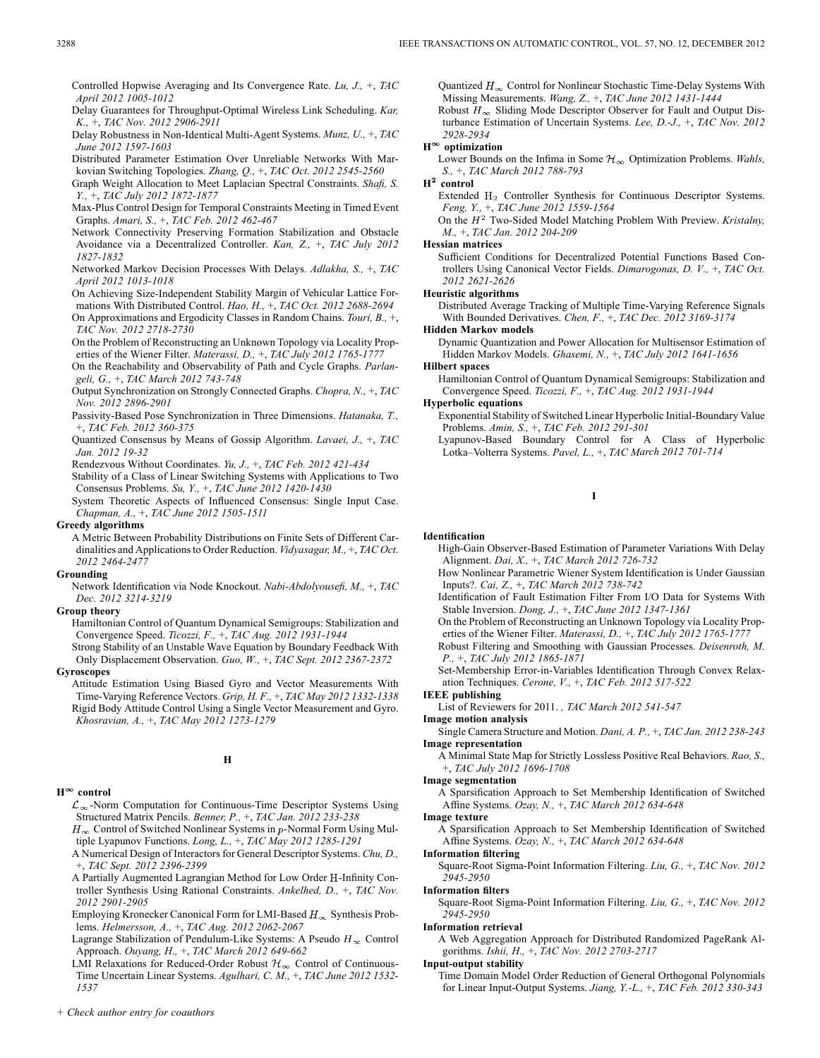Controlled Hopwise Averaging and Its Convergence Rate. *Lu, J.,* +, *TAC April 2012 1005-1012*

Delay Guarantees for Throughput-Optimal Wireless Link Scheduling. *Kar, K.,* +, *TAC Nov. 2012 2906-2911*

Delay Robustness in Non-Identical Multi-Agent Systems. *Munz, U.,* +, *TAC June 2012 1597-1603*

Distributed Parameter Estimation Over Unreliable Networks With Markovian Switching Topologies. *Zhang, Q.,* +, *TAC Oct. 2012 2545-2560*

Graph Weight Allocation to Meet Laplacian Spectral Constraints. *Shafi, S. Y.,* +, *TAC July 2012 1872-1877*

Max-Plus Control Design for Temporal Constraints Meeting in Timed Event Graphs. *Amari, S.,* +, *TAC Feb. 2012 462-467*

Network Connectivity Preserving Formation Stabilization and Obstacle Avoidance via a Decentralized Controller. *Kan, Z.,* +, *TAC July 2012 1827-1832*

Networked Markov Decision Processes With Delays. *Adlakha, S.,* +, *TAC April 2012 1013-1018*

On Achieving Size-Independent Stability Margin of Vehicular Lattice Formations With Distributed Control. *Hao, H.,* +, *TAC Oct. 2012 2688-2694*

On Approximations and Ergodicity Classes in Random Chains. *Touri, B.,* +, *TAC Nov. 2012 2718-2730*

On the Problem of Reconstructing an Unknown Topology via Locality Properties of the Wiener Filter. *Materassi, D.,* +, *TAC July 2012 1765-1777*

On the Reachability and Observability of Path and Cycle Graphs. *Parlangeli, G.,* +, *TAC March 2012 743-748*

Output Synchronization on Strongly Connected Graphs. *Chopra, N.,* +, *TAC Nov. 2012 2896-2901*

Passivity-Based Pose Synchronization in Three Dimensions. *Hatanaka, T.,* +, *TAC Feb. 2012 360-375*

Quantized Consensus by Means of Gossip Algorithm. *Lavaei, J.,* +, *TAC Jan. 2012 19-32*

Rendezvous Without Coordinates. *Yu, J.,* +, *TAC Feb. 2012 421-434*

Stability of a Class of Linear Switching Systems with Applications to Two Consensus Problems. *Su, Y.,* +, *TAC June 2012 1420-1430*

System Theoretic Aspects of Influenced Consensus: Single Input Case. *Chapman, A.,* +, *TAC June 2012 1505-1511*

**Greedy algorithms**

A Metric Between Probability Distributions on Finite Sets of Different Cardinalities and Applications to Order Reduction. *Vidyasagar, M.,* +, *TAC Oct. 2012 2464-2477*

**Grounding**

Network Identification via Node Knockout. *Nabi-Abdolyousefi, M.,* +, *TAC Dec. 2012 3214-3219*

**Group theory**

Hamiltonian Control of Quantum Dynamical Semigroups: Stabilization and Convergence Speed. *Ticozzi, F.,* +, *TAC Aug. 2012 1931-1944*

Strong Stability of an Unstable Wave Equation by Boundary Feedback With Only Displacement Observation. *Guo, W.,* +, *TAC Sept. 2012 2367-2372*

**Gyroscopes**

Attitude Estimation Using Biased Gyro and Vector Measurements With Time-Varying Reference Vectors. *Grip, H. F.,* +, *TAC May 2012 1332-1338*

Rigid Body Attitude Control Using a Single Vector Measurement and Gyro. *Khosravian, A.,* +, *TAC May 2012 1273-1279*

## H

**$H^\infty$ control**

$\mathcal{L}_\infty$-Norm Computation for Continuous-Time Descriptor Systems Using Structured Matrix Pencils. *Benner, P.,* +, *TAC Jan. 2012 233-238*

$H_\infty$ Control of Switched Nonlinear Systems in $p$-Normal Form Using Multiple Lyapunov Functions. *Long, L.,* +, *TAC May 2012 1285-1291*

A Numerical Design of Interactors for General Descriptor Systems. *Chu, D.,* +, *TAC Sept. 2012 2396-2399*

A Partially Augmented Lagrangian Method for Low Order H-Infinity Controller Synthesis Using Rational Constraints. *Ankelhed, D.,* +, *TAC Nov. 2012 2901-2905*

Employing Kronecker Canonical Form for LMI-Based $H_\infty$ Synthesis Problems. *Helmersson, A.,* +, *TAC Aug. 2012 2062-2067*

Lagrange Stabilization of Pendulum-Like Systems: A Pseudo $H_\infty$ Control Approach. *Ouyang, H.,* +, *TAC March 2012 649-662*

LMI Relaxations for Reduced-Order Robust $\mathcal{H}_\infty$ Control of Continuous-Time Uncertain Linear Systems. *Agulhari, C. M.,* +, *TAC June 2012 1532-1537*

Quantized $H_\infty$ Control for Nonlinear Stochastic Time-Delay Systems With Missing Measurements. *Wang, Z.,* +, *TAC June 2012 1431-1444*

Robust $H_\infty$ Sliding Mode Descriptor Observer for Fault and Output Disturbance Estimation of Uncertain Systems. *Lee, D.-J.,* +, *TAC Nov. 2012 2928-2934*

**$H^\infty$ optimization**

Lower Bounds on the Infima in Some $\mathcal{H}_\infty$ Optimization Problems. *Wahls, S.,* +, *TAC March 2012 788-793*

**$H^2$ control**

Extended $\mathrm{H}_2$ Controller Synthesis for Continuous Descriptor Systems. *Feng, Y.,* +, *TAC June 2012 1559-1564*

On the $H^2$ Two-Sided Model Matching Problem With Preview. *Kristalny, M.,* +, *TAC Jan. 2012 204-209*

**Hessian matrices**

Sufficient Conditions for Decentralized Potential Functions Based Controllers Using Canonical Vector Fields. *Dimarogonas, D. V.,* +, *TAC Oct. 2012 2621-2626*

**Heuristic algorithms**

Distributed Average Tracking of Multiple Time-Varying Reference Signals With Bounded Derivatives. *Chen, F.,* +, *TAC Dec. 2012 3169-3174*

**Hidden Markov models**

Dynamic Quantization and Power Allocation for Multisensor Estimation of Hidden Markov Models. *Ghasemi, N.,* +, *TAC July 2012 1641-1656*

**Hilbert spaces**

Hamiltonian Control of Quantum Dynamical Semigroups: Stabilization and Convergence Speed. *Ticozzi, F.,* +, *TAC Aug. 2012 1931-1944*

**Hyperbolic equations**

Exponential Stability of Switched Linear Hyperbolic Initial-Boundary Value Problems. *Amin, S.,* +, *TAC Feb. 2012 291-301*

Lyapunov-Based Boundary Control for A Class of Hyperbolic Lotka–Volterra Systems. *Pavel, L.,* +, *TAC March 2012 701-714*

## I

**Identification**

High-Gain Observer-Based Estimation of Parameter Variations With Delay Alignment. *Dai, X.,* +, *TAC March 2012 726-732*

How Nonlinear Parametric Wiener System Identification is Under Gaussian Inputs?. *Cai, Z.,* +, *TAC March 2012 738-742*

Identification of Fault Estimation Filter From I/O Data for Systems With Stable Inversion. *Dong, J.,* +, *TAC June 2012 1347-1361*

On the Problem of Reconstructing an Unknown Topology via Locality Properties of the Wiener Filter. *Materassi, D.,* +, *TAC July 2012 1765-1777*

Robust Filtering and Smoothing with Gaussian Processes. *Deisenroth, M. P.,* +, *TAC July 2012 1865-1871*

Set-Membership Error-in-Variables Identification Through Convex Relaxation Techniques. *Cerone, V.,* +, *TAC Feb. 2012 517-522*

**IEEE publishing**

List of Reviewers for 2011. , *TAC March 2012 541-547*

**Image motion analysis**

Single Camera Structure and Motion. *Dani, A. P.,* +, *TAC Jan. 2012 238-243*

**Image representation**

A Minimal State Map for Strictly Lossless Positive Real Behaviors. *Rao, S.,* +, *TAC July 2012 1696-1708*

**Image segmentation**

A Sparsification Approach to Set Membership Identification of Switched Affine Systems. *Ozay, N.,* +, *TAC March 2012 634-648*

**Image texture**

A Sparsification Approach to Set Membership Identification of Switched Affine Systems. *Ozay, N.,* +, *TAC March 2012 634-648*

**Information filtering**

Square-Root Sigma-Point Information Filtering. *Liu, G.,* +, *TAC Nov. 2012 2945-2950*

**Information filters**

Square-Root Sigma-Point Information Filtering. *Liu, G.,* +, *TAC Nov. 2012 2945-2950*

**Information retrieval**

A Web Aggregation Approach for Distributed Randomized PageRank Algorithms. *Ishii, H.,* +, *TAC Nov. 2012 2703-2717*

**Input-output stability**

Time Domain Model Order Reduction of General Orthogonal Polynomials for Linear Input-Output Systems. *Jiang, Y.-L.,* +, *TAC Feb. 2012 330-343*

*+ Check author entry for coauthors*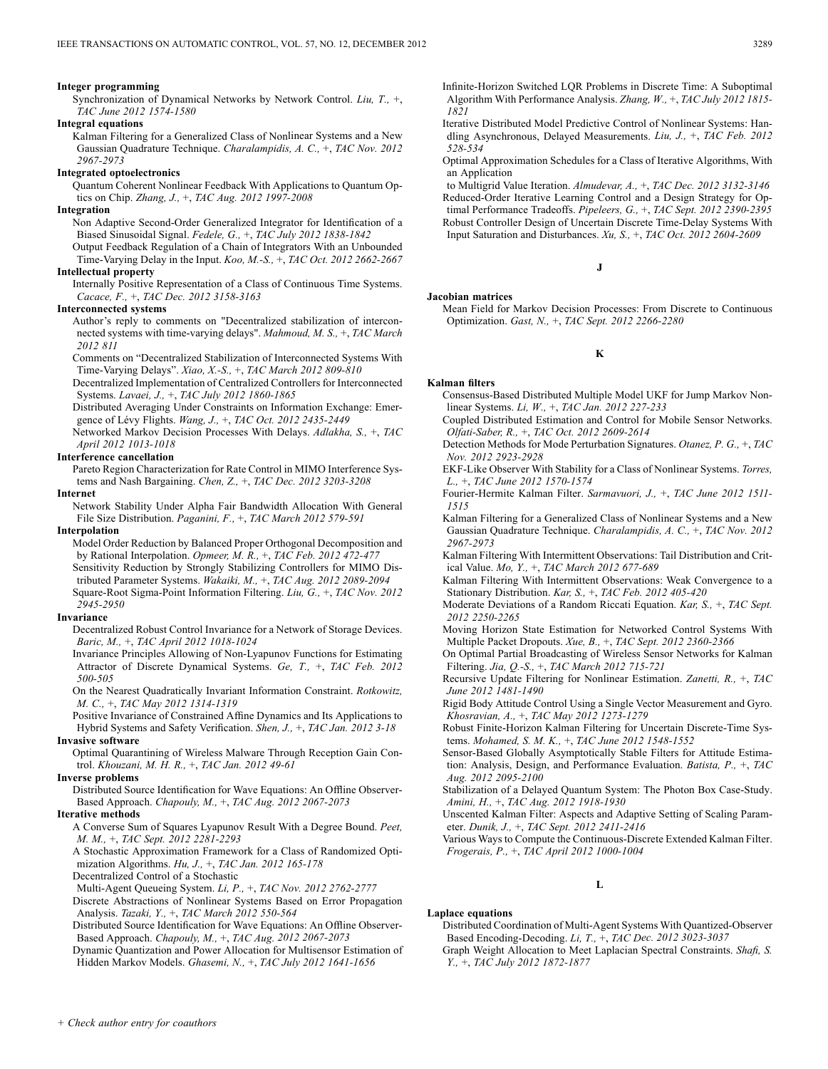**Integer programming**

Synchronization of Dynamical Networks by Network Control. *Liu, T.,* +, *TAC June 2012 1574-1580*

**Integral equations**

Kalman Filtering for a Generalized Class of Nonlinear Systems and a New Gaussian Quadrature Technique. *Charalampidis, A. C.,* +, *TAC Nov. 2012 2967-2973*

**Integrated optoelectronics**

Quantum Coherent Nonlinear Feedback With Applications to Quantum Optics on Chip. *Zhang, J.,* +, *TAC Aug. 2012 1997-2008*

**Integration**

Non Adaptive Second-Order Generalized Integrator for Identification of a Biased Sinusoidal Signal. *Fedele, G.,* +, *TAC July 2012 1838-1842*

Output Feedback Regulation of a Chain of Integrators With an Unbounded Time-Varying Delay in the Input. *Koo, M.-S.,* +, *TAC Oct. 2012 2662-2667*

**Intellectual property**

Internally Positive Representation of a Class of Continuous Time Systems. *Cacace, F.,* +, *TAC Dec. 2012 3158-3163*

**Interconnected systems**

Author's reply to comments on "Decentralized stabilization of interconnected systems with time-varying delays". *Mahmoud, M. S.,* +, *TAC March 2012 811*

Comments on "Decentralized Stabilization of Interconnected Systems With Time-Varying Delays". *Xiao, X.-S.,* +, *TAC March 2012 809-810*

Decentralized Implementation of Centralized Controllers for Interconnected Systems. *Lavaei, J.,* +, *TAC July 2012 1860-1865*

Distributed Averaging Under Constraints on Information Exchange: Emergence of Lévy Flights. *Wang, J.,* +, *TAC Oct. 2012 2435-2449*

Networked Markov Decision Processes With Delays. *Adlakha, S.,* +, *TAC April 2012 1013-1018*

**Interference cancellation**

Pareto Region Characterization for Rate Control in MIMO Interference Systems and Nash Bargaining. *Chen, Z.,* +, *TAC Dec. 2012 3203-3208*

**Internet**

Network Stability Under Alpha Fair Bandwidth Allocation With General File Size Distribution. *Paganini, F.,* +, *TAC March 2012 579-591*

**Interpolation**

Model Order Reduction by Balanced Proper Orthogonal Decomposition and by Rational Interpolation. *Opmeer, M. R.,* +, *TAC Feb. 2012 472-477*

Sensitivity Reduction by Strongly Stabilizing Controllers for MIMO Distributed Parameter Systems. *Wakaiki, M.,* +, *TAC Aug. 2012 2089-2094*

Square-Root Sigma-Point Information Filtering. *Liu, G.,* +, *TAC Nov. 2012 2945-2950*

**Invariance**

Decentralized Robust Control Invariance for a Network of Storage Devices. *Baric, M.,* +, *TAC April 2012 1018-1024*

Invariance Principles Allowing of Non-Lyapunov Functions for Estimating Attractor of Discrete Dynamical Systems. *Ge, T.,* +, *TAC Feb. 2012 500-505*

On the Nearest Quadratically Invariant Information Constraint. *Rotkowitz, M. C.,* +, *TAC May 2012 1314-1319*

Positive Invariance of Constrained Affine Dynamics and Its Applications to Hybrid Systems and Safety Verification. *Shen, J.,* +, *TAC Jan. 2012 3-18*

**Invasive software**

Optimal Quarantining of Wireless Malware Through Reception Gain Control. *Khouzani, M. H. R.,* +, *TAC Jan. 2012 49-61*

**Inverse problems**

Distributed Source Identification for Wave Equations: An Offline Observer-Based Approach. *Chapouly, M.,* +, *TAC Aug. 2012 2067-2073*

**Iterative methods**

A Converse Sum of Squares Lyapunov Result With a Degree Bound. *Peet, M. M.,* +, *TAC Sept. 2012 2281-2293*

A Stochastic Approximation Framework for a Class of Randomized Optimization Algorithms. *Hu, J.,* +, *TAC Jan. 2012 165-178*

Decentralized Control of a Stochastic Multi-Agent Queueing System. *Li, P.,* +, *TAC Nov. 2012 2762-2777*

Discrete Abstractions of Nonlinear Systems Based on Error Propagation Analysis. *Tazaki, Y.,* +, *TAC March 2012 550-564*

Distributed Source Identification for Wave Equations: An Offline Observer-Based Approach. *Chapouly, M.,* +, *TAC Aug. 2012 2067-2073*

Dynamic Quantization and Power Allocation for Multisensor Estimation of Hidden Markov Models. *Ghasemi, N.,* +, *TAC July 2012 1641-1656*

Infinite-Horizon Switched LQR Problems in Discrete Time: A Suboptimal Algorithm With Performance Analysis. *Zhang, W.,* +, *TAC July 2012 1815-1821*

Iterative Distributed Model Predictive Control of Nonlinear Systems: Handling Asynchronous, Delayed Measurements. *Liu, J.,* +, *TAC Feb. 2012 528-534*

Optimal Approximation Schedules for a Class of Iterative Algorithms, With an Application to Multigrid Value Iteration. *Almudevar, A.,* +, *TAC Dec. 2012 3132-3146*

Reduced-Order Iterative Learning Control and a Design Strategy for Optimal Performance Tradeoffs. *Pipeleers, G.,* +, *TAC Sept. 2012 2390-2395*

Robust Controller Design of Uncertain Discrete Time-Delay Systems With Input Saturation and Disturbances. *Xu, S.,* +, *TAC Oct. 2012 2604-2609*

## J

**Jacobian matrices**

Mean Field for Markov Decision Processes: From Discrete to Continuous Optimization. *Gast, N.,* +, *TAC Sept. 2012 2266-2280*

## K

**Kalman filters**

Consensus-Based Distributed Multiple Model UKF for Jump Markov Nonlinear Systems. *Li, W.,* +, *TAC Jan. 2012 227-233*

Coupled Distributed Estimation and Control for Mobile Sensor Networks. *Olfati-Saber, R.,* +, *TAC Oct. 2012 2609-2614*

Detection Methods for Mode Perturbation Signatures. *Otanez, P. G.,* +, *TAC Nov. 2012 2923-2928*

EKF-Like Observer With Stability for a Class of Nonlinear Systems. *Torres, L.,* +, *TAC June 2012 1570-1574*

Fourier-Hermite Kalman Filter. *Sarmavuori, J.,* +, *TAC June 2012 1511-1515*

Kalman Filtering for a Generalized Class of Nonlinear Systems and a New Gaussian Quadrature Technique. *Charalampidis, A. C.,* +, *TAC Nov. 2012 2967-2973*

Kalman Filtering With Intermittent Observations: Tail Distribution and Critical Value. *Mo, Y.,* +, *TAC March 2012 677-689*

Kalman Filtering With Intermittent Observations: Weak Convergence to a Stationary Distribution. *Kar, S.,* +, *TAC Feb. 2012 405-420*

Moderate Deviations of a Random Riccati Equation. *Kar, S.,* +, *TAC Sept. 2012 2250-2265*

Moving Horizon State Estimation for Networked Control Systems With Multiple Packet Dropouts. *Xue, B.,* +, *TAC Sept. 2012 2360-2366*

On Optimal Partial Broadcasting of Wireless Sensor Networks for Kalman Filtering. *Jia, Q.-S.,* +, *TAC March 2012 715-721*

Recursive Update Filtering for Nonlinear Estimation. *Zanetti, R.,* +, *TAC June 2012 1481-1490*

Rigid Body Attitude Control Using a Single Vector Measurement and Gyro. *Khosravian, A.,* +, *TAC May 2012 1273-1279*

Robust Finite-Horizon Kalman Filtering for Uncertain Discrete-Time Systems. *Mohamed, S. M. K.,* +, *TAC June 2012 1548-1552*

Sensor-Based Globally Asymptotically Stable Filters for Attitude Estimation: Analysis, Design, and Performance Evaluation. *Batista, P.,* +, *TAC Aug. 2012 2095-2100*

Stabilization of a Delayed Quantum System: The Photon Box Case-Study. *Amini, H.,* +, *TAC Aug. 2012 1918-1930*

Unscented Kalman Filter: Aspects and Adaptive Setting of Scaling Parameter. *Dunik, J.,* +, *TAC Sept. 2012 2411-2416*

Various Ways to Compute the Continuous-Discrete Extended Kalman Filter. *Frogerais, P.,* +, *TAC April 2012 1000-1004*

## L

**Laplace equations**

Distributed Coordination of Multi-Agent Systems With Quantized-Observer Based Encoding-Decoding. *Li, T.,* +, *TAC Dec. 2012 3023-3037*

Graph Weight Allocation to Meet Laplacian Spectral Constraints. *Shafi, S. Y.,* +, *TAC July 2012 1872-1877*

+ *Check author entry for coauthors*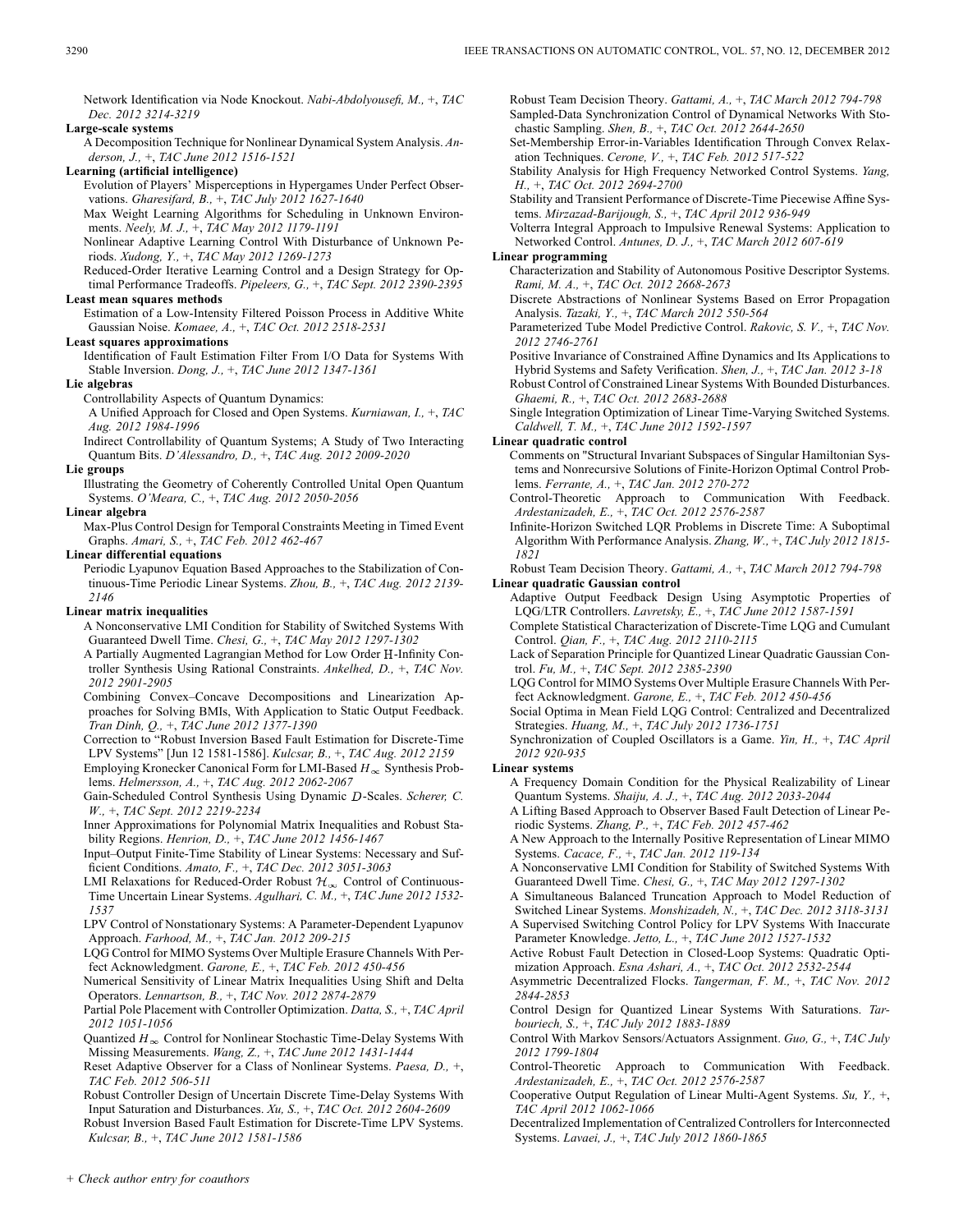Network Identification via Node Knockout. *Nabi-Abdolyousefi, M.*, +, *TAC Dec. 2012 3214-3219*

**Large-scale systems**

A Decomposition Technique for Nonlinear Dynamical System Analysis. *Anderson, J.*, +, *TAC June 2012 1516-1521*

**Learning (artificial intelligence)**

Evolution of Players' Misperceptions in Hypergames Under Perfect Observations. *Gharesifard, B.*, +, *TAC July 2012 1627-1640*

Max Weight Learning Algorithms for Scheduling in Unknown Environments. *Neely, M. J.*, +, *TAC May 2012 1179-1191*

Nonlinear Adaptive Learning Control With Disturbance of Unknown Periods. *Xudong, Y.*, +, *TAC May 2012 1269-1273*

Reduced-Order Iterative Learning Control and a Design Strategy for Optimal Performance Tradeoffs. *Pipeleers, G.*, +, *TAC Sept. 2012 2390-2395*

**Least mean squares methods**

Estimation of a Low-Intensity Filtered Poisson Process in Additive White Gaussian Noise. *Komaee, A.*, +, *TAC Oct. 2012 2518-2531*

**Least squares approximations**

Identification of Fault Estimation Filter From I/O Data for Systems With Stable Inversion. *Dong, J.*, +, *TAC June 2012 1347-1361*

**Lie algebras**

Controllability Aspects of Quantum Dynamics:

A Unified Approach for Closed and Open Systems. *Kurniawan, I.*, +, *TAC Aug. 2012 1984-1996*

Indirect Controllability of Quantum Systems; A Study of Two Interacting Quantum Bits. *D'Alessandro, D.*, +, *TAC Aug. 2012 2009-2020*

**Lie groups**

Illustrating the Geometry of Coherently Controlled Unital Open Quantum Systems. *O'Meara, C.*, +, *TAC Aug. 2012 2050-2056*

**Linear algebra**

Max-Plus Control Design for Temporal Constraints Meeting in Timed Event Graphs. *Amari, S.*, +, *TAC Feb. 2012 462-467*

**Linear differential equations**

Periodic Lyapunov Equation Based Approaches to the Stabilization of Continuous-Time Periodic Linear Systems. *Zhou, B.*, +, *TAC Aug. 2012 2139-2146*

**Linear matrix inequalities**

A Nonconservative LMI Condition for Stability of Switched Systems With Guaranteed Dwell Time. *Chesi, G.*, +, *TAC May 2012 1297-1302*

A Partially Augmented Lagrangian Method for Low Order H-Infinity Controller Synthesis Using Rational Constraints. *Ankelhed, D.*, +, *TAC Nov. 2012 2901-2905*

Combining Convex–Concave Decompositions and Linearization Approaches for Solving BMIs, With Application to Static Output Feedback. *Tran Dinh, Q.*, +, *TAC June 2012 1377-1390*

Correction to "Robust Inversion Based Fault Estimation for Discrete-Time LPV Systems" [Jun 12 1581-1586]. *Kulcsar, B.*, +, *TAC Aug. 2012 2159*

Employing Kronecker Canonical Form for LMI-Based $H_\infty$ Synthesis Problems. *Helmersson, A.*, +, *TAC Aug. 2012 2062-2067*

Gain-Scheduled Control Synthesis Using Dynamic $D$-Scales. *Scherer, C. W.*, +, *TAC Sept. 2012 2219-2234*

Inner Approximations for Polynomial Matrix Inequalities and Robust Stability Regions. *Henrion, D.*, +, *TAC June 2012 1456-1467*

Input–Output Finite-Time Stability of Linear Systems: Necessary and Sufficient Conditions. *Amato, F.*, +, *TAC Dec. 2012 3051-3063*

LMI Relaxations for Reduced-Order Robust $\mathcal{H}_\infty$ Control of Continuous-Time Uncertain Linear Systems. *Agulhari, C. M.*, +, *TAC June 2012 1532-1537*

LPV Control of Nonstationary Systems: A Parameter-Dependent Lyapunov Approach. *Farhood, M.*, +, *TAC Jan. 2012 209-215*

LQG Control for MIMO Systems Over Multiple Erasure Channels With Perfect Acknowledgment. *Garone, E.*, +, *TAC Feb. 2012 450-456*

Numerical Sensitivity of Linear Matrix Inequalities Using Shift and Delta Operators. *Lennartson, B.*, +, *TAC Nov. 2012 2874-2879*

Partial Pole Placement with Controller Optimization. *Datta, S.*, +, *TAC April 2012 1051-1056*

Quantized $H_\infty$ Control for Nonlinear Stochastic Time-Delay Systems With Missing Measurements. *Wang, Z.*, +, *TAC June 2012 1431-1444*

Reset Adaptive Observer for a Class of Nonlinear Systems. *Paesa, D.*, +, *TAC Feb. 2012 506-511*

Robust Controller Design of Uncertain Discrete Time-Delay Systems With Input Saturation and Disturbances. *Xu, S.*, +, *TAC Oct. 2012 2604-2609*

Robust Inversion Based Fault Estimation for Discrete-Time LPV Systems. *Kulcsar, B.*, +, *TAC June 2012 1581-1586*

Robust Team Decision Theory. *Gattami, A.*, +, *TAC March 2012 794-798*

Sampled-Data Synchronization Control of Dynamical Networks With Stochastic Sampling. *Shen, B.*, +, *TAC Oct. 2012 2644-2650*

Set-Membership Error-in-Variables Identification Through Convex Relaxation Techniques. *Cerone, V.*, +, *TAC Feb. 2012 517-522*

Stability Analysis for High Frequency Networked Control Systems. *Yang, H.*, +, *TAC Oct. 2012 2694-2700*

Stability and Transient Performance of Discrete-Time Piecewise Affine Systems. *Mirzazad-Barijough, S.*, +, *TAC April 2012 936-949*

Volterra Integral Approach to Impulsive Renewal Systems: Application to Networked Control. *Antunes, D. J.*, +, *TAC March 2012 607-619*

**Linear programming**

Characterization and Stability of Autonomous Positive Descriptor Systems. *Rami, M. A.*, +, *TAC Oct. 2012 2668-2673*

Discrete Abstractions of Nonlinear Systems Based on Error Propagation Analysis. *Tazaki, Y.*, +, *TAC March 2012 550-564*

Parameterized Tube Model Predictive Control. *Rakovic, S. V.*, +, *TAC Nov. 2012 2746-2761*

Positive Invariance of Constrained Affine Dynamics and Its Applications to Hybrid Systems and Safety Verification. *Shen, J.*, +, *TAC Jan. 2012 3-18*

Robust Control of Constrained Linear Systems With Bounded Disturbances. *Ghaemi, R.*, +, *TAC Oct. 2012 2683-2688*

Single Integration Optimization of Linear Time-Varying Switched Systems. *Caldwell, T. M.*, +, *TAC June 2012 1592-1597*

**Linear quadratic control**

Comments on "Structural Invariant Subspaces of Singular Hamiltonian Systems and Nonrecursive Solutions of Finite-Horizon Optimal Control Problems. *Ferrante, A.*, +, *TAC Jan. 2012 270-272*

Control-Theoretic Approach to Communication With Feedback. *Ardestanizadeh, E.*, +, *TAC Oct. 2012 2576-2587*

Infinite-Horizon Switched LQR Problems in Discrete Time: A Suboptimal Algorithm With Performance Analysis. *Zhang, W.*, +, *TAC July 2012 1815-1821*

Robust Team Decision Theory. *Gattami, A.*, +, *TAC March 2012 794-798*

**Linear quadratic Gaussian control**

Adaptive Output Feedback Design Using Asymptotic Properties of LQG/LTR Controllers. *Lavretsky, E.*, +, *TAC June 2012 1587-1591*

Complete Statistical Characterization of Discrete-Time LQG and Cumulant Control. *Qian, F.*, +, *TAC Aug. 2012 2110-2115*

Lack of Separation Principle for Quantized Linear Quadratic Gaussian Control. *Fu, M.*, +, *TAC Sept. 2012 2385-2390*

LQG Control for MIMO Systems Over Multiple Erasure Channels With Perfect Acknowledgment. *Garone, E.*, +, *TAC Feb. 2012 450-456*

Social Optima in Mean Field LQG Control: Centralized and Decentralized Strategies. *Huang, M.*, +, *TAC July 2012 1736-1751*

Synchronization of Coupled Oscillators is a Game. *Yin, H.*, +, *TAC April 2012 920-935*

**Linear systems**

A Frequency Domain Condition for the Physical Realizability of Linear Quantum Systems. *Shaiju, A. J.*, +, *TAC Aug. 2012 2033-2044*

A Lifting Based Approach to Observer Based Fault Detection of Linear Periodic Systems. *Zhang, P.*, +, *TAC Feb. 2012 457-462*

A New Approach to the Internally Positive Representation of Linear MIMO Systems. *Cacace, F.*, +, *TAC Jan. 2012 119-134*

A Nonconservative LMI Condition for Stability of Switched Systems With Guaranteed Dwell Time. *Chesi, G.*, +, *TAC May 2012 1297-1302*

A Simultaneous Balanced Truncation Approach to Model Reduction of Switched Linear Systems. *Monshizadeh, N.*, +, *TAC Dec. 2012 3118-3131*

A Supervised Switching Control Policy for LPV Systems With Inaccurate Parameter Knowledge. *Jetto, L.*, +, *TAC June 2012 1527-1532*

Active Robust Fault Detection in Closed-Loop Systems: Quadratic Optimization Approach. *Esna Ashari, A.*, +, *TAC Oct. 2012 2532-2544*

Asymmetric Decentralized Flocks. *Tangerman, F. M.*, +, *TAC Nov. 2012 2844-2853*

Control Design for Quantized Linear Systems With Saturations. *Tarbouriech, S.*, +, *TAC July 2012 1883-1889*

Control With Markov Sensors/Actuators Assignment. *Guo, G.*, +, *TAC July 2012 1799-1804*

Control-Theoretic Approach to Communication With Feedback. *Ardestanizadeh, E.*, +, *TAC Oct. 2012 2576-2587*

Cooperative Output Regulation of Linear Multi-Agent Systems. *Su, Y.*, +, *TAC April 2012 1062-1066*

Decentralized Implementation of Centralized Controllers for Interconnected Systems. *Lavaei, J.*, +, *TAC July 2012 1860-1865*

+ *Check author entry for coauthors*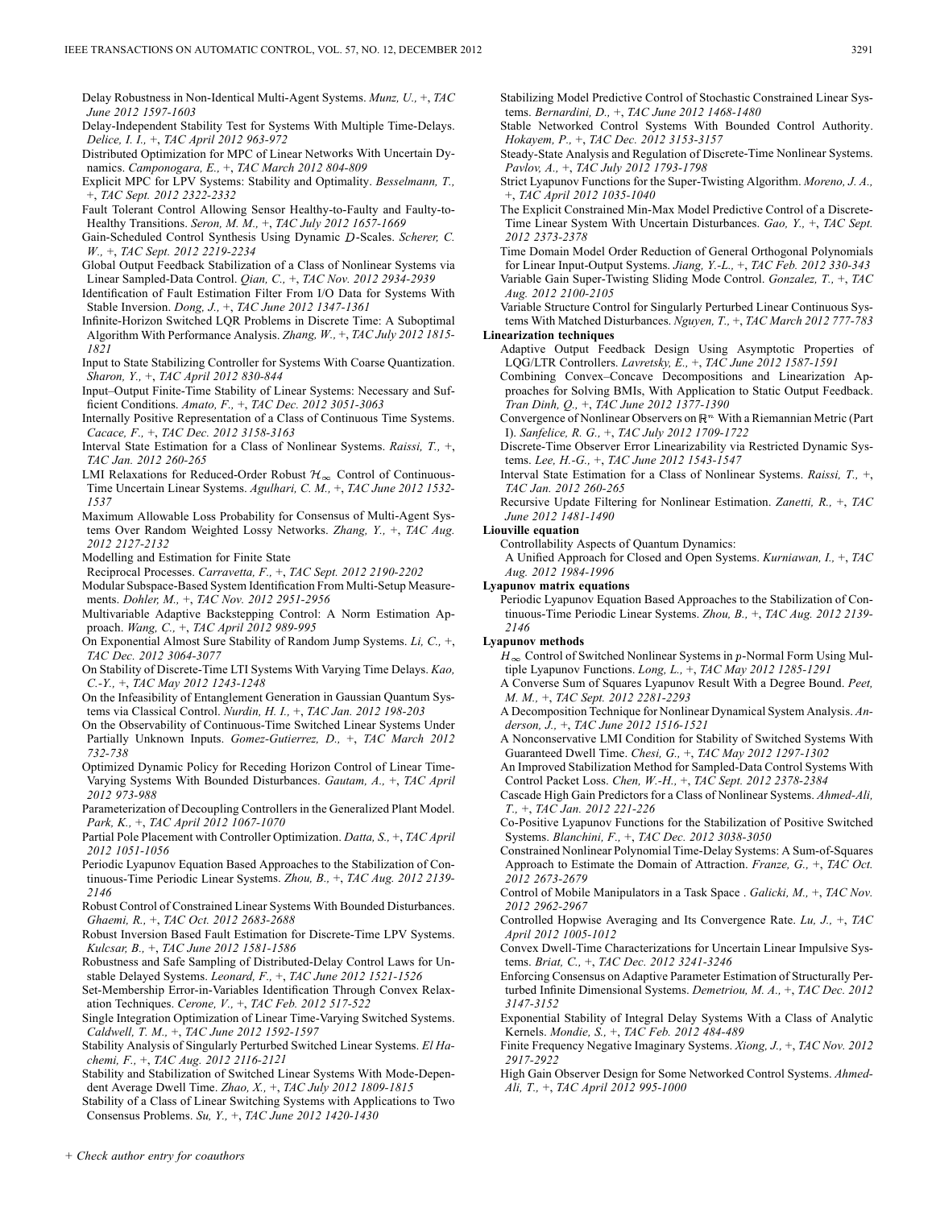Delay Robustness in Non-Identical Multi-Agent Systems. *Munz, U.*, +, *TAC June 2012 1597-1603*

Delay-Independent Stability Test for Systems With Multiple Time-Delays. *Delice, I. I.*, +, *TAC April 2012 963-972*

Distributed Optimization for MPC of Linear Networks With Uncertain Dynamics. *Camponogara, E.*, +, *TAC March 2012 804-809*

Explicit MPC for LPV Systems: Stability and Optimality. *Besselmann, T.*, +, *TAC Sept. 2012 2322-2332*

Fault Tolerant Control Allowing Sensor Healthy-to-Faulty and Faulty-to-Healthy Transitions. *Seron, M. M.*, +, *TAC July 2012 1657-1669*

Gain-Scheduled Control Synthesis Using Dynamic $D$-Scales. *Scherer, C. W.*, +, *TAC Sept. 2012 2219-2234*

Global Output Feedback Stabilization of a Class of Nonlinear Systems via Linear Sampled-Data Control. *Qian, C.*, +, *TAC Nov. 2012 2934-2939*

Identification of Fault Estimation Filter From I/O Data for Systems With Stable Inversion. *Dong, J.*, +, *TAC June 2012 1347-1361*

Infinite-Horizon Switched LQR Problems in Discrete Time: A Suboptimal Algorithm With Performance Analysis. *Zhang, W.*, +, *TAC July 2012 1815-1821*

Input to State Stabilizing Controller for Systems With Coarse Quantization. *Sharon, Y.*, +, *TAC April 2012 830-844*

Input–Output Finite-Time Stability of Linear Systems: Necessary and Sufficient Conditions. *Amato, F.*, +, *TAC Dec. 2012 3051-3063*

Internally Positive Representation of a Class of Continuous Time Systems. *Cacace, F.*, +, *TAC Dec. 2012 3158-3163*

Interval State Estimation for a Class of Nonlinear Systems. *Raissi, T.*, +, *TAC Jan. 2012 260-265*

LMI Relaxations for Reduced-Order Robust $\mathcal{H}_\infty$ Control of Continuous-Time Uncertain Linear Systems. *Agulhari, C. M.*, +, *TAC June 2012 1532-1537*

Maximum Allowable Loss Probability for Consensus of Multi-Agent Systems Over Random Weighted Lossy Networks. *Zhang, Y.*, +, *TAC Aug. 2012 2127-2132*

Modelling and Estimation for Finite State Reciprocal Processes. *Carravetta, F.*, +, *TAC Sept. 2012 2190-2202*

Modular Subspace-Based System Identification From Multi-Setup Measurements. *Dohler, M.*, +, *TAC Nov. 2012 2951-2956*

Multivariable Adaptive Backstepping Control: A Norm Estimation Approach. *Wang, C.*, +, *TAC April 2012 989-995*

On Exponential Almost Sure Stability of Random Jump Systems. *Li, C.*, +, *TAC Dec. 2012 3064-3077*

On Stability of Discrete-Time LTI Systems With Varying Time Delays. *Kao, C.-Y.*, +, *TAC May 2012 1243-1248*

On the Infeasibility of Entanglement Generation in Gaussian Quantum Systems via Classical Control. *Nurdin, H. I.*, +, *TAC Jan. 2012 198-203*

On the Observability of Continuous-Time Switched Linear Systems Under Partially Unknown Inputs. *Gomez-Gutierrez, D.*, +, *TAC March 2012 732-738*

Optimized Dynamic Policy for Receding Horizon Control of Linear Time-Varying Systems With Bounded Disturbances. *Gautam, A.*, +, *TAC April 2012 973-988*

Parameterization of Decoupling Controllers in the Generalized Plant Model. *Park, K.*, +, *TAC April 2012 1067-1070*

Partial Pole Placement with Controller Optimization. *Datta, S.*, +, *TAC April 2012 1051-1056*

Periodic Lyapunov Equation Based Approaches to the Stabilization of Continuous-Time Periodic Linear Systems. *Zhou, B.*, +, *TAC Aug. 2012 2139-2146*

Robust Control of Constrained Linear Systems With Bounded Disturbances. *Ghaemi, R.*, +, *TAC Oct. 2012 2683-2688*

Robust Inversion Based Fault Estimation for Discrete-Time LPV Systems. *Kulcsar, B.*, +, *TAC June 2012 1581-1586*

Robustness and Safe Sampling of Distributed-Delay Control Laws for Unstable Delayed Systems. *Leonard, F.*, +, *TAC June 2012 1521-1526*

Set-Membership Error-in-Variables Identification Through Convex Relaxation Techniques. *Cerone, V.*, +, *TAC Feb. 2012 517-522*

Single Integration Optimization of Linear Time-Varying Switched Systems. *Caldwell, T. M.*, +, *TAC June 2012 1592-1597*

Stability Analysis of Singularly Perturbed Switched Linear Systems. *El Hachemi, F.*, +, *TAC Aug. 2012 2116-2121*

Stability and Stabilization of Switched Linear Systems With Mode-Dependent Average Dwell Time. *Zhao, X.*, +, *TAC July 2012 1809-1815*

Stability of a Class of Linear Switching Systems with Applications to Two Consensus Problems. *Su, Y.*, +, *TAC June 2012 1420-1430*

Stabilizing Model Predictive Control of Stochastic Constrained Linear Systems. *Bernardini, D.*, +, *TAC June 2012 1468-1480*

Stable Networked Control Systems With Bounded Control Authority. *Hokayem, P.*, +, *TAC Dec. 2012 3153-3157*

Steady-State Analysis and Regulation of Discrete-Time Nonlinear Systems. *Pavlov, A.*, +, *TAC July 2012 1793-1798*

Strict Lyapunov Functions for the Super-Twisting Algorithm. *Moreno, J. A.*, +, *TAC April 2012 1035-1040*

The Explicit Constrained Min-Max Model Predictive Control of a Discrete-Time Linear System With Uncertain Disturbances. *Gao, Y.*, +, *TAC Sept. 2012 2373-2378*

Time Domain Model Order Reduction of General Orthogonal Polynomials for Linear Input-Output Systems. *Jiang, Y.-L.*, +, *TAC Feb. 2012 330-343*

Variable Gain Super-Twisting Sliding Mode Control. *Gonzalez, T.*, +, *TAC Aug. 2012 2100-2105*

Variable Structure Control for Singularly Perturbed Linear Continuous Systems With Matched Disturbances. *Nguyen, T.*, +, *TAC March 2012 777-783*

**Linearization techniques**

Adaptive Output Feedback Design Using Asymptotic Properties of LQG/LTR Controllers. *Lavretsky, E.*, +, *TAC June 2012 1587-1591*

Combining Convex–Concave Decompositions and Linearization Approaches for Solving BMIs, With Application to Static Output Feedback. *Tran Dinh, Q.*, +, *TAC June 2012 1377-1390*

Convergence of Nonlinear Observers on $\mathbb{R}^n$ With a Riemannian Metric (Part I). *Sanfelice, R. G.*, +, *TAC July 2012 1709-1722*

Discrete-Time Observer Error Linearizability via Restricted Dynamic Systems. *Lee, H.-G.*, +, *TAC June 2012 1543-1547*

Interval State Estimation for a Class of Nonlinear Systems. *Raissi, T.*, +, *TAC Jan. 2012 260-265*

Recursive Update Filtering for Nonlinear Estimation. *Zanetti, R.*, +, *TAC June 2012 1481-1490*

**Liouville equation**

Controllability Aspects of Quantum Dynamics: A Unified Approach for Closed and Open Systems. *Kurniawan, I.*, +, *TAC Aug. 2012 1984-1996*

**Lyapunov matrix equations**

Periodic Lyapunov Equation Based Approaches to the Stabilization of Continuous-Time Periodic Linear Systems. *Zhou, B.*, +, *TAC Aug. 2012 2139-2146*

**Lyapunov methods**

$H_\infty$ Control of Switched Nonlinear Systems in $p$-Normal Form Using Multiple Lyapunov Functions. *Long, L.*, +, *TAC May 2012 1285-1291*

A Converse Sum of Squares Lyapunov Result With a Degree Bound. *Peet, M. M.*, +, *TAC Sept. 2012 2281-2293*

A Decomposition Technique for Nonlinear Dynamical System Analysis. *Anderson, J.*, +, *TAC June 2012 1516-1521*

A Nonconservative LMI Condition for Stability of Switched Systems With Guaranteed Dwell Time. *Chesi, G.*, +, *TAC May 2012 1297-1302*

An Improved Stabilization Method for Sampled-Data Control Systems With Control Packet Loss. *Chen, W.-H.*, +, *TAC Sept. 2012 2378-2384*

Cascade High Gain Predictors for a Class of Nonlinear Systems. *Ahmed-Ali, T.*, +, *TAC Jan. 2012 221-226*

Co-Positive Lyapunov Functions for the Stabilization of Positive Switched Systems. *Blanchini, F.*, +, *TAC Dec. 2012 3038-3050*

Constrained Nonlinear Polynomial Time-Delay Systems: A Sum-of-Squares Approach to Estimate the Domain of Attraction. *Franze, G.*, +, *TAC Oct. 2012 2673-2679*

Control of Mobile Manipulators in a Task Space . *Galicki, M.*, +, *TAC Nov. 2012 2962-2967*

Controlled Hopwise Averaging and Its Convergence Rate. *Lu, J.*, +, *TAC April 2012 1005-1012*

Convex Dwell-Time Characterizations for Uncertain Linear Impulsive Systems. *Briat, C.*, +, *TAC Dec. 2012 3241-3246*

Enforcing Consensus on Adaptive Parameter Estimation of Structurally Perturbed Infinite Dimensional Systems. *Demetriou, M. A.*, +, *TAC Dec. 2012 3147-3152*

Exponential Stability of Integral Delay Systems With a Class of Analytic Kernels. *Mondie, S.*, +, *TAC Feb. 2012 484-489*

Finite Frequency Negative Imaginary Systems. *Xiong, J.*, +, *TAC Nov. 2012 2917-2922*

High Gain Observer Design for Some Networked Control Systems. *Ahmed-Ali, T.*, +, *TAC April 2012 995-1000*

+ *Check author entry for coauthors*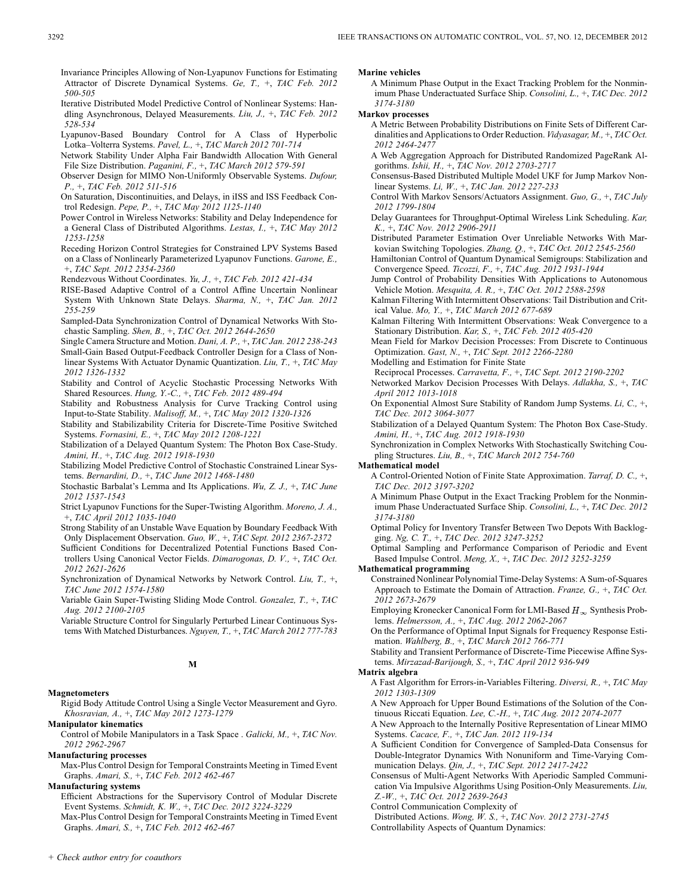Invariance Principles Allowing of Non-Lyapunov Functions for Estimating Attractor of Discrete Dynamical Systems. *Ge, T.,* +, *TAC Feb. 2012 500-505*

Iterative Distributed Model Predictive Control of Nonlinear Systems: Handling Asynchronous, Delayed Measurements. *Liu, J.,* +, *TAC Feb. 2012 528-534*

Lyapunov-Based Boundary Control for A Class of Hyperbolic Lotka–Volterra Systems. *Pavel, L.,* +, *TAC March 2012 701-714*

Network Stability Under Alpha Fair Bandwidth Allocation With General File Size Distribution. *Paganini, F.,* +, *TAC March 2012 579-591*

Observer Design for MIMO Non-Uniformly Observable Systems. *Dufour, P.,* +, *TAC Feb. 2012 511-516*

On Saturation, Discontinuities, and Delays, in iISS and ISS Feedback Control Redesign. *Pepe, P.,* +, *TAC May 2012 1125-1140*

Power Control in Wireless Networks: Stability and Delay Independence for a General Class of Distributed Algorithms. *Lestas, I.,* +, *TAC May 2012 1253-1258*

Receding Horizon Control Strategies for Constrained LPV Systems Based on a Class of Nonlinearly Parameterized Lyapunov Functions. *Garone, E.,* +, *TAC Sept. 2012 2354-2360*

Rendezvous Without Coordinates. *Yu, J.,* +, *TAC Feb. 2012 421-434*

RISE-Based Adaptive Control of a Control Affine Uncertain Nonlinear System With Unknown State Delays. *Sharma, N.,* +, *TAC Jan. 2012 255-259*

Sampled-Data Synchronization Control of Dynamical Networks With Stochastic Sampling. *Shen, B.,* +, *TAC Oct. 2012 2644-2650*

Single Camera Structure and Motion. *Dani, A. P.,* +, *TAC Jan. 2012 238-243*

Small-Gain Based Output-Feedback Controller Design for a Class of Nonlinear Systems With Actuator Dynamic Quantization. *Liu, T.,* +, *TAC May 2012 1326-1332*

Stability and Control of Acyclic Stochastic Processing Networks With Shared Resources. *Hung, Y.-C.,* +, *TAC Feb. 2012 489-494*

Stability and Robustness Analysis for Curve Tracking Control using Input-to-State Stability. *Malisoff, M.,* +, *TAC May 2012 1320-1326*

Stability and Stabilizability Criteria for Discrete-Time Positive Switched Systems. *Fornasini, E.,* +, *TAC May 2012 1208-1221*

Stabilization of a Delayed Quantum System: The Photon Box Case-Study. *Amini, H.,* +, *TAC Aug. 2012 1918-1930*

Stabilizing Model Predictive Control of Stochastic Constrained Linear Systems. *Bernardini, D.,* +, *TAC June 2012 1468-1480*

Stochastic Barbalat's Lemma and Its Applications. *Wu, Z. J.,* +, *TAC June 2012 1537-1543*

Strict Lyapunov Functions for the Super-Twisting Algorithm. *Moreno, J. A.,* +, *TAC April 2012 1035-1040*

Strong Stability of an Unstable Wave Equation by Boundary Feedback With Only Displacement Observation. *Guo, W.,* +, *TAC Sept. 2012 2367-2372*

Sufficient Conditions for Decentralized Potential Functions Based Controllers Using Canonical Vector Fields. *Dimarogonas, D. V.,* +, *TAC Oct. 2012 2621-2626*

Synchronization of Dynamical Networks by Network Control. *Liu, T.,* +, *TAC June 2012 1574-1580*

Variable Gain Super-Twisting Sliding Mode Control. *Gonzalez, T.,* +, *TAC Aug. 2012 2100-2105*

Variable Structure Control for Singularly Perturbed Linear Continuous Systems With Matched Disturbances. *Nguyen, T.,* +, *TAC March 2012 777-783*

## M

**Magnetometers**

Rigid Body Attitude Control Using a Single Vector Measurement and Gyro. *Khosravian, A.,* +, *TAC May 2012 1273-1279*

**Manipulator kinematics**

Control of Mobile Manipulators in a Task Space . *Galicki, M.,* +, *TAC Nov. 2012 2962-2967*

**Manufacturing processes**

Max-Plus Control Design for Temporal Constraints Meeting in Timed Event Graphs. *Amari, S.,* +, *TAC Feb. 2012 462-467*

**Manufacturing systems**

Efficient Abstractions for the Supervisory Control of Modular Discrete Event Systems. *Schmidt, K. W.,* +, *TAC Dec. 2012 3224-3229*

Max-Plus Control Design for Temporal Constraints Meeting in Timed Event Graphs. *Amari, S.,* +, *TAC Feb. 2012 462-467*

**Marine vehicles**

A Minimum Phase Output in the Exact Tracking Problem for the Nonminimum Phase Underactuated Surface Ship. *Consolini, L.,* +, *TAC Dec. 2012 3174-3180*

**Markov processes**

A Metric Between Probability Distributions on Finite Sets of Different Cardinalities and Applications to Order Reduction. *Vidyasagar, M.,* +, *TAC Oct. 2012 2464-2477*

A Web Aggregation Approach for Distributed Randomized PageRank Algorithms. *Ishii, H.,* +, *TAC Nov. 2012 2703-2717*

Consensus-Based Distributed Multiple Model UKF for Jump Markov Nonlinear Systems. *Li, W.,* +, *TAC Jan. 2012 227-233*

Control With Markov Sensors/Actuators Assignment. *Guo, G.,* +, *TAC July 2012 1799-1804*

Delay Guarantees for Throughput-Optimal Wireless Link Scheduling. *Kar, K.,* +, *TAC Nov. 2012 2906-2911*

Distributed Parameter Estimation Over Unreliable Networks With Markovian Switching Topologies. *Zhang, Q.,* +, *TAC Oct. 2012 2545-2560*

Hamiltonian Control of Quantum Dynamical Semigroups: Stabilization and Convergence Speed. *Ticozzi, F.,* +, *TAC Aug. 2012 1931-1944*

Jump Control of Probability Densities With Applications to Autonomous Vehicle Motion. *Mesquita, A. R.,* +, *TAC Oct. 2012 2588-2598*

Kalman Filtering With Intermittent Observations: Tail Distribution and Critical Value. *Mo, Y.,* +, *TAC March 2012 677-689*

Kalman Filtering With Intermittent Observations: Weak Convergence to a Stationary Distribution. *Kar, S.,* +, *TAC Feb. 2012 405-420*

Mean Field for Markov Decision Processes: From Discrete to Continuous Optimization. *Gast, N.,* +, *TAC Sept. 2012 2266-2280*

Modelling and Estimation for Finite State Reciprocal Processes. *Carravetta, F.,* +, *TAC Sept. 2012 2190-2202*

Networked Markov Decision Processes With Delays. *Adlakha, S.,* +, *TAC April 2012 1013-1018*

On Exponential Almost Sure Stability of Random Jump Systems. *Li, C.,* +, *TAC Dec. 2012 3064-3077*

Stabilization of a Delayed Quantum System: The Photon Box Case-Study. *Amini, H.,* +, *TAC Aug. 2012 1918-1930*

Synchronization in Complex Networks With Stochastically Switching Coupling Structures. *Liu, B.,* +, *TAC March 2012 754-760*

**Mathematical model**

A Control-Oriented Notion of Finite State Approximation. *Tarraf, D. C.,* +, *TAC Dec. 2012 3197-3202*

A Minimum Phase Output in the Exact Tracking Problem for the Nonminimum Phase Underactuated Surface Ship. *Consolini, L.,* +, *TAC Dec. 2012 3174-3180*

Optimal Policy for Inventory Transfer Between Two Depots With Backlogging. *Ng, C. T.,* +, *TAC Dec. 2012 3247-3252*

Optimal Sampling and Performance Comparison of Periodic and Event Based Impulse Control. *Meng, X.,* +, *TAC Dec. 2012 3252-3259*

**Mathematical programming**

Constrained Nonlinear Polynomial Time-Delay Systems: A Sum-of-Squares Approach to Estimate the Domain of Attraction. *Franze, G.,* +, *TAC Oct. 2012 2673-2679*

Employing Kronecker Canonical Form for LMI-Based $H_\infty$ Synthesis Problems. *Helmersson, A.,* +, *TAC Aug. 2012 2062-2067*

On the Performance of Optimal Input Signals for Frequency Response Estimation. *Wahlberg, B.,* +, *TAC March 2012 766-771*

Stability and Transient Performance of Discrete-Time Piecewise Affine Systems. *Mirzazad-Barijough, S.,* +, *TAC April 2012 936-949*

**Matrix algebra**

A Fast Algorithm for Errors-in-Variables Filtering. *Diversi, R.,* +, *TAC May 2012 1303-1309*

A New Approach for Upper Bound Estimations of the Solution of the Continuous Riccati Equation. *Lee, C.-H.,* +, *TAC Aug. 2012 2074-2077*

A New Approach to the Internally Positive Representation of Linear MIMO Systems. *Cacace, F.,* +, *TAC Jan. 2012 119-134*

A Sufficient Condition for Convergence of Sampled-Data Consensus for Double-Integrator Dynamics With Nonuniform and Time-Varying Communication Delays. *Qin, J.,* +, *TAC Sept. 2012 2417-2422*

Consensus of Multi-Agent Networks With Aperiodic Sampled Communication Via Impulsive Algorithms Using Position-Only Measurements. *Liu, Z.-W.,* +, *TAC Oct. 2012 2639-2643*

Control Communication Complexity of Distributed Actions. *Wong, W. S.,* +, *TAC Nov. 2012 2731-2745*

Controllability Aspects of Quantum Dynamics: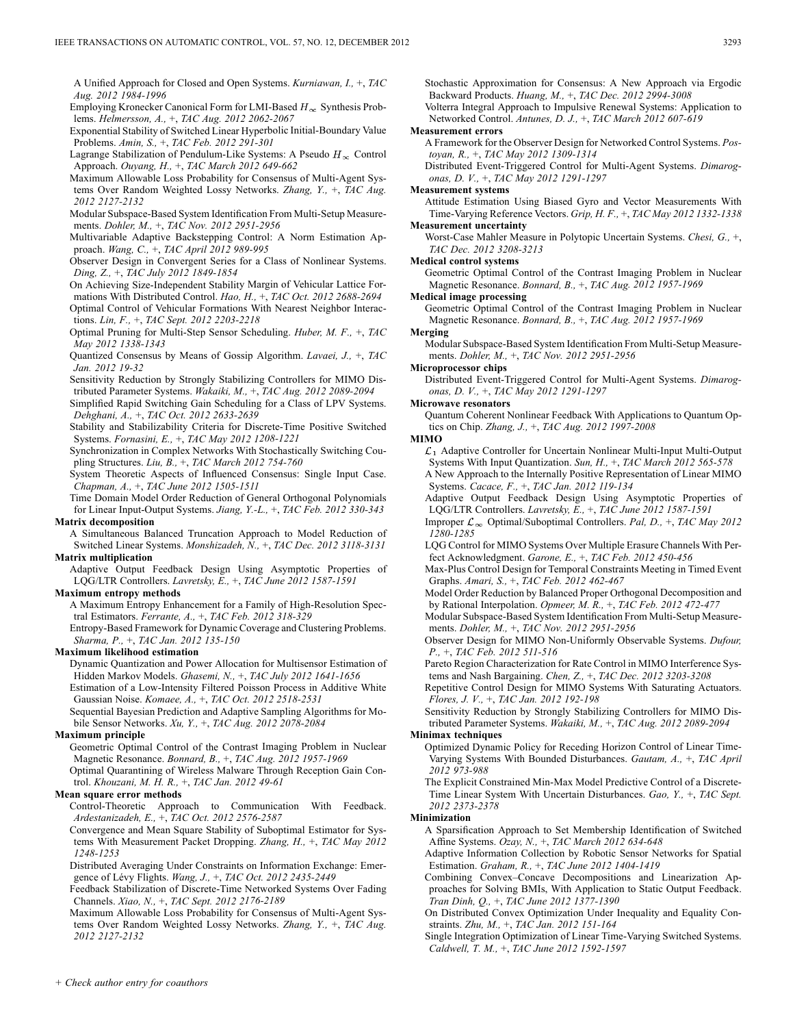A Unified Approach for Closed and Open Systems. *Kurniawan, I.,* +, *TAC Aug. 2012 1984-1996*

Employing Kronecker Canonical Form for LMI-Based $H_\infty$ Synthesis Problems. *Helmersson, A.,* +, *TAC Aug. 2012 2062-2067*

Exponential Stability of Switched Linear Hyperbolic Initial-Boundary Value Problems. *Amin, S.,* +, *TAC Feb. 2012 291-301*

Lagrange Stabilization of Pendulum-Like Systems: A Pseudo $H_\infty$ Control Approach. *Ouyang, H.,* +, *TAC March 2012 649-662*

Maximum Allowable Loss Probability for Consensus of Multi-Agent Systems Over Random Weighted Lossy Networks. *Zhang, Y.,* +, *TAC Aug. 2012 2127-2132*

Modular Subspace-Based System Identification From Multi-Setup Measurements. *Dohler, M.,* +, *TAC Nov. 2012 2951-2956*

Multivariable Adaptive Backstepping Control: A Norm Estimation Approach. *Wang, C.,* +, *TAC April 2012 989-995*

Observer Design in Convergent Series for a Class of Nonlinear Systems. *Ding, Z.,* +, *TAC July 2012 1849-1854*

On Achieving Size-Independent Stability Margin of Vehicular Lattice Formations With Distributed Control. *Hao, H.,* +, *TAC Oct. 2012 2688-2694*

Optimal Control of Vehicular Formations With Nearest Neighbor Interactions. *Lin, F.,* +, *TAC Sept. 2012 2203-2218*

Optimal Pruning for Multi-Step Sensor Scheduling. *Huber, M. F.,* +, *TAC May 2012 1338-1343*

Quantized Consensus by Means of Gossip Algorithm. *Lavaei, J.,* +, *TAC Jan. 2012 19-32*

Sensitivity Reduction by Strongly Stabilizing Controllers for MIMO Distributed Parameter Systems. *Wakaiki, M.,* +, *TAC Aug. 2012 2089-2094*

Simplified Rapid Switching Gain Scheduling for a Class of LPV Systems. *Dehghani, A.,* +, *TAC Oct. 2012 2633-2639*

Stability and Stabilizability Criteria for Discrete-Time Positive Switched Systems. *Fornasini, E.,* +, *TAC May 2012 1208-1221*

Synchronization in Complex Networks With Stochastically Switching Coupling Structures. *Liu, B.,* +, *TAC March 2012 754-760*

System Theoretic Aspects of Influenced Consensus: Single Input Case. *Chapman, A.,* +, *TAC June 2012 1505-1511*

Time Domain Model Order Reduction of General Orthogonal Polynomials for Linear Input-Output Systems. *Jiang, Y.-L.,* +, *TAC Feb. 2012 330-343*

**Matrix decomposition**

A Simultaneous Balanced Truncation Approach to Model Reduction of Switched Linear Systems. *Monshizadeh, N.,* +, *TAC Dec. 2012 3118-3131*

**Matrix multiplication**

Adaptive Output Feedback Design Using Asymptotic Properties of LQG/LTR Controllers. *Lavretsky, E.,* +, *TAC June 2012 1587-1591*

**Maximum entropy methods**

A Maximum Entropy Enhancement for a Family of High-Resolution Spectral Estimators. *Ferrante, A.,* +, *TAC Feb. 2012 318-329*

Entropy-Based Framework for Dynamic Coverage and Clustering Problems. *Sharma, P.,* +, *TAC Jan. 2012 135-150*

**Maximum likelihood estimation**

Dynamic Quantization and Power Allocation for Multisensor Estimation of Hidden Markov Models. *Ghasemi, N.,* +, *TAC July 2012 1641-1656*

Estimation of a Low-Intensity Filtered Poisson Process in Additive White Gaussian Noise. *Komaee, A.,* +, *TAC Oct. 2012 2518-2531*

Sequential Bayesian Prediction and Adaptive Sampling Algorithms for Mobile Sensor Networks. *Xu, Y.,* +, *TAC Aug. 2012 2078-2084*

**Maximum principle**

Geometric Optimal Control of the Contrast Imaging Problem in Nuclear Magnetic Resonance. *Bonnard, B.,* +, *TAC Aug. 2012 1957-1969*

Optimal Quarantining of Wireless Malware Through Reception Gain Control. *Khouzani, M. H. R.,* +, *TAC Jan. 2012 49-61*

**Mean square error methods**

Control-Theoretic Approach to Communication With Feedback. *Ardestanizadeh, E.,* +, *TAC Oct. 2012 2576-2587*

Convergence and Mean Square Stability of Suboptimal Estimator for Systems With Measurement Packet Dropping. *Zhang, H.,* +, *TAC May 2012 1248-1253*

Distributed Averaging Under Constraints on Information Exchange: Emergence of Lévy Flights. *Wang, J.,* +, *TAC Oct. 2012 2435-2449*

Feedback Stabilization of Discrete-Time Networked Systems Over Fading Channels. *Xiao, N.,* +, *TAC Sept. 2012 2176-2189*

Maximum Allowable Loss Probability for Consensus of Multi-Agent Systems Over Random Weighted Lossy Networks. *Zhang, Y.,* +, *TAC Aug. 2012 2127-2132*

Stochastic Approximation for Consensus: A New Approach via Ergodic Backward Products. *Huang, M.,* +, *TAC Dec. 2012 2994-3008*

Volterra Integral Approach to Impulsive Renewal Systems: Application to Networked Control. *Antunes, D. J.,* +, *TAC March 2012 607-619*

**Measurement errors**

A Framework for the Observer Design for Networked Control Systems. *Postoyan, R.,* +, *TAC May 2012 1309-1314*

Distributed Event-Triggered Control for Multi-Agent Systems. *Dimarogonas, D. V.,* +, *TAC May 2012 1291-1297*

**Measurement systems**

Attitude Estimation Using Biased Gyro and Vector Measurements With Time-Varying Reference Vectors. *Grip, H. F.,* +, *TAC May 2012 1332-1338*

**Measurement uncertainty**

Worst-Case Mahler Measure in Polytopic Uncertain Systems. *Chesi, G.,* +, *TAC Dec. 2012 3208-3213*

**Medical control systems**

Geometric Optimal Control of the Contrast Imaging Problem in Nuclear Magnetic Resonance. *Bonnard, B.,* +, *TAC Aug. 2012 1957-1969*

**Medical image processing**

Geometric Optimal Control of the Contrast Imaging Problem in Nuclear Magnetic Resonance. *Bonnard, B.,* +, *TAC Aug. 2012 1957-1969*

**Merging**

Modular Subspace-Based System Identification From Multi-Setup Measurements. *Dohler, M.,* +, *TAC Nov. 2012 2951-2956*

**Microprocessor chips**

Distributed Event-Triggered Control for Multi-Agent Systems. *Dimarogonas, D. V.,* +, *TAC May 2012 1291-1297*

**Microwave resonators**

Quantum Coherent Nonlinear Feedback With Applications to Quantum Optics on Chip. *Zhang, J.,* +, *TAC Aug. 2012 1997-2008*

**MIMO**

$\mathcal{L}_1$ Adaptive Controller for Uncertain Nonlinear Multi-Input Multi-Output Systems With Input Quantization. *Sun, H.,* +, *TAC March 2012 565-578*

A New Approach to the Internally Positive Representation of Linear MIMO Systems. *Cacace, F.,* +, *TAC Jan. 2012 119-134*

Adaptive Output Feedback Design Using Asymptotic Properties of LQG/LTR Controllers. *Lavretsky, E.,* +, *TAC June 2012 1587-1591*

Improper $\mathcal{L}_\infty$ Optimal/Suboptimal Controllers. *Pal, D.,* +, *TAC May 2012 1280-1285*

LQG Control for MIMO Systems Over Multiple Erasure Channels With Perfect Acknowledgment. *Garone, E.,* +, *TAC Feb. 2012 450-456*

Max-Plus Control Design for Temporal Constraints Meeting in Timed Event Graphs. *Amari, S.,* +, *TAC Feb. 2012 462-467*

Model Order Reduction by Balanced Proper Orthogonal Decomposition and by Rational Interpolation. *Opmeer, M. R.,* +, *TAC Feb. 2012 472-477*

Modular Subspace-Based System Identification From Multi-Setup Measurements. *Dohler, M.,* +, *TAC Nov. 2012 2951-2956*

Observer Design for MIMO Non-Uniformly Observable Systems. *Dufour, P.,* +, *TAC Feb. 2012 511-516*

Pareto Region Characterization for Rate Control in MIMO Interference Systems and Nash Bargaining. *Chen, Z.,* +, *TAC Dec. 2012 3203-3208*

Repetitive Control Design for MIMO Systems With Saturating Actuators. *Flores, J. V.,* +, *TAC Jan. 2012 192-198*

Sensitivity Reduction by Strongly Stabilizing Controllers for MIMO Distributed Parameter Systems. *Wakaiki, M.,* +, *TAC Aug. 2012 2089-2094*

**Minimax techniques**

Optimized Dynamic Policy for Receding Horizon Control of Linear Time-Varying Systems With Bounded Disturbances. *Gautam, A.,* +, *TAC April 2012 973-988*

The Explicit Constrained Min-Max Model Predictive Control of a Discrete-Time Linear System With Uncertain Disturbances. *Gao, Y.,* +, *TAC Sept. 2012 2373-2378*

**Minimization**

A Sparsification Approach to Set Membership Identification of Switched Affine Systems. *Ozay, N.,* +, *TAC March 2012 634-648*

Adaptive Information Collection by Robotic Sensor Networks for Spatial Estimation. *Graham, R.,* +, *TAC June 2012 1404-1419*

Combining Convex–Concave Decompositions and Linearization Approaches for Solving BMIs, With Application to Static Output Feedback. *Tran Dinh, Q.,* +, *TAC June 2012 1377-1390*

On Distributed Convex Optimization Under Inequality and Equality Constraints. *Zhu, M.,* +, *TAC Jan. 2012 151-164*

Single Integration Optimization of Linear Time-Varying Switched Systems. *Caldwell, T. M.,* +, *TAC June 2012 1592-1597*

+ Check author entry for coauthors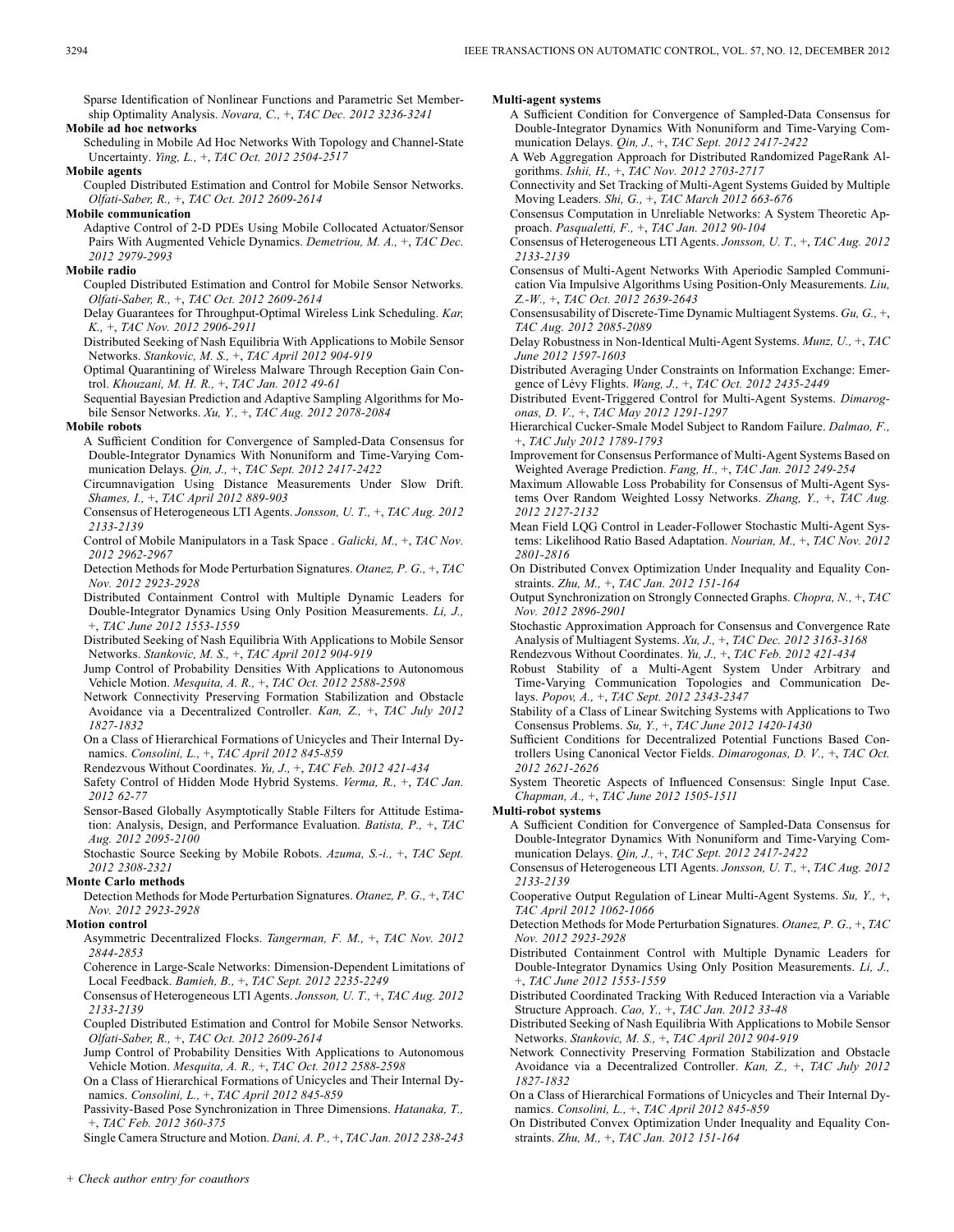Sparse Identification of Nonlinear Functions and Parametric Set Membership Optimality Analysis. *Novara, C.*, +, *TAC Dec. 2012 3236-3241*

**Mobile ad hoc networks**

Scheduling in Mobile Ad Hoc Networks With Topology and Channel-State Uncertainty. *Ying, L.*, +, *TAC Oct. 2012 2504-2517*

**Mobile agents**

Coupled Distributed Estimation and Control for Mobile Sensor Networks. *Olfati-Saber, R.*, +, *TAC Oct. 2012 2609-2614*

**Mobile communication**

Adaptive Control of 2-D PDEs Using Mobile Collocated Actuator/Sensor Pairs With Augmented Vehicle Dynamics. *Demetriou, M. A.*, +, *TAC Dec. 2012 2979-2993*

**Mobile radio**

Coupled Distributed Estimation and Control for Mobile Sensor Networks. *Olfati-Saber, R.*, +, *TAC Oct. 2012 2609-2614*

Delay Guarantees for Throughput-Optimal Wireless Link Scheduling. *Kar, K.*, +, *TAC Nov. 2012 2906-2911*

Distributed Seeking of Nash Equilibria With Applications to Mobile Sensor Networks. *Stankovic, M. S.*, +, *TAC April 2012 904-919*

Optimal Quarantining of Wireless Malware Through Reception Gain Control. *Khouzani, M. H. R.*, +, *TAC Jan. 2012 49-61*

Sequential Bayesian Prediction and Adaptive Sampling Algorithms for Mobile Sensor Networks. *Xu, Y.*, +, *TAC Aug. 2012 2078-2084*

**Mobile robots**

A Sufficient Condition for Convergence of Sampled-Data Consensus for Double-Integrator Dynamics With Nonuniform and Time-Varying Communication Delays. *Qin, J.*, +, *TAC Sept. 2012 2417-2422*

Circumnavigation Using Distance Measurements Under Slow Drift. *Shames, I.*, +, *TAC April 2012 889-903*

Consensus of Heterogeneous LTI Agents. *Jonsson, U. T.*, +, *TAC Aug. 2012 2133-2139*

Control of Mobile Manipulators in a Task Space . *Galicki, M.*, +, *TAC Nov. 2012 2962-2967*

Detection Methods for Mode Perturbation Signatures. *Otanez, P. G.*, +, *TAC Nov. 2012 2923-2928*

Distributed Containment Control with Multiple Dynamic Leaders for Double-Integrator Dynamics Using Only Position Measurements. *Li, J.*, +, *TAC June 2012 1553-1559*

Distributed Seeking of Nash Equilibria With Applications to Mobile Sensor Networks. *Stankovic, M. S.*, +, *TAC April 2012 904-919*

Jump Control of Probability Densities With Applications to Autonomous Vehicle Motion. *Mesquita, A. R.*, +, *TAC Oct. 2012 2588-2598*

Network Connectivity Preserving Formation Stabilization and Obstacle Avoidance via a Decentralized Controller. *Kan, Z.*, +, *TAC July 2012 1827-1832*

On a Class of Hierarchical Formations of Unicycles and Their Internal Dynamics. *Consolini, L.*, +, *TAC April 2012 845-859*

Rendezvous Without Coordinates. *Yu, J.*, +, *TAC Feb. 2012 421-434*

Safety Control of Hidden Mode Hybrid Systems. *Verma, R.*, +, *TAC Jan. 2012 62-77*

Sensor-Based Globally Asymptotically Stable Filters for Attitude Estimation: Analysis, Design, and Performance Evaluation. *Batista, P.*, +, *TAC Aug. 2012 2095-2100*

Stochastic Source Seeking by Mobile Robots. *Azuma, S.-i.*, +, *TAC Sept. 2012 2308-2321*

**Monte Carlo methods**

Detection Methods for Mode Perturbation Signatures. *Otanez, P. G.*, +, *TAC Nov. 2012 2923-2928*

**Motion control**

Asymmetric Decentralized Flocks. *Tangerman, F. M.*, +, *TAC Nov. 2012 2844-2853*

Coherence in Large-Scale Networks: Dimension-Dependent Limitations of Local Feedback. *Bamieh, B.*, +, *TAC Sept. 2012 2235-2249*

Consensus of Heterogeneous LTI Agents. *Jonsson, U. T.*, +, *TAC Aug. 2012 2133-2139*

Coupled Distributed Estimation and Control for Mobile Sensor Networks. *Olfati-Saber, R.*, +, *TAC Oct. 2012 2609-2614*

Jump Control of Probability Densities With Applications to Autonomous Vehicle Motion. *Mesquita, A. R.*, +, *TAC Oct. 2012 2588-2598*

On a Class of Hierarchical Formations of Unicycles and Their Internal Dynamics. *Consolini, L.*, +, *TAC April 2012 845-859*

Passivity-Based Pose Synchronization in Three Dimensions. *Hatanaka, T.*, +, *TAC Feb. 2012 360-375*

Single Camera Structure and Motion. *Dani, A. P.*, +, *TAC Jan. 2012 238-243*

**Multi-agent systems**

A Sufficient Condition for Convergence of Sampled-Data Consensus for Double-Integrator Dynamics With Nonuniform and Time-Varying Communication Delays. *Qin, J.*, +, *TAC Sept. 2012 2417-2422*

A Web Aggregation Approach for Distributed Randomized PageRank Algorithms. *Ishii, H.*, +, *TAC Nov. 2012 2703-2717*

Connectivity and Set Tracking of Multi-Agent Systems Guided by Multiple Moving Leaders. *Shi, G.*, +, *TAC March 2012 663-676*

Consensus Computation in Unreliable Networks: A System Theoretic Approach. *Pasqualetti, F.*, +, *TAC Jan. 2012 90-104*

Consensus of Heterogeneous LTI Agents. *Jonsson, U. T.*, +, *TAC Aug. 2012 2133-2139*

Consensus of Multi-Agent Networks With Aperiodic Sampled Communication Via Impulsive Algorithms Using Position-Only Measurements. *Liu, Z.-W.*, +, *TAC Oct. 2012 2639-2643*

Consensusability of Discrete-Time Dynamic Multiagent Systems. *Gu, G.*, +, *TAC Aug. 2012 2085-2089*

Delay Robustness in Non-Identical Multi-Agent Systems. *Munz, U.*, +, *TAC June 2012 1597-1603*

Distributed Averaging Under Constraints on Information Exchange: Emergence of Lévy Flights. *Wang, J.*, +, *TAC Oct. 2012 2435-2449*

Distributed Event-Triggered Control for Multi-Agent Systems. *Dimarogonas, D. V.*, +, *TAC May 2012 1291-1297*

Hierarchical Cucker-Smale Model Subject to Random Failure. *Dalmao, F.*, +, *TAC July 2012 1789-1793*

Improvement for Consensus Performance of Multi-Agent Systems Based on Weighted Average Prediction. *Fang, H.*, +, *TAC Jan. 2012 249-254*

Maximum Allowable Loss Probability for Consensus of Multi-Agent Systems Over Random Weighted Lossy Networks. *Zhang, Y.*, +, *TAC Aug. 2012 2127-2132*

Mean Field LQG Control in Leader-Follower Stochastic Multi-Agent Systems: Likelihood Ratio Based Adaptation. *Nourian, M.*, +, *TAC Nov. 2012 2801-2816*

On Distributed Convex Optimization Under Inequality and Equality Constraints. *Zhu, M.*, +, *TAC Jan. 2012 151-164*

Output Synchronization on Strongly Connected Graphs. *Chopra, N.*, +, *TAC Nov. 2012 2896-2901*

Stochastic Approximation Approach for Consensus and Convergence Rate Analysis of Multiagent Systems. *Xu, J.*, +, *TAC Dec. 2012 3163-3168*

Rendezvous Without Coordinates. *Yu, J.*, +, *TAC Feb. 2012 421-434*

Robust Stability of a Multi-Agent System Under Arbitrary and Time-Varying Communication Topologies and Communication Delays. *Popov, A.*, +, *TAC Sept. 2012 2343-2347*

Stability of a Class of Linear Switching Systems with Applications to Two Consensus Problems. *Su, Y.*, +, *TAC June 2012 1420-1430*

Sufficient Conditions for Decentralized Potential Functions Based Controllers Using Canonical Vector Fields. *Dimarogonas, D. V.*, +, *TAC Oct. 2012 2621-2626*

System Theoretic Aspects of Influenced Consensus: Single Input Case. *Chapman, A.*, +, *TAC June 2012 1505-1511*

**Multi-robot systems**

A Sufficient Condition for Convergence of Sampled-Data Consensus for Double-Integrator Dynamics With Nonuniform and Time-Varying Communication Delays. *Qin, J.*, +, *TAC Sept. 2012 2417-2422*

Consensus of Heterogeneous LTI Agents. *Jonsson, U. T.*, +, *TAC Aug. 2012 2133-2139*

Cooperative Output Regulation of Linear Multi-Agent Systems. *Su, Y.*, +, *TAC April 2012 1062-1066*

Detection Methods for Mode Perturbation Signatures. *Otanez, P. G.*, +, *TAC Nov. 2012 2923-2928*

Distributed Containment Control with Multiple Dynamic Leaders for Double-Integrator Dynamics Using Only Position Measurements. *Li, J.*, +, *TAC June 2012 1553-1559*

Distributed Coordinated Tracking With Reduced Interaction via a Variable Structure Approach. *Cao, Y.*, +, *TAC Jan. 2012 33-48*

Distributed Seeking of Nash Equilibria With Applications to Mobile Sensor Networks. *Stankovic, M. S.*, +, *TAC April 2012 904-919*

Network Connectivity Preserving Formation Stabilization and Obstacle Avoidance via a Decentralized Controller. *Kan, Z.*, +, *TAC July 2012 1827-1832*

On a Class of Hierarchical Formations of Unicycles and Their Internal Dynamics. *Consolini, L.*, +, *TAC April 2012 845-859*

On Distributed Convex Optimization Under Inequality and Equality Constraints. *Zhu, M.*, +, *TAC Jan. 2012 151-164*

*+ Check author entry for coauthors*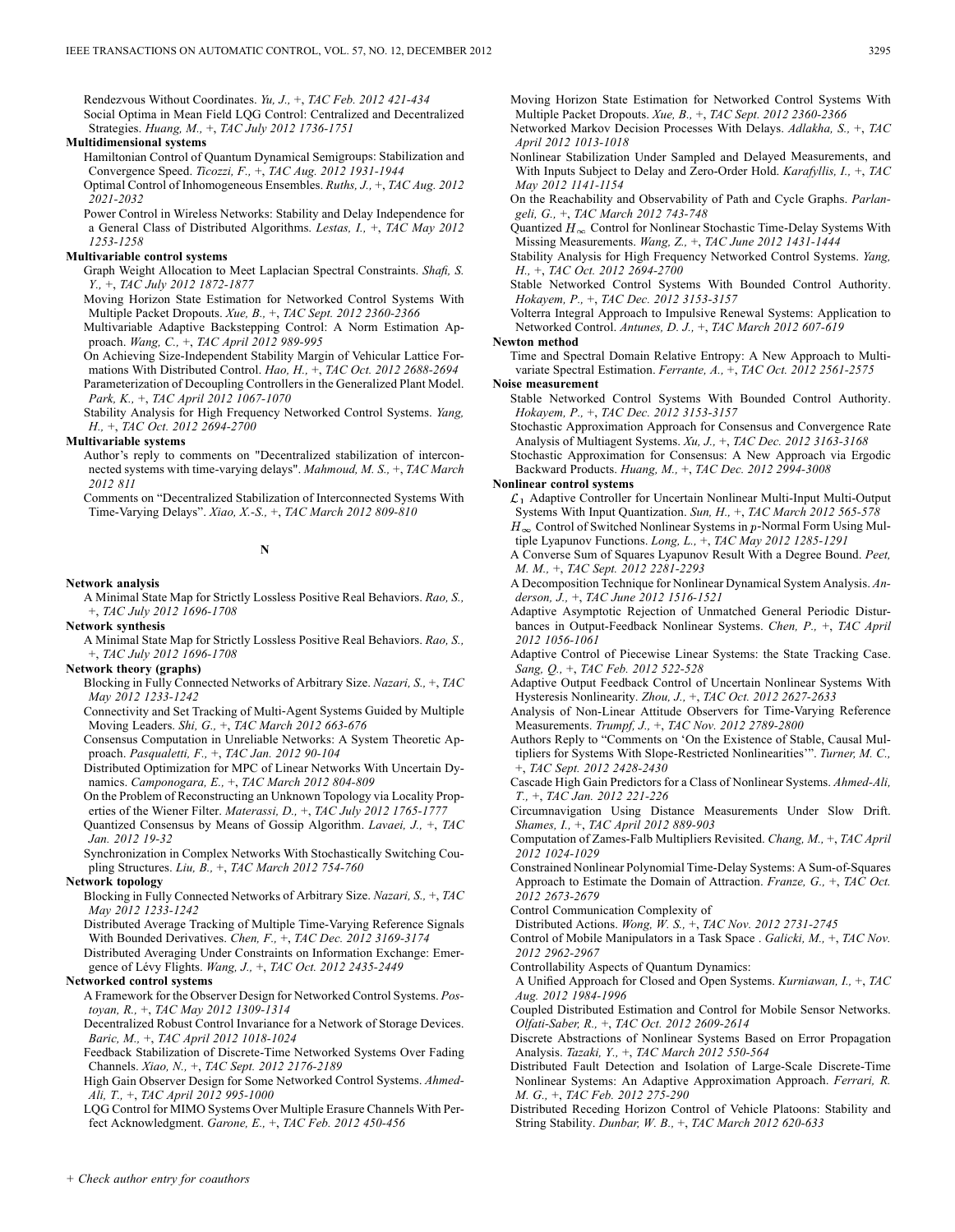Rendezvous Without Coordinates. *Yu, J.,* +, *TAC Feb. 2012 421-434*

Social Optima in Mean Field LQG Control: Centralized and Decentralized Strategies. *Huang, M.,* +, *TAC July 2012 1736-1751*

**Multidimensional systems**

Hamiltonian Control of Quantum Dynamical Semigroups: Stabilization and Convergence Speed. *Ticozzi, F.,* +, *TAC Aug. 2012 1931-1944*

Optimal Control of Inhomogeneous Ensembles. *Ruths, J.,* +, *TAC Aug. 2012 2021-2032*

Power Control in Wireless Networks: Stability and Delay Independence for a General Class of Distributed Algorithms. *Lestas, I.,* +, *TAC May 2012 1253-1258*

**Multivariable control systems**

Graph Weight Allocation to Meet Laplacian Spectral Constraints. *Shafi, S. Y.,* +, *TAC July 2012 1872-1877*

Moving Horizon State Estimation for Networked Control Systems With Multiple Packet Dropouts. *Xue, B.,* +, *TAC Sept. 2012 2360-2366*

Multivariable Adaptive Backstepping Control: A Norm Estimation Approach. *Wang, C.,* +, *TAC April 2012 989-995*

On Achieving Size-Independent Stability Margin of Vehicular Lattice Formations With Distributed Control. *Hao, H.,* +, *TAC Oct. 2012 2688-2694*

Parameterization of Decoupling Controllers in the Generalized Plant Model. *Park, K.,* +, *TAC April 2012 1067-1070*

Stability Analysis for High Frequency Networked Control Systems. *Yang, H.,* +, *TAC Oct. 2012 2694-2700*

**Multivariable systems**

Author's reply to comments on "Decentralized stabilization of interconnected systems with time-varying delays". *Mahmoud, M. S.,* +, *TAC March 2012 811*

Comments on "Decentralized Stabilization of Interconnected Systems With Time-Varying Delays". *Xiao, X.-S.,* +, *TAC March 2012 809-810*

## N

**Network analysis**

A Minimal State Map for Strictly Lossless Positive Real Behaviors. *Rao, S.,* +, *TAC July 2012 1696-1708*

**Network synthesis**

A Minimal State Map for Strictly Lossless Positive Real Behaviors. *Rao, S.,* +, *TAC July 2012 1696-1708*

**Network theory (graphs)**

Blocking in Fully Connected Networks of Arbitrary Size. *Nazari, S.,* +, *TAC May 2012 1233-1242*

Connectivity and Set Tracking of Multi-Agent Systems Guided by Multiple Moving Leaders. *Shi, G.,* +, *TAC March 2012 663-676*

Consensus Computation in Unreliable Networks: A System Theoretic Approach. *Pasqualetti, F.,* +, *TAC Jan. 2012 90-104*

Distributed Optimization for MPC of Linear Networks With Uncertain Dynamics. *Camponogara, E.,* +, *TAC March 2012 804-809*

On the Problem of Reconstructing an Unknown Topology via Locality Properties of the Wiener Filter. *Materassi, D.,* +, *TAC July 2012 1765-1777*

Quantized Consensus by Means of Gossip Algorithm. *Lavaei, J.,* +, *TAC Jan. 2012 19-32*

Synchronization in Complex Networks With Stochastically Switching Coupling Structures. *Liu, B.,* +, *TAC March 2012 754-760*

**Network topology**

Blocking in Fully Connected Networks of Arbitrary Size. *Nazari, S.,* +, *TAC May 2012 1233-1242*

Distributed Average Tracking of Multiple Time-Varying Reference Signals With Bounded Derivatives. *Chen, F.,* +, *TAC Dec. 2012 3169-3174*

Distributed Averaging Under Constraints on Information Exchange: Emergence of Lévy Flights. *Wang, J.,* +, *TAC Oct. 2012 2435-2449*

**Networked control systems**

A Framework for the Observer Design for Networked Control Systems. *Postoyan, R.,* +, *TAC May 2012 1309-1314*

Decentralized Robust Control Invariance for a Network of Storage Devices. *Baric, M.,* +, *TAC April 2012 1018-1024*

Feedback Stabilization of Discrete-Time Networked Systems Over Fading Channels. *Xiao, N.,* +, *TAC Sept. 2012 2176-2189*

High Gain Observer Design for Some Networked Control Systems. *Ahmed-Ali, T.,* +, *TAC April 2012 995-1000*

LQG Control for MIMO Systems Over Multiple Erasure Channels With Perfect Acknowledgment. *Garone, E.,* +, *TAC Feb. 2012 450-456*

Moving Horizon State Estimation for Networked Control Systems With Multiple Packet Dropouts. *Xue, B.,* +, *TAC Sept. 2012 2360-2366*

Networked Markov Decision Processes With Delays. *Adlakha, S.,* +, *TAC April 2012 1013-1018*

Nonlinear Stabilization Under Sampled and Delayed Measurements, and With Inputs Subject to Delay and Zero-Order Hold. *Karafyllis, I.,* +, *TAC May 2012 1141-1154*

On the Reachability and Observability of Path and Cycle Graphs. *Parlangeli, G.,* +, *TAC March 2012 743-748*

Quantized $H_\infty$ Control for Nonlinear Stochastic Time-Delay Systems With Missing Measurements. *Wang, Z.,* +, *TAC June 2012 1431-1444*

Stability Analysis for High Frequency Networked Control Systems. *Yang, H.,* +, *TAC Oct. 2012 2694-2700*

Stable Networked Control Systems With Bounded Control Authority. *Hokayem, P.,* +, *TAC Dec. 2012 3153-3157*

Volterra Integral Approach to Impulsive Renewal Systems: Application to Networked Control. *Antunes, D. J.,* +, *TAC March 2012 607-619*

**Newton method**

Time and Spectral Domain Relative Entropy: A New Approach to Multivariate Spectral Estimation. *Ferrante, A.,* +, *TAC Oct. 2012 2561-2575*

**Noise measurement**

Stable Networked Control Systems With Bounded Control Authority. *Hokayem, P.,* +, *TAC Dec. 2012 3153-3157*

Stochastic Approximation Approach for Consensus and Convergence Rate Analysis of Multiagent Systems. *Xu, J.,* +, *TAC Dec. 2012 3163-3168*

Stochastic Approximation for Consensus: A New Approach via Ergodic Backward Products. *Huang, M.,* +, *TAC Dec. 2012 2994-3008*

**Nonlinear control systems**

$\mathcal{L}_1$ Adaptive Controller for Uncertain Nonlinear Multi-Input Multi-Output Systems With Input Quantization. *Sun, H.,* +, *TAC March 2012 565-578*

$H_\infty$ Control of Switched Nonlinear Systems in $p$-Normal Form Using Multiple Lyapunov Functions. *Long, L.,* +, *TAC May 2012 1285-1291*

A Converse Sum of Squares Lyapunov Result With a Degree Bound. *Peet, M. M.,* +, *TAC Sept. 2012 2281-2293*

A Decomposition Technique for Nonlinear Dynamical System Analysis. *Anderson, J.,* +, *TAC June 2012 1516-1521*

Adaptive Asymptotic Rejection of Unmatched General Periodic Disturbances in Output-Feedback Nonlinear Systems. *Chen, P.,* +, *TAC April 2012 1056-1061*

Adaptive Control of Piecewise Linear Systems: the State Tracking Case. *Sang, Q.,* +, *TAC Feb. 2012 522-528*

Adaptive Output Feedback Control of Uncertain Nonlinear Systems With Hysteresis Nonlinearity. *Zhou, J.,* +, *TAC Oct. 2012 2627-2633*

Analysis of Non-Linear Attitude Observers for Time-Varying Reference Measurements. *Trumpf, J.,* +, *TAC Nov. 2012 2789-2800*

Authors Reply to "Comments on 'On the Existence of Stable, Causal Multipliers for Systems With Slope-Restricted Nonlinearities'". *Turner, M. C.,* +, *TAC Sept. 2012 2428-2430*

Cascade High Gain Predictors for a Class of Nonlinear Systems. *Ahmed-Ali, T.,* +, *TAC Jan. 2012 221-226*

Circumnavigation Using Distance Measurements Under Slow Drift. *Shames, I.,* +, *TAC April 2012 889-903*

Computation of Zames-Falb Multipliers Revisited. *Chang, M.,* +, *TAC April 2012 1024-1029*

Constrained Nonlinear Polynomial Time-Delay Systems: A Sum-of-Squares Approach to Estimate the Domain of Attraction. *Franze, G.,* +, *TAC Oct. 2012 2673-2679*

Control Communication Complexity of Distributed Actions. *Wong, W. S.,* +, *TAC Nov. 2012 2731-2745*

Control of Mobile Manipulators in a Task Space . *Galicki, M.,* +, *TAC Nov. 2012 2962-2967*

Controllability Aspects of Quantum Dynamics: A Unified Approach for Closed and Open Systems. *Kurniawan, I.,* +, *TAC Aug. 2012 1984-1996*

Coupled Distributed Estimation and Control for Mobile Sensor Networks. *Olfati-Saber, R.,* +, *TAC Oct. 2012 2609-2614*

Discrete Abstractions of Nonlinear Systems Based on Error Propagation Analysis. *Tazaki, Y.,* +, *TAC March 2012 550-564*

Distributed Fault Detection and Isolation of Large-Scale Discrete-Time Nonlinear Systems: An Adaptive Approximation Approach. *Ferrari, R. M. G.,* +, *TAC Feb. 2012 275-290*

Distributed Receding Horizon Control of Vehicle Platoons: Stability and String Stability. *Dunbar, W. B.,* +, *TAC March 2012 620-633*

+ Check author entry for coauthors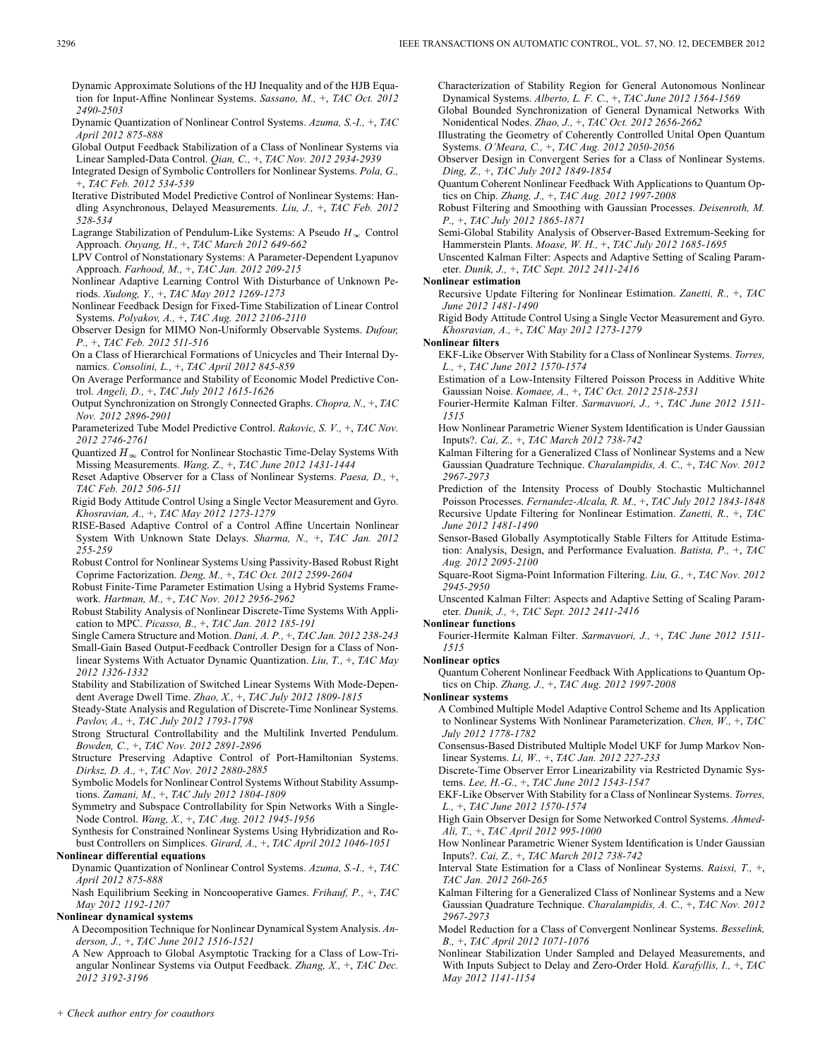Dynamic Approximate Solutions of the HJ Inequality and of the HJB Equation for Input-Affine Nonlinear Systems. *Sassano, M.,* +, *TAC Oct. 2012 2490-2503*

Dynamic Quantization of Nonlinear Control Systems. *Azuma, S.-I.,* +, *TAC April 2012 875-888*

Global Output Feedback Stabilization of a Class of Nonlinear Systems via Linear Sampled-Data Control. *Qian, C.,* +, *TAC Nov. 2012 2934-2939*

Integrated Design of Symbolic Controllers for Nonlinear Systems. *Pola, G.,* +, *TAC Feb. 2012 534-539*

Iterative Distributed Model Predictive Control of Nonlinear Systems: Handling Asynchronous, Delayed Measurements. *Liu, J.,* +, *TAC Feb. 2012 528-534*

Lagrange Stabilization of Pendulum-Like Systems: A Pseudo $H_\infty$ Control Approach. *Ouyang, H.,* +, *TAC March 2012 649-662*

LPV Control of Nonstationary Systems: A Parameter-Dependent Lyapunov Approach. *Farhood, M.,* +, *TAC Jan. 2012 209-215*

Nonlinear Adaptive Learning Control With Disturbance of Unknown Periods. *Xudong, Y.,* +, *TAC May 2012 1269-1273*

Nonlinear Feedback Design for Fixed-Time Stabilization of Linear Control Systems. *Polyakov, A.,* +, *TAC Aug. 2012 2106-2110*

Observer Design for MIMO Non-Uniformly Observable Systems. *Dufour, P.,* +, *TAC Feb. 2012 511-516*

On a Class of Hierarchical Formations of Unicycles and Their Internal Dynamics. *Consolini, L.,* +, *TAC April 2012 845-859*

On Average Performance and Stability of Economic Model Predictive Control. *Angeli, D.,* +, *TAC July 2012 1615-1626*

Output Synchronization on Strongly Connected Graphs. *Chopra, N.,* +, *TAC Nov. 2012 2896-2901*

Parameterized Tube Model Predictive Control. *Rakovic, S. V.,* +, *TAC Nov. 2012 2746-2761*

Quantized $H_\infty$ Control for Nonlinear Stochastic Time-Delay Systems With Missing Measurements. *Wang, Z.,* +, *TAC June 2012 1431-1444*

Reset Adaptive Observer for a Class of Nonlinear Systems. *Paesa, D.,* +, *TAC Feb. 2012 506-511*

Rigid Body Attitude Control Using a Single Vector Measurement and Gyro. *Khosravian, A.,* +, *TAC May 2012 1273-1279*

RISE-Based Adaptive Control of a Control Affine Uncertain Nonlinear System With Unknown State Delays. *Sharma, N.,* +, *TAC Jan. 2012 255-259*

Robust Control for Nonlinear Systems Using Passivity-Based Robust Right Coprime Factorization. *Deng, M.,* +, *TAC Oct. 2012 2599-2604*

Robust Finite-Time Parameter Estimation Using a Hybrid Systems Framework. *Hartman, M.,* +, *TAC Nov. 2012 2956-2962*

Robust Stability Analysis of Nonlinear Discrete-Time Systems With Application to MPC. *Picasso, B.,* +, *TAC Jan. 2012 185-191*

Single Camera Structure and Motion. *Dani, A. P.,* +, *TAC Jan. 2012 238-243*

Small-Gain Based Output-Feedback Controller Design for a Class of Nonlinear Systems With Actuator Dynamic Quantization. *Liu, T.,* +, *TAC May 2012 1326-1332*

Stability and Stabilization of Switched Linear Systems With Mode-Dependent Average Dwell Time. *Zhao, X.,* +, *TAC July 2012 1809-1815*

Steady-State Analysis and Regulation of Discrete-Time Nonlinear Systems. *Pavlov, A.,* +, *TAC July 2012 1793-1798*

Strong Structural Controllability and the Multilink Inverted Pendulum. *Bowden, C.,* +, *TAC Nov. 2012 2891-2896*

Structure Preserving Adaptive Control of Port-Hamiltonian Systems. *Dirksz, D. A.,* +, *TAC Nov. 2012 2880-2885*

Symbolic Models for Nonlinear Control Systems Without Stability Assumptions. *Zamani, M.,* +, *TAC July 2012 1804-1809*

Symmetry and Subspace Controllability for Spin Networks With a Single-Node Control. *Wang, X.,* +, *TAC Aug. 2012 1945-1956*

Synthesis for Constrained Nonlinear Systems Using Hybridization and Robust Controllers on Simplices. *Girard, A.,* +, *TAC April 2012 1046-1051*

**Nonlinear differential equations**

Dynamic Quantization of Nonlinear Control Systems. *Azuma, S.-I.,* +, *TAC April 2012 875-888*

Nash Equilibrium Seeking in Noncooperative Games. *Frihauf, P.,* +, *TAC May 2012 1192-1207*

**Nonlinear dynamical systems**

A Decomposition Technique for Nonlinear Dynamical System Analysis. *Anderson, J.,* +, *TAC June 2012 1516-1521*

A New Approach to Global Asymptotic Tracking for a Class of Low-Triangular Nonlinear Systems via Output Feedback. *Zhang, X.,* +, *TAC Dec. 2012 3192-3196*

Characterization of Stability Region for General Autonomous Nonlinear Dynamical Systems. *Alberto, L. F. C.,* +, *TAC June 2012 1564-1569*

Global Bounded Synchronization of General Dynamical Networks With Nonidentical Nodes. *Zhao, J.,* +, *TAC Oct. 2012 2656-2662*

Illustrating the Geometry of Coherently Controlled Unital Open Quantum Systems. *O'Meara, C.,* +, *TAC Aug. 2012 2050-2056*

Observer Design in Convergent Series for a Class of Nonlinear Systems. *Ding, Z.,* +, *TAC July 2012 1849-1854*

Quantum Coherent Nonlinear Feedback With Applications to Quantum Optics on Chip. *Zhang, J.,* +, *TAC Aug. 2012 1997-2008*

Robust Filtering and Smoothing with Gaussian Processes. *Deisenroth, M. P.,* +, *TAC July 2012 1865-1871*

Semi-Global Stability Analysis of Observer-Based Extremum-Seeking for Hammerstein Plants. *Moase, W. H.,* +, *TAC July 2012 1685-1695*

Unscented Kalman Filter: Aspects and Adaptive Setting of Scaling Parameter. *Dunik, J.,* +, *TAC Sept. 2012 2411-2416*

**Nonlinear estimation**

Recursive Update Filtering for Nonlinear Estimation. *Zanetti, R.,* +, *TAC June 2012 1481-1490*

Rigid Body Attitude Control Using a Single Vector Measurement and Gyro. *Khosravian, A.,* +, *TAC May 2012 1273-1279*

**Nonlinear filters**

EKF-Like Observer With Stability for a Class of Nonlinear Systems. *Torres, L.,* +, *TAC June 2012 1570-1574*

Estimation of a Low-Intensity Filtered Poisson Process in Additive White Gaussian Noise. *Komaee, A.,* +, *TAC Oct. 2012 2518-2531*

Fourier-Hermite Kalman Filter. *Sarmavuori, J.,* +, *TAC June 2012 1511-1515*

How Nonlinear Parametric Wiener System Identification is Under Gaussian Inputs?. *Cai, Z.,* +, *TAC March 2012 738-742*

Kalman Filtering for a Generalized Class of Nonlinear Systems and a New Gaussian Quadrature Technique. *Charalampidis, A. C.,* +, *TAC Nov. 2012 2967-2973*

Prediction of the Intensity Process of Doubly Stochastic Multichannel Poisson Processes. *Fernandez-Alcala, R. M.,* +, *TAC July 2012 1843-1848*

Recursive Update Filtering for Nonlinear Estimation. *Zanetti, R.,* +, *TAC June 2012 1481-1490*

Sensor-Based Globally Asymptotically Stable Filters for Attitude Estimation: Analysis, Design, and Performance Evaluation. *Batista, P.,* +, *TAC Aug. 2012 2095-2100*

Square-Root Sigma-Point Information Filtering. *Liu, G.,* +, *TAC Nov. 2012 2945-2950*

Unscented Kalman Filter: Aspects and Adaptive Setting of Scaling Parameter. *Dunik, J.,* +, *TAC Sept. 2012 2411-2416*

**Nonlinear functions**

Fourier-Hermite Kalman Filter. *Sarmavuori, J.,* +, *TAC June 2012 1511-1515*

**Nonlinear optics**

Quantum Coherent Nonlinear Feedback With Applications to Quantum Optics on Chip. *Zhang, J.,* +, *TAC Aug. 2012 1997-2008*

**Nonlinear systems**

A Combined Multiple Model Adaptive Control Scheme and Its Application to Nonlinear Systems With Nonlinear Parameterization. *Chen, W.,* +, *TAC July 2012 1778-1782*

Consensus-Based Distributed Multiple Model UKF for Jump Markov Nonlinear Systems. *Li, W.,* +, *TAC Jan. 2012 227-233*

Discrete-Time Observer Error Linearizability via Restricted Dynamic Systems. *Lee, H.-G.,* +, *TAC June 2012 1543-1547*

EKF-Like Observer With Stability for a Class of Nonlinear Systems. *Torres, L.,* +, *TAC June 2012 1570-1574*

High Gain Observer Design for Some Networked Control Systems. *Ahmed-Ali, T.,* +, *TAC April 2012 995-1000*

How Nonlinear Parametric Wiener System Identification is Under Gaussian Inputs?. *Cai, Z.,* +, *TAC March 2012 738-742*

Interval State Estimation for a Class of Nonlinear Systems. *Raissi, T.,* +, *TAC Jan. 2012 260-265*

Kalman Filtering for a Generalized Class of Nonlinear Systems and a New Gaussian Quadrature Technique. *Charalampidis, A. C.,* +, *TAC Nov. 2012 2967-2973*

Model Reduction for a Class of Convergent Nonlinear Systems. *Besselink, B.,* +, *TAC April 2012 1071-1076*

Nonlinear Stabilization Under Sampled and Delayed Measurements, and With Inputs Subject to Delay and Zero-Order Hold. *Karafyllis, I.,* +, *TAC May 2012 1141-1154*

*+ Check author entry for coauthors*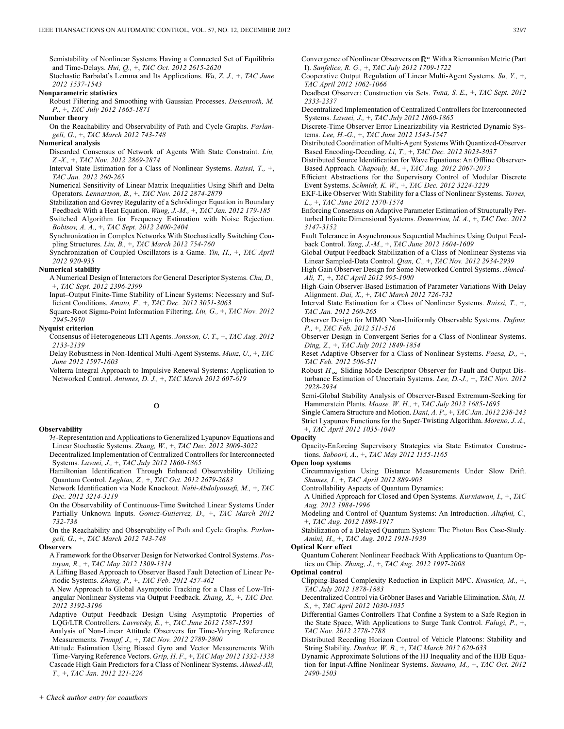Semistability of Nonlinear Systems Having a Connected Set of Equilibria and Time-Delays. *Hui, Q.,* +, *TAC Oct. 2012 2615-2620*

Stochastic Barbalat's Lemma and Its Applications. *Wu, Z. J.,* +, *TAC June 2012 1537-1543*

**Nonparametric statistics**

Robust Filtering and Smoothing with Gaussian Processes. *Deisenroth, M. P.,* +, *TAC July 2012 1865-1871*

**Number theory**

On the Reachability and Observability of Path and Cycle Graphs. *Parlangeli, G.,* +, *TAC March 2012 743-748*

**Numerical analysis**

Discarded Consensus of Network of Agents With State Constraint. *Liu, Z.-X.,* +, *TAC Nov. 2012 2869-2874*

Interval State Estimation for a Class of Nonlinear Systems. *Raissi, T.,* +, *TAC Jan. 2012 260-265*

Numerical Sensitivity of Linear Matrix Inequalities Using Shift and Delta Operators. *Lennartson, B.,* +, *TAC Nov. 2012 2874-2879*

Stabilization and Gevrey Regularity of a Schrödinger Equation in Boundary Feedback With a Heat Equation. *Wang, J.-M.,* +, *TAC Jan. 2012 179-185*

Switched Algorithm for Frequency Estimation with Noise Rejection. *Bobtsov, A. A.,* +, *TAC Sept. 2012 2400-2404*

Synchronization in Complex Networks With Stochastically Switching Coupling Structures. *Liu, B.,* +, *TAC March 2012 754-760*

Synchronization of Coupled Oscillators is a Game. *Yin, H.,* +, *TAC April 2012 920-935*

**Numerical stability**

A Numerical Design of Interactors for General Descriptor Systems. *Chu, D.,* +, *TAC Sept. 2012 2396-2399*

Input–Output Finite-Time Stability of Linear Systems: Necessary and Sufficient Conditions. *Amato, F.,* +, *TAC Dec. 2012 3051-3063*

Square-Root Sigma-Point Information Filtering. *Liu, G.,* +, *TAC Nov. 2012 2945-2950*

**Nyquist criterion**

Consensus of Heterogeneous LTI Agents. *Jonsson, U. T.,* +, *TAC Aug. 2012 2133-2139*

Delay Robustness in Non-Identical Multi-Agent Systems. *Munz, U.,* +, *TAC June 2012 1597-1603*

Volterra Integral Approach to Impulsive Renewal Systems: Application to Networked Control. *Antunes, D. J.,* +, *TAC March 2012 607-619*

## O

**Observability**

$\mathcal{H}$-Representation and Applications to Generalized Lyapunov Equations and Linear Stochastic Systems. *Zhang, W.,* +, *TAC Dec. 2012 3009-3022*

Decentralized Implementation of Centralized Controllers for Interconnected Systems. *Lavaei, J.,* +, *TAC July 2012 1860-1865*

Hamiltonian Identification Through Enhanced Observability Utilizing Quantum Control. *Leghtas, Z.,* +, *TAC Oct. 2012 2679-2683*

Network Identification via Node Knockout. *Nabi-Abdolyousefi, M.,* +, *TAC Dec. 2012 3214-3219*

On the Observability of Continuous-Time Switched Linear Systems Under Partially Unknown Inputs. *Gomez-Gutierrez, D.,* +, *TAC March 2012 732-738*

On the Reachability and Observability of Path and Cycle Graphs. *Parlangeli, G.,* +, *TAC March 2012 743-748*

**Observers**

A Framework for the Observer Design for Networked Control Systems. *Postoyan, R.,* +, *TAC May 2012 1309-1314*

A Lifting Based Approach to Observer Based Fault Detection of Linear Periodic Systems. *Zhang, P.,* +, *TAC Feb. 2012 457-462*

A New Approach to Global Asymptotic Tracking for a Class of Low-Triangular Nonlinear Systems via Output Feedback. *Zhang, X.,* +, *TAC Dec. 2012 3192-3196*

Adaptive Output Feedback Design Using Asymptotic Properties of LQG/LTR Controllers. *Lavretsky, E.,* +, *TAC June 2012 1587-1591*

Analysis of Non-Linear Attitude Observers for Time-Varying Reference Measurements. *Trumpf, J.,* +, *TAC Nov. 2012 2789-2800*

Attitude Estimation Using Biased Gyro and Vector Measurements With Time-Varying Reference Vectors. *Grip, H. F.,* +, *TAC May 2012 1332-1338*

Cascade High Gain Predictors for a Class of Nonlinear Systems. *Ahmed-Ali, T.,* +, *TAC Jan. 2012 221-226*

Convergence of Nonlinear Observers on $\mathbb{R}^n$ With a Riemannian Metric (Part I). *Sanfelice, R. G.,* +, *TAC July 2012 1709-1722*

Cooperative Output Regulation of Linear Multi-Agent Systems. *Su, Y.,* +, *TAC April 2012 1062-1066*

Deadbeat Observer: Construction via Sets. *Tuna, S. E.,* +, *TAC Sept. 2012 2333-2337*

Decentralized Implementation of Centralized Controllers for Interconnected Systems. *Lavaei, J.,* +, *TAC July 2012 1860-1865*

Discrete-Time Observer Error Linearizability via Restricted Dynamic Systems. *Lee, H.-G.,* +, *TAC June 2012 1543-1547*

Distributed Coordination of Multi-Agent Systems With Quantized-Observer Based Encoding-Decoding. *Li, T.,* +, *TAC Dec. 2012 3023-3037*

Distributed Source Identification for Wave Equations: An Offline Observer-Based Approach. *Chapouly, M.,* +, *TAC Aug. 2012 2067-2073*

Efficient Abstractions for the Supervisory Control of Modular Discrete Event Systems. *Schmidt, K. W.,* +, *TAC Dec. 2012 3224-3229*

EKF-Like Observer With Stability for a Class of Nonlinear Systems. *Torres, L.,* +, *TAC June 2012 1570-1574*

Enforcing Consensus on Adaptive Parameter Estimation of Structurally Perturbed Infinite Dimensional Systems. *Demetriou, M. A.,* +, *TAC Dec. 2012 3147-3152*

Fault Tolerance in Asynchronous Sequential Machines Using Output Feedback Control. *Yang, J.-M.,* +, *TAC June 2012 1604-1609*

Global Output Feedback Stabilization of a Class of Nonlinear Systems via Linear Sampled-Data Control. *Qian, C.,* +, *TAC Nov. 2012 2934-2939*

High Gain Observer Design for Some Networked Control Systems. *Ahmed-Ali, T.,* +, *TAC April 2012 995-1000*

High-Gain Observer-Based Estimation of Parameter Variations With Delay Alignment. *Dai, X.,* +, *TAC March 2012 726-732*

Interval State Estimation for a Class of Nonlinear Systems. *Raissi, T.,* +, *TAC Jan. 2012 260-265*

Observer Design for MIMO Non-Uniformly Observable Systems. *Dufour, P.,* +, *TAC Feb. 2012 511-516*

Observer Design in Convergent Series for a Class of Nonlinear Systems. *Ding, Z.,* +, *TAC July 2012 1849-1854*

Reset Adaptive Observer for a Class of Nonlinear Systems. *Paesa, D.,* +, *TAC Feb. 2012 506-511*

Robust $H_\infty$ Sliding Mode Descriptor Observer for Fault and Output Disturbance Estimation of Uncertain Systems. *Lee, D.-J.,* +, *TAC Nov. 2012 2928-2934*

Semi-Global Stability Analysis of Observer-Based Extremum-Seeking for Hammerstein Plants. *Moase, W. H.,* +, *TAC July 2012 1685-1695*

Single Camera Structure and Motion. *Dani, A. P.,* +, *TAC Jan. 2012 238-243*

Strict Lyapunov Functions for the Super-Twisting Algorithm. *Moreno, J. A.,* +, *TAC April 2012 1035-1040*

**Opacity**

Opacity-Enforcing Supervisory Strategies via State Estimator Constructions. *Saboori, A.,* +, *TAC May 2012 1155-1165*

**Open loop systems**

Circumnavigation Using Distance Measurements Under Slow Drift. *Shames, I.,* +, *TAC April 2012 889-903*

Controllability Aspects of Quantum Dynamics:
A Unified Approach for Closed and Open Systems. *Kurniawan, I.,* +, *TAC Aug. 2012 1984-1996*

Modeling and Control of Quantum Systems: An Introduction. *Altafini, C.,* +, *TAC Aug. 2012 1898-1917*

Stabilization of a Delayed Quantum System: The Photon Box Case-Study. *Amini, H.,* +, *TAC Aug. 2012 1918-1930*

**Optical Kerr effect**

Quantum Coherent Nonlinear Feedback With Applications to Quantum Optics on Chip. *Zhang, J.,* +, *TAC Aug. 2012 1997-2008*

**Optimal control**

Clipping-Based Complexity Reduction in Explicit MPC. *Kvasnica, M.,* +, *TAC July 2012 1878-1883*

Decentralized Control via Gröbner Bases and Variable Elimination. *Shin, H. S.,* +, *TAC April 2012 1030-1035*

Differential Games Controllers That Confine a System to a Safe Region in the State Space, With Applications to Surge Tank Control. *Falugi, P.,* +, *TAC Nov. 2012 2778-2788*

Distributed Receding Horizon Control of Vehicle Platoons: Stability and String Stability. *Dunbar, W. B.,* +, *TAC March 2012 620-633*

Dynamic Approximate Solutions of the HJ Inequality and of the HJB Equation for Input-Affine Nonlinear Systems. *Sassano, M.,* +, *TAC Oct. 2012 2490-2503*

+ Check author entry for coauthors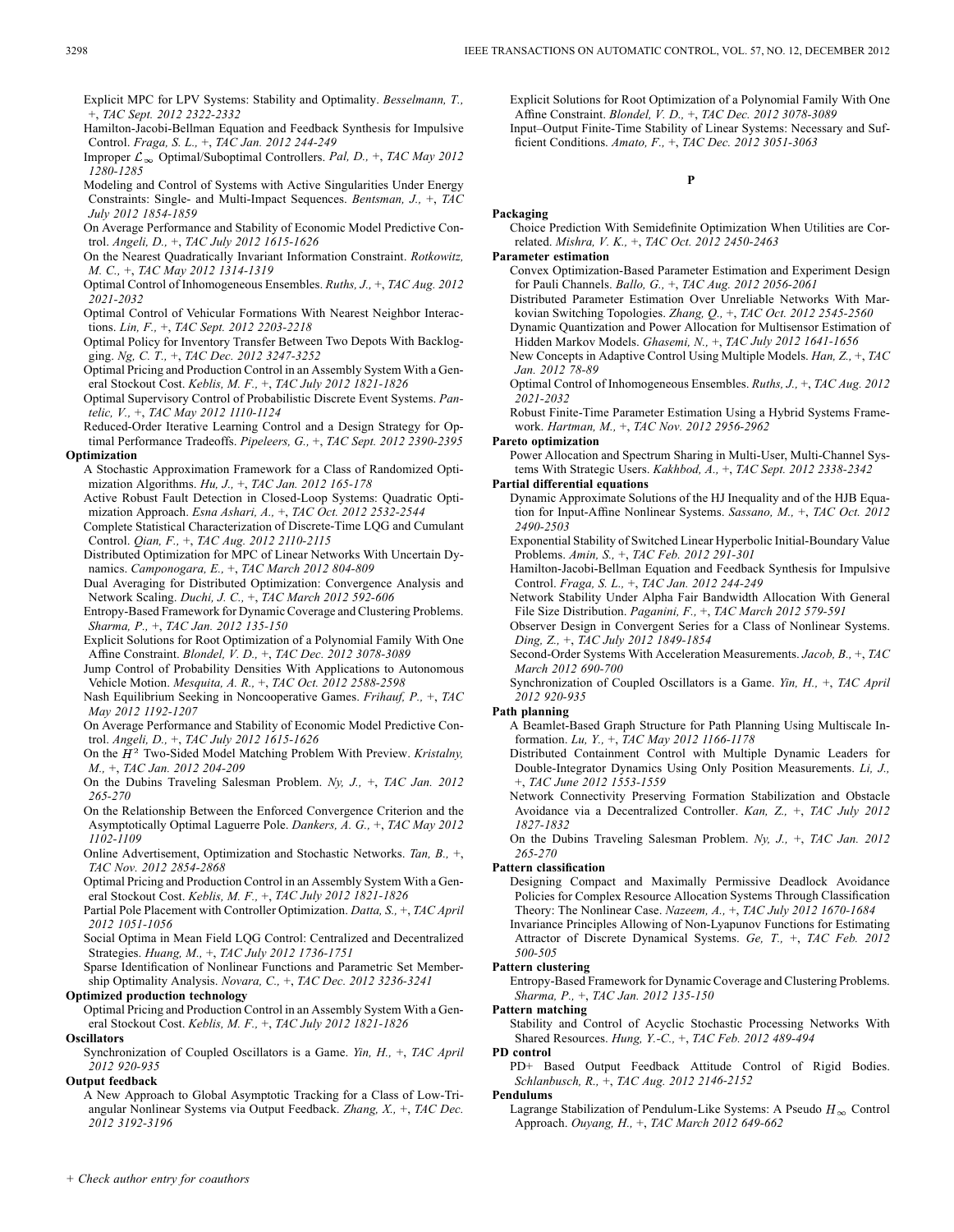Explicit MPC for LPV Systems: Stability and Optimality. *Besselmann, T.,* +, *TAC Sept. 2012 2322-2332*

Hamilton-Jacobi-Bellman Equation and Feedback Synthesis for Impulsive Control. *Fraga, S. L.,* +, *TAC Jan. 2012 244-249*

Improper $\mathcal{L}_\infty$ Optimal/Suboptimal Controllers. *Pal, D.,* +, *TAC May 2012 1280-1285*

Modeling and Control of Systems with Active Singularities Under Energy Constraints: Single- and Multi-Impact Sequences. *Bentsman, J.,* +, *TAC July 2012 1854-1859*

On Average Performance and Stability of Economic Model Predictive Control. *Angeli, D.,* +, *TAC July 2012 1615-1626*

On the Nearest Quadratically Invariant Information Constraint. *Rotkowitz, M. C.,* +, *TAC May 2012 1314-1319*

Optimal Control of Inhomogeneous Ensembles. *Ruths, J.,* +, *TAC Aug. 2012 2021-2032*

Optimal Control of Vehicular Formations With Nearest Neighbor Interactions. *Lin, F.,* +, *TAC Sept. 2012 2203-2218*

Optimal Policy for Inventory Transfer Between Two Depots With Backlogging. *Ng, C. T.,* +, *TAC Dec. 2012 3247-3252*

Optimal Pricing and Production Control in an Assembly System With a General Stockout Cost. *Keblis, M. F.,* +, *TAC July 2012 1821-1826*

Optimal Supervisory Control of Probabilistic Discrete Event Systems. *Pantelic, V.,* +, *TAC May 2012 1110-1124*

Reduced-Order Iterative Learning Control and a Design Strategy for Optimal Performance Tradeoffs. *Pipeleers, G.,* +, *TAC Sept. 2012 2390-2395*

**Optimization**

A Stochastic Approximation Framework for a Class of Randomized Optimization Algorithms. *Hu, J.,* +, *TAC Jan. 2012 165-178*

Active Robust Fault Detection in Closed-Loop Systems: Quadratic Optimization Approach. *Esna Ashari, A.,* +, *TAC Oct. 2012 2532-2544*

Complete Statistical Characterization of Discrete-Time LQG and Cumulant Control. *Qian, F.,* +, *TAC Aug. 2012 2110-2115*

Distributed Optimization for MPC of Linear Networks With Uncertain Dynamics. *Camponogara, E.,* +, *TAC March 2012 804-809*

Dual Averaging for Distributed Optimization: Convergence Analysis and Network Scaling. *Duchi, J. C.,* +, *TAC March 2012 592-606*

Entropy-Based Framework for Dynamic Coverage and Clustering Problems. *Sharma, P.,* +, *TAC Jan. 2012 135-150*

Explicit Solutions for Root Optimization of a Polynomial Family With One Affine Constraint. *Blondel, V. D.,* +, *TAC Dec. 2012 3078-3089*

Jump Control of Probability Densities With Applications to Autonomous Vehicle Motion. *Mesquita, A. R.,* +, *TAC Oct. 2012 2588-2598*

Nash Equilibrium Seeking in Noncooperative Games. *Frihauf, P.,* +, *TAC May 2012 1192-1207*

On Average Performance and Stability of Economic Model Predictive Control. *Angeli, D.,* +, *TAC July 2012 1615-1626*

On the $H^2$ Two-Sided Model Matching Problem With Preview. *Kristalny, M.,* +, *TAC Jan. 2012 204-209*

On the Dubins Traveling Salesman Problem. *Ny, J.,* +, *TAC Jan. 2012 265-270*

On the Relationship Between the Enforced Convergence Criterion and the Asymptotically Optimal Laguerre Pole. *Dankers, A. G.,* +, *TAC May 2012 1102-1109*

Online Advertisement, Optimization and Stochastic Networks. *Tan, B.,* +, *TAC Nov. 2012 2854-2868*

Optimal Pricing and Production Control in an Assembly System With a General Stockout Cost. *Keblis, M. F.,* +, *TAC July 2012 1821-1826*

Partial Pole Placement with Controller Optimization. *Datta, S.,* +, *TAC April 2012 1051-1056*

Social Optima in Mean Field LQG Control: Centralized and Decentralized Strategies. *Huang, M.,* +, *TAC July 2012 1736-1751*

Sparse Identification of Nonlinear Functions and Parametric Set Membership Optimality Analysis. *Novara, C.,* +, *TAC Dec. 2012 3236-3241*

**Optimized production technology**

Optimal Pricing and Production Control in an Assembly System With a General Stockout Cost. *Keblis, M. F.,* +, *TAC July 2012 1821-1826*

**Oscillators**

Synchronization of Coupled Oscillators is a Game. *Yin, H.,* +, *TAC April 2012 920-935*

**Output feedback**

A New Approach to Global Asymptotic Tracking for a Class of Low-Triangular Nonlinear Systems via Output Feedback. *Zhang, X.,* +, *TAC Dec. 2012 3192-3196*

Explicit Solutions for Root Optimization of a Polynomial Family With One Affine Constraint. *Blondel, V. D.,* +, *TAC Dec. 2012 3078-3089*

Input–Output Finite-Time Stability of Linear Systems: Necessary and Sufficient Conditions. *Amato, F.,* +, *TAC Dec. 2012 3051-3063*

## P

**Packaging**

Choice Prediction With Semidefinite Optimization When Utilities are Correlated. *Mishra, V. K.,* +, *TAC Oct. 2012 2450-2463*

**Parameter estimation**

Convex Optimization-Based Parameter Estimation and Experiment Design for Pauli Channels. *Ballo, G.,* +, *TAC Aug. 2012 2056-2061*

Distributed Parameter Estimation Over Unreliable Networks With Markovian Switching Topologies. *Zhang, Q.,* +, *TAC Oct. 2012 2545-2560*

Dynamic Quantization and Power Allocation for Multisensor Estimation of Hidden Markov Models. *Ghasemi, N.,* +, *TAC July 2012 1641-1656*

New Concepts in Adaptive Control Using Multiple Models. *Han, Z.,* +, *TAC Jan. 2012 78-89*

Optimal Control of Inhomogeneous Ensembles. *Ruths, J.,* +, *TAC Aug. 2012 2021-2032*

Robust Finite-Time Parameter Estimation Using a Hybrid Systems Framework. *Hartman, M.,* +, *TAC Nov. 2012 2956-2962*

**Pareto optimization**

Power Allocation and Spectrum Sharing in Multi-User, Multi-Channel Systems With Strategic Users. *Kakhbod, A.,* +, *TAC Sept. 2012 2338-2342*

**Partial differential equations**

Dynamic Approximate Solutions of the HJ Inequality and of the HJB Equation for Input-Affine Nonlinear Systems. *Sassano, M.,* +, *TAC Oct. 2012 2490-2503*

Exponential Stability of Switched Linear Hyperbolic Initial-Boundary Value Problems. *Amin, S.,* +, *TAC Feb. 2012 291-301*

Hamilton-Jacobi-Bellman Equation and Feedback Synthesis for Impulsive Control. *Fraga, S. L.,* +, *TAC Jan. 2012 244-249*

Network Stability Under Alpha Fair Bandwidth Allocation With General File Size Distribution. *Paganini, F.,* +, *TAC March 2012 579-591*

Observer Design in Convergent Series for a Class of Nonlinear Systems. *Ding, Z.,* +, *TAC July 2012 1849-1854*

Second-Order Systems With Acceleration Measurements. *Jacob, B.,* +, *TAC March 2012 690-700*

Synchronization of Coupled Oscillators is a Game. *Yin, H.,* +, *TAC April 2012 920-935*

**Path planning**

A Beamlet-Based Graph Structure for Path Planning Using Multiscale Information. *Lu, Y.,* +, *TAC May 2012 1166-1178*

Distributed Containment Control with Multiple Dynamic Leaders for Double-Integrator Dynamics Using Only Position Measurements. *Li, J.,* +, *TAC June 2012 1553-1559*

Network Connectivity Preserving Formation Stabilization and Obstacle Avoidance via a Decentralized Controller. *Kan, Z.,* +, *TAC July 2012 1827-1832*

On the Dubins Traveling Salesman Problem. *Ny, J.,* +, *TAC Jan. 2012 265-270*

**Pattern classification**

Designing Compact and Maximally Permissive Deadlock Avoidance Policies for Complex Resource Allocation Systems Through Classification Theory: The Nonlinear Case. *Nazeem, A.,* +, *TAC July 2012 1670-1684*

Invariance Principles Allowing of Non-Lyapunov Functions for Estimating Attractor of Discrete Dynamical Systems. *Ge, T.,* +, *TAC Feb. 2012 500-505*

**Pattern clustering**

Entropy-Based Framework for Dynamic Coverage and Clustering Problems. *Sharma, P.,* +, *TAC Jan. 2012 135-150*

**Pattern matching**

Stability and Control of Acyclic Stochastic Processing Networks With Shared Resources. *Hung, Y.-C.,* +, *TAC Feb. 2012 489-494*

**PD control**

PD+ Based Output Feedback Attitude Control of Rigid Bodies. *Schlanbusch, R.,* +, *TAC Aug. 2012 2146-2152*

**Pendulums**

Lagrange Stabilization of Pendulum-Like Systems: A Pseudo $H_\infty$ Control Approach. *Ouyang, H.,* +, *TAC March 2012 649-662*

*+ Check author entry for coauthors*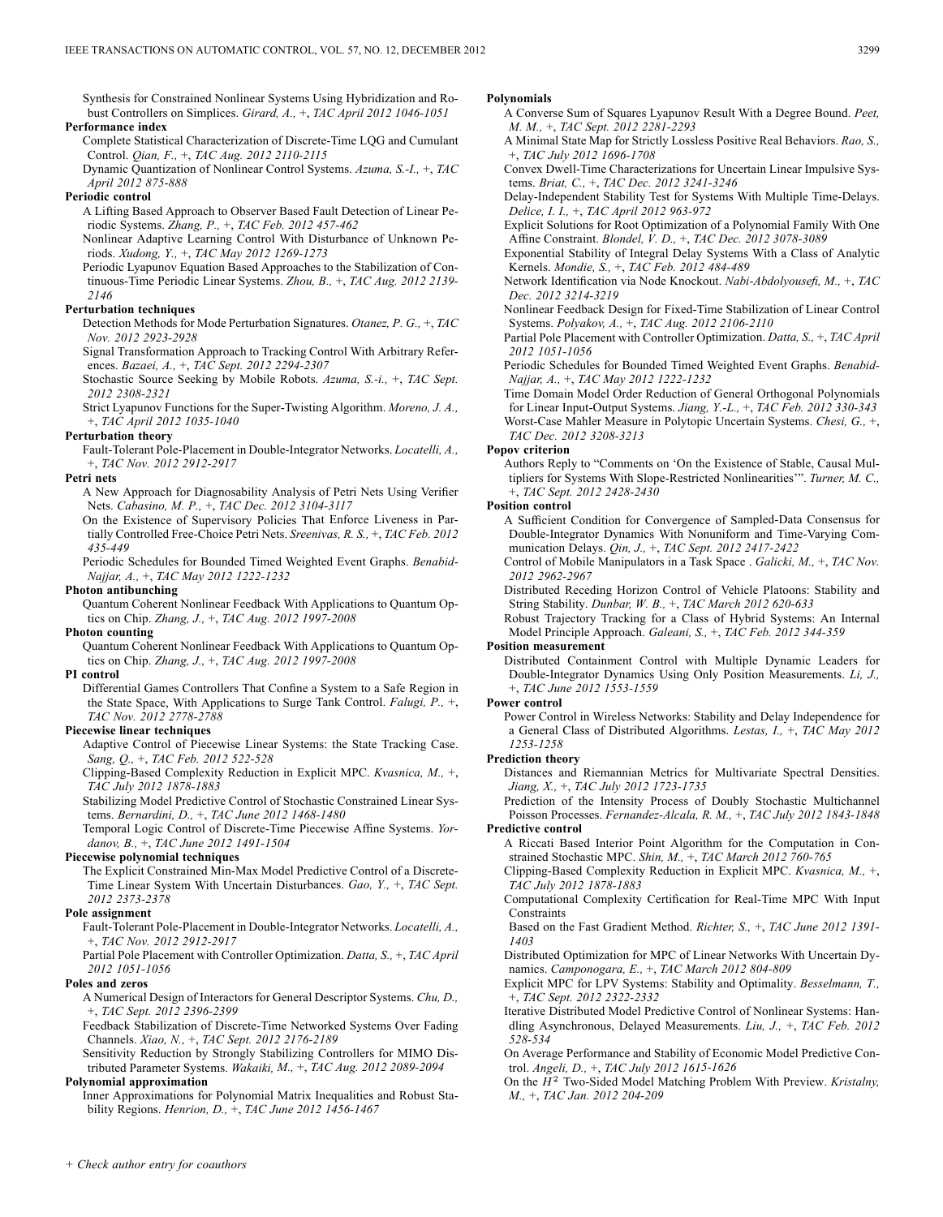Synthesis for Constrained Nonlinear Systems Using Hybridization and Robust Controllers on Simplices. *Girard, A.,* +, *TAC April 2012 1046-1051*

**Performance index**

Complete Statistical Characterization of Discrete-Time LQG and Cumulant Control. *Qian, F.,* +, *TAC Aug. 2012 2110-2115*

Dynamic Quantization of Nonlinear Control Systems. *Azuma, S.-I.,* +, *TAC April 2012 875-888*

**Periodic control**

A Lifting Based Approach to Observer Based Fault Detection of Linear Periodic Systems. *Zhang, P.,* +, *TAC Feb. 2012 457-462*

Nonlinear Adaptive Learning Control With Disturbance of Unknown Periods. *Xudong, Y.,* +, *TAC May 2012 1269-1273*

Periodic Lyapunov Equation Based Approaches to the Stabilization of Continuous-Time Periodic Linear Systems. *Zhou, B.,* +, *TAC Aug. 2012 2139-2146*

**Perturbation techniques**

Detection Methods for Mode Perturbation Signatures. *Otanez, P. G.,* +, *TAC Nov. 2012 2923-2928*

Signal Transformation Approach to Tracking Control With Arbitrary References. *Bazaei, A.,* +, *TAC Sept. 2012 2294-2307*

Stochastic Source Seeking by Mobile Robots. *Azuma, S.-i.,* +, *TAC Sept. 2012 2308-2321*

Strict Lyapunov Functions for the Super-Twisting Algorithm. *Moreno, J. A.,* +, *TAC April 2012 1035-1040*

**Perturbation theory**

Fault-Tolerant Pole-Placement in Double-Integrator Networks. *Locatelli, A.,* +, *TAC Nov. 2012 2912-2917*

**Petri nets**

A New Approach for Diagnosability Analysis of Petri Nets Using Verifier Nets. *Cabasino, M. P.,* +, *TAC Dec. 2012 3104-3117*

On the Existence of Supervisory Policies That Enforce Liveness in Partially Controlled Free-Choice Petri Nets. *Sreenivas, R. S.,* +, *TAC Feb. 2012 435-449*

Periodic Schedules for Bounded Timed Weighted Event Graphs. *Benabid-Najjar, A.,* +, *TAC May 2012 1222-1232*

**Photon antibunching**

Quantum Coherent Nonlinear Feedback With Applications to Quantum Optics on Chip. *Zhang, J.,* +, *TAC Aug. 2012 1997-2008*

**Photon counting**

Quantum Coherent Nonlinear Feedback With Applications to Quantum Optics on Chip. *Zhang, J.,* +, *TAC Aug. 2012 1997-2008*

**PI control**

Differential Games Controllers That Confine a System to a Safe Region in the State Space, With Applications to Surge Tank Control. *Falugi, P.,* +, *TAC Nov. 2012 2778-2788*

**Piecewise linear techniques**

Adaptive Control of Piecewise Linear Systems: the State Tracking Case. *Sang, Q.,* +, *TAC Feb. 2012 522-528*

Clipping-Based Complexity Reduction in Explicit MPC. *Kvasnica, M.,* +, *TAC July 2012 1878-1883*

Stabilizing Model Predictive Control of Stochastic Constrained Linear Systems. *Bernardini, D.,* +, *TAC June 2012 1468-1480*

Temporal Logic Control of Discrete-Time Piecewise Affine Systems. *Yordanov, B.,* +, *TAC June 2012 1491-1504*

**Piecewise polynomial techniques**

The Explicit Constrained Min-Max Model Predictive Control of a Discrete-Time Linear System With Uncertain Disturbances. *Gao, Y.,* +, *TAC Sept. 2012 2373-2378*

**Pole assignment**

Fault-Tolerant Pole-Placement in Double-Integrator Networks. *Locatelli, A.,* +, *TAC Nov. 2012 2912-2917*

Partial Pole Placement with Controller Optimization. *Datta, S.,* +, *TAC April 2012 1051-1056*

**Poles and zeros**

A Numerical Design of Interactors for General Descriptor Systems. *Chu, D.,* +, *TAC Sept. 2012 2396-2399*

Feedback Stabilization of Discrete-Time Networked Systems Over Fading Channels. *Xiao, N.,* +, *TAC Sept. 2012 2176-2189*

Sensitivity Reduction by Strongly Stabilizing Controllers for MIMO Distributed Parameter Systems. *Wakaiki, M.,* +, *TAC Aug. 2012 2089-2094*

**Polynomial approximation**

Inner Approximations for Polynomial Matrix Inequalities and Robust Stability Regions. *Henrion, D.,* +, *TAC June 2012 1456-1467*

**Polynomials**

A Converse Sum of Squares Lyapunov Result With a Degree Bound. *Peet, M. M.,* +, *TAC Sept. 2012 2281-2293*

A Minimal State Map for Strictly Lossless Positive Real Behaviors. *Rao, S.,* +, *TAC July 2012 1696-1708*

Convex Dwell-Time Characterizations for Uncertain Linear Impulsive Systems. *Briat, C.,* +, *TAC Dec. 2012 3241-3246*

Delay-Independent Stability Test for Systems With Multiple Time-Delays. *Delice, I. I.,* +, *TAC April 2012 963-972*

Explicit Solutions for Root Optimization of a Polynomial Family With One Affine Constraint. *Blondel, V. D.,* +, *TAC Dec. 2012 3078-3089*

Exponential Stability of Integral Delay Systems With a Class of Analytic Kernels. *Mondie, S.,* +, *TAC Feb. 2012 484-489*

Network Identification via Node Knockout. *Nabi-Abdolyousefi, M.,* +, *TAC Dec. 2012 3214-3219*

Nonlinear Feedback Design for Fixed-Time Stabilization of Linear Control Systems. *Polyakov, A.,* +, *TAC Aug. 2012 2106-2110*

Partial Pole Placement with Controller Optimization. *Datta, S.,* +, *TAC April 2012 1051-1056*

Periodic Schedules for Bounded Timed Weighted Event Graphs. *Benabid-Najjar, A.,* +, *TAC May 2012 1222-1232*

Time Domain Model Order Reduction of General Orthogonal Polynomials for Linear Input-Output Systems. *Jiang, Y.-L.,* +, *TAC Feb. 2012 330-343*

Worst-Case Mahler Measure in Polytopic Uncertain Systems. *Chesi, G.,* +, *TAC Dec. 2012 3208-3213*

**Popov criterion**

Authors Reply to "Comments on 'On the Existence of Stable, Causal Multipliers for Systems With Slope-Restricted Nonlinearities'". *Turner, M. C.,* +, *TAC Sept. 2012 2428-2430*

**Position control**

A Sufficient Condition for Convergence of Sampled-Data Consensus for Double-Integrator Dynamics With Nonuniform and Time-Varying Communication Delays. *Qin, J.,* +, *TAC Sept. 2012 2417-2422*

Control of Mobile Manipulators in a Task Space . *Galicki, M.,* +, *TAC Nov. 2012 2962-2967*

Distributed Receding Horizon Control of Vehicle Platoons: Stability and String Stability. *Dunbar, W. B.,* +, *TAC March 2012 620-633*

Robust Trajectory Tracking for a Class of Hybrid Systems: An Internal Model Principle Approach. *Galeani, S.,* +, *TAC Feb. 2012 344-359*

**Position measurement**

Distributed Containment Control with Multiple Dynamic Leaders for Double-Integrator Dynamics Using Only Position Measurements. *Li, J.,* +, *TAC June 2012 1553-1559*

**Power control**

Power Control in Wireless Networks: Stability and Delay Independence for a General Class of Distributed Algorithms. *Lestas, I.,* +, *TAC May 2012 1253-1258*

**Prediction theory**

Distances and Riemannian Metrics for Multivariate Spectral Densities. *Jiang, X.,* +, *TAC July 2012 1723-1735*

Prediction of the Intensity Process of Doubly Stochastic Multichannel Poisson Processes. *Fernandez-Alcala, R. M.,* +, *TAC July 2012 1843-1848*

**Predictive control**

A Riccati Based Interior Point Algorithm for the Computation in Constrained Stochastic MPC. *Shin, M.,* +, *TAC March 2012 760-765*

Clipping-Based Complexity Reduction in Explicit MPC. *Kvasnica, M.,* +, *TAC July 2012 1878-1883*

Computational Complexity Certification for Real-Time MPC With Input Constraints Based on the Fast Gradient Method. *Richter, S.,* +, *TAC June 2012 1391-1403*

Distributed Optimization for MPC of Linear Networks With Uncertain Dynamics. *Camponogara, E.,* +, *TAC March 2012 804-809*

Explicit MPC for LPV Systems: Stability and Optimality. *Besselmann, T.,* +, *TAC Sept. 2012 2322-2332*

Iterative Distributed Model Predictive Control of Nonlinear Systems: Handling Asynchronous, Delayed Measurements. *Liu, J.,* +, *TAC Feb. 2012 528-534*

On Average Performance and Stability of Economic Model Predictive Control. *Angeli, D.,* +, *TAC July 2012 1615-1626*

On the $H^2$ Two-Sided Model Matching Problem With Preview. *Kristalny, M.,* +, *TAC Jan. 2012 204-209*

+ *Check author entry for coauthors*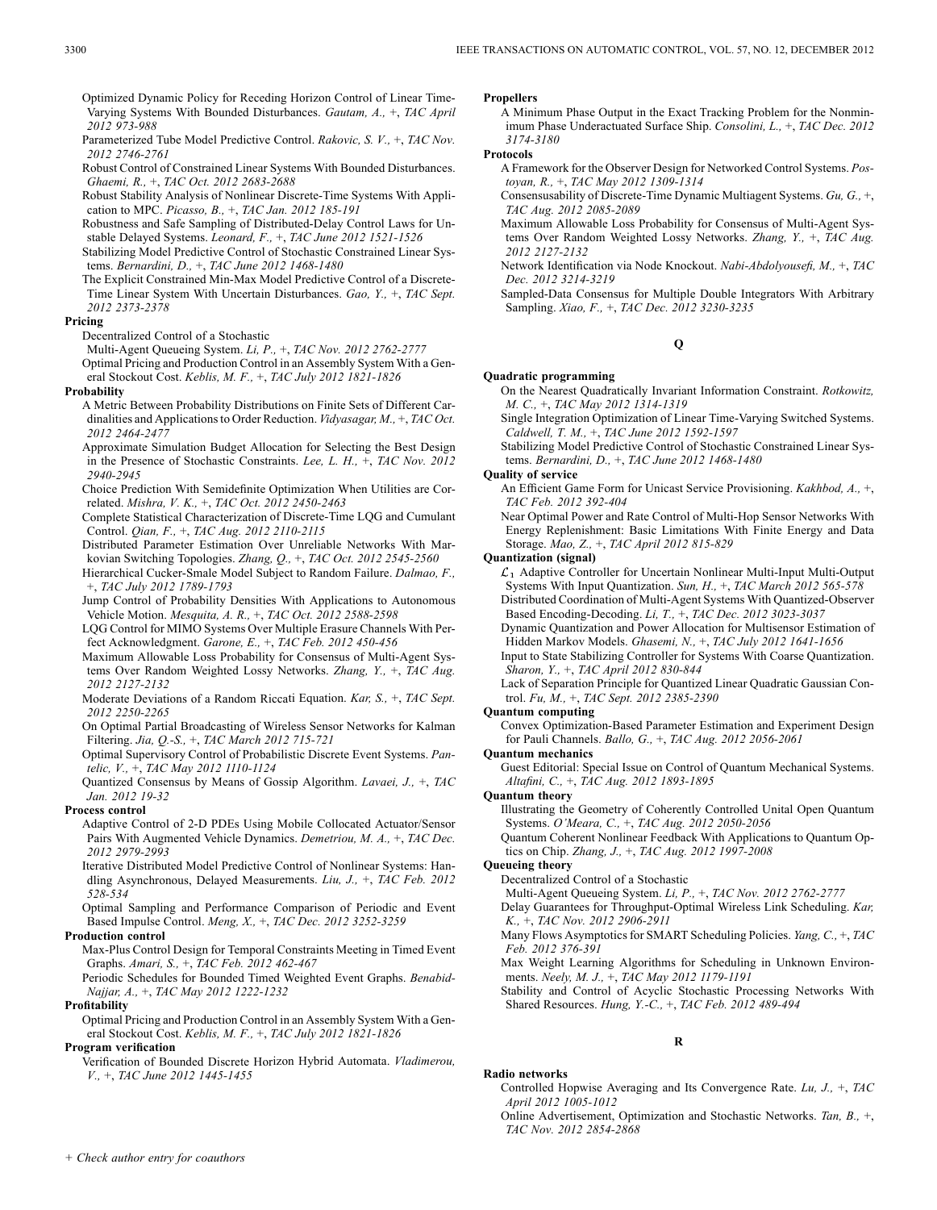Optimized Dynamic Policy for Receding Horizon Control of Linear Time-Varying Systems With Bounded Disturbances. *Gautam, A.,* +, *TAC April 2012 973-988*

Parameterized Tube Model Predictive Control. *Rakovic, S. V.,* +, *TAC Nov. 2012 2746-2761*

Robust Control of Constrained Linear Systems With Bounded Disturbances. *Ghaemi, R.,* +, *TAC Oct. 2012 2683-2688*

Robust Stability Analysis of Nonlinear Discrete-Time Systems With Application to MPC. *Picasso, B.,* +, *TAC Jan. 2012 185-191*

Robustness and Safe Sampling of Distributed-Delay Control Laws for Unstable Delayed Systems. *Leonard, F.,* +, *TAC June 2012 1521-1526*

Stabilizing Model Predictive Control of Stochastic Constrained Linear Systems. *Bernardini, D.,* +, *TAC June 2012 1468-1480*

The Explicit Constrained Min-Max Model Predictive Control of a Discrete-Time Linear System With Uncertain Disturbances. *Gao, Y.,* +, *TAC Sept. 2012 2373-2378*

**Pricing**

Decentralized Control of a Stochastic Multi-Agent Queueing System. *Li, P.,* +, *TAC Nov. 2012 2762-2777*

Optimal Pricing and Production Control in an Assembly System With a General Stockout Cost. *Keblis, M. F.,* +, *TAC July 2012 1821-1826*

**Probability**

A Metric Between Probability Distributions on Finite Sets of Different Cardinalities and Applications to Order Reduction. *Vidyasagar, M.,* +, *TAC Oct. 2012 2464-2477*

Approximate Simulation Budget Allocation for Selecting the Best Design in the Presence of Stochastic Constraints. *Lee, L. H.,* +, *TAC Nov. 2012 2940-2945*

Choice Prediction With Semidefinite Optimization When Utilities are Correlated. *Mishra, V. K.,* +, *TAC Oct. 2012 2450-2463*

Complete Statistical Characterization of Discrete-Time LQG and Cumulant Control. *Qian, F.,* +, *TAC Aug. 2012 2110-2115*

Distributed Parameter Estimation Over Unreliable Networks With Markovian Switching Topologies. *Zhang, Q.,* +, *TAC Oct. 2012 2545-2560*

Hierarchical Cucker-Smale Model Subject to Random Failure. *Dalmao, F.,* +, *TAC July 2012 1789-1793*

Jump Control of Probability Densities With Applications to Autonomous Vehicle Motion. *Mesquita, A. R.,* +, *TAC Oct. 2012 2588-2598*

LQG Control for MIMO Systems Over Multiple Erasure Channels With Perfect Acknowledgment. *Garone, E.,* +, *TAC Feb. 2012 450-456*

Maximum Allowable Loss Probability for Consensus of Multi-Agent Systems Over Random Weighted Lossy Networks. *Zhang, Y.,* +, *TAC Aug. 2012 2127-2132*

Moderate Deviations of a Random Riccati Equation. *Kar, S.,* +, *TAC Sept. 2012 2250-2265*

On Optimal Partial Broadcasting of Wireless Sensor Networks for Kalman Filtering. *Jia, Q.-S.,* +, *TAC March 2012 715-721*

Optimal Supervisory Control of Probabilistic Discrete Event Systems. *Pantelic, V.,* +, *TAC May 2012 1110-1124*

Quantized Consensus by Means of Gossip Algorithm. *Lavaei, J.,* +, *TAC Jan. 2012 19-32*

**Process control**

Adaptive Control of 2-D PDEs Using Mobile Collocated Actuator/Sensor Pairs With Augmented Vehicle Dynamics. *Demetriou, M. A.,* +, *TAC Dec. 2012 2979-2993*

Iterative Distributed Model Predictive Control of Nonlinear Systems: Handling Asynchronous, Delayed Measurements. *Liu, J.,* +, *TAC Feb. 2012 528-534*

Optimal Sampling and Performance Comparison of Periodic and Event Based Impulse Control. *Meng, X.,* +, *TAC Dec. 2012 3252-3259*

**Production control**

Max-Plus Control Design for Temporal Constraints Meeting in Timed Event Graphs. *Amari, S.,* +, *TAC Feb. 2012 462-467*

Periodic Schedules for Bounded Timed Weighted Event Graphs. *Benabid-Najjar, A.,* +, *TAC May 2012 1222-1232*

**Profitability**

Optimal Pricing and Production Control in an Assembly System With a General Stockout Cost. *Keblis, M. F.,* +, *TAC July 2012 1821-1826*

**Program verification**

Verification of Bounded Discrete Horizon Hybrid Automata. *Vladimerou, V.,* +, *TAC June 2012 1445-1455*

**Propellers**

A Minimum Phase Output in the Exact Tracking Problem for the Nonminimum Phase Underactuated Surface Ship. *Consolini, L.,* +, *TAC Dec. 2012 3174-3180*

**Protocols**

A Framework for the Observer Design for Networked Control Systems. *Postoyan, R.,* +, *TAC May 2012 1309-1314*

Consensusability of Discrete-Time Dynamic Multiagent Systems. *Gu, G.,* +, *TAC Aug. 2012 2085-2089*

Maximum Allowable Loss Probability for Consensus of Multi-Agent Systems Over Random Weighted Lossy Networks. *Zhang, Y.,* +, *TAC Aug. 2012 2127-2132*

Network Identification via Node Knockout. *Nabi-Abdolyousefi, M.,* +, *TAC Dec. 2012 3214-3219*

Sampled-Data Consensus for Multiple Double Integrators With Arbitrary Sampling. *Xiao, F.,* +, *TAC Dec. 2012 3230-3235*

## Q

**Quadratic programming**

On the Nearest Quadratically Invariant Information Constraint. *Rotkowitz, M. C.,* +, *TAC May 2012 1314-1319*

Single Integration Optimization of Linear Time-Varying Switched Systems. *Caldwell, T. M.,* +, *TAC June 2012 1592-1597*

Stabilizing Model Predictive Control of Stochastic Constrained Linear Systems. *Bernardini, D.,* +, *TAC June 2012 1468-1480*

**Quality of service**

An Efficient Game Form for Unicast Service Provisioning. *Kakhbod, A.,* +, *TAC Feb. 2012 392-404*

Near Optimal Power and Rate Control of Multi-Hop Sensor Networks With Energy Replenishment: Basic Limitations With Finite Energy and Data Storage. *Mao, Z.,* +, *TAC April 2012 815-829*

**Quantization (signal)**

$\mathcal{L}_1$ Adaptive Controller for Uncertain Nonlinear Multi-Input Multi-Output Systems With Input Quantization. *Sun, H.,* +, *TAC March 2012 565-578*

Distributed Coordination of Multi-Agent Systems With Quantized-Observer Based Encoding-Decoding. *Li, T.,* +, *TAC Dec. 2012 3023-3037*

Dynamic Quantization and Power Allocation for Multisensor Estimation of Hidden Markov Models. *Ghasemi, N.,* +, *TAC July 2012 1641-1656*

Input to State Stabilizing Controller for Systems With Coarse Quantization. *Sharon, Y.,* +, *TAC April 2012 830-844*

Lack of Separation Principle for Quantized Linear Quadratic Gaussian Control. *Fu, M.,* +, *TAC Sept. 2012 2385-2390*

**Quantum computing**

Convex Optimization-Based Parameter Estimation and Experiment Design for Pauli Channels. *Ballo, G.,* +, *TAC Aug. 2012 2056-2061*

**Quantum mechanics**

Guest Editorial: Special Issue on Control of Quantum Mechanical Systems. *Altafini, C.,* +, *TAC Aug. 2012 1893-1895*

**Quantum theory**

Illustrating the Geometry of Coherently Controlled Unital Open Quantum Systems. *O'Meara, C.,* +, *TAC Aug. 2012 2050-2056*

Quantum Coherent Nonlinear Feedback With Applications to Quantum Optics on Chip. *Zhang, J.,* +, *TAC Aug. 2012 1997-2008*

**Queueing theory**

Decentralized Control of a Stochastic Multi-Agent Queueing System. *Li, P.,* +, *TAC Nov. 2012 2762-2777*

Delay Guarantees for Throughput-Optimal Wireless Link Scheduling. *Kar, K.,* +, *TAC Nov. 2012 2906-2911*

Many Flows Asymptotics for SMART Scheduling Policies. *Yang, C.,* +, *TAC Feb. 2012 376-391*

Max Weight Learning Algorithms for Scheduling in Unknown Environments. *Neely, M. J.,* +, *TAC May 2012 1179-1191*

Stability and Control of Acyclic Stochastic Processing Networks With Shared Resources. *Hung, Y.-C.,* +, *TAC Feb. 2012 489-494*

## R

**Radio networks**

Controlled Hopwise Averaging and Its Convergence Rate. *Lu, J.,* +, *TAC April 2012 1005-1012*

Online Advertisement, Optimization and Stochastic Networks. *Tan, B.,* +, *TAC Nov. 2012 2854-2868*

+ *Check author entry for coauthors*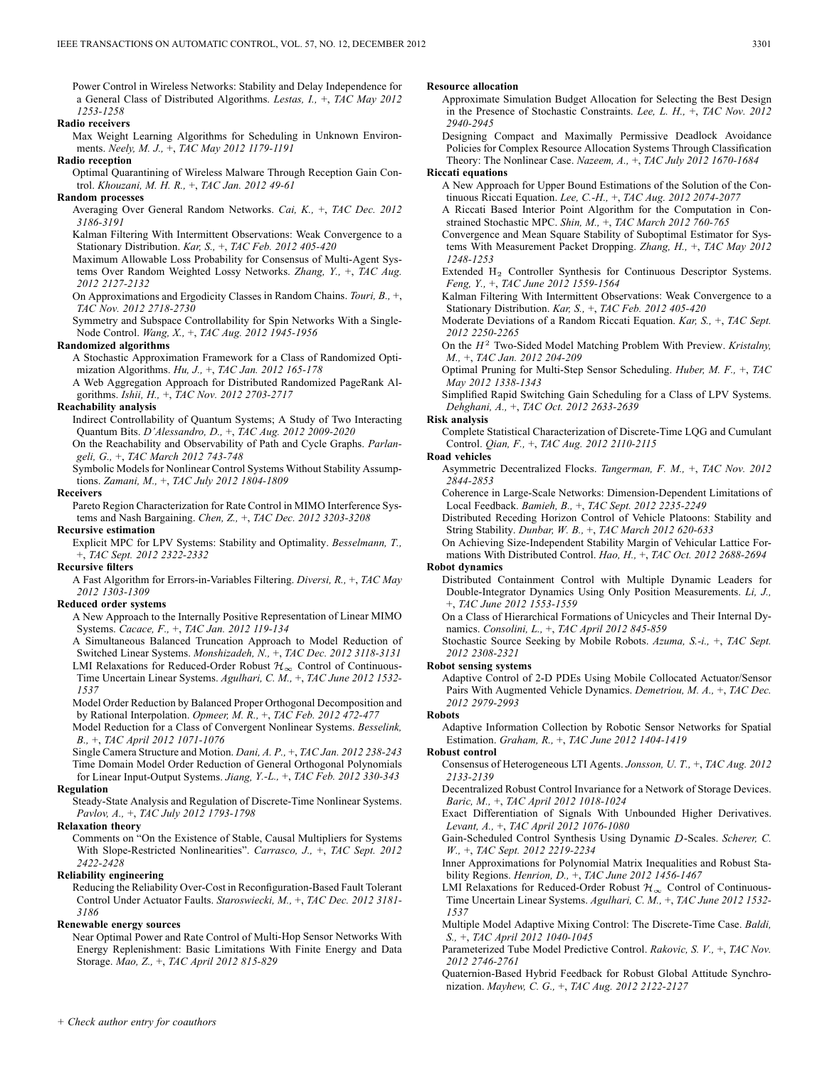Power Control in Wireless Networks: Stability and Delay Independence for a General Class of Distributed Algorithms. *Lestas, I.,* +, *TAC May 2012 1253-1258*

**Radio receivers**

Max Weight Learning Algorithms for Scheduling in Unknown Environments. *Neely, M. J.,* +, *TAC May 2012 1179-1191*

**Radio reception**

Optimal Quarantining of Wireless Malware Through Reception Gain Control. *Khouzani, M. H. R.,* +, *TAC Jan. 2012 49-61*

**Random processes**

Averaging Over General Random Networks. *Cai, K.,* +, *TAC Dec. 2012 3186-3191*

Kalman Filtering With Intermittent Observations: Weak Convergence to a Stationary Distribution. *Kar, S.,* +, *TAC Feb. 2012 405-420*

Maximum Allowable Loss Probability for Consensus of Multi-Agent Systems Over Random Weighted Lossy Networks. *Zhang, Y.,* +, *TAC Aug. 2012 2127-2132*

On Approximations and Ergodicity Classes in Random Chains. *Touri, B.,* +, *TAC Nov. 2012 2718-2730*

Symmetry and Subspace Controllability for Spin Networks With a Single-Node Control. *Wang, X.,* +, *TAC Aug. 2012 1945-1956*

**Randomized algorithms**

A Stochastic Approximation Framework for a Class of Randomized Optimization Algorithms. *Hu, J.,* +, *TAC Jan. 2012 165-178*

A Web Aggregation Approach for Distributed Randomized PageRank Algorithms. *Ishii, H.,* +, *TAC Nov. 2012 2703-2717*

**Reachability analysis**

Indirect Controllability of Quantum Systems; A Study of Two Interacting Quantum Bits. *D'Alessandro, D.,* +, *TAC Aug. 2012 2009-2020*

On the Reachability and Observability of Path and Cycle Graphs. *Parlangeli, G.,* +, *TAC March 2012 743-748*

Symbolic Models for Nonlinear Control Systems Without Stability Assumptions. *Zamani, M.,* +, *TAC July 2012 1804-1809*

**Receivers**

Pareto Region Characterization for Rate Control in MIMO Interference Systems and Nash Bargaining. *Chen, Z.,* +, *TAC Dec. 2012 3203-3208*

**Recursive estimation**

Explicit MPC for LPV Systems: Stability and Optimality. *Besselmann, T.,* +, *TAC Sept. 2012 2322-2332*

**Recursive filters**

A Fast Algorithm for Errors-in-Variables Filtering. *Diversi, R.,* +, *TAC May 2012 1303-1309*

**Reduced order systems**

A New Approach to the Internally Positive Representation of Linear MIMO Systems. *Cacace, F.,* +, *TAC Jan. 2012 119-134*

A Simultaneous Balanced Truncation Approach to Model Reduction of Switched Linear Systems. *Monshizadeh, N.,* +, *TAC Dec. 2012 3118-3131*

LMI Relaxations for Reduced-Order Robust $\mathcal{H}_\infty$ Control of Continuous-Time Uncertain Linear Systems. *Agulhari, C. M.,* +, *TAC June 2012 1532-1537*

Model Order Reduction by Balanced Proper Orthogonal Decomposition and by Rational Interpolation. *Opmeer, M. R.,* +, *TAC Feb. 2012 472-477*

Model Reduction for a Class of Convergent Nonlinear Systems. *Besselink, B.,* +, *TAC April 2012 1071-1076*

Single Camera Structure and Motion. *Dani, A. P.,* +, *TAC Jan. 2012 238-243*

Time Domain Model Order Reduction of General Orthogonal Polynomials for Linear Input-Output Systems. *Jiang, Y.-L.,* +, *TAC Feb. 2012 330-343*

**Regulation**

Steady-State Analysis and Regulation of Discrete-Time Nonlinear Systems. *Pavlov, A.,* +, *TAC July 2012 1793-1798*

**Relaxation theory**

Comments on "On the Existence of Stable, Causal Multipliers for Systems With Slope-Restricted Nonlinearities". *Carrasco, J.,* +, *TAC Sept. 2012 2422-2428*

**Reliability engineering**

Reducing the Reliability Over-Cost in Reconfiguration-Based Fault Tolerant Control Under Actuator Faults. *Staroswiecki, M.,* +, *TAC Dec. 2012 3181-3186*

**Renewable energy sources**

Near Optimal Power and Rate Control of Multi-Hop Sensor Networks With Energy Replenishment: Basic Limitations With Finite Energy and Data Storage. *Mao, Z.,* +, *TAC April 2012 815-829*

**Resource allocation**

Approximate Simulation Budget Allocation for Selecting the Best Design in the Presence of Stochastic Constraints. *Lee, L. H.,* +, *TAC Nov. 2012 2940-2945*

Designing Compact and Maximally Permissive Deadlock Avoidance Policies for Complex Resource Allocation Systems Through Classification Theory: The Nonlinear Case. *Nazeem, A.,* +, *TAC July 2012 1670-1684*

**Riccati equations**

A New Approach for Upper Bound Estimations of the Solution of the Continuous Riccati Equation. *Lee, C.-H.,* +, *TAC Aug. 2012 2074-2077*

A Riccati Based Interior Point Algorithm for the Computation in Constrained Stochastic MPC. *Shin, M.,* +, *TAC March 2012 760-765*

Convergence and Mean Square Stability of Suboptimal Estimator for Systems With Measurement Packet Dropping. *Zhang, H.,* +, *TAC May 2012 1248-1253*

Extended $H_2$ Controller Synthesis for Continuous Descriptor Systems. *Feng, Y.,* +, *TAC June 2012 1559-1564*

Kalman Filtering With Intermittent Observations: Weak Convergence to a Stationary Distribution. *Kar, S.,* +, *TAC Feb. 2012 405-420*

Moderate Deviations of a Random Riccati Equation. *Kar, S.,* +, *TAC Sept. 2012 2250-2265*

On the $H^2$ Two-Sided Model Matching Problem With Preview. *Kristalny, M.,* +, *TAC Jan. 2012 204-209*

Optimal Pruning for Multi-Step Sensor Scheduling. *Huber, M. F.,* +, *TAC May 2012 1338-1343*

Simplified Rapid Switching Gain Scheduling for a Class of LPV Systems. *Dehghani, A.,* +, *TAC Oct. 2012 2633-2639*

**Risk analysis**

Complete Statistical Characterization of Discrete-Time LQG and Cumulant Control. *Qian, F.,* +, *TAC Aug. 2012 2110-2115*

**Road vehicles**

Asymmetric Decentralized Flocks. *Tangerman, F. M.,* +, *TAC Nov. 2012 2844-2853*

Coherence in Large-Scale Networks: Dimension-Dependent Limitations of Local Feedback. *Bamieh, B.,* +, *TAC Sept. 2012 2235-2249*

Distributed Receding Horizon Control of Vehicle Platoons: Stability and String Stability. *Dunbar, W. B.,* +, *TAC March 2012 620-633*

On Achieving Size-Independent Stability Margin of Vehicular Lattice Formations With Distributed Control. *Hao, H.,* +, *TAC Oct. 2012 2688-2694*

**Robot dynamics**

Distributed Containment Control with Multiple Dynamic Leaders for Double-Integrator Dynamics Using Only Position Measurements. *Li, J.,* +, *TAC June 2012 1553-1559*

On a Class of Hierarchical Formations of Unicycles and Their Internal Dynamics. *Consolini, L.,* +, *TAC April 2012 845-859*

Stochastic Source Seeking by Mobile Robots. *Azuma, S.-i.,* +, *TAC Sept. 2012 2308-2321*

**Robot sensing systems**

Adaptive Control of 2-D PDEs Using Mobile Collocated Actuator/Sensor Pairs With Augmented Vehicle Dynamics. *Demetriou, M. A.,* +, *TAC Dec. 2012 2979-2993*

**Robots**

Adaptive Information Collection by Robotic Sensor Networks for Spatial Estimation. *Graham, R.,* +, *TAC June 2012 1404-1419*

**Robust control**

Consensus of Heterogeneous LTI Agents. *Jonsson, U. T.,* +, *TAC Aug. 2012 2133-2139*

Decentralized Robust Control Invariance for a Network of Storage Devices. *Baric, M.,* +, *TAC April 2012 1018-1024*

Exact Differentiation of Signals With Unbounded Higher Derivatives. *Levant, A.,* +, *TAC April 2012 1076-1080*

Gain-Scheduled Control Synthesis Using Dynamic $D$-Scales. *Scherer, C. W.,* +, *TAC Sept. 2012 2219-2234*

Inner Approximations for Polynomial Matrix Inequalities and Robust Stability Regions. *Henrion, D.,* +, *TAC June 2012 1456-1467*

LMI Relaxations for Reduced-Order Robust $\mathcal{H}_\infty$ Control of Continuous-Time Uncertain Linear Systems. *Agulhari, C. M.,* +, *TAC June 2012 1532-1537*

Multiple Model Adaptive Mixing Control: The Discrete-Time Case. *Baldi, S.,* +, *TAC April 2012 1040-1045*

Parameterized Tube Model Predictive Control. *Rakovic, S. V.,* +, *TAC Nov. 2012 2746-2761*

Quaternion-Based Hybrid Feedback for Robust Global Attitude Synchronization. *Mayhew, C. G.,* +, *TAC Aug. 2012 2122-2127*

*+ Check author entry for coauthors*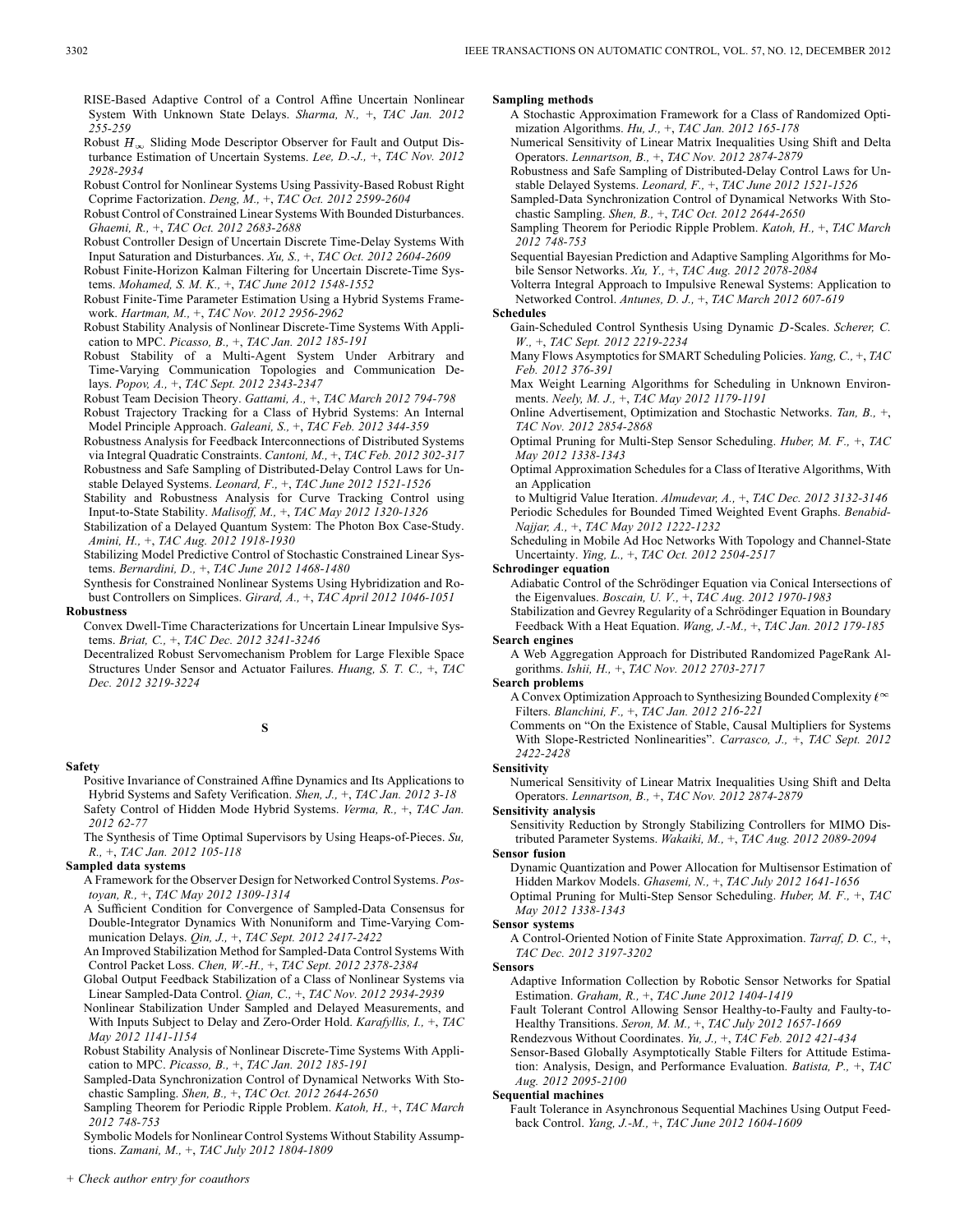RISE-Based Adaptive Control of a Control Affine Uncertain Nonlinear System With Unknown State Delays. *Sharma, N.,* +, *TAC Jan. 2012 255-259*

Robust $H_\infty$ Sliding Mode Descriptor Observer for Fault and Output Disturbance Estimation of Uncertain Systems. *Lee, D.-J.,* +, *TAC Nov. 2012 2928-2934*

Robust Control for Nonlinear Systems Using Passivity-Based Robust Right Coprime Factorization. *Deng, M.,* +, *TAC Oct. 2012 2599-2604*

Robust Control of Constrained Linear Systems With Bounded Disturbances. *Ghaemi, R.,* +, *TAC Oct. 2012 2683-2688*

Robust Controller Design of Uncertain Discrete Time-Delay Systems With Input Saturation and Disturbances. *Xu, S.,* +, *TAC Oct. 2012 2604-2609*

Robust Finite-Horizon Kalman Filtering for Uncertain Discrete-Time Systems. *Mohamed, S. M. K.,* +, *TAC June 2012 1548-1552*

Robust Finite-Time Parameter Estimation Using a Hybrid Systems Framework. *Hartman, M.,* +, *TAC Nov. 2012 2956-2962*

Robust Stability Analysis of Nonlinear Discrete-Time Systems With Application to MPC. *Picasso, B.,* +, *TAC Jan. 2012 185-191*

Robust Stability of a Multi-Agent System Under Arbitrary and Time-Varying Communication Topologies and Communication Delays. *Popov, A.,* +, *TAC Sept. 2012 2343-2347*

Robust Team Decision Theory. *Gattami, A.,* +, *TAC March 2012 794-798*

Robust Trajectory Tracking for a Class of Hybrid Systems: An Internal Model Principle Approach. *Galeani, S.,* +, *TAC Feb. 2012 344-359*

Robustness Analysis for Feedback Interconnections of Distributed Systems via Integral Quadratic Constraints. *Cantoni, M.,* +, *TAC Feb. 2012 302-317*

Robustness and Safe Sampling of Distributed-Delay Control Laws for Unstable Delayed Systems. *Leonard, F.,* +, *TAC June 2012 1521-1526*

Stability and Robustness Analysis for Curve Tracking Control using Input-to-State Stability. *Malisoff, M.,* +, *TAC May 2012 1320-1326*

Stabilization of a Delayed Quantum System: The Photon Box Case-Study. *Amini, H.,* +, *TAC Aug. 2012 1918-1930*

Stabilizing Model Predictive Control of Stochastic Constrained Linear Systems. *Bernardini, D.,* +, *TAC June 2012 1468-1480*

Synthesis for Constrained Nonlinear Systems Using Hybridization and Robust Controllers on Simplices. *Girard, A.,* +, *TAC April 2012 1046-1051*

**Robustness**

Convex Dwell-Time Characterizations for Uncertain Linear Impulsive Systems. *Briat, C.,* +, *TAC Dec. 2012 3241-3246*

Decentralized Robust Servomechanism Problem for Large Flexible Space Structures Under Sensor and Actuator Failures. *Huang, S. T. C.,* +, *TAC Dec. 2012 3219-3224*

## S

**Safety**

Positive Invariance of Constrained Affine Dynamics and Its Applications to Hybrid Systems and Safety Verification. *Shen, J.,* +, *TAC Jan. 2012 3-18*

Safety Control of Hidden Mode Hybrid Systems. *Verma, R.,* +, *TAC Jan. 2012 62-77*

The Synthesis of Time Optimal Supervisors by Using Heaps-of-Pieces. *Su, R.,* +, *TAC Jan. 2012 105-118*

**Sampled data systems**

A Framework for the Observer Design for Networked Control Systems. *Postoyan, R.,* +, *TAC May 2012 1309-1314*

A Sufficient Condition for Convergence of Sampled-Data Consensus for Double-Integrator Dynamics With Nonuniform and Time-Varying Communication Delays. *Qin, J.,* +, *TAC Sept. 2012 2417-2422*

An Improved Stabilization Method for Sampled-Data Control Systems With Control Packet Loss. *Chen, W.-H.,* +, *TAC Sept. 2012 2378-2384*

Global Output Feedback Stabilization of a Class of Nonlinear Systems via Linear Sampled-Data Control. *Qian, C.,* +, *TAC Nov. 2012 2934-2939*

Nonlinear Stabilization Under Sampled and Delayed Measurements, and With Inputs Subject to Delay and Zero-Order Hold. *Karafyllis, I.,* +, *TAC May 2012 1141-1154*

Robust Stability Analysis of Nonlinear Discrete-Time Systems With Application to MPC. *Picasso, B.,* +, *TAC Jan. 2012 185-191*

Sampled-Data Synchronization Control of Dynamical Networks With Stochastic Sampling. *Shen, B.,* +, *TAC Oct. 2012 2644-2650*

Sampling Theorem for Periodic Ripple Problem. *Katoh, H.,* +, *TAC March 2012 748-753*

Symbolic Models for Nonlinear Control Systems Without Stability Assumptions. *Zamani, M.,* +, *TAC July 2012 1804-1809*

**Sampling methods**

A Stochastic Approximation Framework for a Class of Randomized Optimization Algorithms. *Hu, J.,* +, *TAC Jan. 2012 165-178*

Numerical Sensitivity of Linear Matrix Inequalities Using Shift and Delta Operators. *Lennartson, B.,* +, *TAC Nov. 2012 2874-2879*

Robustness and Safe Sampling of Distributed-Delay Control Laws for Unstable Delayed Systems. *Leonard, F.,* +, *TAC June 2012 1521-1526*

Sampled-Data Synchronization Control of Dynamical Networks With Stochastic Sampling. *Shen, B.,* +, *TAC Oct. 2012 2644-2650*

Sampling Theorem for Periodic Ripple Problem. *Katoh, H.,* +, *TAC March 2012 748-753*

Sequential Bayesian Prediction and Adaptive Sampling Algorithms for Mobile Sensor Networks. *Xu, Y.,* +, *TAC Aug. 2012 2078-2084*

Volterra Integral Approach to Impulsive Renewal Systems: Application to Networked Control. *Antunes, D. J.,* +, *TAC March 2012 607-619*

**Schedules**

Gain-Scheduled Control Synthesis Using Dynamic $D$-Scales. *Scherer, C. W.,* +, *TAC Sept. 2012 2219-2234*

Many Flows Asymptotics for SMART Scheduling Policies. *Yang, C.,* +, *TAC Feb. 2012 376-391*

Max Weight Learning Algorithms for Scheduling in Unknown Environments. *Neely, M. J.,* +, *TAC May 2012 1179-1191*

Online Advertisement, Optimization and Stochastic Networks. *Tan, B.,* +, *TAC Nov. 2012 2854-2868*

Optimal Pruning for Multi-Step Sensor Scheduling. *Huber, M. F.,* +, *TAC May 2012 1338-1343*

Optimal Approximation Schedules for a Class of Iterative Algorithms, With an Application to Multigrid Value Iteration. *Almudevar, A.,* +, *TAC Dec. 2012 3132-3146*

Periodic Schedules for Bounded Timed Weighted Event Graphs. *Benabid-Najjar, A.,* +, *TAC May 2012 1222-1232*

Scheduling in Mobile Ad Hoc Networks With Topology and Channel-State Uncertainty. *Ying, L.,* +, *TAC Oct. 2012 2504-2517*

**Schrodinger equation**

Adiabatic Control of the Schrödinger Equation via Conical Intersections of the Eigenvalues. *Boscain, U. V.,* +, *TAC Aug. 2012 1970-1983*

Stabilization and Gevrey Regularity of a Schrödinger Equation in Boundary Feedback With a Heat Equation. *Wang, J.-M.,* +, *TAC Jan. 2012 179-185*

**Search engines**

A Web Aggregation Approach for Distributed Randomized PageRank Algorithms. *Ishii, H.,* +, *TAC Nov. 2012 2703-2717*

**Search problems**

A Convex Optimization Approach to Synthesizing Bounded Complexity $\ell^\infty$ Filters. *Blanchini, F.,* +, *TAC Jan. 2012 216-221*

Comments on "On the Existence of Stable, Causal Multipliers for Systems With Slope-Restricted Nonlinearities". *Carrasco, J.,* +, *TAC Sept. 2012 2422-2428*

**Sensitivity**

Numerical Sensitivity of Linear Matrix Inequalities Using Shift and Delta Operators. *Lennartson, B.,* +, *TAC Nov. 2012 2874-2879*

**Sensitivity analysis**

Sensitivity Reduction by Strongly Stabilizing Controllers for MIMO Distributed Parameter Systems. *Wakaiki, M.,* +, *TAC Aug. 2012 2089-2094*

**Sensor fusion**

Dynamic Quantization and Power Allocation for Multisensor Estimation of Hidden Markov Models. *Ghasemi, N.,* +, *TAC July 2012 1641-1656*

Optimal Pruning for Multi-Step Sensor Scheduling. *Huber, M. F.,* +, *TAC May 2012 1338-1343*

**Sensor systems**

A Control-Oriented Notion of Finite State Approximation. *Tarraf, D. C.,* +, *TAC Dec. 2012 3197-3202*

**Sensors**

Adaptive Information Collection by Robotic Sensor Networks for Spatial Estimation. *Graham, R.,* +, *TAC June 2012 1404-1419*

Fault Tolerant Control Allowing Sensor Healthy-to-Faulty and Faulty-to-Healthy Transitions. *Seron, M. M.,* +, *TAC July 2012 1657-1669*

Rendezvous Without Coordinates. *Yu, J.,* +, *TAC Feb. 2012 421-434*

Sensor-Based Globally Asymptotically Stable Filters for Attitude Estimation: Analysis, Design, and Performance Evaluation. *Batista, P.,* +, *TAC Aug. 2012 2095-2100*

**Sequential machines**

Fault Tolerance in Asynchronous Sequential Machines Using Output Feedback Control. *Yang, J.-M.,* +, *TAC June 2012 1604-1609*

+ *Check author entry for coauthors*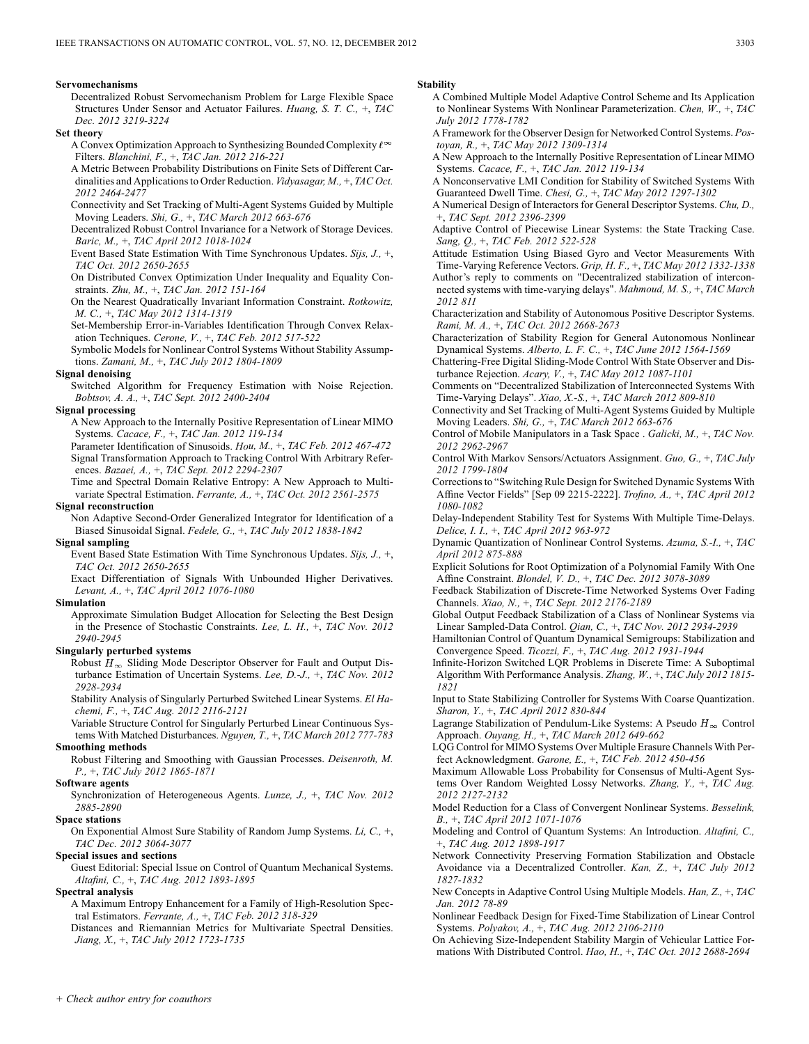**Servomechanisms**

Decentralized Robust Servomechanism Problem for Large Flexible Space Structures Under Sensor and Actuator Failures. *Huang, S. T. C.,* +, *TAC Dec. 2012 3219-3224*

**Set theory**

A Convex Optimization Approach to Synthesizing Bounded Complexity $\ell^{\infty}$ Filters. *Blanchini, F.,* +, *TAC Jan. 2012 216-221*

A Metric Between Probability Distributions on Finite Sets of Different Cardinalities and Applications to Order Reduction. *Vidyasagar, M.,* +, *TAC Oct. 2012 2464-2477*

Connectivity and Set Tracking of Multi-Agent Systems Guided by Multiple Moving Leaders. *Shi, G.,* +, *TAC March 2012 663-676*

Decentralized Robust Control Invariance for a Network of Storage Devices. *Baric, M.,* +, *TAC April 2012 1018-1024*

Event Based State Estimation With Time Synchronous Updates. *Sijs, J.,* +, *TAC Oct. 2012 2650-2655*

On Distributed Convex Optimization Under Inequality and Equality Constraints. *Zhu, M.,* +, *TAC Jan. 2012 151-164*

On the Nearest Quadratically Invariant Information Constraint. *Rotkowitz, M. C.,* +, *TAC May 2012 1314-1319*

Set-Membership Error-in-Variables Identification Through Convex Relaxation Techniques. *Cerone, V.,* +, *TAC Feb. 2012 517-522*

Symbolic Models for Nonlinear Control Systems Without Stability Assumptions. *Zamani, M.,* +, *TAC July 2012 1804-1809*

**Signal denoising**

Switched Algorithm for Frequency Estimation with Noise Rejection. *Bobtsov, A. A.,* +, *TAC Sept. 2012 2400-2404*

**Signal processing**

A New Approach to the Internally Positive Representation of Linear MIMO Systems. *Cacace, F.,* +, *TAC Jan. 2012 119-134*

Parameter Identification of Sinusoids. *Hou, M.,* +, *TAC Feb. 2012 467-472*

Signal Transformation Approach to Tracking Control With Arbitrary References. *Bazaei, A.,* +, *TAC Sept. 2012 2294-2307*

Time and Spectral Domain Relative Entropy: A New Approach to Multivariate Spectral Estimation. *Ferrante, A.,* +, *TAC Oct. 2012 2561-2575*

**Signal reconstruction**

Non Adaptive Second-Order Generalized Integrator for Identification of a Biased Sinusoidal Signal. *Fedele, G.,* +, *TAC July 2012 1838-1842*

**Signal sampling**

Event Based State Estimation With Time Synchronous Updates. *Sijs, J.,* +, *TAC Oct. 2012 2650-2655*

Exact Differentiation of Signals With Unbounded Higher Derivatives. *Levant, A.,* +, *TAC April 2012 1076-1080*

**Simulation**

Approximate Simulation Budget Allocation for Selecting the Best Design in the Presence of Stochastic Constraints. *Lee, L. H.,* +, *TAC Nov. 2012 2940-2945*

**Singularly perturbed systems**

Robust $H_{\infty}$ Sliding Mode Descriptor Observer for Fault and Output Disturbance Estimation of Uncertain Systems. *Lee, D.-J.,* +, *TAC Nov. 2012 2928-2934*

Stability Analysis of Singularly Perturbed Switched Linear Systems. *El Hachemi, F.,* +, *TAC Aug. 2012 2116-2121*

Variable Structure Control for Singularly Perturbed Linear Continuous Systems With Matched Disturbances. *Nguyen, T.,* +, *TAC March 2012 777-783*

**Smoothing methods**

Robust Filtering and Smoothing with Gaussian Processes. *Deisenroth, M. P.,* +, *TAC July 2012 1865-1871*

**Software agents**

Synchronization of Heterogeneous Agents. *Lunze, J.,* +, *TAC Nov. 2012 2885-2890*

**Space stations**

On Exponential Almost Sure Stability of Random Jump Systems. *Li, C.,* +, *TAC Dec. 2012 3064-3077*

**Special issues and sections**

Guest Editorial: Special Issue on Control of Quantum Mechanical Systems. *Altafini, C.,* +, *TAC Aug. 2012 1893-1895*

**Spectral analysis**

A Maximum Entropy Enhancement for a Family of High-Resolution Spectral Estimators. *Ferrante, A.,* +, *TAC Feb. 2012 318-329*

Distances and Riemannian Metrics for Multivariate Spectral Densities. *Jiang, X.,* +, *TAC July 2012 1723-1735*

**Stability**

A Combined Multiple Model Adaptive Control Scheme and Its Application to Nonlinear Systems With Nonlinear Parameterization. *Chen, W.,* +, *TAC July 2012 1778-1782*

A Framework for the Observer Design for Networked Control Systems. *Postoyan, R.,* +, *TAC May 2012 1309-1314*

A New Approach to the Internally Positive Representation of Linear MIMO Systems. *Cacace, F.,* +, *TAC Jan. 2012 119-134*

A Nonconservative LMI Condition for Stability of Switched Systems With Guaranteed Dwell Time. *Chesi, G.,* +, *TAC May 2012 1297-1302*

A Numerical Design of Interactors for General Descriptor Systems. *Chu, D.,* +, *TAC Sept. 2012 2396-2399*

Adaptive Control of Piecewise Linear Systems: the State Tracking Case. *Sang, Q.,* +, *TAC Feb. 2012 522-528*

Attitude Estimation Using Biased Gyro and Vector Measurements With Time-Varying Reference Vectors. *Grip, H. F.,* +, *TAC May 2012 1332-1338*

Author's reply to comments on "Decentralized stabilization of interconnected systems with time-varying delays". *Mahmoud, M. S.,* +, *TAC March 2012 811*

Characterization and Stability of Autonomous Positive Descriptor Systems. *Rami, M. A.,* +, *TAC Oct. 2012 2668-2673*

Characterization of Stability Region for General Autonomous Nonlinear Dynamical Systems. *Alberto, L. F. C.,* +, *TAC June 2012 1564-1569*

Chattering-Free Digital Sliding-Mode Control With State Observer and Disturbance Rejection. *Acary, V.,* +, *TAC May 2012 1087-1101*

Comments on "Decentralized Stabilization of Interconnected Systems With Time-Varying Delays". *Xiao, X.-S.,* +, *TAC March 2012 809-810*

Connectivity and Set Tracking of Multi-Agent Systems Guided by Multiple Moving Leaders. *Shi, G.,* +, *TAC March 2012 663-676*

Control of Mobile Manipulators in a Task Space . *Galicki, M.,* +, *TAC Nov. 2012 2962-2967*

Control With Markov Sensors/Actuators Assignment. *Guo, G.,* +, *TAC July 2012 1799-1804*

Corrections to "Switching Rule Design for Switched Dynamic Systems With Affine Vector Fields" [Sep 09 2215-2222]. *Trofino, A.,* +, *TAC April 2012 1080-1082*

Delay-Independent Stability Test for Systems With Multiple Time-Delays. *Delice, I. I.,* +, *TAC April 2012 963-972*

Dynamic Quantization of Nonlinear Control Systems. *Azuma, S.-I.,* +, *TAC April 2012 875-888*

Explicit Solutions for Root Optimization of a Polynomial Family With One Affine Constraint. *Blondel, V. D.,* +, *TAC Dec. 2012 3078-3089*

Feedback Stabilization of Discrete-Time Networked Systems Over Fading Channels. *Xiao, N.,* +, *TAC Sept. 2012 2176-2189*

Global Output Feedback Stabilization of a Class of Nonlinear Systems via Linear Sampled-Data Control. *Qian, C.,* +, *TAC Nov. 2012 2934-2939*

Hamiltonian Control of Quantum Dynamical Semigroups: Stabilization and Convergence Speed. *Ticozzi, F.,* +, *TAC Aug. 2012 1931-1944*

Infinite-Horizon Switched LQR Problems in Discrete Time: A Suboptimal Algorithm With Performance Analysis. *Zhang, W.,* +, *TAC July 2012 1815-1821*

Input to State Stabilizing Controller for Systems With Coarse Quantization. *Sharon, Y.,* +, *TAC April 2012 830-844*

Lagrange Stabilization of Pendulum-Like Systems: A Pseudo $H_{\infty}$ Control Approach. *Ouyang, H.,* +, *TAC March 2012 649-662*

LQG Control for MIMO Systems Over Multiple Erasure Channels With Perfect Acknowledgment. *Garone, E.,* +, *TAC Feb. 2012 450-456*

Maximum Allowable Loss Probability for Consensus of Multi-Agent Systems Over Random Weighted Lossy Networks. *Zhang, Y.,* +, *TAC Aug. 2012 2127-2132*

Model Reduction for a Class of Convergent Nonlinear Systems. *Besselink, B.,* +, *TAC April 2012 1071-1076*

Modeling and Control of Quantum Systems: An Introduction. *Altafini, C.,* +, *TAC Aug. 2012 1898-1917*

Network Connectivity Preserving Formation Stabilization and Obstacle Avoidance via a Decentralized Controller. *Kan, Z.,* +, *TAC July 2012 1827-1832*

New Concepts in Adaptive Control Using Multiple Models. *Han, Z.,* +, *TAC Jan. 2012 78-89*

Nonlinear Feedback Design for Fixed-Time Stabilization of Linear Control Systems. *Polyakov, A.,* +, *TAC Aug. 2012 2106-2110*

On Achieving Size-Independent Stability Margin of Vehicular Lattice Formations With Distributed Control. *Hao, H.,* +, *TAC Oct. 2012 2688-2694*

*+ Check author entry for coauthors*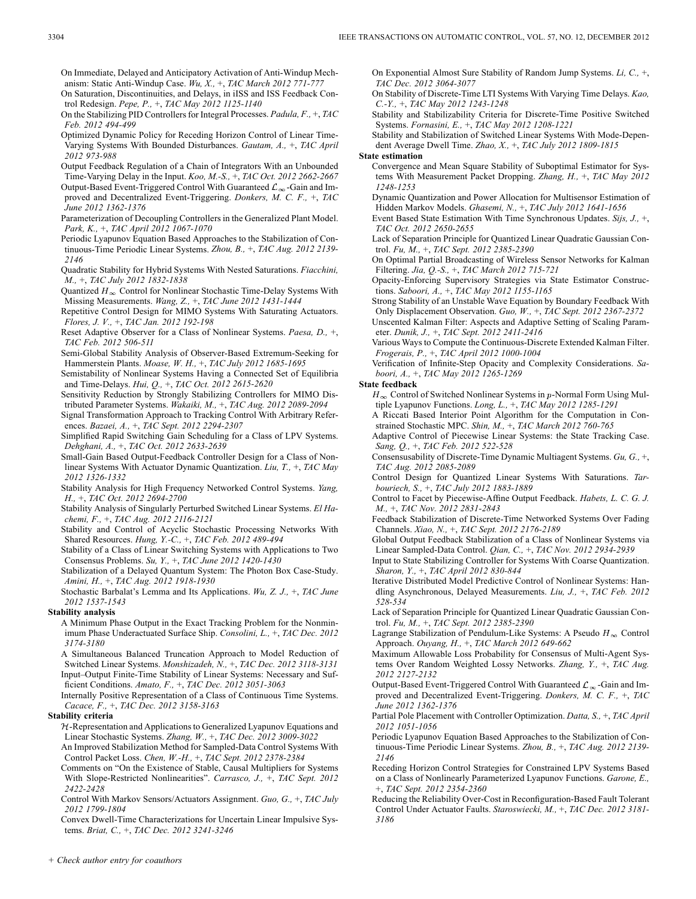On Immediate, Delayed and Anticipatory Activation of Anti-Windup Mechanism: Static Anti-Windup Case. *Wu, X.,* +, *TAC March 2012 771-777*

On Saturation, Discontinuities, and Delays, in iISS and ISS Feedback Control Redesign. *Pepe, P.,* +, *TAC May 2012 1125-1140*

On the Stabilizing PID Controllers for Integral Processes. *Padula, F.,* +, *TAC Feb. 2012 494-499*

Optimized Dynamic Policy for Receding Horizon Control of Linear Time-Varying Systems With Bounded Disturbances. *Gautam, A.,* +, *TAC April 2012 973-988*

Output Feedback Regulation of a Chain of Integrators With an Unbounded Time-Varying Delay in the Input. *Koo, M.-S.,* +, *TAC Oct. 2012 2662-2667*

Output-Based Event-Triggered Control With Guaranteed $\mathcal{L}_\infty$-Gain and Improved and Decentralized Event-Triggering. *Donkers, M. C. F.,* +, *TAC June 2012 1362-1376*

Parameterization of Decoupling Controllers in the Generalized Plant Model. *Park, K.,* +, *TAC April 2012 1067-1070*

Periodic Lyapunov Equation Based Approaches to the Stabilization of Continuous-Time Periodic Linear Systems. *Zhou, B.,* +, *TAC Aug. 2012 2139-2146*

Quadratic Stability for Hybrid Systems With Nested Saturations. *Fiacchini, M.,* +, *TAC July 2012 1832-1838*

Quantized $H_\infty$ Control for Nonlinear Stochastic Time-Delay Systems With Missing Measurements. *Wang, Z.,* +, *TAC June 2012 1431-1444*

Repetitive Control Design for MIMO Systems With Saturating Actuators. *Flores, J. V.,* +, *TAC Jan. 2012 192-198*

Reset Adaptive Observer for a Class of Nonlinear Systems. *Paesa, D.,* +, *TAC Feb. 2012 506-511*

Semi-Global Stability Analysis of Observer-Based Extremum-Seeking for Hammerstein Plants. *Moase, W. H.,* +, *TAC July 2012 1685-1695*

Semistability of Nonlinear Systems Having a Connected Set of Equilibria and Time-Delays. *Hui, Q.,* +, *TAC Oct. 2012 2615-2620*

Sensitivity Reduction by Strongly Stabilizing Controllers for MIMO Distributed Parameter Systems. *Wakaiki, M.,* +, *TAC Aug. 2012 2089-2094*

Signal Transformation Approach to Tracking Control With Arbitrary References. *Bazaei, A.,* +, *TAC Sept. 2012 2294-2307*

Simplified Rapid Switching Gain Scheduling for a Class of LPV Systems. *Dehghani, A.,* +, *TAC Oct. 2012 2633-2639*

Small-Gain Based Output-Feedback Controller Design for a Class of Nonlinear Systems With Actuator Dynamic Quantization. *Liu, T.,* +, *TAC May 2012 1326-1332*

Stability Analysis for High Frequency Networked Control Systems. *Yang, H.,* +, *TAC Oct. 2012 2694-2700*

Stability Analysis of Singularly Perturbed Switched Linear Systems. *El Hachemi, F.,* +, *TAC Aug. 2012 2116-2121*

Stability and Control of Acyclic Stochastic Processing Networks With Shared Resources. *Hung, Y.-C.,* +, *TAC Feb. 2012 489-494*

Stability of a Class of Linear Switching Systems with Applications to Two Consensus Problems. *Su, Y.,* +, *TAC June 2012 1420-1430*

Stabilization of a Delayed Quantum System: The Photon Box Case-Study. *Amini, H.,* +, *TAC Aug. 2012 1918-1930*

Stochastic Barbalat's Lemma and Its Applications. *Wu, Z. J.,* +, *TAC June 2012 1537-1543*

**Stability analysis**

A Minimum Phase Output in the Exact Tracking Problem for the Nonminimum Phase Underactuated Surface Ship. *Consolini, L.,* +, *TAC Dec. 2012 3174-3180*

A Simultaneous Balanced Truncation Approach to Model Reduction of Switched Linear Systems. *Monshizadeh, N.,* +, *TAC Dec. 2012 3118-3131*

Input–Output Finite-Time Stability of Linear Systems: Necessary and Sufficient Conditions. *Amato, F.,* +, *TAC Dec. 2012 3051-3063*

Internally Positive Representation of a Class of Continuous Time Systems. *Cacace, F.,* +, *TAC Dec. 2012 3158-3163*

**Stability criteria**

$\mathcal{H}$-Representation and Applications to Generalized Lyapunov Equations and Linear Stochastic Systems. *Zhang, W.,* +, *TAC Dec. 2012 3009-3022*

An Improved Stabilization Method for Sampled-Data Control Systems With Control Packet Loss. *Chen, W.-H.,* +, *TAC Sept. 2012 2378-2384*

Comments on "On the Existence of Stable, Causal Multipliers for Systems With Slope-Restricted Nonlinearities". *Carrasco, J.,* +, *TAC Sept. 2012 2422-2428*

Control With Markov Sensors/Actuators Assignment. *Guo, G.,* +, *TAC July 2012 1799-1804*

Convex Dwell-Time Characterizations for Uncertain Linear Impulsive Systems. *Briat, C.,* +, *TAC Dec. 2012 3241-3246*

On Exponential Almost Sure Stability of Random Jump Systems. *Li, C.,* +, *TAC Dec. 2012 3064-3077*

On Stability of Discrete-Time LTI Systems With Varying Time Delays. *Kao, C.-Y.,* +, *TAC May 2012 1243-1248*

Stability and Stabilizability Criteria for Discrete-Time Positive Switched Systems. *Fornasini, E.,* +, *TAC May 2012 1208-1221*

Stability and Stabilization of Switched Linear Systems With Mode-Dependent Average Dwell Time. *Zhao, X.,* +, *TAC July 2012 1809-1815*

**State estimation**

Convergence and Mean Square Stability of Suboptimal Estimator for Systems With Measurement Packet Dropping. *Zhang, H.,* +, *TAC May 2012 1248-1253*

Dynamic Quantization and Power Allocation for Multisensor Estimation of Hidden Markov Models. *Ghasemi, N.,* +, *TAC July 2012 1641-1656*

Event Based State Estimation With Time Synchronous Updates. *Sijs, J.,* +, *TAC Oct. 2012 2650-2655*

Lack of Separation Principle for Quantized Linear Quadratic Gaussian Control. *Fu, M.,* +, *TAC Sept. 2012 2385-2390*

On Optimal Partial Broadcasting of Wireless Sensor Networks for Kalman Filtering. *Jia, Q.-S.,* +, *TAC March 2012 715-721*

Opacity-Enforcing Supervisory Strategies via State Estimator Constructions. *Saboori, A.,* +, *TAC May 2012 1155-1165*

Strong Stability of an Unstable Wave Equation by Boundary Feedback With Only Displacement Observation. *Guo, W.,* +, *TAC Sept. 2012 2367-2372*

Unscented Kalman Filter: Aspects and Adaptive Setting of Scaling Parameter. *Dunik, J.,* +, *TAC Sept. 2012 2411-2416*

Various Ways to Compute the Continuous-Discrete Extended Kalman Filter. *Frogerais, P.,* +, *TAC April 2012 1000-1004*

Verification of Infinite-Step Opacity and Complexity Considerations. *Saboori, A.,* +, *TAC May 2012 1265-1269*

**State feedback**

$H_\infty$ Control of Switched Nonlinear Systems in $p$-Normal Form Using Multiple Lyapunov Functions. *Long, L.,* +, *TAC May 2012 1285-1291*

A Riccati Based Interior Point Algorithm for the Computation in Constrained Stochastic MPC. *Shin, M.,* +, *TAC March 2012 760-765*

Adaptive Control of Piecewise Linear Systems: the State Tracking Case. *Sang, Q.,* +, *TAC Feb. 2012 522-528*

Consensusability of Discrete-Time Dynamic Multiagent Systems. *Gu, G.,* +, *TAC Aug. 2012 2085-2089*

Control Design for Quantized Linear Systems With Saturations. *Tarbouriech, S.,* +, *TAC July 2012 1883-1889*

Control to Facet by Piecewise-Affine Output Feedback. *Habets, L. C. G. J. M.,* +, *TAC Nov. 2012 2831-2843*

Feedback Stabilization of Discrete-Time Networked Systems Over Fading Channels. *Xiao, N.,* +, *TAC Sept. 2012 2176-2189*

Global Output Feedback Stabilization of a Class of Nonlinear Systems via Linear Sampled-Data Control. *Qian, C.,* +, *TAC Nov. 2012 2934-2939*

Input to State Stabilizing Controller for Systems With Coarse Quantization. *Sharon, Y.,* +, *TAC April 2012 830-844*

Iterative Distributed Model Predictive Control of Nonlinear Systems: Handling Asynchronous, Delayed Measurements. *Liu, J.,* +, *TAC Feb. 2012 528-534*

Lack of Separation Principle for Quantized Linear Quadratic Gaussian Control. *Fu, M.,* +, *TAC Sept. 2012 2385-2390*

Lagrange Stabilization of Pendulum-Like Systems: A Pseudo $H_\infty$ Control Approach. *Ouyang, H.,* +, *TAC March 2012 649-662*

Maximum Allowable Loss Probability for Consensus of Multi-Agent Systems Over Random Weighted Lossy Networks. *Zhang, Y.,* +, *TAC Aug. 2012 2127-2132*

Output-Based Event-Triggered Control With Guaranteed $\mathcal{L}_\infty$-Gain and Improved and Decentralized Event-Triggering. *Donkers, M. C. F.,* +, *TAC June 2012 1362-1376*

Partial Pole Placement with Controller Optimization. *Datta, S.,* +, *TAC April 2012 1051-1056*

Periodic Lyapunov Equation Based Approaches to the Stabilization of Continuous-Time Periodic Linear Systems. *Zhou, B.,* +, *TAC Aug. 2012 2139-2146*

Receding Horizon Control Strategies for Constrained LPV Systems Based on a Class of Nonlinearly Parameterized Lyapunov Functions. *Garone, E.,* +, *TAC Sept. 2012 2354-2360*

Reducing the Reliability Over-Cost in Reconfiguration-Based Fault Tolerant Control Under Actuator Faults. *Staroswiecki, M.,* +, *TAC Dec. 2012 3181-3186*

+ Check author entry for coauthors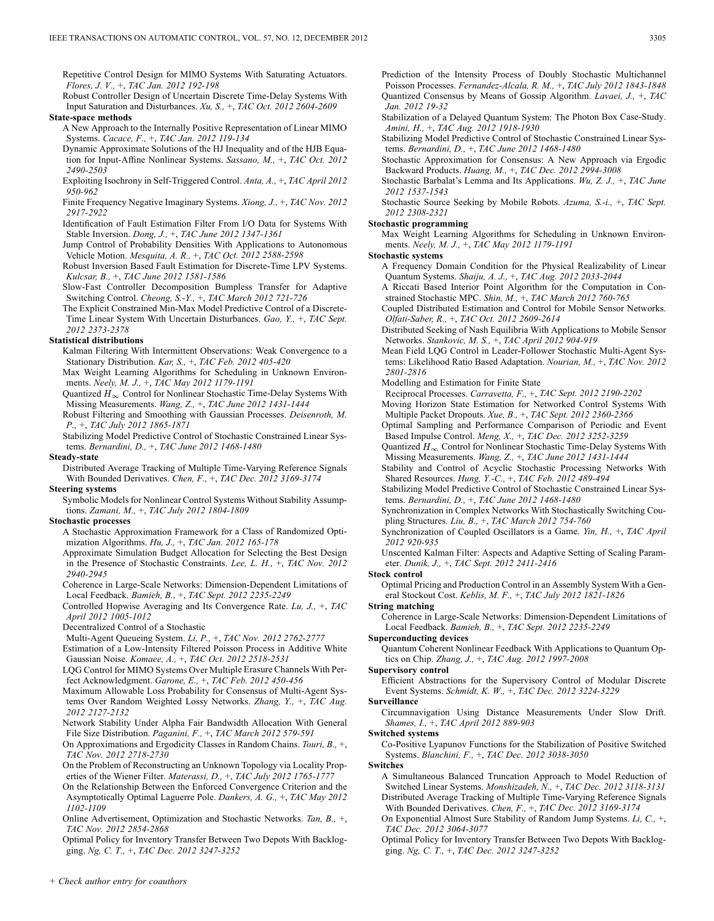Repetitive Control Design for MIMO Systems With Saturating Actuators. *Flores, J. V.,* +, *TAC Jan. 2012 192-198*

Robust Controller Design of Uncertain Discrete Time-Delay Systems With Input Saturation and Disturbances. *Xu, S.,* +, *TAC Oct. 2012 2604-2609*

**State-space methods**

A New Approach to the Internally Positive Representation of Linear MIMO Systems. *Cacace, F.,* +, *TAC Jan. 2012 119-134*

Dynamic Approximate Solutions of the HJ Inequality and of the HJB Equation for Input-Affine Nonlinear Systems. *Sassano, M.,* +, *TAC Oct. 2012 2490-2503*

Exploiting Isochrony in Self-Triggered Control. *Anta, A.,* +, *TAC April 2012 950-962*

Finite Frequency Negative Imaginary Systems. *Xiong, J.,* +, *TAC Nov. 2012 2917-2922*

Identification of Fault Estimation Filter From I/O Data for Systems With Stable Inversion. *Dong, J.,* +, *TAC June 2012 1347-1361*

Jump Control of Probability Densities With Applications to Autonomous Vehicle Motion. *Mesquita, A. R.,* +, *TAC Oct. 2012 2588-2598*

Robust Inversion Based Fault Estimation for Discrete-Time LPV Systems. *Kulcsar, B.,* +, *TAC June 2012 1581-1586*

Slow-Fast Controller Decomposition Bumpless Transfer for Adaptive Switching Control. *Cheong, S.-Y.,* +, *TAC March 2012 721-726*

The Explicit Constrained Min-Max Model Predictive Control of a Discrete-Time Linear System With Uncertain Disturbances. *Gao, Y.,* +, *TAC Sept. 2012 2373-2378*

**Statistical distributions**

Kalman Filtering With Intermittent Observations: Weak Convergence to a Stationary Distribution. *Kar, S.,* +, *TAC Feb. 2012 405-420*

Max Weight Learning Algorithms for Scheduling in Unknown Environments. *Neely, M. J.,* +, *TAC May 2012 1179-1191*

Quantized $H_\infty$ Control for Nonlinear Stochastic Time-Delay Systems With Missing Measurements. *Wang, Z.,* +, *TAC June 2012 1431-1444*

Robust Filtering and Smoothing with Gaussian Processes. *Deisenroth, M. P.,* +, *TAC July 2012 1865-1871*

Stabilizing Model Predictive Control of Stochastic Constrained Linear Systems. *Bernardini, D.,* +, *TAC June 2012 1468-1480*

**Steady-state**

Distributed Average Tracking of Multiple Time-Varying Reference Signals With Bounded Derivatives. *Chen, F.,* +, *TAC Dec. 2012 3169-3174*

**Steering systems**

Symbolic Models for Nonlinear Control Systems Without Stability Assumptions. *Zamani, M.,* +, *TAC July 2012 1804-1809*

**Stochastic processes**

A Stochastic Approximation Framework for a Class of Randomized Optimization Algorithms. *Hu, J.,* +, *TAC Jan. 2012 165-178*

Approximate Simulation Budget Allocation for Selecting the Best Design in the Presence of Stochastic Constraints. *Lee, L. H.,* +, *TAC Nov. 2012 2940-2945*

Coherence in Large-Scale Networks: Dimension-Dependent Limitations of Local Feedback. *Bamieh, B.,* +, *TAC Sept. 2012 2235-2249*

Controlled Hopwise Averaging and Its Convergence Rate. *Lu, J.,* +, *TAC April 2012 1005-1012*

Decentralized Control of a Stochastic Multi-Agent Queueing System. *Li, P.,* +, *TAC Nov. 2012 2762-2777*

Estimation of a Low-Intensity Filtered Poisson Process in Additive White Gaussian Noise. *Komaee, A.,* +, *TAC Oct. 2012 2518-2531*

LQG Control for MIMO Systems Over Multiple Erasure Channels With Perfect Acknowledgment. *Garone, E.,* +, *TAC Feb. 2012 450-456*

Maximum Allowable Loss Probability for Consensus of Multi-Agent Systems Over Random Weighted Lossy Networks. *Zhang, Y.,* +, *TAC Aug. 2012 2127-2132*

Network Stability Under Alpha Fair Bandwidth Allocation With General File Size Distribution. *Paganini, F.,* +, *TAC March 2012 579-591*

On Approximations and Ergodicity Classes in Random Chains. *Touri, B.,* +, *TAC Nov. 2012 2718-2730*

On the Problem of Reconstructing an Unknown Topology via Locality Properties of the Wiener Filter. *Materassi, D.,* +, *TAC July 2012 1765-1777*

On the Relationship Between the Enforced Convergence Criterion and the Asymptotically Optimal Laguerre Pole. *Dankers, A. G.,* +, *TAC May 2012 1102-1109*

Online Advertisement, Optimization and Stochastic Networks. *Tan, B.,* +, *TAC Nov. 2012 2854-2868*

Optimal Policy for Inventory Transfer Between Two Depots With Backlogging. *Ng, C. T.,* +, *TAC Dec. 2012 3247-3252*

Prediction of the Intensity Process of Doubly Stochastic Multichannel Poisson Processes. *Fernandez-Alcala, R. M.,* +, *TAC July 2012 1843-1848*

Quantized Consensus by Means of Gossip Algorithm. *Lavaei, J.,* +, *TAC Jan. 2012 19-32*

Stabilization of a Delayed Quantum System: The Photon Box Case-Study. *Amini, H.,* +, *TAC Aug. 2012 1918-1930*

Stabilizing Model Predictive Control of Stochastic Constrained Linear Systems. *Bernardini, D.,* +, *TAC June 2012 1468-1480*

Stochastic Approximation for Consensus: A New Approach via Ergodic Backward Products. *Huang, M.,* +, *TAC Dec. 2012 2994-3008*

Stochastic Barbalat's Lemma and Its Applications. *Wu, Z. J.,* +, *TAC June 2012 1537-1543*

Stochastic Source Seeking by Mobile Robots. *Azuma, S.-i.,* +, *TAC Sept. 2012 2308-2321*

**Stochastic programming**

Max Weight Learning Algorithms for Scheduling in Unknown Environments. *Neely, M. J.,* +, *TAC May 2012 1179-1191*

**Stochastic systems**

A Frequency Domain Condition for the Physical Realizability of Linear Quantum Systems. *Shaiju, A. J.,* +, *TAC Aug. 2012 2033-2044*

A Riccati Based Interior Point Algorithm for the Computation in Constrained Stochastic MPC. *Shin, M.,* +, *TAC March 2012 760-765*

Coupled Distributed Estimation and Control for Mobile Sensor Networks. *Olfati-Saber, R.,* +, *TAC Oct. 2012 2609-2614*

Distributed Seeking of Nash Equilibria With Applications to Mobile Sensor Networks. *Stankovic, M. S.,* +, *TAC April 2012 904-919*

Mean Field LQG Control in Leader-Follower Stochastic Multi-Agent Systems: Likelihood Ratio Based Adaptation. *Nourian, M.,* +, *TAC Nov. 2012 2801-2816*

Modelling and Estimation for Finite State Reciprocal Processes. *Carravetta, F.,* +, *TAC Sept. 2012 2190-2202*

Moving Horizon State Estimation for Networked Control Systems With Multiple Packet Dropouts. *Xue, B.,* +, *TAC Sept. 2012 2360-2366*

Optimal Sampling and Performance Comparison of Periodic and Event Based Impulse Control. *Meng, X.,* +, *TAC Dec. 2012 3252-3259*

Quantized $H_\infty$ Control for Nonlinear Stochastic Time-Delay Systems With Missing Measurements. *Wang, Z.,* +, *TAC June 2012 1431-1444*

Stability and Control of Acyclic Stochastic Processing Networks With Shared Resources. *Hung, Y.-C.,* +, *TAC Feb. 2012 489-494*

Stabilizing Model Predictive Control of Stochastic Constrained Linear Systems. *Bernardini, D.,* +, *TAC June 2012 1468-1480*

Synchronization in Complex Networks With Stochastically Switching Coupling Structures. *Liu, B.,* +, *TAC March 2012 754-760*

Synchronization of Coupled Oscillators is a Game. *Yin, H.,* +, *TAC April 2012 920-935*

Unscented Kalman Filter: Aspects and Adaptive Setting of Scaling Parameter. *Dunik, J.,* +, *TAC Sept. 2012 2411-2416*

**Stock control**

Optimal Pricing and Production Control in an Assembly System With a General Stockout Cost. *Keblis, M. F.,* +, *TAC July 2012 1821-1826*

**String matching**

Coherence in Large-Scale Networks: Dimension-Dependent Limitations of Local Feedback. *Bamieh, B.,* +, *TAC Sept. 2012 2235-2249*

**Superconducting devices**

Quantum Coherent Nonlinear Feedback With Applications to Quantum Optics on Chip. *Zhang, J.,* +, *TAC Aug. 2012 1997-2008*

**Supervisory control**

Efficient Abstractions for the Supervisory Control of Modular Discrete Event Systems. *Schmidt, K. W.,* +, *TAC Dec. 2012 3224-3229*

**Surveillance**

Circumnavigation Using Distance Measurements Under Slow Drift. *Shames, I.,* +, *TAC April 2012 889-903*

**Switched systems**

Co-Positive Lyapunov Functions for the Stabilization of Positive Switched Systems. *Blanchini, F.,* +, *TAC Dec. 2012 3038-3050*

**Switches**

A Simultaneous Balanced Truncation Approach to Model Reduction of Switched Linear Systems. *Monshizadeh, N.,* +, *TAC Dec. 2012 3118-3131*

Distributed Average Tracking of Multiple Time-Varying Reference Signals With Bounded Derivatives. *Chen, F.,* +, *TAC Dec. 2012 3169-3174*

On Exponential Almost Sure Stability of Random Jump Systems. *Li, C.,* +, *TAC Dec. 2012 3064-3077*

Optimal Policy for Inventory Transfer Between Two Depots With Backlogging. *Ng, C. T.,* +, *TAC Dec. 2012 3247-3252*

*+ Check author entry for coauthors*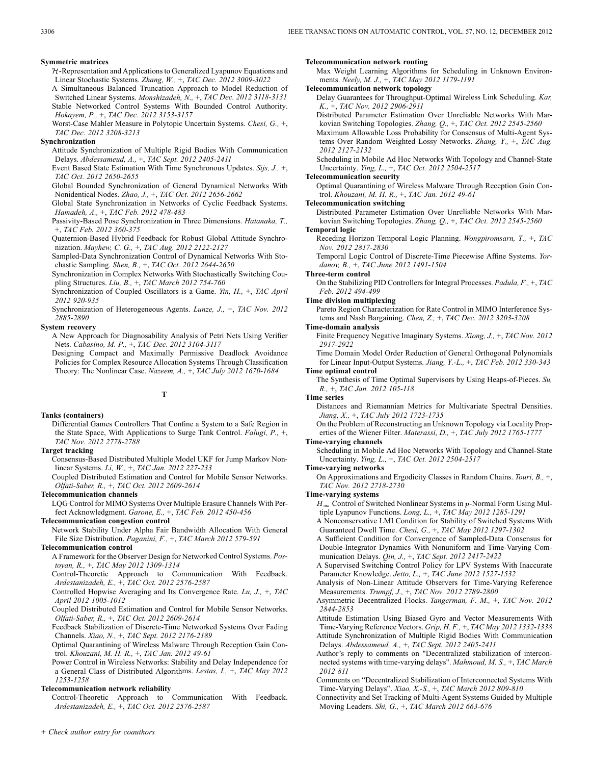**Symmetric matrices**

$\mathcal{H}$-Representation and Applications to Generalized Lyapunov Equations and Linear Stochastic Systems. *Zhang, W.,* +, *TAC Dec. 2012 3009-3022*

A Simultaneous Balanced Truncation Approach to Model Reduction of Switched Linear Systems. *Monshizadeh, N.,* +, *TAC Dec. 2012 3118-3131*

Stable Networked Control Systems With Bounded Control Authority. *Hokayem, P.,* +, *TAC Dec. 2012 3153-3157*

Worst-Case Mahler Measure in Polytopic Uncertain Systems. *Chesi, G.,* +, *TAC Dec. 2012 3208-3213*

**Synchronization**

Attitude Synchronization of Multiple Rigid Bodies With Communication Delays. *Abdessameud, A.,* +, *TAC Sept. 2012 2405-2411*

Event Based State Estimation With Time Synchronous Updates. *Sijs, J.,* +, *TAC Oct. 2012 2650-2655*

Global Bounded Synchronization of General Dynamical Networks With Nonidentical Nodes. *Zhao, J.,* +, *TAC Oct. 2012 2656-2662*

Global State Synchronization in Networks of Cyclic Feedback Systems. *Hamadeh, A.,* +, *TAC Feb. 2012 478-483*

Passivity-Based Pose Synchronization in Three Dimensions. *Hatanaka, T.,* +, *TAC Feb. 2012 360-375*

Quaternion-Based Hybrid Feedback for Robust Global Attitude Synchronization. *Mayhew, C. G.,* +, *TAC Aug. 2012 2122-2127*

Sampled-Data Synchronization Control of Dynamical Networks With Stochastic Sampling. *Shen, B.,* +, *TAC Oct. 2012 2644-2650*

Synchronization in Complex Networks With Stochastically Switching Coupling Structures. *Liu, B.,* +, *TAC March 2012 754-760*

Synchronization of Coupled Oscillators is a Game. *Yin, H.,* +, *TAC April 2012 920-935*

Synchronization of Heterogeneous Agents. *Lunze, J.,* +, *TAC Nov. 2012 2885-2890*

**System recovery**

A New Approach for Diagnosability Analysis of Petri Nets Using Verifier Nets. *Cabasino, M. P.,* +, *TAC Dec. 2012 3104-3117*

Designing Compact and Maximally Permissive Deadlock Avoidance Policies for Complex Resource Allocation Systems Through Classification Theory: The Nonlinear Case. *Nazeem, A.,* +, *TAC July 2012 1670-1684*

## T

**Tanks (containers)**

Differential Games Controllers That Confine a System to a Safe Region in the State Space, With Applications to Surge Tank Control. *Falugi, P.,* +, *TAC Nov. 2012 2778-2788*

**Target tracking**

Consensus-Based Distributed Multiple Model UKF for Jump Markov Nonlinear Systems. *Li, W.,* +, *TAC Jan. 2012 227-233*

Coupled Distributed Estimation and Control for Mobile Sensor Networks. *Olfati-Saber, R.,* +, *TAC Oct. 2012 2609-2614*

**Telecommunication channels**

LQG Control for MIMO Systems Over Multiple Erasure Channels With Perfect Acknowledgment. *Garone, E.,* +, *TAC Feb. 2012 450-456*

**Telecommunication congestion control**

Network Stability Under Alpha Fair Bandwidth Allocation With General File Size Distribution. *Paganini, F.,* +, *TAC March 2012 579-591*

**Telecommunication control**

A Framework for the Observer Design for Networked Control Systems. *Postoyan, R.,* +, *TAC May 2012 1309-1314*

Control-Theoretic Approach to Communication With Feedback. *Ardestanizadeh, E.,* +, *TAC Oct. 2012 2576-2587*

Controlled Hopwise Averaging and Its Convergence Rate. *Lu, J.,* +, *TAC April 2012 1005-1012*

Coupled Distributed Estimation and Control for Mobile Sensor Networks. *Olfati-Saber, R.,* +, *TAC Oct. 2012 2609-2614*

Feedback Stabilization of Discrete-Time Networked Systems Over Fading Channels. *Xiao, N.,* +, *TAC Sept. 2012 2176-2189*

Optimal Quarantining of Wireless Malware Through Reception Gain Control. *Khouzani, M. H. R.,* +, *TAC Jan. 2012 49-61*

Power Control in Wireless Networks: Stability and Delay Independence for a General Class of Distributed Algorithms. *Lestas, I.,* +, *TAC May 2012 1253-1258*

**Telecommunication network reliability**

Control-Theoretic Approach to Communication With Feedback. *Ardestanizadeh, E.,* +, *TAC Oct. 2012 2576-2587*

**Telecommunication network routing**

Max Weight Learning Algorithms for Scheduling in Unknown Environments. *Neely, M. J.,* +, *TAC May 2012 1179-1191*

**Telecommunication network topology**

Delay Guarantees for Throughput-Optimal Wireless Link Scheduling. *Kar, K.,* +, *TAC Nov. 2012 2906-2911*

Distributed Parameter Estimation Over Unreliable Networks With Markovian Switching Topologies. *Zhang, Q.,* +, *TAC Oct. 2012 2545-2560*

Maximum Allowable Loss Probability for Consensus of Multi-Agent Systems Over Random Weighted Lossy Networks. *Zhang, Y.,* +, *TAC Aug. 2012 2127-2132*

Scheduling in Mobile Ad Hoc Networks With Topology and Channel-State Uncertainty. *Ying, L.,* +, *TAC Oct. 2012 2504-2517*

**Telecommunication security**

Optimal Quarantining of Wireless Malware Through Reception Gain Control. *Khouzani, M. H. R.,* +, *TAC Jan. 2012 49-61*

**Telecommunication switching**

Distributed Parameter Estimation Over Unreliable Networks With Markovian Switching Topologies. *Zhang, Q.,* +, *TAC Oct. 2012 2545-2560*

**Temporal logic**

Receding Horizon Temporal Logic Planning. *Wongpiromsarn, T.,* +, *TAC Nov. 2012 2817-2830*

Temporal Logic Control of Discrete-Time Piecewise Affine Systems. *Yordanov, B.,* +, *TAC June 2012 1491-1504*

**Three-term control**

On the Stabilizing PID Controllers for Integral Processes. *Padula, F.,* +, *TAC Feb. 2012 494-499*

**Time division multiplexing**

Pareto Region Characterization for Rate Control in MIMO Interference Systems and Nash Bargaining. *Chen, Z.,* +, *TAC Dec. 2012 3203-3208*

**Time-domain analysis**

Finite Frequency Negative Imaginary Systems. *Xiong, J.,* +, *TAC Nov. 2012 2917-2922*

Time Domain Model Order Reduction of General Orthogonal Polynomials for Linear Input-Output Systems. *Jiang, Y.-L.,* +, *TAC Feb. 2012 330-343*

**Time optimal control**

The Synthesis of Time Optimal Supervisors by Using Heaps-of-Pieces. *Su, R.,* +, *TAC Jan. 2012 105-118*

**Time series**

Distances and Riemannian Metrics for Multivariate Spectral Densities. *Jiang, X.,* +, *TAC July 2012 1723-1735*

On the Problem of Reconstructing an Unknown Topology via Locality Properties of the Wiener Filter. *Materassi, D.,* +, *TAC July 2012 1765-1777*

**Time-varying channels**

Scheduling in Mobile Ad Hoc Networks With Topology and Channel-State Uncertainty. *Ying, L.,* +, *TAC Oct. 2012 2504-2517*

**Time-varying networks**

On Approximations and Ergodicity Classes in Random Chains. *Touri, B.,* +, *TAC Nov. 2012 2718-2730*

**Time-varying systems**

$H_\infty$ Control of Switched Nonlinear Systems in $p$-Normal Form Using Multiple Lyapunov Functions. *Long, L.,* +, *TAC May 2012 1285-1291*

A Nonconservative LMI Condition for Stability of Switched Systems With Guaranteed Dwell Time. *Chesi, G.,* +, *TAC May 2012 1297-1302*

A Sufficient Condition for Convergence of Sampled-Data Consensus for Double-Integrator Dynamics With Nonuniform and Time-Varying Communication Delays. *Qin, J.,* +, *TAC Sept. 2012 2417-2422*

A Supervised Switching Control Policy for LPV Systems With Inaccurate Parameter Knowledge. *Jetto, L.,* +, *TAC June 2012 1527-1532*

Analysis of Non-Linear Attitude Observers for Time-Varying Reference Measurements. *Trumpf, J.,* +, *TAC Nov. 2012 2789-2800*

Asymmetric Decentralized Flocks. *Tangerman, F. M.,* +, *TAC Nov. 2012 2844-2853*

Attitude Estimation Using Biased Gyro and Vector Measurements With Time-Varying Reference Vectors. *Grip, H. F.,* +, *TAC May 2012 1332-1338*

Attitude Synchronization of Multiple Rigid Bodies With Communication Delays. *Abdessameud, A.,* +, *TAC Sept. 2012 2405-2411*

Author's reply to comments on "Decentralized stabilization of interconnected systems with time-varying delays". *Mahmoud, M. S.,* +, *TAC March 2012 811*

Comments on "Decentralized Stabilization of Interconnected Systems With Time-Varying Delays". *Xiao, X.-S.,* +, *TAC March 2012 809-810*

Connectivity and Set Tracking of Multi-Agent Systems Guided by Multiple Moving Leaders. *Shi, G.,* +, *TAC March 2012 663-676*

*+ Check author entry for coauthors*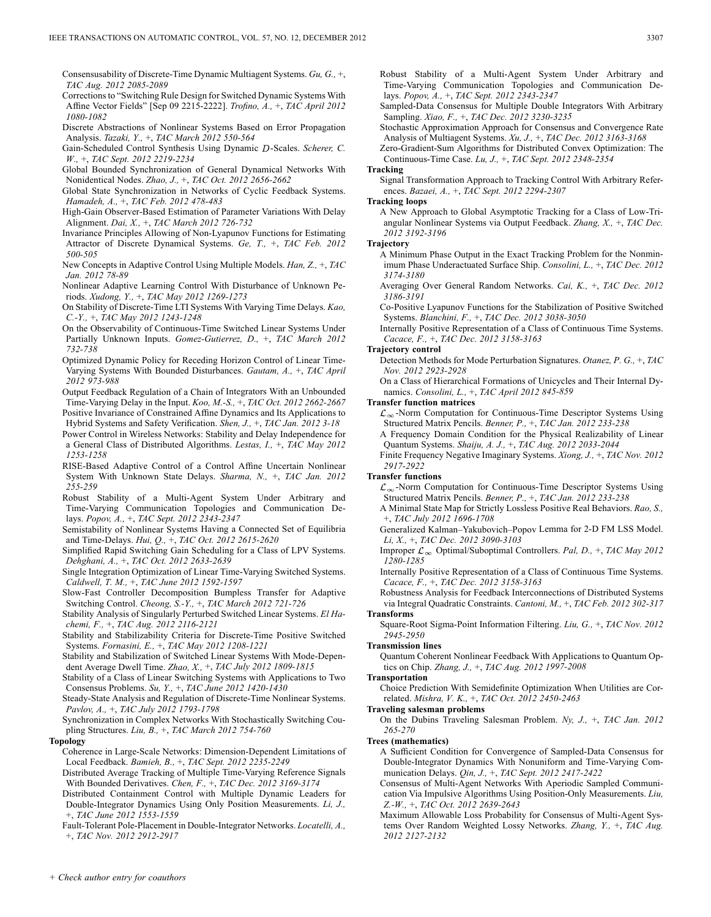Consensusability of Discrete-Time Dynamic Multiagent Systems. *Gu, G.*, +, *TAC Aug. 2012 2085-2089*

Corrections to "Switching Rule Design for Switched Dynamic Systems With Affine Vector Fields" [Sep 09 2215-2222]. *Trofino, A.*, +, *TAC April 2012 1080-1082*

Discrete Abstractions of Nonlinear Systems Based on Error Propagation Analysis. *Tazaki, Y.*, +, *TAC March 2012 550-564*

Gain-Scheduled Control Synthesis Using Dynamic $D$-Scales. *Scherer, C. W.*, +, *TAC Sept. 2012 2219-2234*

Global Bounded Synchronization of General Dynamical Networks With Nonidentical Nodes. *Zhao, J.*, +, *TAC Oct. 2012 2656-2662*

Global State Synchronization in Networks of Cyclic Feedback Systems. *Hamadeh, A.*, +, *TAC Feb. 2012 478-483*

High-Gain Observer-Based Estimation of Parameter Variations With Delay Alignment. *Dai, X.*, +, *TAC March 2012 726-732*

Invariance Principles Allowing of Non-Lyapunov Functions for Estimating Attractor of Discrete Dynamical Systems. *Ge, T.*, +, *TAC Feb. 2012 500-505*

New Concepts in Adaptive Control Using Multiple Models. *Han, Z.*, +, *TAC Jan. 2012 78-89*

Nonlinear Adaptive Learning Control With Disturbance of Unknown Periods. *Xudong, Y.*, +, *TAC May 2012 1269-1273*

On Stability of Discrete-Time LTI Systems With Varying Time Delays. *Kao, C.-Y.*, +, *TAC May 2012 1243-1248*

On the Observability of Continuous-Time Switched Linear Systems Under Partially Unknown Inputs. *Gomez-Gutierrez, D.*, +, *TAC March 2012 732-738*

Optimized Dynamic Policy for Receding Horizon Control of Linear Time-Varying Systems With Bounded Disturbances. *Gautam, A.*, +, *TAC April 2012 973-988*

Output Feedback Regulation of a Chain of Integrators With an Unbounded Time-Varying Delay in the Input. *Koo, M.-S.*, +, *TAC Oct. 2012 2662-2667*

Positive Invariance of Constrained Affine Dynamics and Its Applications to Hybrid Systems and Safety Verification. *Shen, J.*, +, *TAC Jan. 2012 3-18*

Power Control in Wireless Networks: Stability and Delay Independence for a General Class of Distributed Algorithms. *Lestas, I.*, +, *TAC May 2012 1253-1258*

RISE-Based Adaptive Control of a Control Affine Uncertain Nonlinear System With Unknown State Delays. *Sharma, N.*, +, *TAC Jan. 2012 255-259*

Robust Stability of a Multi-Agent System Under Arbitrary and Time-Varying Communication Topologies and Communication Delays. *Popov, A.*, +, *TAC Sept. 2012 2343-2347*

Semistability of Nonlinear Systems Having a Connected Set of Equilibria and Time-Delays. *Hui, Q.*, +, *TAC Oct. 2012 2615-2620*

Simplified Rapid Switching Gain Scheduling for a Class of LPV Systems. *Dehghani, A.*, +, *TAC Oct. 2012 2633-2639*

Single Integration Optimization of Linear Time-Varying Switched Systems. *Caldwell, T. M.*, +, *TAC June 2012 1592-1597*

Slow-Fast Controller Decomposition Bumpless Transfer for Adaptive Switching Control. *Cheong, S.-Y.*, +, *TAC March 2012 721-726*

Stability Analysis of Singularly Perturbed Switched Linear Systems. *El Hachemi, F.*, +, *TAC Aug. 2012 2116-2121*

Stability and Stabilizability Criteria for Discrete-Time Positive Switched Systems. *Fornasini, E.*, +, *TAC May 2012 1208-1221*

Stability and Stabilization of Switched Linear Systems With Mode-Dependent Average Dwell Time. *Zhao, X.*, +, *TAC July 2012 1809-1815*

Stability of a Class of Linear Switching Systems with Applications to Two Consensus Problems. *Su, Y.*, +, *TAC June 2012 1420-1430*

Steady-State Analysis and Regulation of Discrete-Time Nonlinear Systems. *Pavlov, A.*, +, *TAC July 2012 1793-1798*

Synchronization in Complex Networks With Stochastically Switching Coupling Structures. *Liu, B.*, +, *TAC March 2012 754-760*

**Topology**

Coherence in Large-Scale Networks: Dimension-Dependent Limitations of Local Feedback. *Bamieh, B.*, +, *TAC Sept. 2012 2235-2249*

Distributed Average Tracking of Multiple Time-Varying Reference Signals With Bounded Derivatives. *Chen, F.*, +, *TAC Dec. 2012 3169-3174*

Distributed Containment Control with Multiple Dynamic Leaders for Double-Integrator Dynamics Using Only Position Measurements. *Li, J.*, +, *TAC June 2012 1553-1559*

Fault-Tolerant Pole-Placement in Double-Integrator Networks. *Locatelli, A.*, +, *TAC Nov. 2012 2912-2917*

Robust Stability of a Multi-Agent System Under Arbitrary and Time-Varying Communication Topologies and Communication Delays. *Popov, A.*, +, *TAC Sept. 2012 2343-2347*

Sampled-Data Consensus for Multiple Double Integrators With Arbitrary Sampling. *Xiao, F.*, +, *TAC Dec. 2012 3230-3235*

Stochastic Approximation Approach for Consensus and Convergence Rate Analysis of Multiagent Systems. *Xu, J.*, +, *TAC Dec. 2012 3163-3168*

Zero-Gradient-Sum Algorithms for Distributed Convex Optimization: The Continuous-Time Case. *Lu, J.*, +, *TAC Sept. 2012 2348-2354*

**Tracking**

Signal Transformation Approach to Tracking Control With Arbitrary References. *Bazaei, A.*, +, *TAC Sept. 2012 2294-2307*

**Tracking loops**

A New Approach to Global Asymptotic Tracking for a Class of Low-Triangular Nonlinear Systems via Output Feedback. *Zhang, X.*, +, *TAC Dec. 2012 3192-3196*

**Trajectory**

A Minimum Phase Output in the Exact Tracking Problem for the Nonminimum Phase Underactuated Surface Ship. *Consolini, L.*, +, *TAC Dec. 2012 3174-3180*

Averaging Over General Random Networks. *Cai, K.*, +, *TAC Dec. 2012 3186-3191*

Co-Positive Lyapunov Functions for the Stabilization of Positive Switched Systems. *Blanchini, F.*, +, *TAC Dec. 2012 3038-3050*

Internally Positive Representation of a Class of Continuous Time Systems. *Cacace, F.*, +, *TAC Dec. 2012 3158-3163*

**Trajectory control**

Detection Methods for Mode Perturbation Signatures. *Otanez, P. G.*, +, *TAC Nov. 2012 2923-2928*

On a Class of Hierarchical Formations of Unicycles and Their Internal Dynamics. *Consolini, L.*, +, *TAC April 2012 845-859*

**Transfer function matrices**

$\mathcal{L}_\infty$-Norm Computation for Continuous-Time Descriptor Systems Using Structured Matrix Pencils. *Benner, P.*, +, *TAC Jan. 2012 233-238*

A Frequency Domain Condition for the Physical Realizability of Linear Quantum Systems. *Shaiju, A. J.*, +, *TAC Aug. 2012 2033-2044*

Finite Frequency Negative Imaginary Systems. *Xiong, J.*, +, *TAC Nov. 2012 2917-2922*

**Transfer functions**

$\mathcal{L}_\infty$-Norm Computation for Continuous-Time Descriptor Systems Using Structured Matrix Pencils. *Benner, P.*, +, *TAC Jan. 2012 233-238*

A Minimal State Map for Strictly Lossless Positive Real Behaviors. *Rao, S.*, +, *TAC July 2012 1696-1708*

Generalized Kalman–Yakubovich–Popov Lemma for 2-D FM LSS Model. *Li, X.*, +, *TAC Dec. 2012 3090-3103*

Improper $\mathcal{L}_\infty$ Optimal/Suboptimal Controllers. *Pal, D.*, +, *TAC May 2012 1280-1285*

Internally Positive Representation of a Class of Continuous Time Systems. *Cacace, F.*, +, *TAC Dec. 2012 3158-3163*

Robustness Analysis for Feedback Interconnections of Distributed Systems via Integral Quadratic Constraints. *Cantoni, M.*, +, *TAC Feb. 2012 302-317*

**Transforms**

Square-Root Sigma-Point Information Filtering. *Liu, G.*, +, *TAC Nov. 2012 2945-2950*

**Transmission lines**

Quantum Coherent Nonlinear Feedback With Applications to Quantum Optics on Chip. *Zhang, J.*, +, *TAC Aug. 2012 1997-2008*

**Transportation**

Choice Prediction With Semidefinite Optimization When Utilities are Correlated. *Mishra, V. K.*, +, *TAC Oct. 2012 2450-2463*

**Traveling salesman problems**

On the Dubins Traveling Salesman Problem. *Ny, J.*, +, *TAC Jan. 2012 265-270*

**Trees (mathematics)**

A Sufficient Condition for Convergence of Sampled-Data Consensus for Double-Integrator Dynamics With Nonuniform and Time-Varying Communication Delays. *Qin, J.*, +, *TAC Sept. 2012 2417-2422*

Consensus of Multi-Agent Networks With Aperiodic Sampled Communication Via Impulsive Algorithms Using Position-Only Measurements. *Liu, Z.-W.*, +, *TAC Oct. 2012 2639-2643*

Maximum Allowable Loss Probability for Consensus of Multi-Agent Systems Over Random Weighted Lossy Networks. *Zhang, Y.*, +, *TAC Aug. 2012 2127-2132*

*+ Check author entry for coauthors*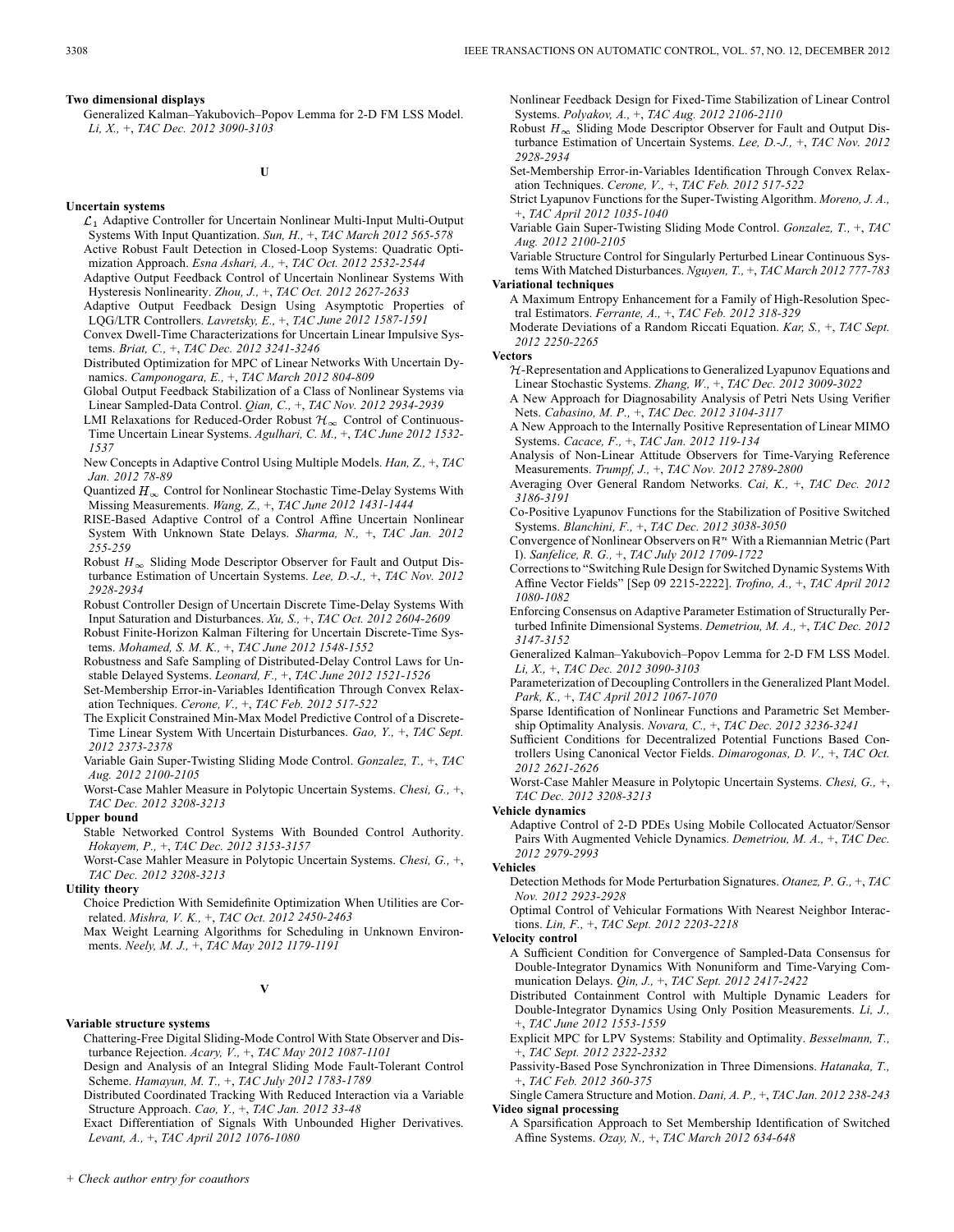**Two dimensional displays**

Generalized Kalman–Yakubovich–Popov Lemma for 2-D FM LSS Model. *Li, X.,* +, *TAC Dec. 2012 3090-3103*

## U

**Uncertain systems**

$\mathcal{L}_1$ Adaptive Controller for Uncertain Nonlinear Multi-Input Multi-Output Systems With Input Quantization. *Sun, H.,* +, *TAC March 2012 565-578*

Active Robust Fault Detection in Closed-Loop Systems: Quadratic Optimization Approach. *Esna Ashari, A.,* +, *TAC Oct. 2012 2532-2544*

Adaptive Output Feedback Control of Uncertain Nonlinear Systems With Hysteresis Nonlinearity. *Zhou, J.,* +, *TAC Oct. 2012 2627-2633*

Adaptive Output Feedback Design Using Asymptotic Properties of LQG/LTR Controllers. *Lavretsky, E.,* +, *TAC June 2012 1587-1591*

Convex Dwell-Time Characterizations for Uncertain Linear Impulsive Systems. *Briat, C.,* +, *TAC Dec. 2012 3241-3246*

Distributed Optimization for MPC of Linear Networks With Uncertain Dynamics. *Camponogara, E.,* +, *TAC March 2012 804-809*

Global Output Feedback Stabilization of a Class of Nonlinear Systems via Linear Sampled-Data Control. *Qian, C.,* +, *TAC Nov. 2012 2934-2939*

LMI Relaxations for Reduced-Order Robust $\mathcal{H}_\infty$ Control of Continuous-Time Uncertain Linear Systems. *Agulhari, C. M.,* +, *TAC June 2012 1532-1537*

New Concepts in Adaptive Control Using Multiple Models. *Han, Z.,* +, *TAC Jan. 2012 78-89*

Quantized $H_\infty$ Control for Nonlinear Stochastic Time-Delay Systems With Missing Measurements. *Wang, Z.,* +, *TAC June 2012 1431-1444*

RISE-Based Adaptive Control of a Control Affine Uncertain Nonlinear System With Unknown State Delays. *Sharma, N.,* +, *TAC Jan. 2012 255-259*

Robust $H_\infty$ Sliding Mode Descriptor Observer for Fault and Output Disturbance Estimation of Uncertain Systems. *Lee, D.-J.,* +, *TAC Nov. 2012 2928-2934*

Robust Controller Design of Uncertain Discrete Time-Delay Systems With Input Saturation and Disturbances. *Xu, S.,* +, *TAC Oct. 2012 2604-2609*

Robust Finite-Horizon Kalman Filtering for Uncertain Discrete-Time Systems. *Mohamed, S. M. K.,* +, *TAC June 2012 1548-1552*

Robustness and Safe Sampling of Distributed-Delay Control Laws for Unstable Delayed Systems. *Leonard, F.,* +, *TAC June 2012 1521-1526*

Set-Membership Error-in-Variables Identification Through Convex Relaxation Techniques. *Cerone, V.,* +, *TAC Feb. 2012 517-522*

The Explicit Constrained Min-Max Model Predictive Control of a Discrete-Time Linear System With Uncertain Disturbances. *Gao, Y.,* +, *TAC Sept. 2012 2373-2378*

Variable Gain Super-Twisting Sliding Mode Control. *Gonzalez, T.,* +, *TAC Aug. 2012 2100-2105*

Worst-Case Mahler Measure in Polytopic Uncertain Systems. *Chesi, G.,* +, *TAC Dec. 2012 3208-3213*

**Upper bound**

Stable Networked Control Systems With Bounded Control Authority. *Hokayem, P.,* +, *TAC Dec. 2012 3153-3157*

Worst-Case Mahler Measure in Polytopic Uncertain Systems. *Chesi, G.,* +, *TAC Dec. 2012 3208-3213*

**Utility theory**

Choice Prediction With Semidefinite Optimization When Utilities are Correlated. *Mishra, V. K.,* +, *TAC Oct. 2012 2450-2463*

Max Weight Learning Algorithms for Scheduling in Unknown Environments. *Neely, M. J.,* +, *TAC May 2012 1179-1191*

## V

**Variable structure systems**

Chattering-Free Digital Sliding-Mode Control With State Observer and Disturbance Rejection. *Acary, V.,* +, *TAC May 2012 1087-1101*

Design and Analysis of an Integral Sliding Mode Fault-Tolerant Control Scheme. *Hamayun, M. T.,* +, *TAC July 2012 1783-1789*

Distributed Coordinated Tracking With Reduced Interaction via a Variable Structure Approach. *Cao, Y.,* +, *TAC Jan. 2012 33-48*

Exact Differentiation of Signals With Unbounded Higher Derivatives. *Levant, A.,* +, *TAC April 2012 1076-1080*

Nonlinear Feedback Design for Fixed-Time Stabilization of Linear Control Systems. *Polyakov, A.,* +, *TAC Aug. 2012 2106-2110*

Robust $H_\infty$ Sliding Mode Descriptor Observer for Fault and Output Disturbance Estimation of Uncertain Systems. *Lee, D.-J.,* +, *TAC Nov. 2012 2928-2934*

Set-Membership Error-in-Variables Identification Through Convex Relaxation Techniques. *Cerone, V.,* +, *TAC Feb. 2012 517-522*

Strict Lyapunov Functions for the Super-Twisting Algorithm. *Moreno, J. A.,* +, *TAC April 2012 1035-1040*

Variable Gain Super-Twisting Sliding Mode Control. *Gonzalez, T.,* +, *TAC Aug. 2012 2100-2105*

Variable Structure Control for Singularly Perturbed Linear Continuous Systems With Matched Disturbances. *Nguyen, T.,* +, *TAC March 2012 777-783*

**Variational techniques**

A Maximum Entropy Enhancement for a Family of High-Resolution Spectral Estimators. *Ferrante, A.,* +, *TAC Feb. 2012 318-329*

Moderate Deviations of a Random Riccati Equation. *Kar, S.,* +, *TAC Sept. 2012 2250-2265*

**Vectors**

$\mathcal{H}$-Representation and Applications to Generalized Lyapunov Equations and Linear Stochastic Systems. *Zhang, W.,* +, *TAC Dec. 2012 3009-3022*

A New Approach for Diagnosability Analysis of Petri Nets Using Verifier Nets. *Cabasino, M. P.,* +, *TAC Dec. 2012 3104-3117*

A New Approach to the Internally Positive Representation of Linear MIMO Systems. *Cacace, F.,* +, *TAC Jan. 2012 119-134*

Analysis of Non-Linear Attitude Observers for Time-Varying Reference Measurements. *Trumpf, J.,* +, *TAC Nov. 2012 2789-2800*

Averaging Over General Random Networks. *Cai, K.,* +, *TAC Dec. 2012 3186-3191*

Co-Positive Lyapunov Functions for the Stabilization of Positive Switched Systems. *Blanchini, F.,* +, *TAC Dec. 2012 3038-3050*

Convergence of Nonlinear Observers on $\mathbb{R}^n$ With a Riemannian Metric (Part I). *Sanfelice, R. G.,* +, *TAC July 2012 1709-1722*

Corrections to "Switching Rule Design for Switched Dynamic Systems With Affine Vector Fields" [Sep 09 2215-2222]. *Trofino, A.,* +, *TAC April 2012 1080-1082*

Enforcing Consensus on Adaptive Parameter Estimation of Structurally Perturbed Infinite Dimensional Systems. *Demetriou, M. A.,* +, *TAC Dec. 2012 3147-3152*

Generalized Kalman–Yakubovich–Popov Lemma for 2-D FM LSS Model. *Li, X.,* +, *TAC Dec. 2012 3090-3103*

Parameterization of Decoupling Controllers in the Generalized Plant Model. *Park, K.,* +, *TAC April 2012 1067-1070*

Sparse Identification of Nonlinear Functions and Parametric Set Membership Optimality Analysis. *Novara, C.,* +, *TAC Dec. 2012 3236-3241*

Sufficient Conditions for Decentralized Potential Functions Based Controllers Using Canonical Vector Fields. *Dimarogonas, D. V.,* +, *TAC Oct. 2012 2621-2626*

Worst-Case Mahler Measure in Polytopic Uncertain Systems. *Chesi, G.,* +, *TAC Dec. 2012 3208-3213*

**Vehicle dynamics**

Adaptive Control of 2-D PDEs Using Mobile Collocated Actuator/Sensor Pairs With Augmented Vehicle Dynamics. *Demetriou, M. A.,* +, *TAC Dec. 2012 2979-2993*

**Vehicles**

Detection Methods for Mode Perturbation Signatures. *Otanez, P. G.,* +, *TAC Nov. 2012 2923-2928*

Optimal Control of Vehicular Formations With Nearest Neighbor Interactions. *Lin, F.,* +, *TAC Sept. 2012 2203-2218*

**Velocity control**

A Sufficient Condition for Convergence of Sampled-Data Consensus for Double-Integrator Dynamics With Nonuniform and Time-Varying Communication Delays. *Qin, J.,* +, *TAC Sept. 2012 2417-2422*

Distributed Containment Control with Multiple Dynamic Leaders for Double-Integrator Dynamics Using Only Position Measurements. *Li, J.,* +, *TAC June 2012 1553-1559*

Explicit MPC for LPV Systems: Stability and Optimality. *Besselmann, T.,* +, *TAC Sept. 2012 2322-2332*

Passivity-Based Pose Synchronization in Three Dimensions. *Hatanaka, T.,* +, *TAC Feb. 2012 360-375*

Single Camera Structure and Motion. *Dani, A. P.,* +, *TAC Jan. 2012 238-243*

**Video signal processing**

A Sparsification Approach to Set Membership Identification of Switched Affine Systems. *Ozay, N.,* +, *TAC March 2012 634-648*

*+ Check author entry for coauthors*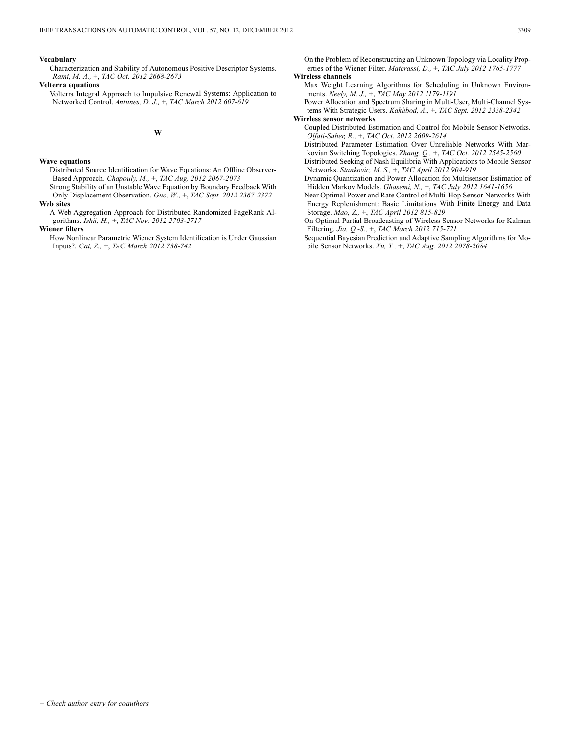**Vocabulary**

Characterization and Stability of Autonomous Positive Descriptor Systems. *Rami, M. A.,* +, *TAC Oct. 2012 2668-2673*

**Volterra equations**

Volterra Integral Approach to Impulsive Renewal Systems: Application to Networked Control. *Antunes, D. J.,* +, *TAC March 2012 607-619*

## W

**Wave equations**

Distributed Source Identification for Wave Equations: An Offline Observer-Based Approach. *Chapouly, M.,* +, *TAC Aug. 2012 2067-2073*

Strong Stability of an Unstable Wave Equation by Boundary Feedback With Only Displacement Observation. *Guo, W.,* +, *TAC Sept. 2012 2367-2372*

**Web sites**

A Web Aggregation Approach for Distributed Randomized PageRank Algorithms. *Ishii, H.,* +, *TAC Nov. 2012 2703-2717*

**Wiener filters**

How Nonlinear Parametric Wiener System Identification is Under Gaussian Inputs?. *Cai, Z.,* +, *TAC March 2012 738-742*

On the Problem of Reconstructing an Unknown Topology via Locality Properties of the Wiener Filter. *Materassi, D.,* +, *TAC July 2012 1765-1777*

**Wireless channels**

Max Weight Learning Algorithms for Scheduling in Unknown Environments. *Neely, M. J.,* +, *TAC May 2012 1179-1191*

Power Allocation and Spectrum Sharing in Multi-User, Multi-Channel Systems With Strategic Users. *Kakhbod, A.,* +, *TAC Sept. 2012 2338-2342*

**Wireless sensor networks**

Coupled Distributed Estimation and Control for Mobile Sensor Networks. *Olfati-Saber, R.,* +, *TAC Oct. 2012 2609-2614*

Distributed Parameter Estimation Over Unreliable Networks With Markovian Switching Topologies. *Zhang, Q.,* +, *TAC Oct. 2012 2545-2560*

Distributed Seeking of Nash Equilibria With Applications to Mobile Sensor Networks. *Stankovic, M. S.,* +, *TAC April 2012 904-919*

Dynamic Quantization and Power Allocation for Multisensor Estimation of Hidden Markov Models. *Ghasemi, N.,* +, *TAC July 2012 1641-1656*

Near Optimal Power and Rate Control of Multi-Hop Sensor Networks With Energy Replenishment: Basic Limitations With Finite Energy and Data Storage. *Mao, Z.,* +, *TAC April 2012 815-829*

On Optimal Partial Broadcasting of Wireless Sensor Networks for Kalman Filtering. *Jia, Q.-S.,* +, *TAC March 2012 715-721*

Sequential Bayesian Prediction and Adaptive Sampling Algorithms for Mobile Sensor Networks. *Xu, Y.,* +, *TAC Aug. 2012 2078-2084*

*+ Check author entry for coauthors*